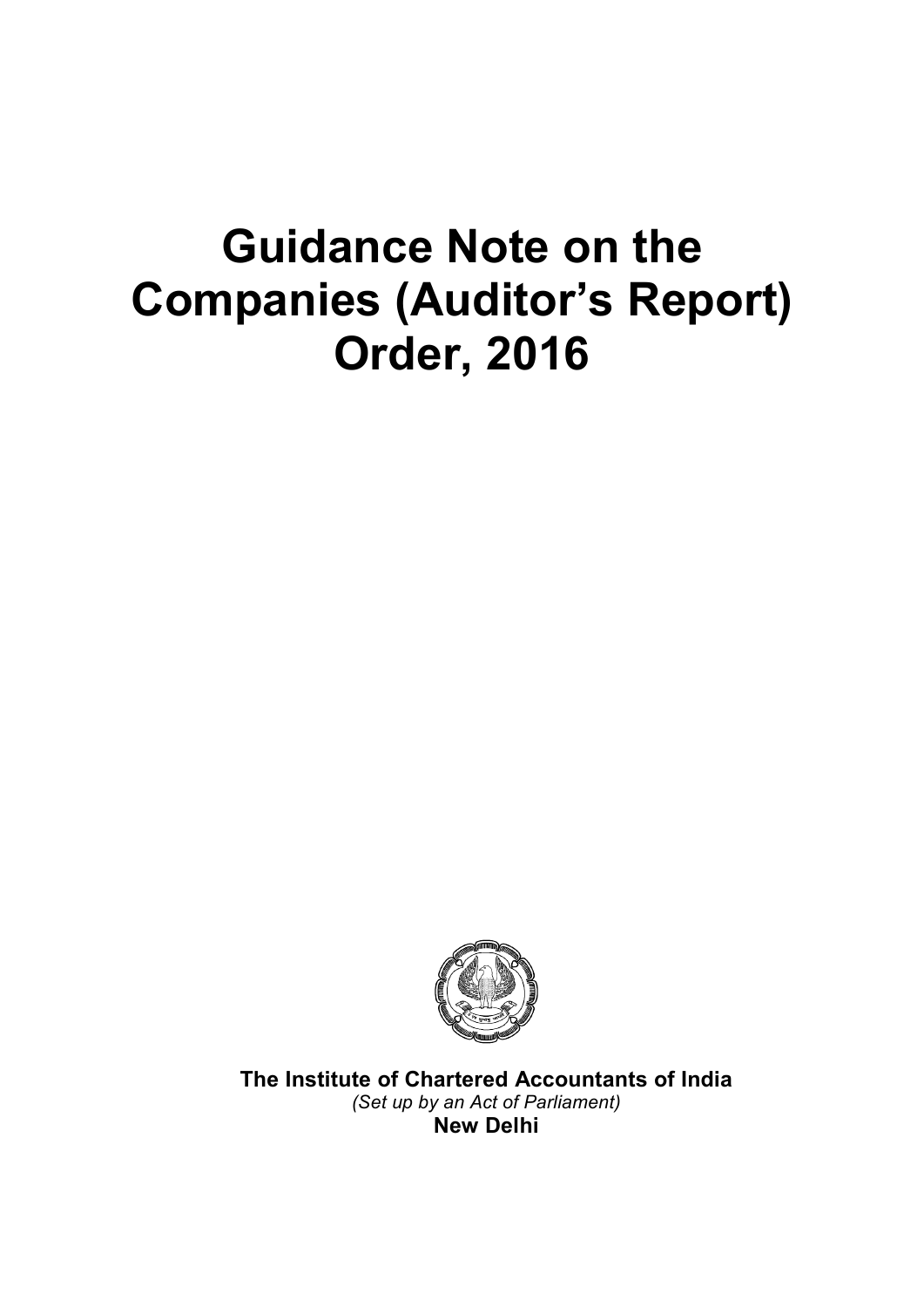# Guidance Note on the Companies (Auditor's Report) Order, 2016

**The Institute of Chartered Accountants of India**

*(Set up by an Act of Parliament)*

**New Delhi**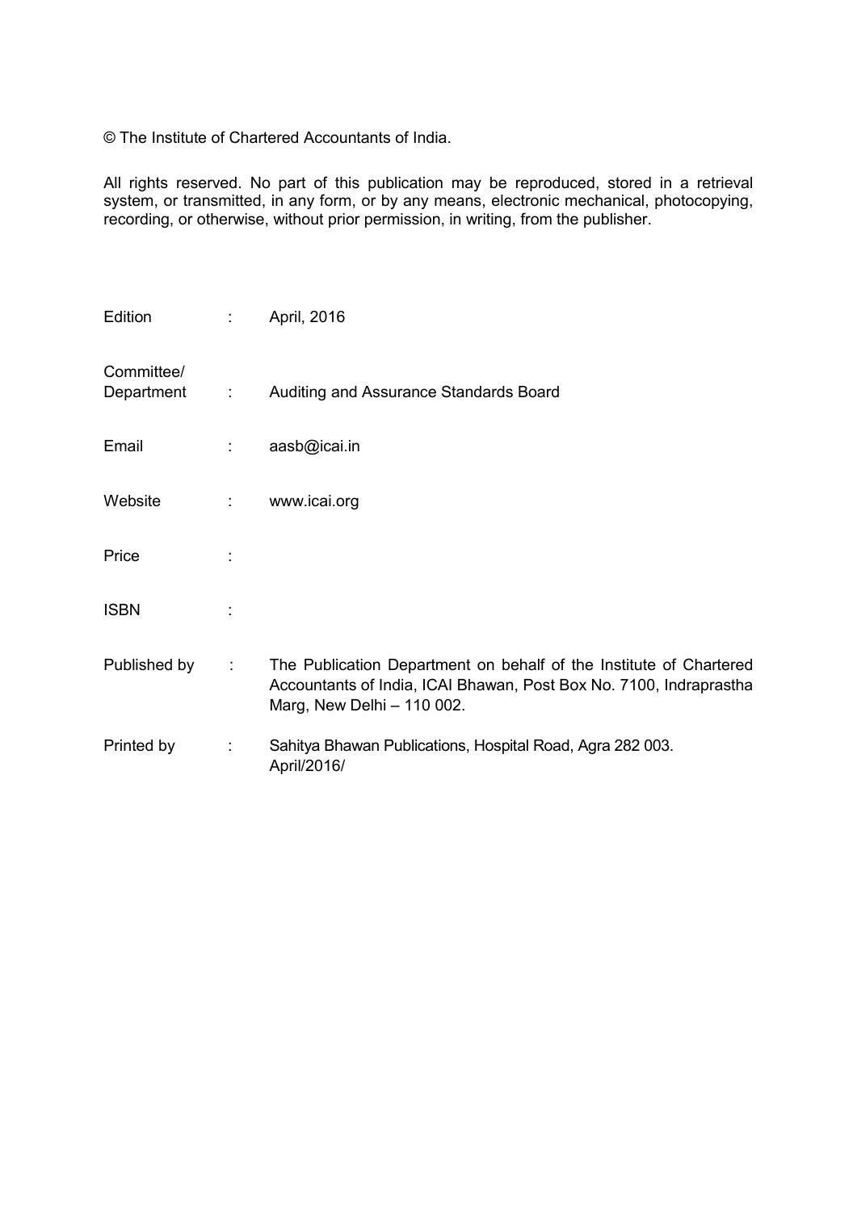© The Institute of Chartered Accountants of India.

All rights reserved. No part of this publication may be reproduced, stored in a retrieval system, or transmitted, in any form, or by any means, electronic mechanical, photocopying, recording, or otherwise, without prior permission, in writing, from the publisher.

| | | |
|---|---|---|
| Edition | : | April, 2016 |
| Committee/ Department | : | Auditing and Assurance Standards Board |
| Email | : | aasb@icai.in |
| Website | : | www.icai.org |
| Price | : | |
| ISBN | : | |
| Published by | : | The Publication Department on behalf of the Institute of Chartered Accountants of India, ICAI Bhawan, Post Box No. 7100, Indraprastha Marg, New Delhi – 110 002. |
| Printed by | : | Sahitya Bhawan Publications, Hospital Road, Agra 282 003. April/2016/ |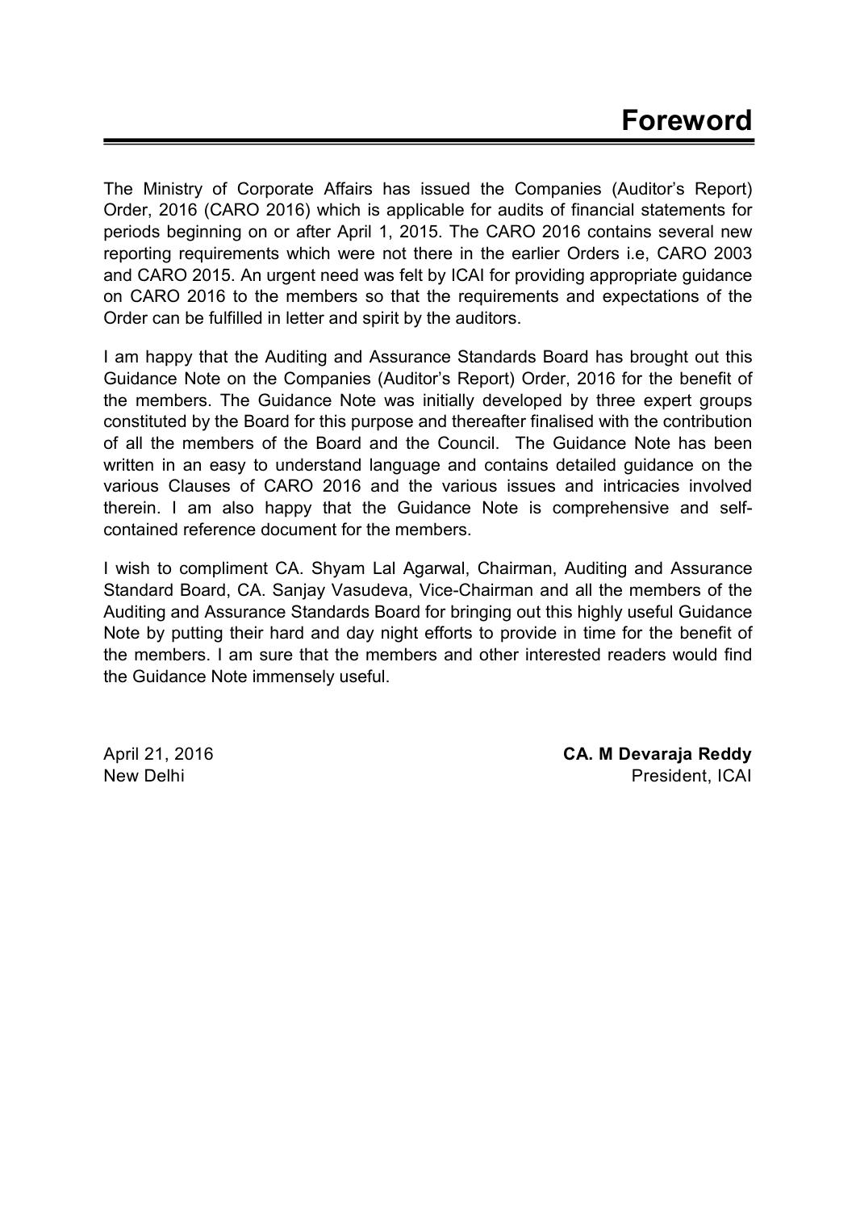# Foreword

The Ministry of Corporate Affairs has issued the Companies (Auditor's Report) Order, 2016 (CARO 2016) which is applicable for audits of financial statements for periods beginning on or after April 1, 2015. The CARO 2016 contains several new reporting requirements which were not there in the earlier Orders i.e, CARO 2003 and CARO 2015. An urgent need was felt by ICAI for providing appropriate guidance on CARO 2016 to the members so that the requirements and expectations of the Order can be fulfilled in letter and spirit by the auditors.

I am happy that the Auditing and Assurance Standards Board has brought out this Guidance Note on the Companies (Auditor's Report) Order, 2016 for the benefit of the members. The Guidance Note was initially developed by three expert groups constituted by the Board for this purpose and thereafter finalised with the contribution of all the members of the Board and the Council. The Guidance Note has been written in an easy to understand language and contains detailed guidance on the various Clauses of CARO 2016 and the various issues and intricacies involved therein. I am also happy that the Guidance Note is comprehensive and self-contained reference document for the members.

I wish to compliment CA. Shyam Lal Agarwal, Chairman, Auditing and Assurance Standard Board, CA. Sanjay Vasudeva, Vice-Chairman and all the members of the Auditing and Assurance Standards Board for bringing out this highly useful Guidance Note by putting their hard and day night efforts to provide in time for the benefit of the members. I am sure that the members and other interested readers would find the Guidance Note immensely useful.

April 21, 2016
New Delhi

**CA. M Devaraja Reddy**
President, ICAI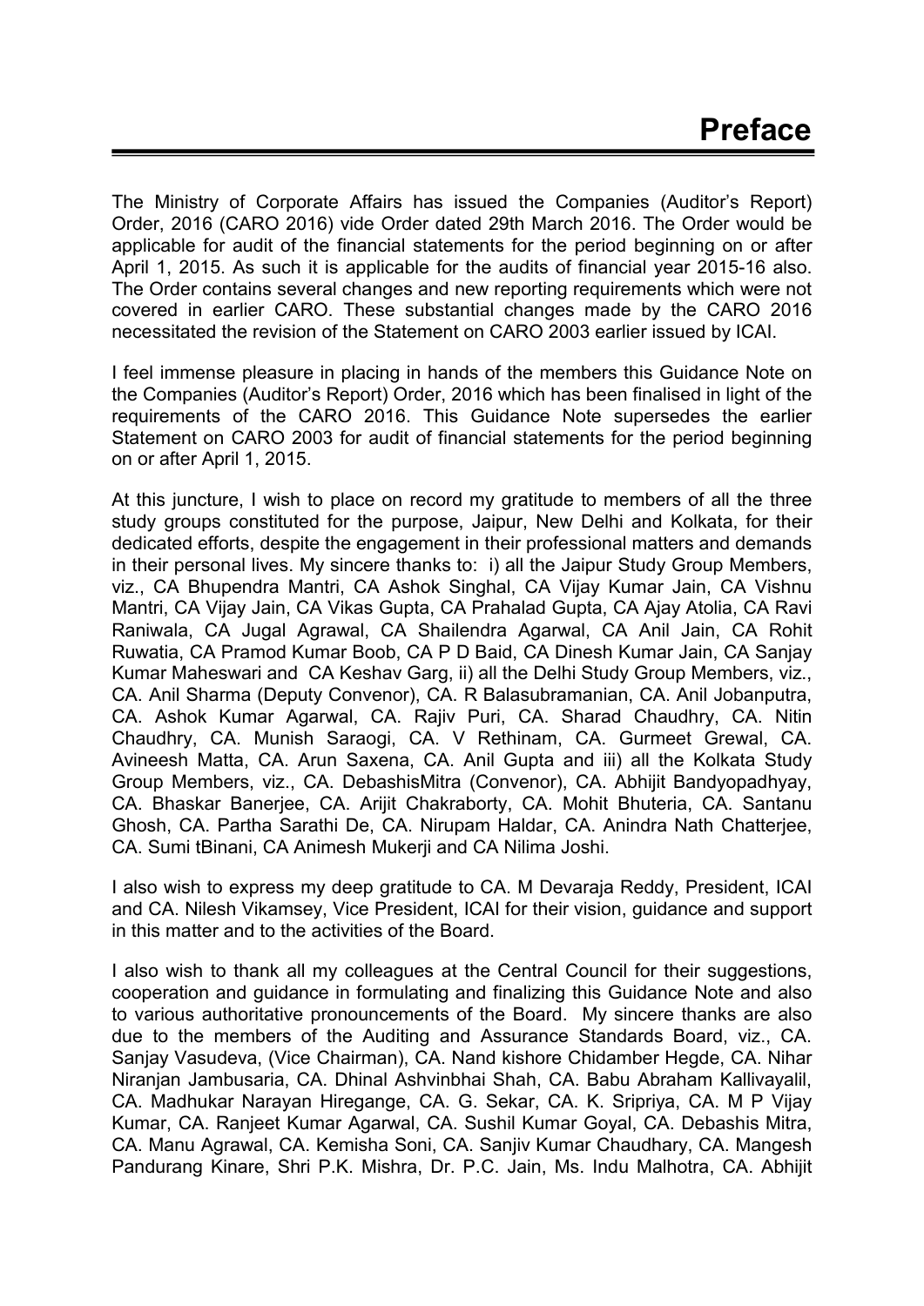# Preface

The Ministry of Corporate Affairs has issued the Companies (Auditor's Report) Order, 2016 (CARO 2016) vide Order dated 29th March 2016. The Order would be applicable for audit of the financial statements for the period beginning on or after April 1, 2015. As such it is applicable for the audits of financial year 2015-16 also. The Order contains several changes and new reporting requirements which were not covered in earlier CARO. These substantial changes made by the CARO 2016 necessitated the revision of the Statement on CARO 2003 earlier issued by ICAI.

I feel immense pleasure in placing in hands of the members this Guidance Note on the Companies (Auditor's Report) Order, 2016 which has been finalised in light of the requirements of the CARO 2016. This Guidance Note supersedes the earlier Statement on CARO 2003 for audit of financial statements for the period beginning on or after April 1, 2015.

At this juncture, I wish to place on record my gratitude to members of all the three study groups constituted for the purpose, Jaipur, New Delhi and Kolkata, for their dedicated efforts, despite the engagement in their professional matters and demands in their personal lives. My sincere thanks to: i) all the Jaipur Study Group Members, viz., CA Bhupendra Mantri, CA Ashok Singhal, CA Vijay Kumar Jain, CA Vishnu Mantri, CA Vijay Jain, CA Vikas Gupta, CA Prahalad Gupta, CA Ajay Atolia, CA Ravi Raniwala, CA Jugal Agrawal, CA Shailendra Agarwal, CA Anil Jain, CA Rohit Ruwatia, CA Pramod Kumar Boob, CA P D Baid, CA Dinesh Kumar Jain, CA Sanjay Kumar Maheswari and CA Keshav Garg, ii) all the Delhi Study Group Members, viz., CA. Anil Sharma (Deputy Convenor), CA. R Balasubramanian, CA. Anil Jobanputra, CA. Ashok Kumar Agarwal, CA. Rajiv Puri, CA. Sharad Chaudhry, CA. Nitin Chaudhry, CA. Munish Saraogi, CA. V Rethinam, CA. Gurmeet Grewal, CA. Avineesh Matta, CA. Arun Saxena, CA. Anil Gupta and iii) all the Kolkata Study Group Members, viz., CA. DebashisMitra (Convenor), CA. Abhijit Bandyopadhyay, CA. Bhaskar Banerjee, CA. Arijit Chakraborty, CA. Mohit Bhuteria, CA. Santanu Ghosh, CA. Partha Sarathi De, CA. Nirupam Haldar, CA. Anindra Nath Chatterjee, CA. Sumi tBinani, CA Animesh Mukerji and CA Nilima Joshi.

I also wish to express my deep gratitude to CA. M Devaraja Reddy, President, ICAI and CA. Nilesh Vikamsey, Vice President, ICAI for their vision, guidance and support in this matter and to the activities of the Board.

I also wish to thank all my colleagues at the Central Council for their suggestions, cooperation and guidance in formulating and finalizing this Guidance Note and also to various authoritative pronouncements of the Board. My sincere thanks are also due to the members of the Auditing and Assurance Standards Board, viz., CA. Sanjay Vasudeva, (Vice Chairman), CA. Nand kishore Chidamber Hegde, CA. Nihar Niranjan Jambusaria, CA. Dhinal Ashvinbhai Shah, CA. Babu Abraham Kallivayalil, CA. Madhukar Narayan Hiregange, CA. G. Sekar, CA. K. Sripriya, CA. M P Vijay Kumar, CA. Ranjeet Kumar Agarwal, CA. Sushil Kumar Goyal, CA. Debashis Mitra, CA. Manu Agrawal, CA. Kemisha Soni, CA. Sanjiv Kumar Chaudhary, CA. Mangesh Pandurang Kinare, Shri P.K. Mishra, Dr. P.C. Jain, Ms. Indu Malhotra, CA. Abhijit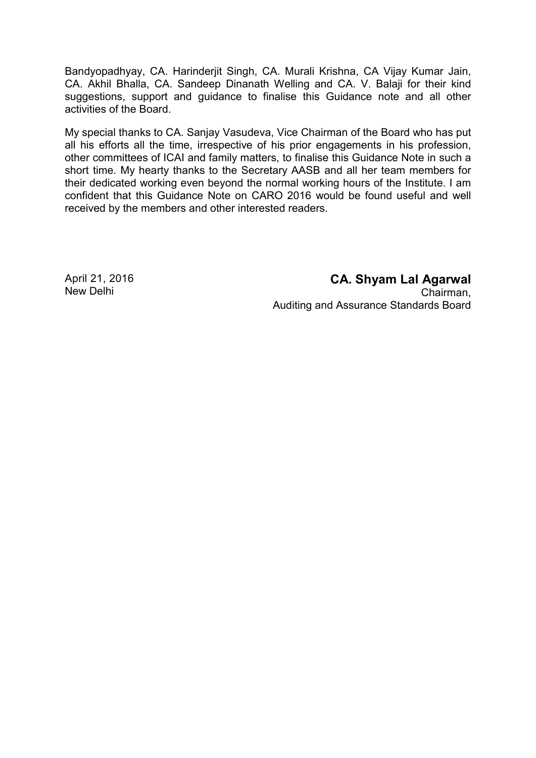Bandyopadhyay, CA. Harinderjit Singh, CA. Murali Krishna, CA Vijay Kumar Jain, CA. Akhil Bhalla, CA. Sandeep Dinanath Welling and CA. V. Balaji for their kind suggestions, support and guidance to finalise this Guidance note and all other activities of the Board.

My special thanks to CA. Sanjay Vasudeva, Vice Chairman of the Board who has put all his efforts all the time, irrespective of his prior engagements in his profession, other committees of ICAI and family matters, to finalise this Guidance Note in such a short time. My hearty thanks to the Secretary AASB and all her team members for their dedicated working even beyond the normal working hours of the Institute. I am confident that this Guidance Note on CARO 2016 would be found useful and well received by the members and other interested readers.

April 21, 2016
New Delhi

**CA. Shyam Lal Agarwal**
Chairman,
Auditing and Assurance Standards Board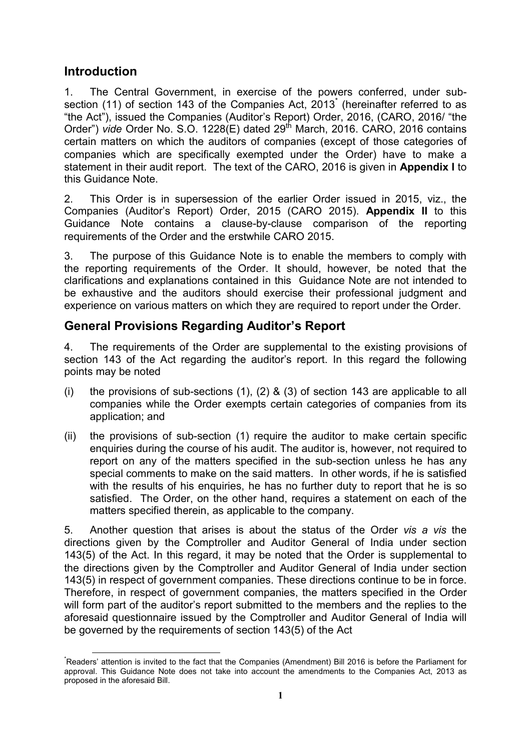## Introduction

1. The Central Government, in exercise of the powers conferred, under sub-section (11) of section 143 of the Companies Act, 2013* (hereinafter referred to as "the Act"), issued the Companies (Auditor's Report) Order, 2016, (CARO, 2016/ "the Order") *vide* Order No. S.O. 1228(E) dated 29th March, 2016. CARO, 2016 contains certain matters on which the auditors of companies (except of those categories of companies which are specifically exempted under the Order) have to make a statement in their audit report. The text of the CARO, 2016 is given in **Appendix I** to this Guidance Note.

2. This Order is in supersession of the earlier Order issued in 2015, viz., the Companies (Auditor's Report) Order, 2015 (CARO 2015). **Appendix II** to this Guidance Note contains a clause-by-clause comparison of the reporting requirements of the Order and the erstwhile CARO 2015.

3. The purpose of this Guidance Note is to enable the members to comply with the reporting requirements of the Order. It should, however, be noted that the clarifications and explanations contained in this Guidance Note are not intended to be exhaustive and the auditors should exercise their professional judgment and experience on various matters on which they are required to report under the Order.

## General Provisions Regarding Auditor's Report

4. The requirements of the Order are supplemental to the existing provisions of section 143 of the Act regarding the auditor's report. In this regard the following points may be noted

(i) the provisions of sub-sections (1), (2) & (3) of section 143 are applicable to all companies while the Order exempts certain categories of companies from its application; and

(ii) the provisions of sub-section (1) require the auditor to make certain specific enquiries during the course of his audit. The auditor is, however, not required to report on any of the matters specified in the sub-section unless he has any special comments to make on the said matters. In other words, if he is satisfied with the results of his enquiries, he has no further duty to report that he is so satisfied. The Order, on the other hand, requires a statement on each of the matters specified therein, as applicable to the company.

5. Another question that arises is about the status of the Order *vis a vis* the directions given by the Comptroller and Auditor General of India under section 143(5) of the Act. In this regard, it may be noted that the Order is supplemental to the directions given by the Comptroller and Auditor General of India under section 143(5) in respect of government companies. These directions continue to be in force. Therefore, in respect of government companies, the matters specified in the Order will form part of the auditor's report submitted to the members and the replies to the aforesaid questionnaire issued by the Comptroller and Auditor General of India will be governed by the requirements of section 143(5) of the Act

*Readers' attention is invited to the fact that the Companies (Amendment) Bill 2016 is before the Parliament for approval. This Guidance Note does not take into account the amendments to the Companies Act, 2013 as proposed in the aforesaid Bill.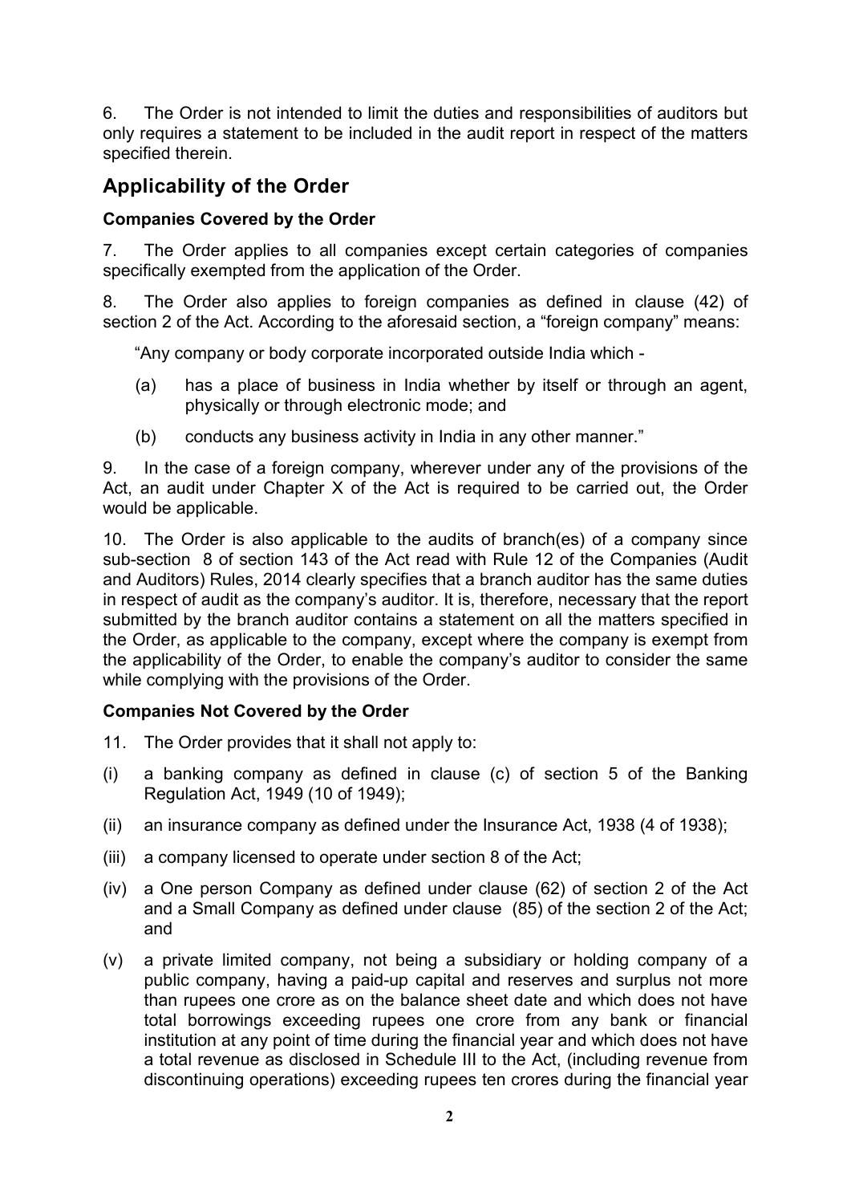6. The Order is not intended to limit the duties and responsibilities of auditors but only requires a statement to be included in the audit report in respect of the matters specified therein.

## Applicability of the Order

### Companies Covered by the Order

7. The Order applies to all companies except certain categories of companies specifically exempted from the application of the Order.

8. The Order also applies to foreign companies as defined in clause (42) of section 2 of the Act. According to the aforesaid section, a "foreign company" means:

"Any company or body corporate incorporated outside India which -

(a) has a place of business in India whether by itself or through an agent, physically or through electronic mode; and

(b) conducts any business activity in India in any other manner."

9. In the case of a foreign company, wherever under any of the provisions of the Act, an audit under Chapter X of the Act is required to be carried out, the Order would be applicable.

10. The Order is also applicable to the audits of branch(es) of a company since sub-section 8 of section 143 of the Act read with Rule 12 of the Companies (Audit and Auditors) Rules, 2014 clearly specifies that a branch auditor has the same duties in respect of audit as the company's auditor. It is, therefore, necessary that the report submitted by the branch auditor contains a statement on all the matters specified in the Order, as applicable to the company, except where the company is exempt from the applicability of the Order, to enable the company's auditor to consider the same while complying with the provisions of the Order.

### Companies Not Covered by the Order

11. The Order provides that it shall not apply to:

(i) a banking company as defined in clause (c) of section 5 of the Banking Regulation Act, 1949 (10 of 1949);

(ii) an insurance company as defined under the Insurance Act, 1938 (4 of 1938);

(iii) a company licensed to operate under section 8 of the Act;

(iv) a One person Company as defined under clause (62) of section 2 of the Act and a Small Company as defined under clause (85) of the section 2 of the Act; and

(v) a private limited company, not being a subsidiary or holding company of a public company, having a paid-up capital and reserves and surplus not more than rupees one crore as on the balance sheet date and which does not have total borrowings exceeding rupees one crore from any bank or financial institution at any point of time during the financial year and which does not have a total revenue as disclosed in Schedule III to the Act, (including revenue from discontinuing operations) exceeding rupees ten crores during the financial year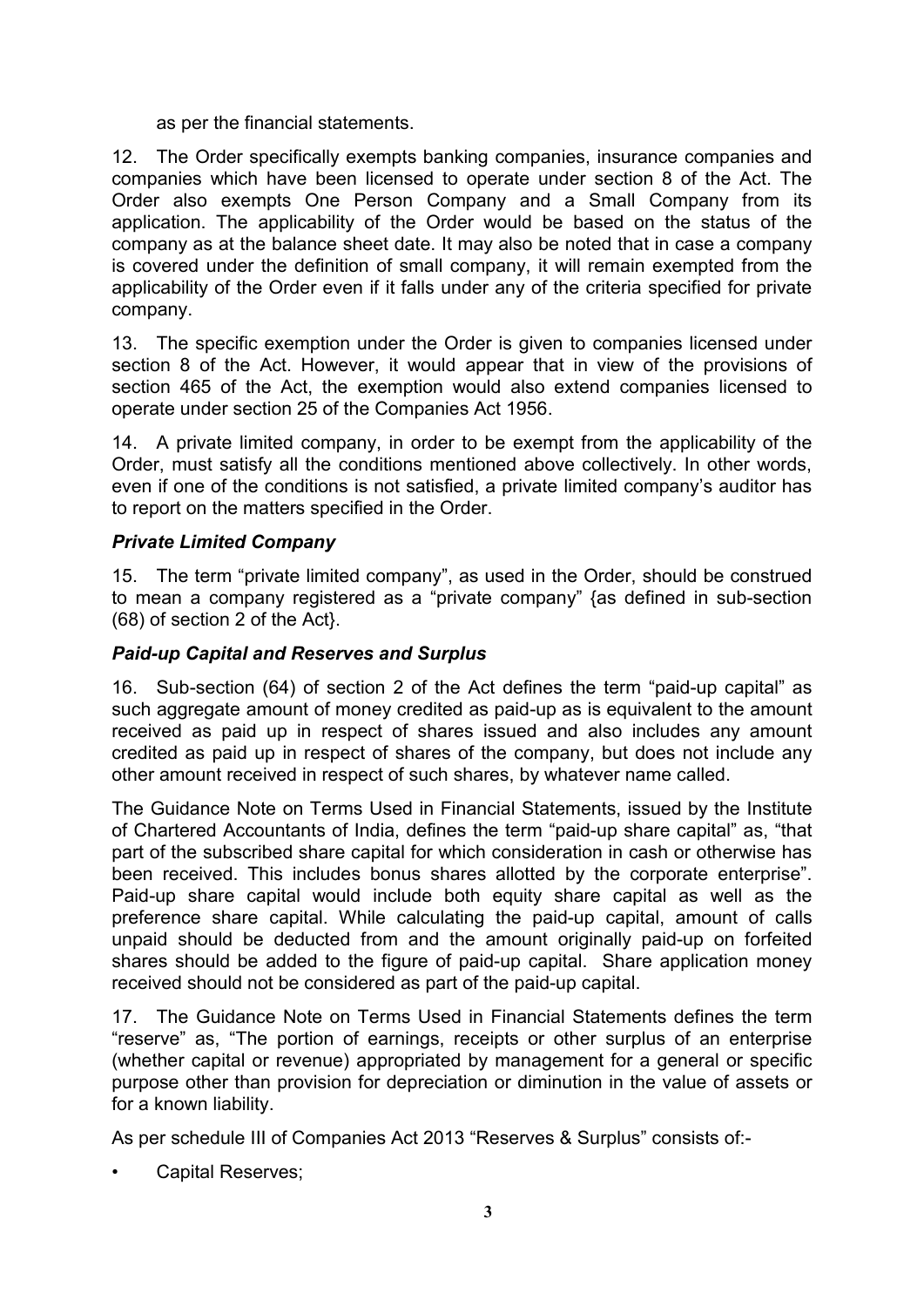as per the financial statements.

12. The Order specifically exempts banking companies, insurance companies and companies which have been licensed to operate under section 8 of the Act. The Order also exempts One Person Company and a Small Company from its application. The applicability of the Order would be based on the status of the company as at the balance sheet date. It may also be noted that in case a company is covered under the definition of small company, it will remain exempted from the applicability of the Order even if it falls under any of the criteria specified for private company.

13. The specific exemption under the Order is given to companies licensed under section 8 of the Act. However, it would appear that in view of the provisions of section 465 of the Act, the exemption would also extend companies licensed to operate under section 25 of the Companies Act 1956.

14. A private limited company, in order to be exempt from the applicability of the Order, must satisfy all the conditions mentioned above collectively. In other words, even if one of the conditions is not satisfied, a private limited company's auditor has to report on the matters specified in the Order.

### *Private Limited Company*

15. The term "private limited company", as used in the Order, should be construed to mean a company registered as a "private company" {as defined in sub-section (68) of section 2 of the Act}.

### *Paid-up Capital and Reserves and Surplus*

16. Sub-section (64) of section 2 of the Act defines the term "paid-up capital" as such aggregate amount of money credited as paid-up as is equivalent to the amount received as paid up in respect of shares issued and also includes any amount credited as paid up in respect of shares of the company, but does not include any other amount received in respect of such shares, by whatever name called.

The Guidance Note on Terms Used in Financial Statements, issued by the Institute of Chartered Accountants of India, defines the term "paid-up share capital" as, "that part of the subscribed share capital for which consideration in cash or otherwise has been received. This includes bonus shares allotted by the corporate enterprise". Paid-up share capital would include both equity share capital as well as the preference share capital. While calculating the paid-up capital, amount of calls unpaid should be deducted from and the amount originally paid-up on forfeited shares should be added to the figure of paid-up capital. Share application money received should not be considered as part of the paid-up capital.

17. The Guidance Note on Terms Used in Financial Statements defines the term "reserve" as, "The portion of earnings, receipts or other surplus of an enterprise (whether capital or revenue) appropriated by management for a general or specific purpose other than provision for depreciation or diminution in the value of assets or for a known liability.

As per schedule III of Companies Act 2013 "Reserves & Surplus" consists of:-

- Capital Reserves;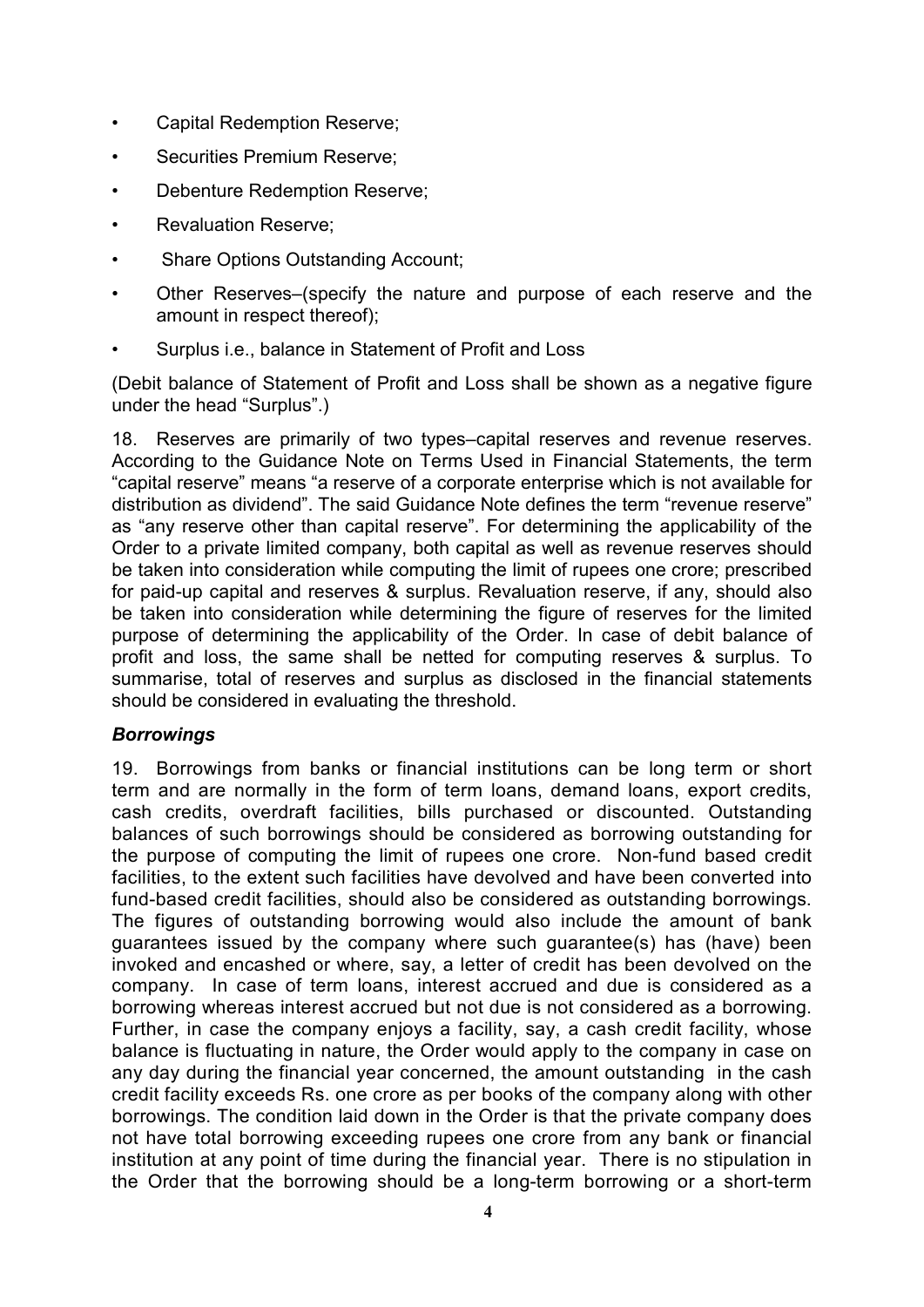- Capital Redemption Reserve;
- Securities Premium Reserve;
- Debenture Redemption Reserve;
- Revaluation Reserve;
- Share Options Outstanding Account;
- Other Reserves–(specify the nature and purpose of each reserve and the amount in respect thereof);
- Surplus i.e., balance in Statement of Profit and Loss

(Debit balance of Statement of Profit and Loss shall be shown as a negative figure under the head "Surplus".)

18. Reserves are primarily of two types–capital reserves and revenue reserves. According to the Guidance Note on Terms Used in Financial Statements, the term "capital reserve" means "a reserve of a corporate enterprise which is not available for distribution as dividend". The said Guidance Note defines the term "revenue reserve" as "any reserve other than capital reserve". For determining the applicability of the Order to a private limited company, both capital as well as revenue reserves should be taken into consideration while computing the limit of rupees one crore; prescribed for paid-up capital and reserves & surplus. Revaluation reserve, if any, should also be taken into consideration while determining the figure of reserves for the limited purpose of determining the applicability of the Order. In case of debit balance of profit and loss, the same shall be netted for computing reserves & surplus. To summarise, total of reserves and surplus as disclosed in the financial statements should be considered in evaluating the threshold.

### *Borrowings*

19. Borrowings from banks or financial institutions can be long term or short term and are normally in the form of term loans, demand loans, export credits, cash credits, overdraft facilities, bills purchased or discounted. Outstanding balances of such borrowings should be considered as borrowing outstanding for the purpose of computing the limit of rupees one crore. Non-fund based credit facilities, to the extent such facilities have devolved and have been converted into fund-based credit facilities, should also be considered as outstanding borrowings. The figures of outstanding borrowing would also include the amount of bank guarantees issued by the company where such guarantee(s) has (have) been invoked and encashed or where, say, a letter of credit has been devolved on the company. In case of term loans, interest accrued and due is considered as a borrowing whereas interest accrued but not due is not considered as a borrowing. Further, in case the company enjoys a facility, say, a cash credit facility, whose balance is fluctuating in nature, the Order would apply to the company in case on any day during the financial year concerned, the amount outstanding in the cash credit facility exceeds Rs. one crore as per books of the company along with other borrowings. The condition laid down in the Order is that the private company does not have total borrowing exceeding rupees one crore from any bank or financial institution at any point of time during the financial year. There is no stipulation in the Order that the borrowing should be a long-term borrowing or a short-term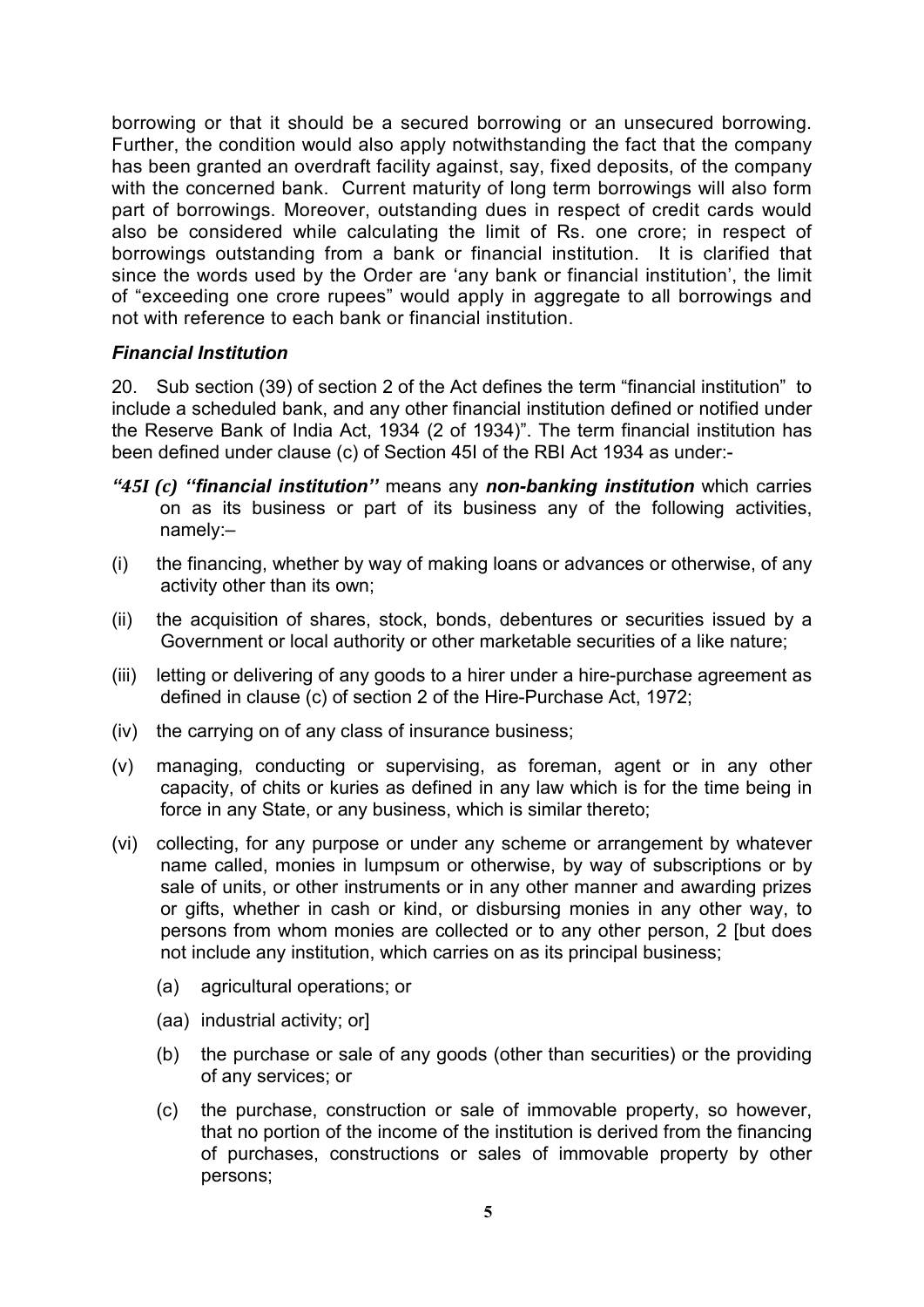borrowing or that it should be a secured borrowing or an unsecured borrowing. Further, the condition would also apply notwithstanding the fact that the company has been granted an overdraft facility against, say, fixed deposits, of the company with the concerned bank. Current maturity of long term borrowings will also form part of borrowings. Moreover, outstanding dues in respect of credit cards would also be considered while calculating the limit of Rs. one crore; in respect of borrowings outstanding from a bank or financial institution. It is clarified that since the words used by the Order are 'any bank or financial institution', the limit of "exceeding one crore rupees" would apply in aggregate to all borrowings and not with reference to each bank or financial institution.

### *Financial Institution*

20. Sub section (39) of section 2 of the Act defines the term "financial institution" to include a scheduled bank, and any other financial institution defined or notified under the Reserve Bank of India Act, 1934 (2 of 1934)". The term financial institution has been defined under clause (c) of Section 45I of the RBI Act 1934 as under:-

***"45I (c) "financial institution"*** means any ***non-banking institution*** which carries on as its business or part of its business any of the following activities, namely:–

(i) the financing, whether by way of making loans or advances or otherwise, of any activity other than its own;

(ii) the acquisition of shares, stock, bonds, debentures or securities issued by a Government or local authority or other marketable securities of a like nature;

(iii) letting or delivering of any goods to a hirer under a hire-purchase agreement as defined in clause (c) of section 2 of the Hire-Purchase Act, 1972;

(iv) the carrying on of any class of insurance business;

(v) managing, conducting or supervising, as foreman, agent or in any other capacity, of chits or kuries as defined in any law which is for the time being in force in any State, or any business, which is similar thereto;

(vi) collecting, for any purpose or under any scheme or arrangement by whatever name called, monies in lumpsum or otherwise, by way of subscriptions or by sale of units, or other instruments or in any other manner and awarding prizes or gifts, whether in cash or kind, or disbursing monies in any other way, to persons from whom monies are collected or to any other person, 2 [but does not include any institution, which carries on as its principal business;

 (a) agricultural operations; or

 (aa) industrial activity; or]

 (b) the purchase or sale of any goods (other than securities) or the providing of any services; or

 (c) the purchase, construction or sale of immovable property, so however, that no portion of the income of the institution is derived from the financing of purchases, constructions or sales of immovable property by other persons;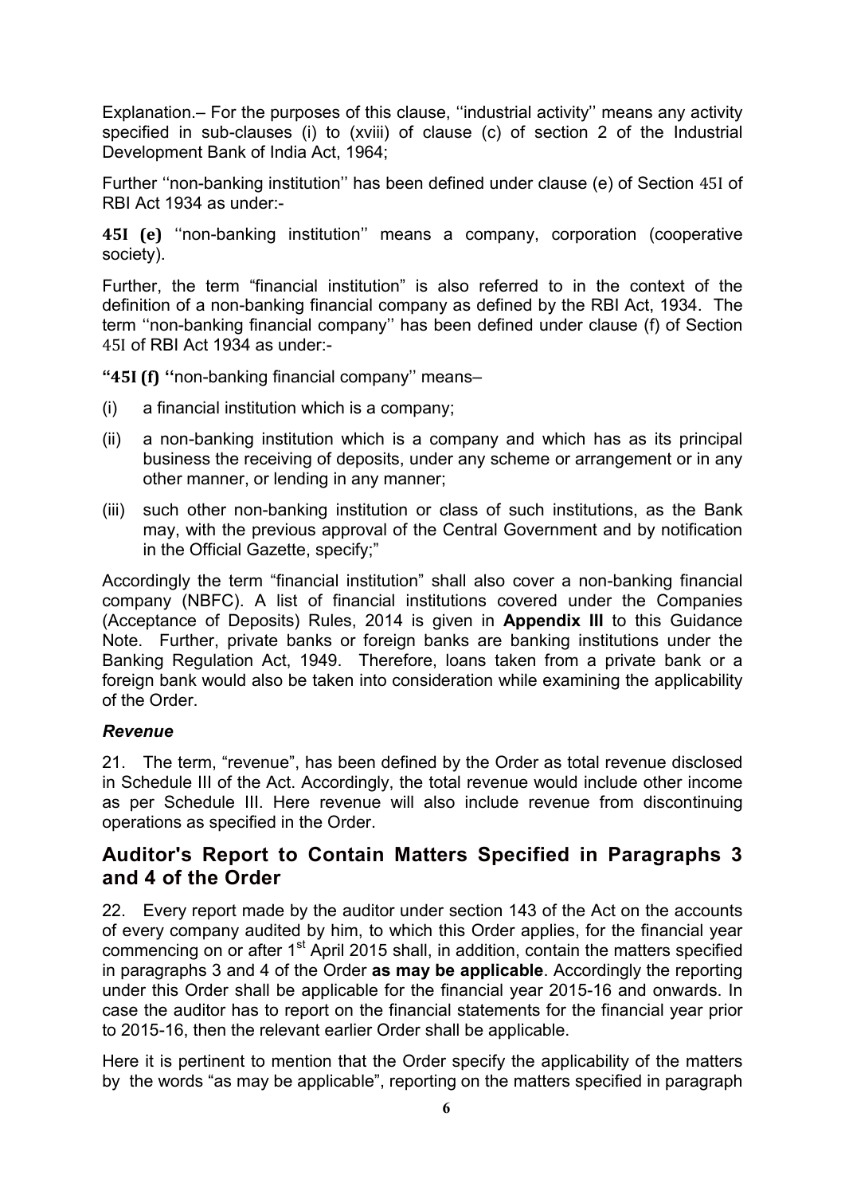Explanation.– For the purposes of this clause, ''industrial activity'' means any activity specified in sub-clauses (i) to (xviii) of clause (c) of section 2 of the Industrial Development Bank of India Act, 1964;

Further ''non-banking institution'' has been defined under clause (e) of Section 45I of RBI Act 1934 as under:-

**45I (e)** ''non-banking institution'' means a company, corporation (cooperative society).

Further, the term "financial institution" is also referred to in the context of the definition of a non-banking financial company as defined by the RBI Act, 1934. The term ''non-banking financial company'' has been defined under clause (f) of Section 45I of RBI Act 1934 as under:-

**"45I (f)** ''non-banking financial company'' means–

(i) a financial institution which is a company;

(ii) a non-banking institution which is a company and which has as its principal business the receiving of deposits, under any scheme or arrangement or in any other manner, or lending in any manner;

(iii) such other non-banking institution or class of such institutions, as the Bank may, with the previous approval of the Central Government and by notification in the Official Gazette, specify;"

Accordingly the term "financial institution" shall also cover a non-banking financial company (NBFC). A list of financial institutions covered under the Companies (Acceptance of Deposits) Rules, 2014 is given in **Appendix III** to this Guidance Note. Further, private banks or foreign banks are banking institutions under the Banking Regulation Act, 1949. Therefore, loans taken from a private bank or a foreign bank would also be taken into consideration while examining the applicability of the Order.

***Revenue***

21. The term, "revenue", has been defined by the Order as total revenue disclosed in Schedule III of the Act. Accordingly, the total revenue would include other income as per Schedule III. Here revenue will also include revenue from discontinuing operations as specified in the Order.

## Auditor's Report to Contain Matters Specified in Paragraphs 3 and 4 of the Order

22. Every report made by the auditor under section 143 of the Act on the accounts of every company audited by him, to which this Order applies, for the financial year commencing on or after 1st April 2015 shall, in addition, contain the matters specified in paragraphs 3 and 4 of the Order **as may be applicable**. Accordingly the reporting under this Order shall be applicable for the financial year 2015-16 and onwards. In case the auditor has to report on the financial statements for the financial year prior to 2015-16, then the relevant earlier Order shall be applicable.

Here it is pertinent to mention that the Order specify the applicability of the matters by the words "as may be applicable", reporting on the matters specified in paragraph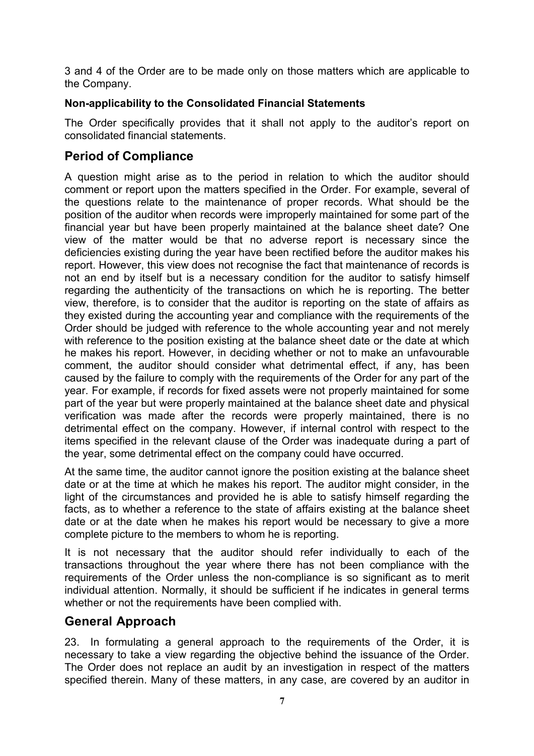3 and 4 of the Order are to be made only on those matters which are applicable to the Company.

**Non-applicability to the Consolidated Financial Statements**

The Order specifically provides that it shall not apply to the auditor's report on consolidated financial statements.

## Period of Compliance

A question might arise as to the period in relation to which the auditor should comment or report upon the matters specified in the Order. For example, several of the questions relate to the maintenance of proper records. What should be the position of the auditor when records were improperly maintained for some part of the financial year but have been properly maintained at the balance sheet date? One view of the matter would be that no adverse report is necessary since the deficiencies existing during the year have been rectified before the auditor makes his report. However, this view does not recognise the fact that maintenance of records is not an end by itself but is a necessary condition for the auditor to satisfy himself regarding the authenticity of the transactions on which he is reporting. The better view, therefore, is to consider that the auditor is reporting on the state of affairs as they existed during the accounting year and compliance with the requirements of the Order should be judged with reference to the whole accounting year and not merely with reference to the position existing at the balance sheet date or the date at which he makes his report. However, in deciding whether or not to make an unfavourable comment, the auditor should consider what detrimental effect, if any, has been caused by the failure to comply with the requirements of the Order for any part of the year. For example, if records for fixed assets were not properly maintained for some part of the year but were properly maintained at the balance sheet date and physical verification was made after the records were properly maintained, there is no detrimental effect on the company. However, if internal control with respect to the items specified in the relevant clause of the Order was inadequate during a part of the year, some detrimental effect on the company could have occurred.

At the same time, the auditor cannot ignore the position existing at the balance sheet date or at the time at which he makes his report. The auditor might consider, in the light of the circumstances and provided he is able to satisfy himself regarding the facts, as to whether a reference to the state of affairs existing at the balance sheet date or at the date when he makes his report would be necessary to give a more complete picture to the members to whom he is reporting.

It is not necessary that the auditor should refer individually to each of the transactions throughout the year where there has not been compliance with the requirements of the Order unless the non-compliance is so significant as to merit individual attention. Normally, it should be sufficient if he indicates in general terms whether or not the requirements have been complied with.

## General Approach

23. In formulating a general approach to the requirements of the Order, it is necessary to take a view regarding the objective behind the issuance of the Order. The Order does not replace an audit by an investigation in respect of the matters specified therein. Many of these matters, in any case, are covered by an auditor in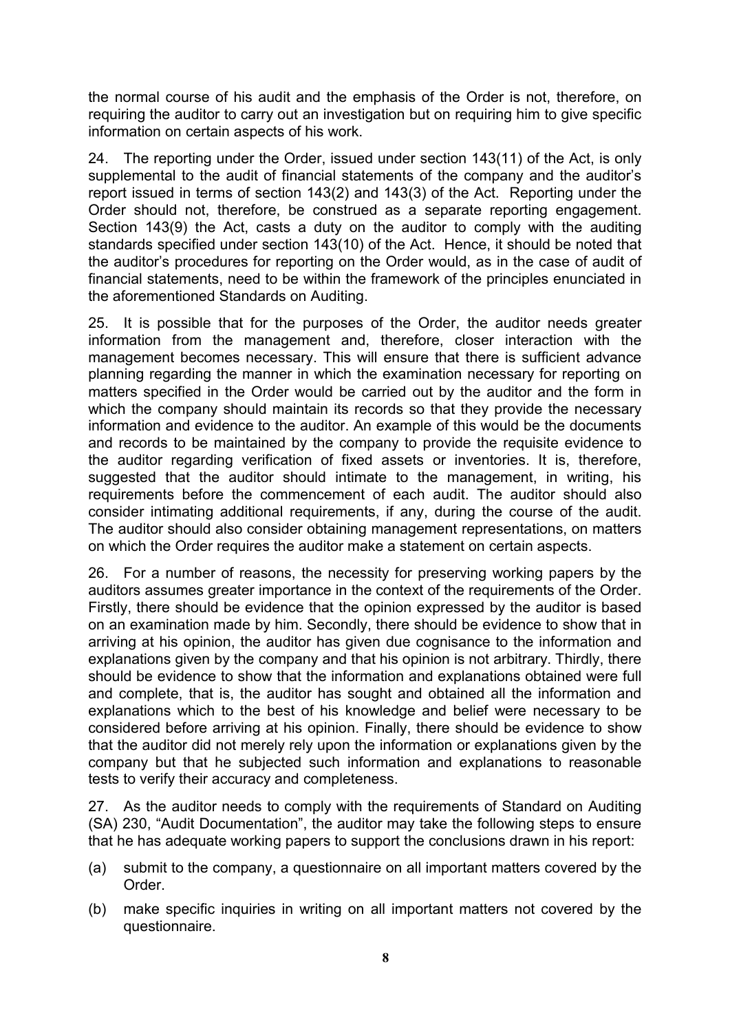the normal course of his audit and the emphasis of the Order is not, therefore, on requiring the auditor to carry out an investigation but on requiring him to give specific information on certain aspects of his work.

24. The reporting under the Order, issued under section 143(11) of the Act, is only supplemental to the audit of financial statements of the company and the auditor's report issued in terms of section 143(2) and 143(3) of the Act. Reporting under the Order should not, therefore, be construed as a separate reporting engagement. Section 143(9) the Act, casts a duty on the auditor to comply with the auditing standards specified under section 143(10) of the Act. Hence, it should be noted that the auditor's procedures for reporting on the Order would, as in the case of audit of financial statements, need to be within the framework of the principles enunciated in the aforementioned Standards on Auditing.

25. It is possible that for the purposes of the Order, the auditor needs greater information from the management and, therefore, closer interaction with the management becomes necessary. This will ensure that there is sufficient advance planning regarding the manner in which the examination necessary for reporting on matters specified in the Order would be carried out by the auditor and the form in which the company should maintain its records so that they provide the necessary information and evidence to the auditor. An example of this would be the documents and records to be maintained by the company to provide the requisite evidence to the auditor regarding verification of fixed assets or inventories. It is, therefore, suggested that the auditor should intimate to the management, in writing, his requirements before the commencement of each audit. The auditor should also consider intimating additional requirements, if any, during the course of the audit. The auditor should also consider obtaining management representations, on matters on which the Order requires the auditor make a statement on certain aspects.

26. For a number of reasons, the necessity for preserving working papers by the auditors assumes greater importance in the context of the requirements of the Order. Firstly, there should be evidence that the opinion expressed by the auditor is based on an examination made by him. Secondly, there should be evidence to show that in arriving at his opinion, the auditor has given due cognisance to the information and explanations given by the company and that his opinion is not arbitrary. Thirdly, there should be evidence to show that the information and explanations obtained were full and complete, that is, the auditor has sought and obtained all the information and explanations which to the best of his knowledge and belief were necessary to be considered before arriving at his opinion. Finally, there should be evidence to show that the auditor did not merely rely upon the information or explanations given by the company but that he subjected such information and explanations to reasonable tests to verify their accuracy and completeness.

27. As the auditor needs to comply with the requirements of Standard on Auditing (SA) 230, "Audit Documentation", the auditor may take the following steps to ensure that he has adequate working papers to support the conclusions drawn in his report:

(a) submit to the company, a questionnaire on all important matters covered by the Order.

(b) make specific inquiries in writing on all important matters not covered by the questionnaire.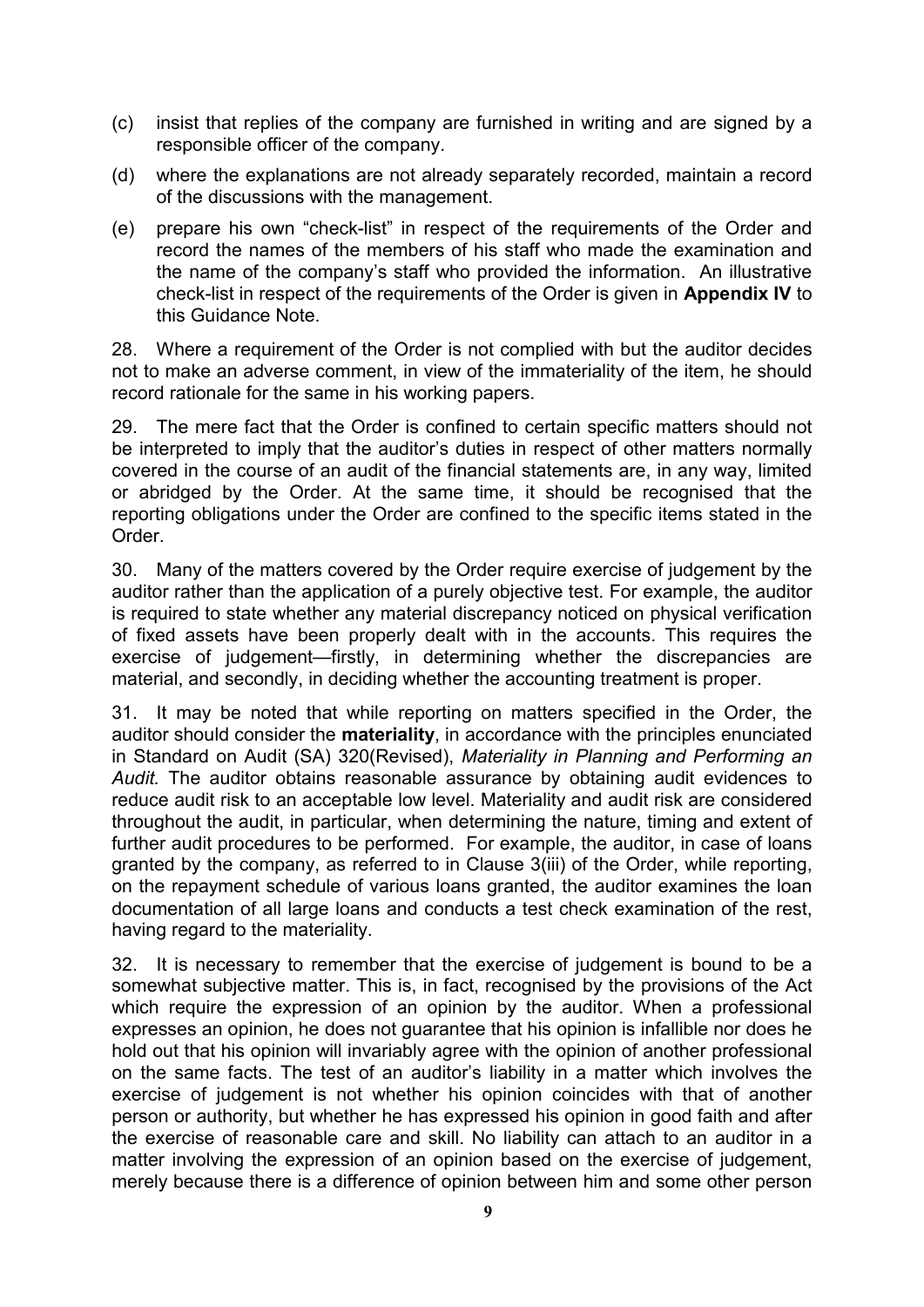(c) insist that replies of the company are furnished in writing and are signed by a responsible officer of the company.

(d) where the explanations are not already separately recorded, maintain a record of the discussions with the management.

(e) prepare his own "check-list" in respect of the requirements of the Order and record the names of the members of his staff who made the examination and the name of the company's staff who provided the information. An illustrative check-list in respect of the requirements of the Order is given in **Appendix IV** to this Guidance Note.

28. Where a requirement of the Order is not complied with but the auditor decides not to make an adverse comment, in view of the immateriality of the item, he should record rationale for the same in his working papers.

29. The mere fact that the Order is confined to certain specific matters should not be interpreted to imply that the auditor's duties in respect of other matters normally covered in the course of an audit of the financial statements are, in any way, limited or abridged by the Order. At the same time, it should be recognised that the reporting obligations under the Order are confined to the specific items stated in the Order.

30. Many of the matters covered by the Order require exercise of judgement by the auditor rather than the application of a purely objective test. For example, the auditor is required to state whether any material discrepancy noticed on physical verification of fixed assets have been properly dealt with in the accounts. This requires the exercise of judgement—firstly, in determining whether the discrepancies are material, and secondly, in deciding whether the accounting treatment is proper.

31. It may be noted that while reporting on matters specified in the Order, the auditor should consider the **materiality**, in accordance with the principles enunciated in Standard on Audit (SA) 320(Revised), *Materiality in Planning and Performing an Audit.* The auditor obtains reasonable assurance by obtaining audit evidences to reduce audit risk to an acceptable low level. Materiality and audit risk are considered throughout the audit, in particular, when determining the nature, timing and extent of further audit procedures to be performed. For example, the auditor, in case of loans granted by the company, as referred to in Clause 3(iii) of the Order, while reporting, on the repayment schedule of various loans granted, the auditor examines the loan documentation of all large loans and conducts a test check examination of the rest, having regard to the materiality.

32. It is necessary to remember that the exercise of judgement is bound to be a somewhat subjective matter. This is, in fact, recognised by the provisions of the Act which require the expression of an opinion by the auditor. When a professional expresses an opinion, he does not guarantee that his opinion is infallible nor does he hold out that his opinion will invariably agree with the opinion of another professional on the same facts. The test of an auditor's liability in a matter which involves the exercise of judgement is not whether his opinion coincides with that of another person or authority, but whether he has expressed his opinion in good faith and after the exercise of reasonable care and skill. No liability can attach to an auditor in a matter involving the expression of an opinion based on the exercise of judgement, merely because there is a difference of opinion between him and some other person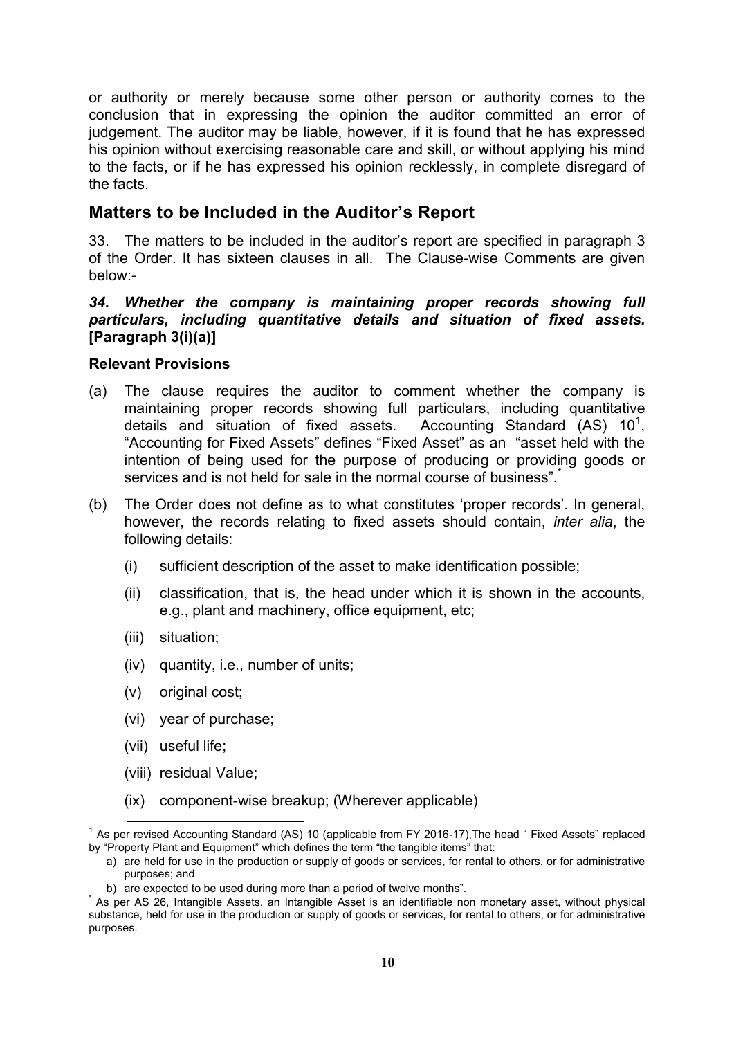or authority or merely because some other person or authority comes to the conclusion that in expressing the opinion the auditor committed an error of judgement. The auditor may be liable, however, if it is found that he has expressed his opinion without exercising reasonable care and skill, or without applying his mind to the facts, or if he has expressed his opinion recklessly, in complete disregard of the facts.

## Matters to be Included in the Auditor's Report

33. The matters to be included in the auditor's report are specified in paragraph 3 of the Order. It has sixteen clauses in all. The Clause-wise Comments are given below:-

***34. Whether the company is maintaining proper records showing full particulars, including quantitative details and situation of fixed assets.* [Paragraph 3(i)(a)]**

**Relevant Provisions**

(a) The clause requires the auditor to comment whether the company is maintaining proper records showing full particulars, including quantitative details and situation of fixed assets. Accounting Standard (AS) 10[1], "Accounting for Fixed Assets" defines "Fixed Asset" as an "asset held with the intention of being used for the purpose of producing or providing goods or services and is not held for sale in the normal course of business".[*]

(b) The Order does not define as to what constitutes 'proper records'. In general, however, the records relating to fixed assets should contain, *inter alia*, the following details:

   (i) sufficient description of the asset to make identification possible;

   (ii) classification, that is, the head under which it is shown in the accounts, e.g., plant and machinery, office equipment, etc;

   (iii) situation;

   (iv) quantity, i.e., number of units;

   (v) original cost;

   (vi) year of purchase;

   (vii) useful life;

   (viii) residual Value;

   (ix) component-wise breakup; (Wherever applicable)

---

[1] As per revised Accounting Standard (AS) 10 (applicable from FY 2016-17),The head " Fixed Assets" replaced by "Property Plant and Equipment" which defines the term "the tangible items" that:

a) are held for use in the production or supply of goods or services, for rental to others, or for administrative purposes; and

b) are expected to be used during more than a period of twelve months".

[*] As per AS 26, Intangible Assets, an Intangible Asset is an identifiable non monetary asset, without physical substance, held for use in the production or supply of goods or services, for rental to others, or for administrative purposes.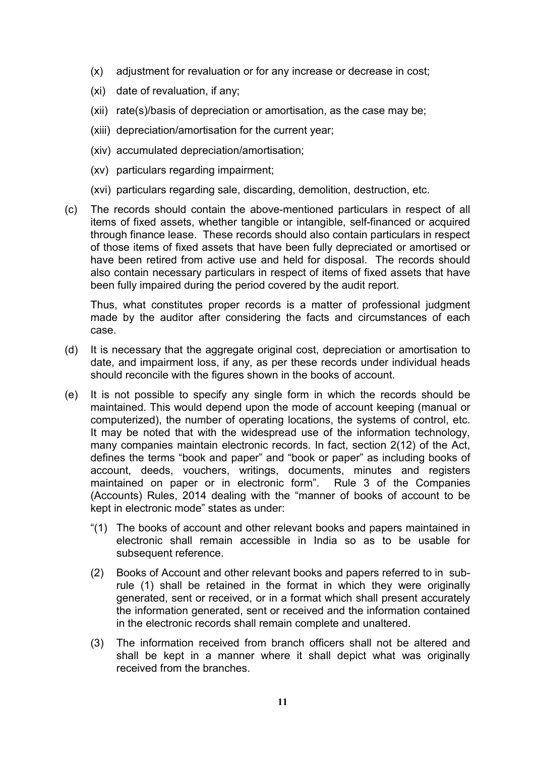(x) adjustment for revaluation or for any increase or decrease in cost;

(xi) date of revaluation, if any;

(xii) rate(s)/basis of depreciation or amortisation, as the case may be;

(xiii) depreciation/amortisation for the current year;

(xiv) accumulated depreciation/amortisation;

(xv) particulars regarding impairment;

(xvi) particulars regarding sale, discarding, demolition, destruction, etc.

(c) The records should contain the above-mentioned particulars in respect of all items of fixed assets, whether tangible or intangible, self-financed or acquired through finance lease. These records should also contain particulars in respect of those items of fixed assets that have been fully depreciated or amortised or have been retired from active use and held for disposal. The records should also contain necessary particulars in respect of items of fixed assets that have been fully impaired during the period covered by the audit report.

Thus, what constitutes proper records is a matter of professional judgment made by the auditor after considering the facts and circumstances of each case.

(d) It is necessary that the aggregate original cost, depreciation or amortisation to date, and impairment loss, if any, as per these records under individual heads should reconcile with the figures shown in the books of account.

(e) It is not possible to specify any single form in which the records should be maintained. This would depend upon the mode of account keeping (manual or computerized), the number of operating locations, the systems of control, etc. It may be noted that with the widespread use of the information technology, many companies maintain electronic records. In fact, section 2(12) of the Act, defines the terms "book and paper" and "book or paper" as including books of account, deeds, vouchers, writings, documents, minutes and registers maintained on paper or in electronic form". Rule 3 of the Companies (Accounts) Rules, 2014 dealing with the "manner of books of account to be kept in electronic mode" states as under:

"(1) The books of account and other relevant books and papers maintained in electronic shall remain accessible in India so as to be usable for subsequent reference.

(2) Books of Account and other relevant books and papers referred to in sub-rule (1) shall be retained in the format in which they were originally generated, sent or received, or in a format which shall present accurately the information generated, sent or received and the information contained in the electronic records shall remain complete and unaltered.

(3) The information received from branch officers shall not be altered and shall be kept in a manner where it shall depict what was originally received from the branches.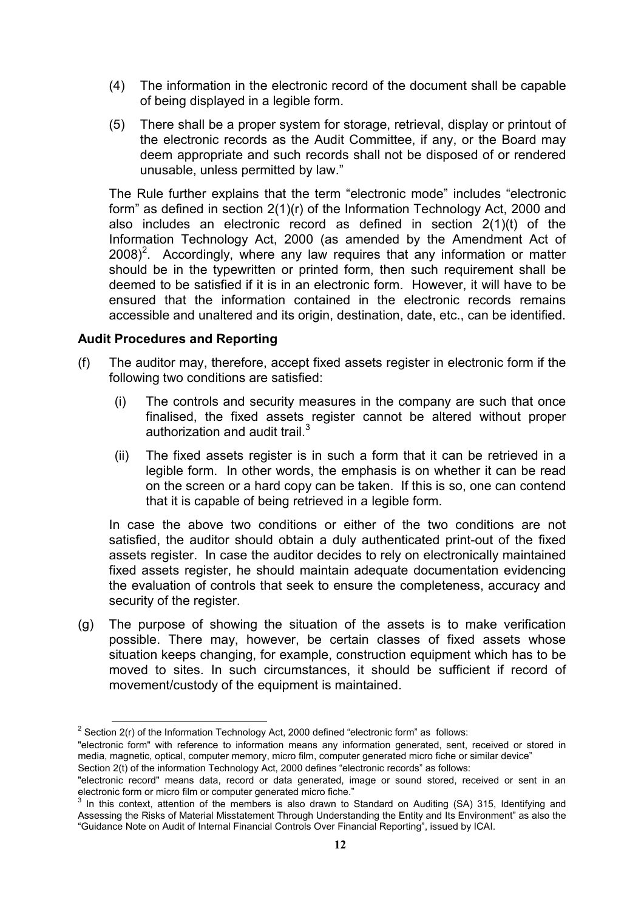(4) The information in the electronic record of the document shall be capable of being displayed in a legible form.

(5) There shall be a proper system for storage, retrieval, display or printout of the electronic records as the Audit Committee, if any, or the Board may deem appropriate and such records shall not be disposed of or rendered unusable, unless permitted by law."

The Rule further explains that the term "electronic mode" includes "electronic form" as defined in section 2(1)(r) of the Information Technology Act, 2000 and also includes an electronic record as defined in section 2(1)(t) of the Information Technology Act, 2000 (as amended by the Amendment Act of 2008)[2]. Accordingly, where any law requires that any information or matter should be in the typewritten or printed form, then such requirement shall be deemed to be satisfied if it is in an electronic form. However, it will have to be ensured that the information contained in the electronic records remains accessible and unaltered and its origin, destination, date, etc., can be identified.

**Audit Procedures and Reporting**

(f) The auditor may, therefore, accept fixed assets register in electronic form if the following two conditions are satisfied:

 (i) The controls and security measures in the company are such that once finalised, the fixed assets register cannot be altered without proper authorization and audit trail.[3]

 (ii) The fixed assets register is in such a form that it can be retrieved in a legible form. In other words, the emphasis is on whether it can be read on the screen or a hard copy can be taken. If this is so, one can contend that it is capable of being retrieved in a legible form.

In case the above two conditions or either of the two conditions are not satisfied, the auditor should obtain a duly authenticated print-out of the fixed assets register. In case the auditor decides to rely on electronically maintained fixed assets register, he should maintain adequate documentation evidencing the evaluation of controls that seek to ensure the completeness, accuracy and security of the register.

(g) The purpose of showing the situation of the assets is to make verification possible. There may, however, be certain classes of fixed assets whose situation keeps changing, for example, construction equipment which has to be moved to sites. In such circumstances, it should be sufficient if record of movement/custody of the equipment is maintained.

---

[2] Section 2(r) of the Information Technology Act, 2000 defined "electronic form" as follows:
"electronic form" with reference to information means any information generated, sent, received or stored in media, magnetic, optical, computer memory, micro film, computer generated micro fiche or similar device"
Section 2(t) of the information Technology Act, 2000 defines "electronic records" as follows:
"electronic record" means data, record or data generated, image or sound stored, received or sent in an electronic form or micro film or computer generated micro fiche."

[3] In this context, attention of the members is also drawn to Standard on Auditing (SA) 315, Identifying and Assessing the Risks of Material Misstatement Through Understanding the Entity and Its Environment" as also the "Guidance Note on Audit of Internal Financial Controls Over Financial Reporting", issued by ICAI.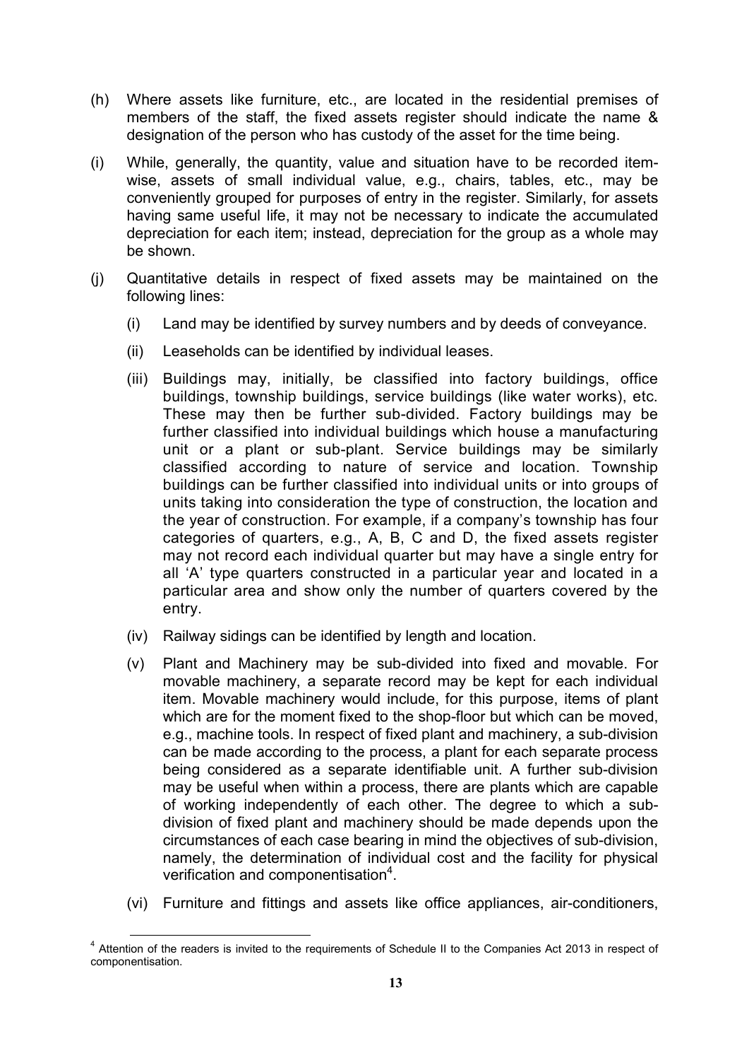(h) Where assets like furniture, etc., are located in the residential premises of members of the staff, the fixed assets register should indicate the name & designation of the person who has custody of the asset for the time being.

(i) While, generally, the quantity, value and situation have to be recorded item-wise, assets of small individual value, e.g., chairs, tables, etc., may be conveniently grouped for purposes of entry in the register. Similarly, for assets having same useful life, it may not be necessary to indicate the accumulated depreciation for each item; instead, depreciation for the group as a whole may be shown.

(j) Quantitative details in respect of fixed assets may be maintained on the following lines:

   (i) Land may be identified by survey numbers and by deeds of conveyance.

   (ii) Leaseholds can be identified by individual leases.

   (iii) Buildings may, initially, be classified into factory buildings, office buildings, township buildings, service buildings (like water works), etc. These may then be further sub-divided. Factory buildings may be further classified into individual buildings which house a manufacturing unit or a plant or sub-plant. Service buildings may be similarly classified according to nature of service and location. Township buildings can be further classified into individual units or into groups of units taking into consideration the type of construction, the location and the year of construction. For example, if a company's township has four categories of quarters, e.g., A, B, C and D, the fixed assets register may not record each individual quarter but may have a single entry for all 'A' type quarters constructed in a particular year and located in a particular area and show only the number of quarters covered by the entry.

   (iv) Railway sidings can be identified by length and location.

   (v) Plant and Machinery may be sub-divided into fixed and movable. For movable machinery, a separate record may be kept for each individual item. Movable machinery would include, for this purpose, items of plant which are for the moment fixed to the shop-floor but which can be moved, e.g., machine tools. In respect of fixed plant and machinery, a sub-division can be made according to the process, a plant for each separate process being considered as a separate identifiable unit. A further sub-division may be useful when within a process, there are plants which are capable of working independently of each other. The degree to which a sub-division of fixed plant and machinery should be made depends upon the circumstances of each case bearing in mind the objectives of sub-division, namely, the determination of individual cost and the facility for physical verification and componentisation[4].

   (vi) Furniture and fittings and assets like office appliances, air-conditioners,

[4] Attention of the readers is invited to the requirements of Schedule II to the Companies Act 2013 in respect of componentisation.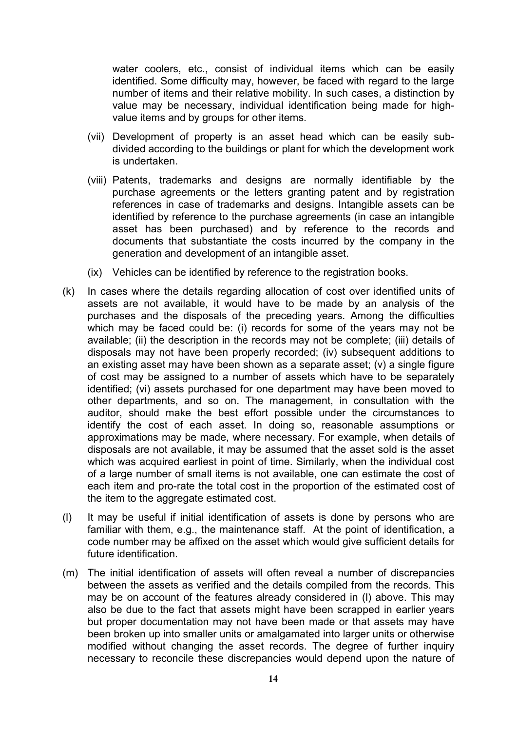water coolers, etc., consist of individual items which can be easily identified. Some difficulty may, however, be faced with regard to the large number of items and their relative mobility. In such cases, a distinction by value may be necessary, individual identification being made for high-value items and by groups for other items.

(vii) Development of property is an asset head which can be easily sub-divided according to the buildings or plant for which the development work is undertaken.

(viii) Patents, trademarks and designs are normally identifiable by the purchase agreements or the letters granting patent and by registration references in case of trademarks and designs. Intangible assets can be identified by reference to the purchase agreements (in case an intangible asset has been purchased) and by reference to the records and documents that substantiate the costs incurred by the company in the generation and development of an intangible asset.

(ix) Vehicles can be identified by reference to the registration books.

(k) In cases where the details regarding allocation of cost over identified units of assets are not available, it would have to be made by an analysis of the purchases and the disposals of the preceding years. Among the difficulties which may be faced could be: (i) records for some of the years may not be available; (ii) the description in the records may not be complete; (iii) details of disposals may not have been properly recorded; (iv) subsequent additions to an existing asset may have been shown as a separate asset; (v) a single figure of cost may be assigned to a number of assets which have to be separately identified; (vi) assets purchased for one department may have been moved to other departments, and so on. The management, in consultation with the auditor, should make the best effort possible under the circumstances to identify the cost of each asset. In doing so, reasonable assumptions or approximations may be made, where necessary. For example, when details of disposals are not available, it may be assumed that the asset sold is the asset which was acquired earliest in point of time. Similarly, when the individual cost of a large number of small items is not available, one can estimate the cost of each item and pro-rate the total cost in the proportion of the estimated cost of the item to the aggregate estimated cost.

(l) It may be useful if initial identification of assets is done by persons who are familiar with them, e.g., the maintenance staff. At the point of identification, a code number may be affixed on the asset which would give sufficient details for future identification.

(m) The initial identification of assets will often reveal a number of discrepancies between the assets as verified and the details compiled from the records. This may be on account of the features already considered in (l) above. This may also be due to the fact that assets might have been scrapped in earlier years but proper documentation may not have been made or that assets may have been broken up into smaller units or amalgamated into larger units or otherwise modified without changing the asset records. The degree of further inquiry necessary to reconcile these discrepancies would depend upon the nature of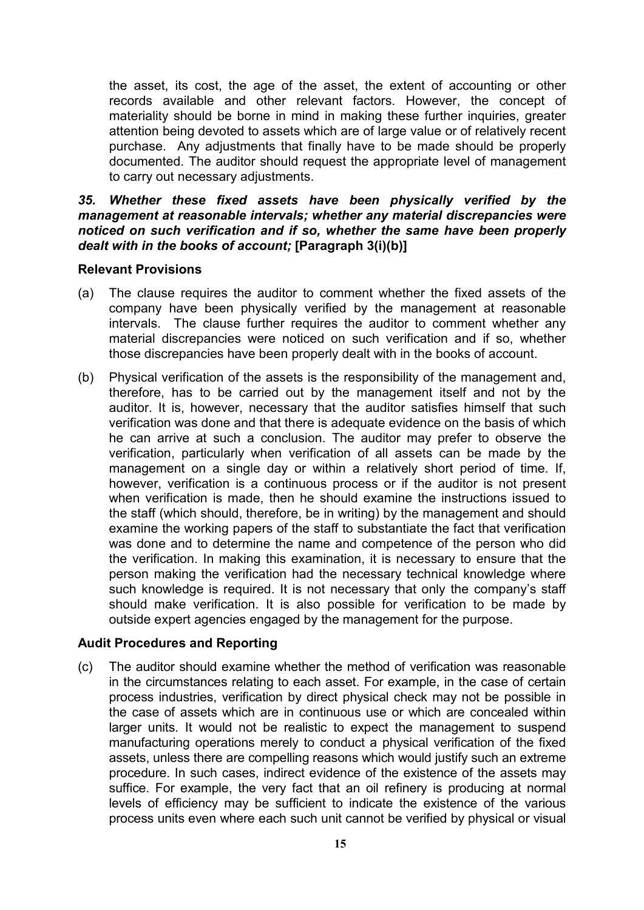the asset, its cost, the age of the asset, the extent of accounting or other records available and other relevant factors. However, the concept of materiality should be borne in mind in making these further inquiries, greater attention being devoted to assets which are of large value or of relatively recent purchase. Any adjustments that finally have to be made should be properly documented. The auditor should request the appropriate level of management to carry out necessary adjustments.

***35. Whether these fixed assets have been physically verified by the management at reasonable intervals; whether any material discrepancies were noticed on such verification and if so, whether the same have been properly dealt with in the books of account;*** **[Paragraph 3(i)(b)]**

**Relevant Provisions**

(a) The clause requires the auditor to comment whether the fixed assets of the company have been physically verified by the management at reasonable intervals. The clause further requires the auditor to comment whether any material discrepancies were noticed on such verification and if so, whether those discrepancies have been properly dealt with in the books of account.

(b) Physical verification of the assets is the responsibility of the management and, therefore, has to be carried out by the management itself and not by the auditor. It is, however, necessary that the auditor satisfies himself that such verification was done and that there is adequate evidence on the basis of which he can arrive at such a conclusion. The auditor may prefer to observe the verification, particularly when verification of all assets can be made by the management on a single day or within a relatively short period of time. If, however, verification is a continuous process or if the auditor is not present when verification is made, then he should examine the instructions issued to the staff (which should, therefore, be in writing) by the management and should examine the working papers of the staff to substantiate the fact that verification was done and to determine the name and competence of the person who did the verification. In making this examination, it is necessary to ensure that the person making the verification had the necessary technical knowledge where such knowledge is required. It is not necessary that only the company's staff should make verification. It is also possible for verification to be made by outside expert agencies engaged by the management for the purpose.

**Audit Procedures and Reporting**

(c) The auditor should examine whether the method of verification was reasonable in the circumstances relating to each asset. For example, in the case of certain process industries, verification by direct physical check may not be possible in the case of assets which are in continuous use or which are concealed within larger units. It would not be realistic to expect the management to suspend manufacturing operations merely to conduct a physical verification of the fixed assets, unless there are compelling reasons which would justify such an extreme procedure. In such cases, indirect evidence of the existence of the assets may suffice. For example, the very fact that an oil refinery is producing at normal levels of efficiency may be sufficient to indicate the existence of the various process units even where each such unit cannot be verified by physical or visual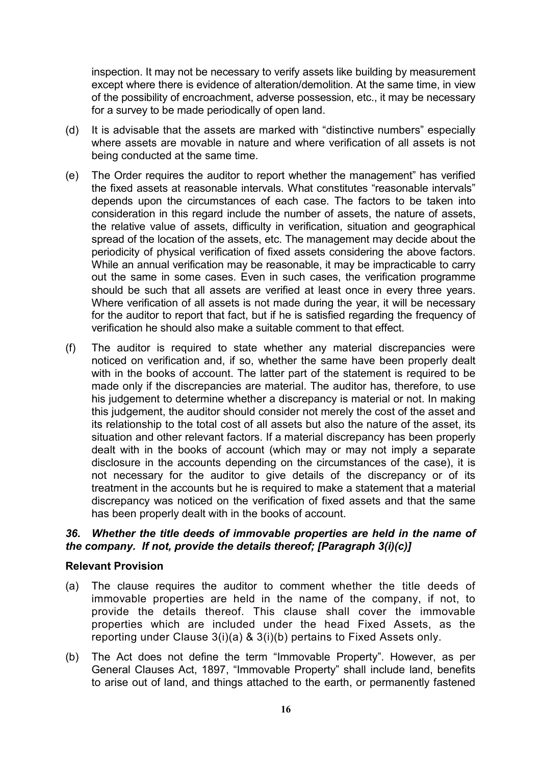inspection. It may not be necessary to verify assets like building by measurement except where there is evidence of alteration/demolition. At the same time, in view of the possibility of encroachment, adverse possession, etc., it may be necessary for a survey to be made periodically of open land.

(d) It is advisable that the assets are marked with "distinctive numbers" especially where assets are movable in nature and where verification of all assets is not being conducted at the same time.

(e) The Order requires the auditor to report whether the management" has verified the fixed assets at reasonable intervals. What constitutes "reasonable intervals" depends upon the circumstances of each case. The factors to be taken into consideration in this regard include the number of assets, the nature of assets, the relative value of assets, difficulty in verification, situation and geographical spread of the location of the assets, etc. The management may decide about the periodicity of physical verification of fixed assets considering the above factors. While an annual verification may be reasonable, it may be impracticable to carry out the same in some cases. Even in such cases, the verification programme should be such that all assets are verified at least once in every three years. Where verification of all assets is not made during the year, it will be necessary for the auditor to report that fact, but if he is satisfied regarding the frequency of verification he should also make a suitable comment to that effect.

(f) The auditor is required to state whether any material discrepancies were noticed on verification and, if so, whether the same have been properly dealt with in the books of account. The latter part of the statement is required to be made only if the discrepancies are material. The auditor has, therefore, to use his judgement to determine whether a discrepancy is material or not. In making this judgement, the auditor should consider not merely the cost of the asset and its relationship to the total cost of all assets but also the nature of the asset, its situation and other relevant factors. If a material discrepancy has been properly dealt with in the books of account (which may or may not imply a separate disclosure in the accounts depending on the circumstances of the case), it is not necessary for the auditor to give details of the discrepancy or of its treatment in the accounts but he is required to make a statement that a material discrepancy was noticed on the verification of fixed assets and that the same has been properly dealt with in the books of account.

***36. Whether the title deeds of immovable properties are held in the name of the company. If not, provide the details thereof; [Paragraph 3(i)(c)]***

**Relevant Provision**

(a) The clause requires the auditor to comment whether the title deeds of immovable properties are held in the name of the company, if not, to provide the details thereof. This clause shall cover the immovable properties which are included under the head Fixed Assets, as the reporting under Clause 3(i)(a) & 3(i)(b) pertains to Fixed Assets only.

(b) The Act does not define the term "Immovable Property". However, as per General Clauses Act, 1897, "Immovable Property" shall include land, benefits to arise out of land, and things attached to the earth, or permanently fastened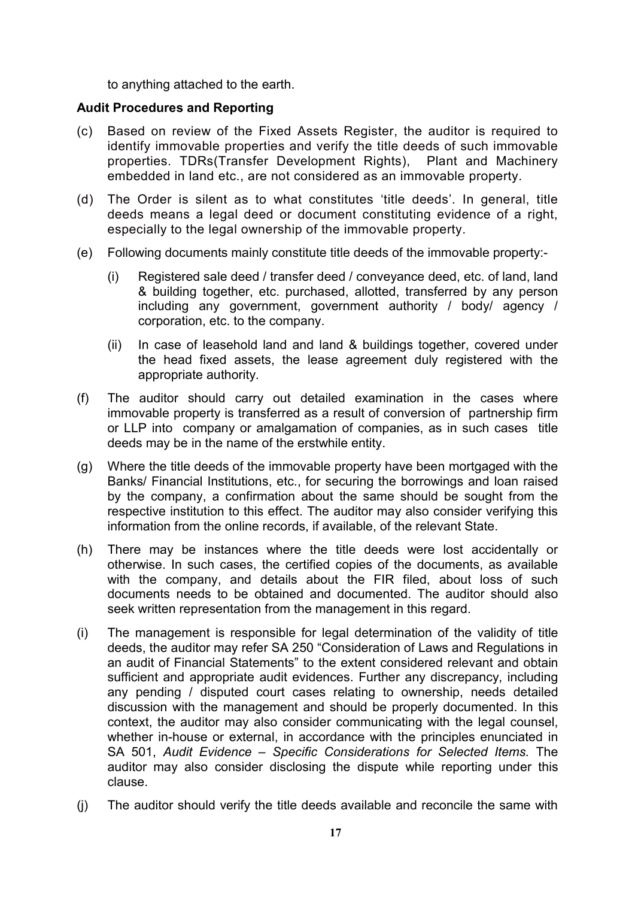to anything attached to the earth.

**Audit Procedures and Reporting**

(c) Based on review of the Fixed Assets Register, the auditor is required to identify immovable properties and verify the title deeds of such immovable properties. TDRs(Transfer Development Rights), Plant and Machinery embedded in land etc., are not considered as an immovable property.

(d) The Order is silent as to what constitutes 'title deeds'. In general, title deeds means a legal deed or document constituting evidence of a right, especially to the legal ownership of the immovable property.

(e) Following documents mainly constitute title deeds of the immovable property:-

  (i) Registered sale deed / transfer deed / conveyance deed, etc. of land, land & building together, etc. purchased, allotted, transferred by any person including any government, government authority / body/ agency / corporation, etc. to the company.

  (ii) In case of leasehold land and land & buildings together, covered under the head fixed assets, the lease agreement duly registered with the appropriate authority.

(f) The auditor should carry out detailed examination in the cases where immovable property is transferred as a result of conversion of partnership firm or LLP into company or amalgamation of companies, as in such cases title deeds may be in the name of the erstwhile entity.

(g) Where the title deeds of the immovable property have been mortgaged with the Banks/ Financial Institutions, etc., for securing the borrowings and loan raised by the company, a confirmation about the same should be sought from the respective institution to this effect. The auditor may also consider verifying this information from the online records, if available, of the relevant State.

(h) There may be instances where the title deeds were lost accidentally or otherwise. In such cases, the certified copies of the documents, as available with the company, and details about the FIR filed, about loss of such documents needs to be obtained and documented. The auditor should also seek written representation from the management in this regard.

(i) The management is responsible for legal determination of the validity of title deeds, the auditor may refer SA 250 "Consideration of Laws and Regulations in an audit of Financial Statements" to the extent considered relevant and obtain sufficient and appropriate audit evidences. Further any discrepancy, including any pending / disputed court cases relating to ownership, needs detailed discussion with the management and should be properly documented. In this context, the auditor may also consider communicating with the legal counsel, whether in-house or external, in accordance with the principles enunciated in SA 501, *Audit Evidence – Specific Considerations for Selected Items.* The auditor may also consider disclosing the dispute while reporting under this clause.

(j) The auditor should verify the title deeds available and reconcile the same with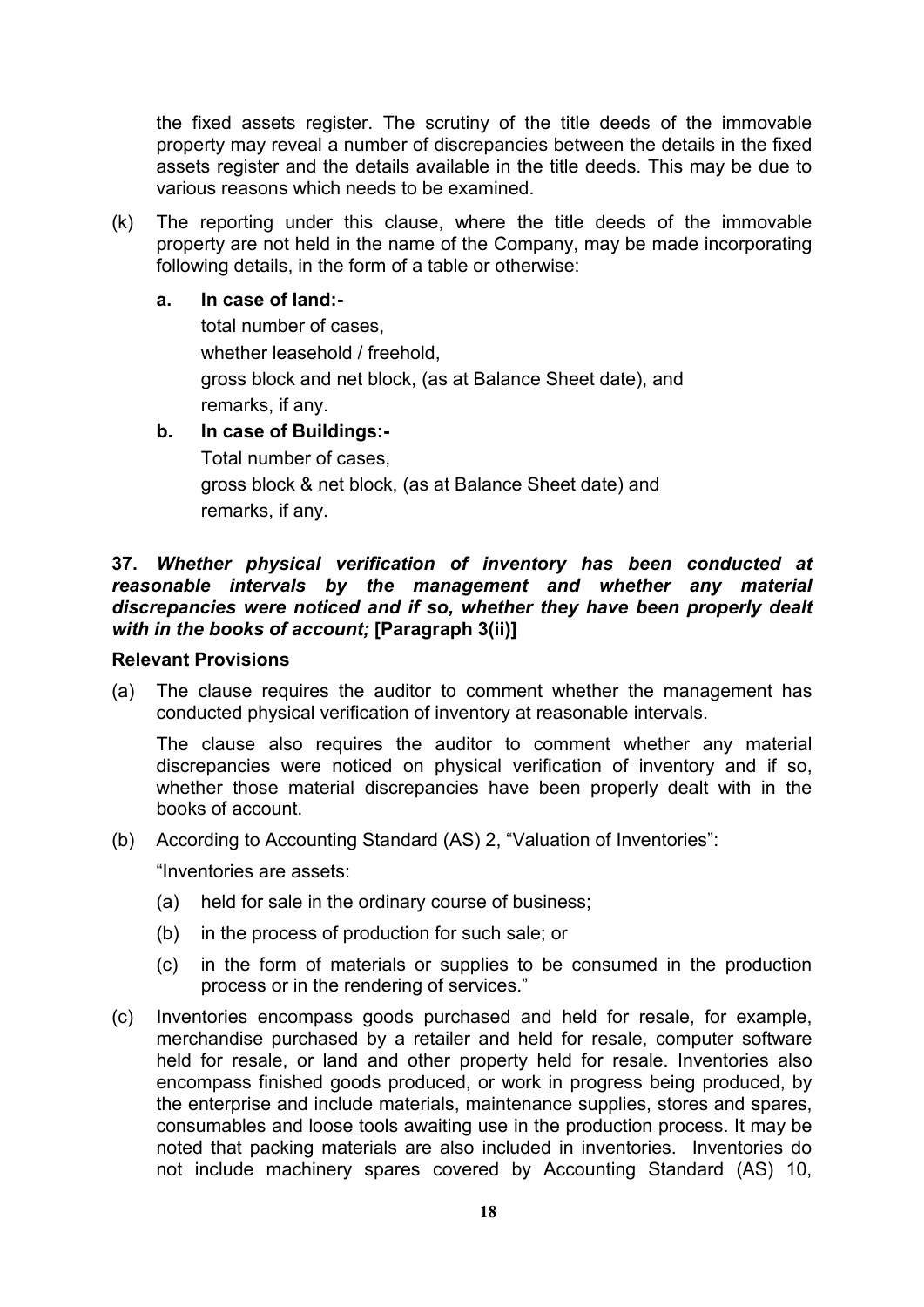the fixed assets register. The scrutiny of the title deeds of the immovable property may reveal a number of discrepancies between the details in the fixed assets register and the details available in the title deeds. This may be due to various reasons which needs to be examined.

(k) The reporting under this clause, where the title deeds of the immovable property are not held in the name of the Company, may be made incorporating following details, in the form of a table or otherwise:

   **a. In case of land:-**

   total number of cases,

   whether leasehold / freehold,

   gross block and net block, (as at Balance Sheet date), and

   remarks, if any.

   **b. In case of Buildings:-**

   Total number of cases,

   gross block & net block, (as at Balance Sheet date) and

   remarks, if any.

**37.** ***Whether physical verification of inventory has been conducted at reasonable intervals by the management and whether any material discrepancies were noticed and if so, whether they have been properly dealt with in the books of account;*** **[Paragraph 3(ii)]**

**Relevant Provisions**

(a) The clause requires the auditor to comment whether the management has conducted physical verification of inventory at reasonable intervals.

   The clause also requires the auditor to comment whether any material discrepancies were noticed on physical verification of inventory and if so, whether those material discrepancies have been properly dealt with in the books of account.

(b) According to Accounting Standard (AS) 2, "Valuation of Inventories":

   "Inventories are assets:

   (a) held for sale in the ordinary course of business;

   (b) in the process of production for such sale; or

   (c) in the form of materials or supplies to be consumed in the production process or in the rendering of services."

(c) Inventories encompass goods purchased and held for resale, for example, merchandise purchased by a retailer and held for resale, computer software held for resale, or land and other property held for resale. Inventories also encompass finished goods produced, or work in progress being produced, by the enterprise and include materials, maintenance supplies, stores and spares, consumables and loose tools awaiting use in the production process. It may be noted that packing materials are also included in inventories. Inventories do not include machinery spares covered by Accounting Standard (AS) 10,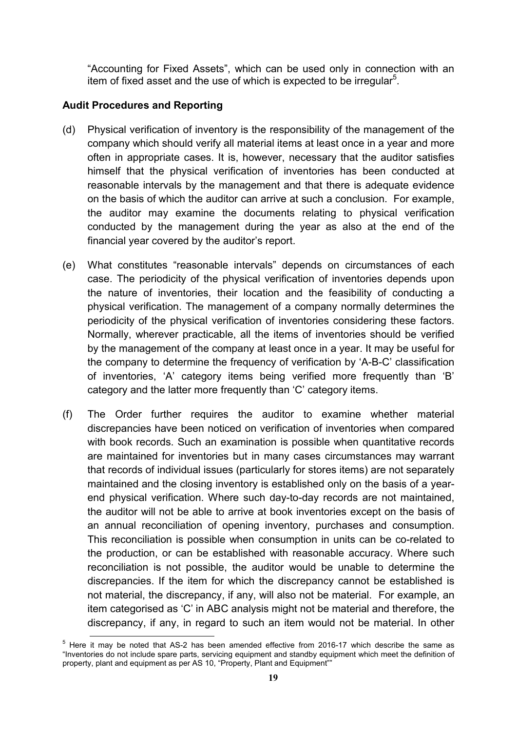"Accounting for Fixed Assets", which can be used only in connection with an item of fixed asset and the use of which is expected to be irregular[5].

**Audit Procedures and Reporting**

(d) Physical verification of inventory is the responsibility of the management of the company which should verify all material items at least once in a year and more often in appropriate cases. It is, however, necessary that the auditor satisfies himself that the physical verification of inventories has been conducted at reasonable intervals by the management and that there is adequate evidence on the basis of which the auditor can arrive at such a conclusion. For example, the auditor may examine the documents relating to physical verification conducted by the management during the year as also at the end of the financial year covered by the auditor's report.

(e) What constitutes "reasonable intervals" depends on circumstances of each case. The periodicity of the physical verification of inventories depends upon the nature of inventories, their location and the feasibility of conducting a physical verification. The management of a company normally determines the periodicity of the physical verification of inventories considering these factors. Normally, wherever practicable, all the items of inventories should be verified by the management of the company at least once in a year. It may be useful for the company to determine the frequency of verification by 'A-B-C' classification of inventories, 'A' category items being verified more frequently than 'B' category and the latter more frequently than 'C' category items.

(f) The Order further requires the auditor to examine whether material discrepancies have been noticed on verification of inventories when compared with book records. Such an examination is possible when quantitative records are maintained for inventories but in many cases circumstances may warrant that records of individual issues (particularly for stores items) are not separately maintained and the closing inventory is established only on the basis of a year-end physical verification. Where such day-to-day records are not maintained, the auditor will not be able to arrive at book inventories except on the basis of an annual reconciliation of opening inventory, purchases and consumption. This reconciliation is possible when consumption in units can be co-related to the production, or can be established with reasonable accuracy. Where such reconciliation is not possible, the auditor would be unable to determine the discrepancies. If the item for which the discrepancy cannot be established is not material, the discrepancy, if any, will also not be material. For example, an item categorised as 'C' in ABC analysis might not be material and therefore, the discrepancy, if any, in regard to such an item would not be material. In other

---

[5] Here it may be noted that AS-2 has been amended effective from 2016-17 which describe the same as "Inventories do not include spare parts, servicing equipment and standby equipment which meet the definition of property, plant and equipment as per AS 10, "Property, Plant and Equipment""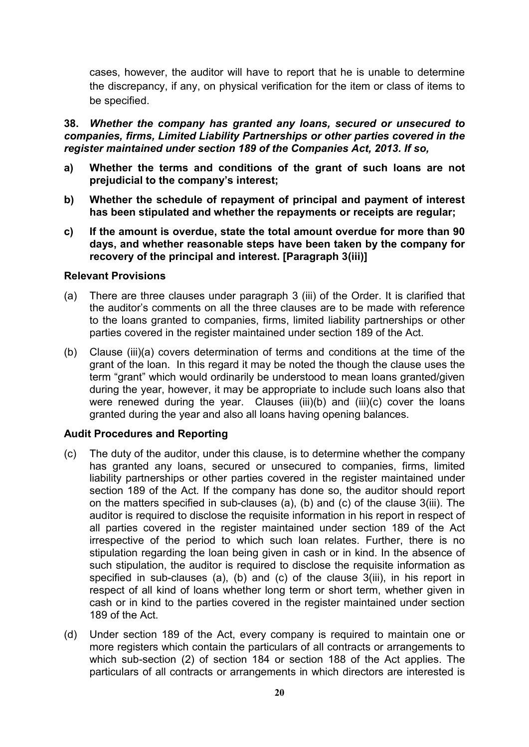cases, however, the auditor will have to report that he is unable to determine the discrepancy, if any, on physical verification for the item or class of items to be specified.

**38.** ***Whether the company has granted any loans, secured or unsecured to companies, firms, Limited Liability Partnerships or other parties covered in the register maintained under section 189 of the Companies Act, 2013. If so,***

**a) Whether the terms and conditions of the grant of such loans are not prejudicial to the company's interest;**

**b) Whether the schedule of repayment of principal and payment of interest has been stipulated and whether the repayments or receipts are regular;**

**c) If the amount is overdue, state the total amount overdue for more than 90 days, and whether reasonable steps have been taken by the company for recovery of the principal and interest. [Paragraph 3(iii)]**

**Relevant Provisions**

(a) There are three clauses under paragraph 3 (iii) of the Order. It is clarified that the auditor's comments on all the three clauses are to be made with reference to the loans granted to companies, firms, limited liability partnerships or other parties covered in the register maintained under section 189 of the Act.

(b) Clause (iii)(a) covers determination of terms and conditions at the time of the grant of the loan. In this regard it may be noted the though the clause uses the term "grant" which would ordinarily be understood to mean loans granted/given during the year, however, it may be appropriate to include such loans also that were renewed during the year. Clauses (iii)(b) and (iii)(c) cover the loans granted during the year and also all loans having opening balances.

**Audit Procedures and Reporting**

(c) The duty of the auditor, under this clause, is to determine whether the company has granted any loans, secured or unsecured to companies, firms, limited liability partnerships or other parties covered in the register maintained under section 189 of the Act. If the company has done so, the auditor should report on the matters specified in sub-clauses (a), (b) and (c) of the clause 3(iii). The auditor is required to disclose the requisite information in his report in respect of all parties covered in the register maintained under section 189 of the Act irrespective of the period to which such loan relates. Further, there is no stipulation regarding the loan being given in cash or in kind. In the absence of such stipulation, the auditor is required to disclose the requisite information as specified in sub-clauses (a), (b) and (c) of the clause 3(iii), in his report in respect of all kind of loans whether long term or short term, whether given in cash or in kind to the parties covered in the register maintained under section 189 of the Act.

(d) Under section 189 of the Act, every company is required to maintain one or more registers which contain the particulars of all contracts or arrangements to which sub-section (2) of section 184 or section 188 of the Act applies. The particulars of all contracts or arrangements in which directors are interested is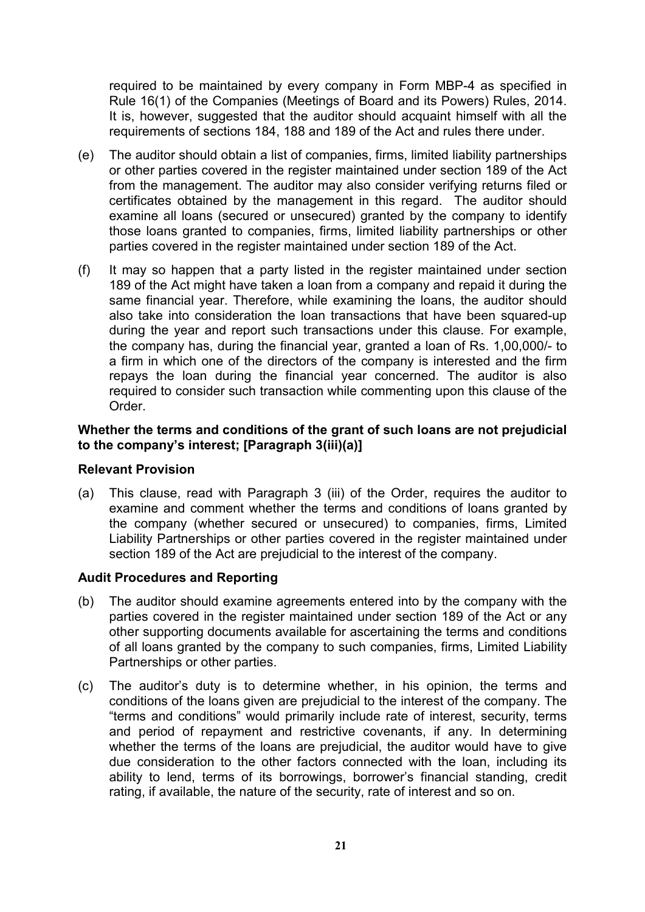required to be maintained by every company in Form MBP-4 as specified in Rule 16(1) of the Companies (Meetings of Board and its Powers) Rules, 2014. It is, however, suggested that the auditor should acquaint himself with all the requirements of sections 184, 188 and 189 of the Act and rules there under.

(e) The auditor should obtain a list of companies, firms, limited liability partnerships or other parties covered in the register maintained under section 189 of the Act from the management. The auditor may also consider verifying returns filed or certificates obtained by the management in this regard. The auditor should examine all loans (secured or unsecured) granted by the company to identify those loans granted to companies, firms, limited liability partnerships or other parties covered in the register maintained under section 189 of the Act.

(f) It may so happen that a party listed in the register maintained under section 189 of the Act might have taken a loan from a company and repaid it during the same financial year. Therefore, while examining the loans, the auditor should also take into consideration the loan transactions that have been squared-up during the year and report such transactions under this clause. For example, the company has, during the financial year, granted a loan of Rs. 1,00,000/- to a firm in which one of the directors of the company is interested and the firm repays the loan during the financial year concerned. The auditor is also required to consider such transaction while commenting upon this clause of the Order.

**Whether the terms and conditions of the grant of such loans are not prejudicial to the company's interest; [Paragraph 3(iii)(a)]**

**Relevant Provision**

(a) This clause, read with Paragraph 3 (iii) of the Order, requires the auditor to examine and comment whether the terms and conditions of loans granted by the company (whether secured or unsecured) to companies, firms, Limited Liability Partnerships or other parties covered in the register maintained under section 189 of the Act are prejudicial to the interest of the company.

**Audit Procedures and Reporting**

(b) The auditor should examine agreements entered into by the company with the parties covered in the register maintained under section 189 of the Act or any other supporting documents available for ascertaining the terms and conditions of all loans granted by the company to such companies, firms, Limited Liability Partnerships or other parties.

(c) The auditor's duty is to determine whether, in his opinion, the terms and conditions of the loans given are prejudicial to the interest of the company. The "terms and conditions" would primarily include rate of interest, security, terms and period of repayment and restrictive covenants, if any. In determining whether the terms of the loans are prejudicial, the auditor would have to give due consideration to the other factors connected with the loan, including its ability to lend, terms of its borrowings, borrower's financial standing, credit rating, if available, the nature of the security, rate of interest and so on.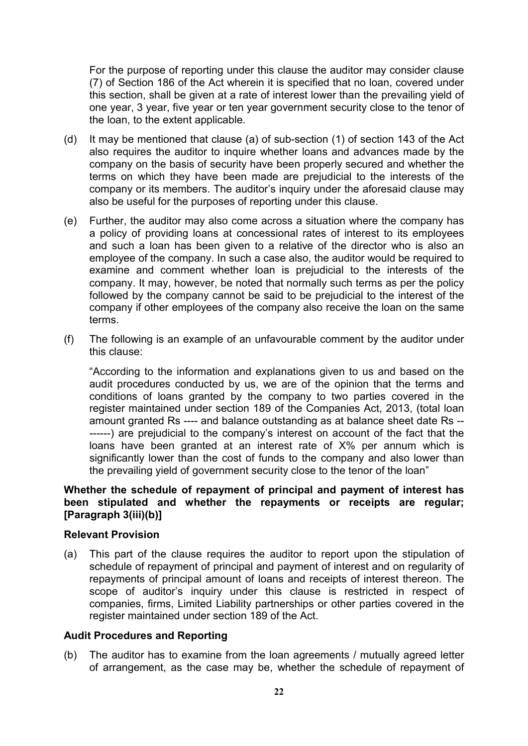For the purpose of reporting under this clause the auditor may consider clause (7) of Section 186 of the Act wherein it is specified that no loan, covered under this section, shall be given at a rate of interest lower than the prevailing yield of one year, 3 year, five year or ten year government security close to the tenor of the loan, to the extent applicable.

(d) It may be mentioned that clause (a) of sub-section (1) of section 143 of the Act also requires the auditor to inquire whether loans and advances made by the company on the basis of security have been properly secured and whether the terms on which they have been made are prejudicial to the interests of the company or its members. The auditor's inquiry under the aforesaid clause may also be useful for the purposes of reporting under this clause.

(e) Further, the auditor may also come across a situation where the company has a policy of providing loans at concessional rates of interest to its employees and such a loan has been given to a relative of the director who is also an employee of the company. In such a case also, the auditor would be required to examine and comment whether loan is prejudicial to the interests of the company. It may, however, be noted that normally such terms as per the policy followed by the company cannot be said to be prejudicial to the interest of the company if other employees of the company also receive the loan on the same terms.

(f) The following is an example of an unfavourable comment by the auditor under this clause:

"According to the information and explanations given to us and based on the audit procedures conducted by us, we are of the opinion that the terms and conditions of loans granted by the company to two parties covered in the register maintained under section 189 of the Companies Act, 2013, (total loan amount granted Rs ---- and balance outstanding as at balance sheet date Rs --------) are prejudicial to the company's interest on account of the fact that the loans have been granted at an interest rate of X% per annum which is significantly lower than the cost of funds to the company and also lower than the prevailing yield of government security close to the tenor of the loan"

**Whether the schedule of repayment of principal and payment of interest has been stipulated and whether the repayments or receipts are regular; [Paragraph 3(iii)(b)]**

**Relevant Provision**

(a) This part of the clause requires the auditor to report upon the stipulation of schedule of repayment of principal and payment of interest and on regularity of repayments of principal amount of loans and receipts of interest thereon. The scope of auditor's inquiry under this clause is restricted in respect of companies, firms, Limited Liability partnerships or other parties covered in the register maintained under section 189 of the Act.

**Audit Procedures and Reporting**

(b) The auditor has to examine from the loan agreements / mutually agreed letter of arrangement, as the case may be, whether the schedule of repayment of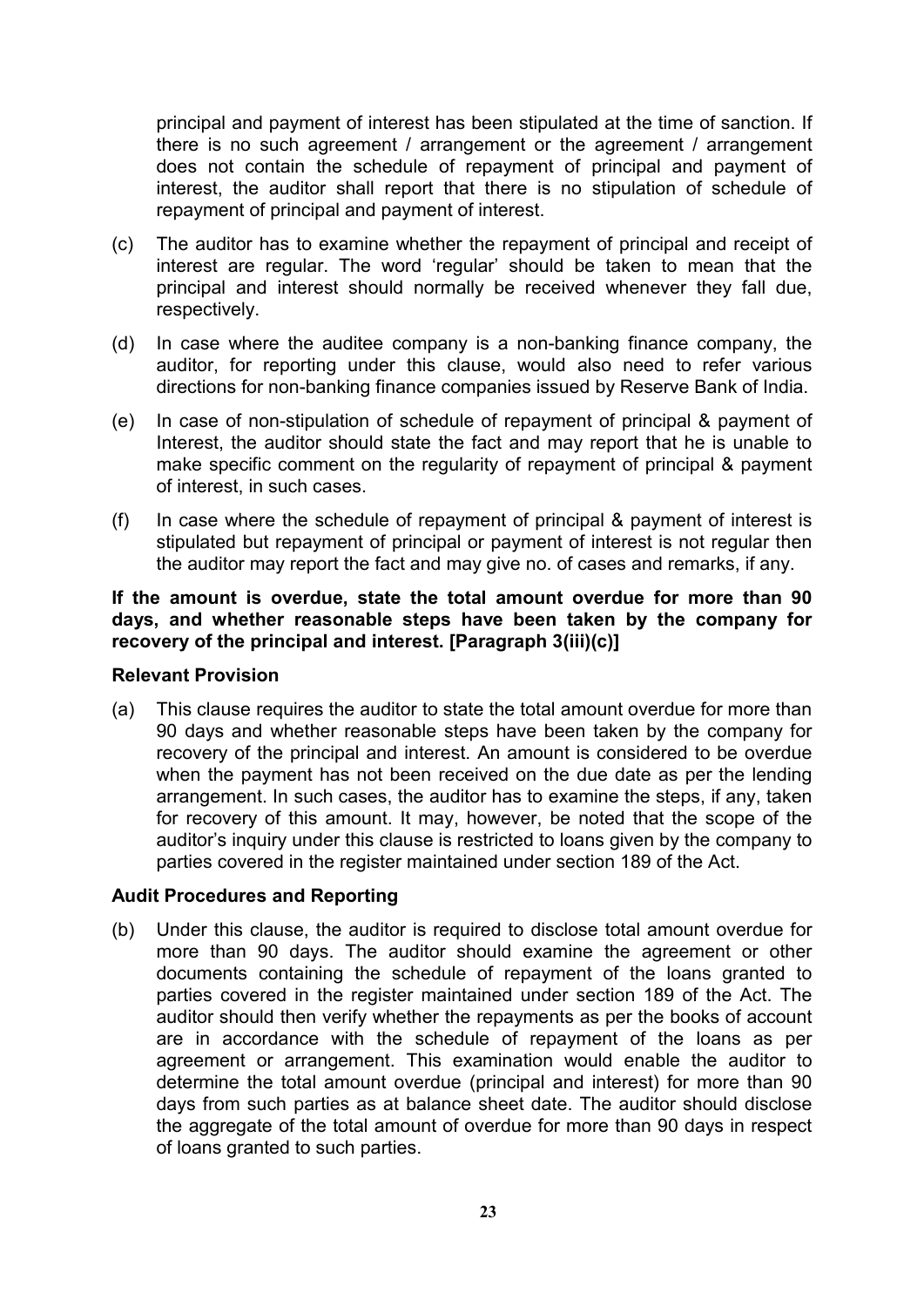principal and payment of interest has been stipulated at the time of sanction. If there is no such agreement / arrangement or the agreement / arrangement does not contain the schedule of repayment of principal and payment of interest, the auditor shall report that there is no stipulation of schedule of repayment of principal and payment of interest.

(c) The auditor has to examine whether the repayment of principal and receipt of interest are regular. The word 'regular' should be taken to mean that the principal and interest should normally be received whenever they fall due, respectively.

(d) In case where the auditee company is a non-banking finance company, the auditor, for reporting under this clause, would also need to refer various directions for non-banking finance companies issued by Reserve Bank of India.

(e) In case of non-stipulation of schedule of repayment of principal & payment of Interest, the auditor should state the fact and may report that he is unable to make specific comment on the regularity of repayment of principal & payment of interest, in such cases.

(f) In case where the schedule of repayment of principal & payment of interest is stipulated but repayment of principal or payment of interest is not regular then the auditor may report the fact and may give no. of cases and remarks, if any.

**If the amount is overdue, state the total amount overdue for more than 90 days, and whether reasonable steps have been taken by the company for recovery of the principal and interest. [Paragraph 3(iii)(c)]**

**Relevant Provision**

(a) This clause requires the auditor to state the total amount overdue for more than 90 days and whether reasonable steps have been taken by the company for recovery of the principal and interest. An amount is considered to be overdue when the payment has not been received on the due date as per the lending arrangement. In such cases, the auditor has to examine the steps, if any, taken for recovery of this amount. It may, however, be noted that the scope of the auditor's inquiry under this clause is restricted to loans given by the company to parties covered in the register maintained under section 189 of the Act.

**Audit Procedures and Reporting**

(b) Under this clause, the auditor is required to disclose total amount overdue for more than 90 days. The auditor should examine the agreement or other documents containing the schedule of repayment of the loans granted to parties covered in the register maintained under section 189 of the Act. The auditor should then verify whether the repayments as per the books of account are in accordance with the schedule of repayment of the loans as per agreement or arrangement. This examination would enable the auditor to determine the total amount overdue (principal and interest) for more than 90 days from such parties as at balance sheet date. The auditor should disclose the aggregate of the total amount of overdue for more than 90 days in respect of loans granted to such parties.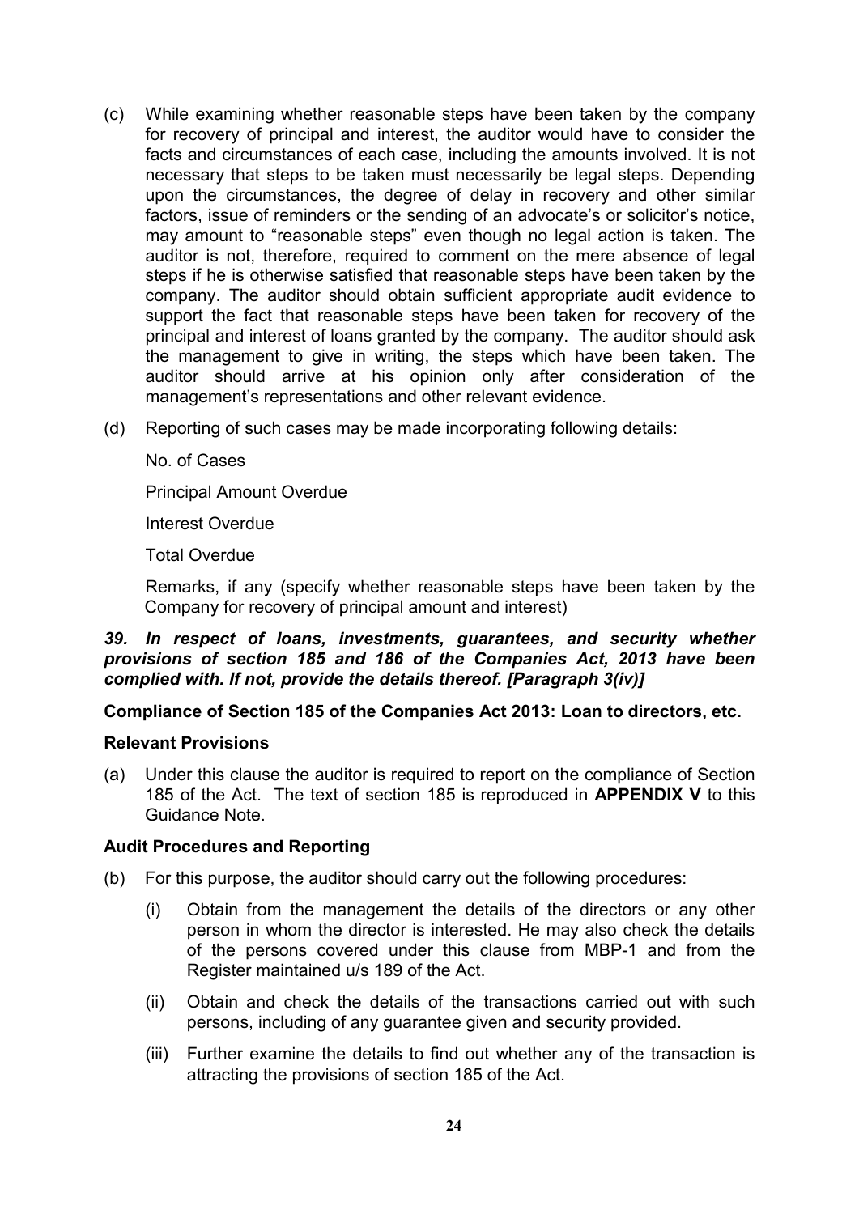(c) While examining whether reasonable steps have been taken by the company for recovery of principal and interest, the auditor would have to consider the facts and circumstances of each case, including the amounts involved. It is not necessary that steps to be taken must necessarily be legal steps. Depending upon the circumstances, the degree of delay in recovery and other similar factors, issue of reminders or the sending of an advocate's or solicitor's notice, may amount to "reasonable steps" even though no legal action is taken. The auditor is not, therefore, required to comment on the mere absence of legal steps if he is otherwise satisfied that reasonable steps have been taken by the company. The auditor should obtain sufficient appropriate audit evidence to support the fact that reasonable steps have been taken for recovery of the principal and interest of loans granted by the company. The auditor should ask the management to give in writing, the steps which have been taken. The auditor should arrive at his opinion only after consideration of the management's representations and other relevant evidence.

(d) Reporting of such cases may be made incorporating following details:

No. of Cases

Principal Amount Overdue

Interest Overdue

Total Overdue

Remarks, if any (specify whether reasonable steps have been taken by the Company for recovery of principal amount and interest)

***39. In respect of loans, investments, guarantees, and security whether provisions of section 185 and 186 of the Companies Act, 2013 have been complied with. If not, provide the details thereof. [Paragraph 3(iv)]***

**Compliance of Section 185 of the Companies Act 2013: Loan to directors, etc.**

**Relevant Provisions**

(a) Under this clause the auditor is required to report on the compliance of Section 185 of the Act. The text of section 185 is reproduced in **APPENDIX V** to this Guidance Note.

**Audit Procedures and Reporting**

(b) For this purpose, the auditor should carry out the following procedures:

(i) Obtain from the management the details of the directors or any other person in whom the director is interested. He may also check the details of the persons covered under this clause from MBP-1 and from the Register maintained u/s 189 of the Act.

(ii) Obtain and check the details of the transactions carried out with such persons, including of any guarantee given and security provided.

(iii) Further examine the details to find out whether any of the transaction is attracting the provisions of section 185 of the Act.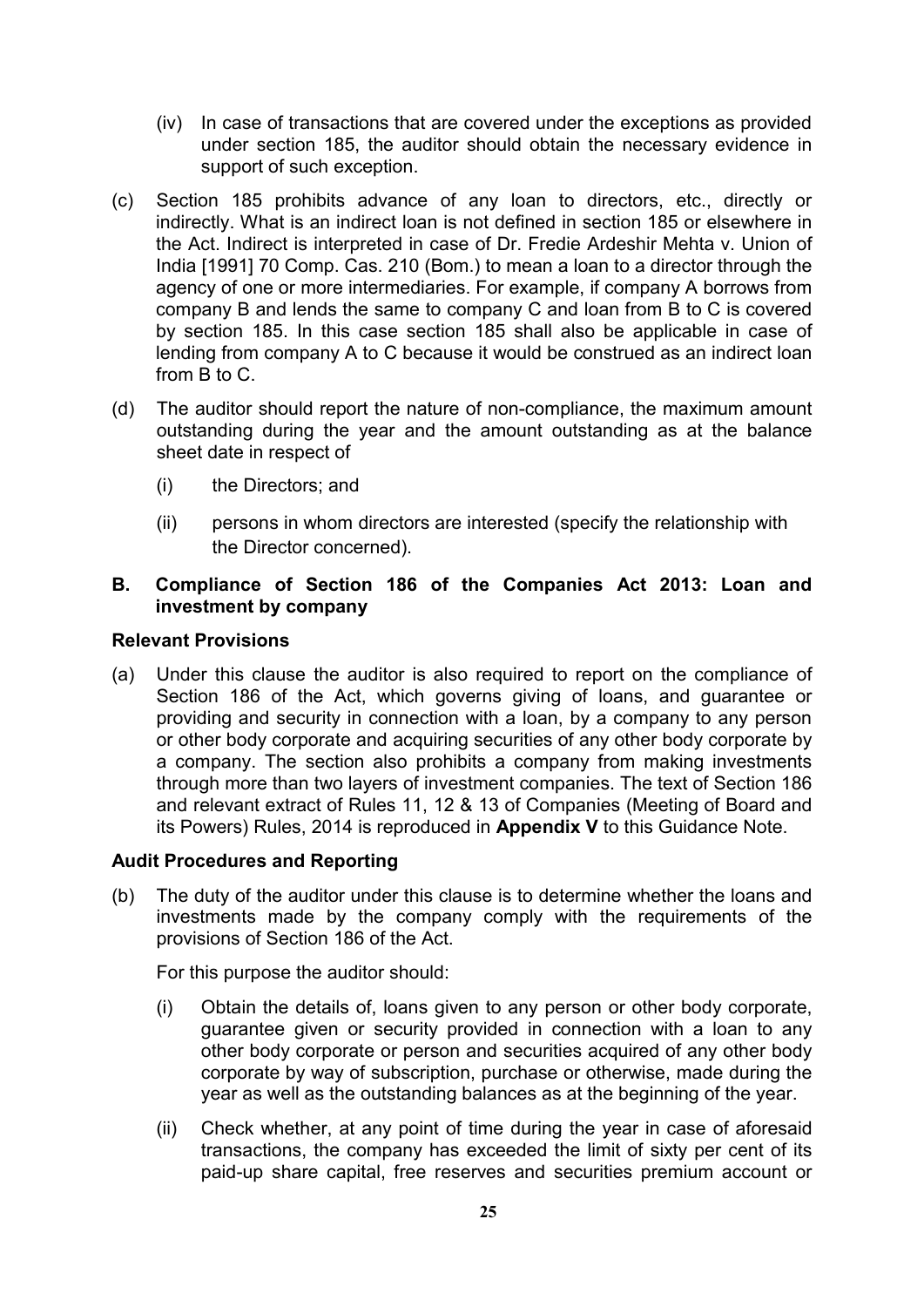(iv) In case of transactions that are covered under the exceptions as provided under section 185, the auditor should obtain the necessary evidence in support of such exception.

(c) Section 185 prohibits advance of any loan to directors, etc., directly or indirectly. What is an indirect loan is not defined in section 185 or elsewhere in the Act. Indirect is interpreted in case of Dr. Fredie Ardeshir Mehta v. Union of India [1991] 70 Comp. Cas. 210 (Bom.) to mean a loan to a director through the agency of one or more intermediaries. For example, if company A borrows from company B and lends the same to company C and loan from B to C is covered by section 185. In this case section 185 shall also be applicable in case of lending from company A to C because it would be construed as an indirect loan from B to C.

(d) The auditor should report the nature of non-compliance, the maximum amount outstanding during the year and the amount outstanding as at the balance sheet date in respect of

  (i) the Directors; and

  (ii) persons in whom directors are interested (specify the relationship with the Director concerned).

## B. Compliance of Section 186 of the Companies Act 2013: Loan and investment by company

### Relevant Provisions

(a) Under this clause the auditor is also required to report on the compliance of Section 186 of the Act, which governs giving of loans, and guarantee or providing and security in connection with a loan, by a company to any person or other body corporate and acquiring securities of any other body corporate by a company. The section also prohibits a company from making investments through more than two layers of investment companies. The text of Section 186 and relevant extract of Rules 11, 12 & 13 of Companies (Meeting of Board and its Powers) Rules, 2014 is reproduced in **Appendix V** to this Guidance Note.

### Audit Procedures and Reporting

(b) The duty of the auditor under this clause is to determine whether the loans and investments made by the company comply with the requirements of the provisions of Section 186 of the Act.

For this purpose the auditor should:

  (i) Obtain the details of, loans given to any person or other body corporate, guarantee given or security provided in connection with a loan to any other body corporate or person and securities acquired of any other body corporate by way of subscription, purchase or otherwise, made during the year as well as the outstanding balances as at the beginning of the year.

  (ii) Check whether, at any point of time during the year in case of aforesaid transactions, the company has exceeded the limit of sixty per cent of its paid-up share capital, free reserves and securities premium account or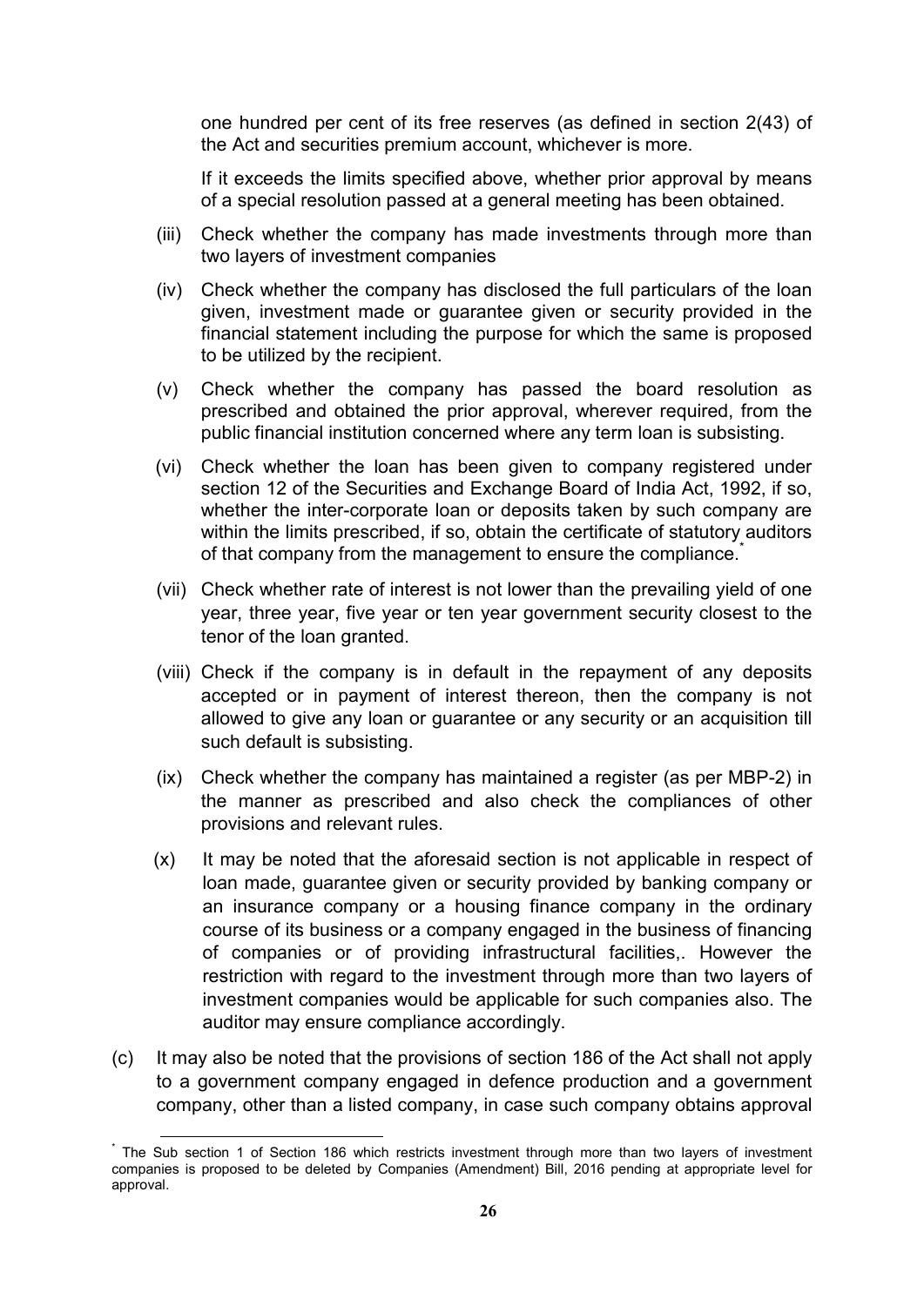one hundred per cent of its free reserves (as defined in section 2(43) of the Act and securities premium account, whichever is more.

If it exceeds the limits specified above, whether prior approval by means of a special resolution passed at a general meeting has been obtained.

(iii) Check whether the company has made investments through more than two layers of investment companies

(iv) Check whether the company has disclosed the full particulars of the loan given, investment made or guarantee given or security provided in the financial statement including the purpose for which the same is proposed to be utilized by the recipient.

(v) Check whether the company has passed the board resolution as prescribed and obtained the prior approval, wherever required, from the public financial institution concerned where any term loan is subsisting.

(vi) Check whether the loan has been given to company registered under section 12 of the Securities and Exchange Board of India Act, 1992, if so, whether the inter-corporate loan or deposits taken by such company are within the limits prescribed, if so, obtain the certificate of statutory auditors of that company from the management to ensure the compliance.[*]

(vii) Check whether rate of interest is not lower than the prevailing yield of one year, three year, five year or ten year government security closest to the tenor of the loan granted.

(viii) Check if the company is in default in the repayment of any deposits accepted or in payment of interest thereon, then the company is not allowed to give any loan or guarantee or any security or an acquisition till such default is subsisting.

(ix) Check whether the company has maintained a register (as per MBP-2) in the manner as prescribed and also check the compliances of other provisions and relevant rules.

(x) It may be noted that the aforesaid section is not applicable in respect of loan made, guarantee given or security provided by banking company or an insurance company or a housing finance company in the ordinary course of its business or a company engaged in the business of financing of companies or of providing infrastructural facilities,. However the restriction with regard to the investment through more than two layers of investment companies would be applicable for such companies also. The auditor may ensure compliance accordingly.

(c) It may also be noted that the provisions of section 186 of the Act shall not apply to a government company engaged in defence production and a government company, other than a listed company, in case such company obtains approval

---

[*] The Sub section 1 of Section 186 which restricts investment through more than two layers of investment companies is proposed to be deleted by Companies (Amendment) Bill, 2016 pending at appropriate level for approval.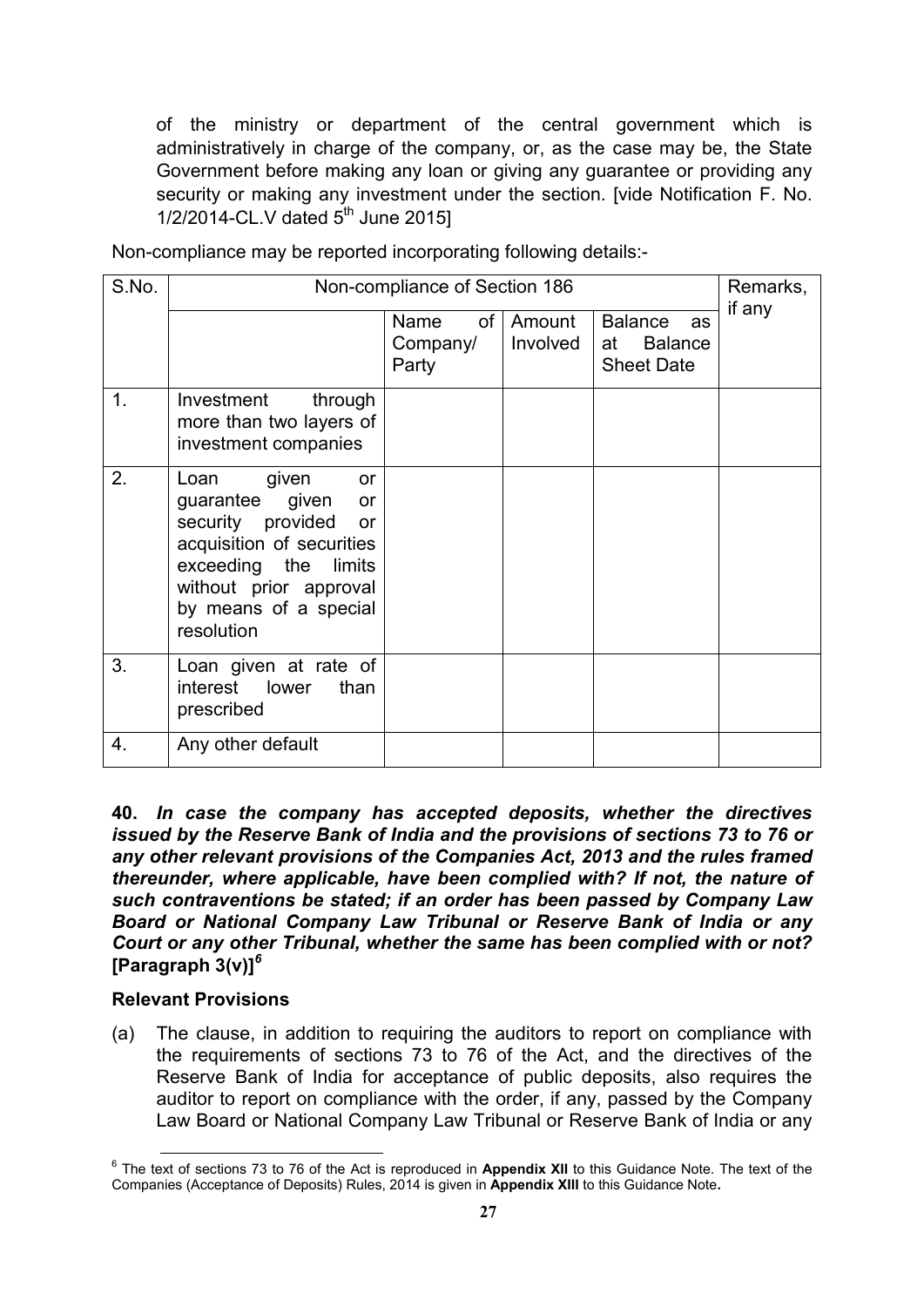of the ministry or department of the central government which is administratively in charge of the company, or, as the case may be, the State Government before making any loan or giving any guarantee or providing any security or making any investment under the section. [vide Notification F. No. 1/2/2014-CL.V dated 5th June 2015]

Non-compliance may be reported incorporating following details:-

| S.No. | Non-compliance of Section 186 | | | | Remarks, if any |
|---|---|---|---|---|---|
| | | Name of Company/ Party | Amount Involved | Balance as at Balance Sheet Date | |
| 1. | Investment through more than two layers of investment companies | | | | |
| 2. | Loan given or guarantee given or security provided or acquisition of securities exceeding the limits without prior approval by means of a special resolution | | | | |
| 3. | Loan given at rate of interest lower than prescribed | | | | |
| 4. | Any other default | | | | |

**40.** ***In case the company has accepted deposits, whether the directives issued by the Reserve Bank of India and the provisions of sections 73 to 76 or any other relevant provisions of the Companies Act, 2013 and the rules framed thereunder, where applicable, have been complied with? If not, the nature of such contraventions be stated; if an order has been passed by Company Law Board or National Company Law Tribunal or Reserve Bank of India or any Court or any other Tribunal, whether the same has been complied with or not?*** **[Paragraph 3(v)]**[6]

**Relevant Provisions**

(a) The clause, in addition to requiring the auditors to report on compliance with the requirements of sections 73 to 76 of the Act, and the directives of the Reserve Bank of India for acceptance of public deposits, also requires the auditor to report on compliance with the order, if any, passed by the Company Law Board or National Company Law Tribunal or Reserve Bank of India or any

[6] The text of sections 73 to 76 of the Act is reproduced in **Appendix XII** to this Guidance Note. The text of the Companies (Acceptance of Deposits) Rules, 2014 is given in **Appendix XIII** to this Guidance Note.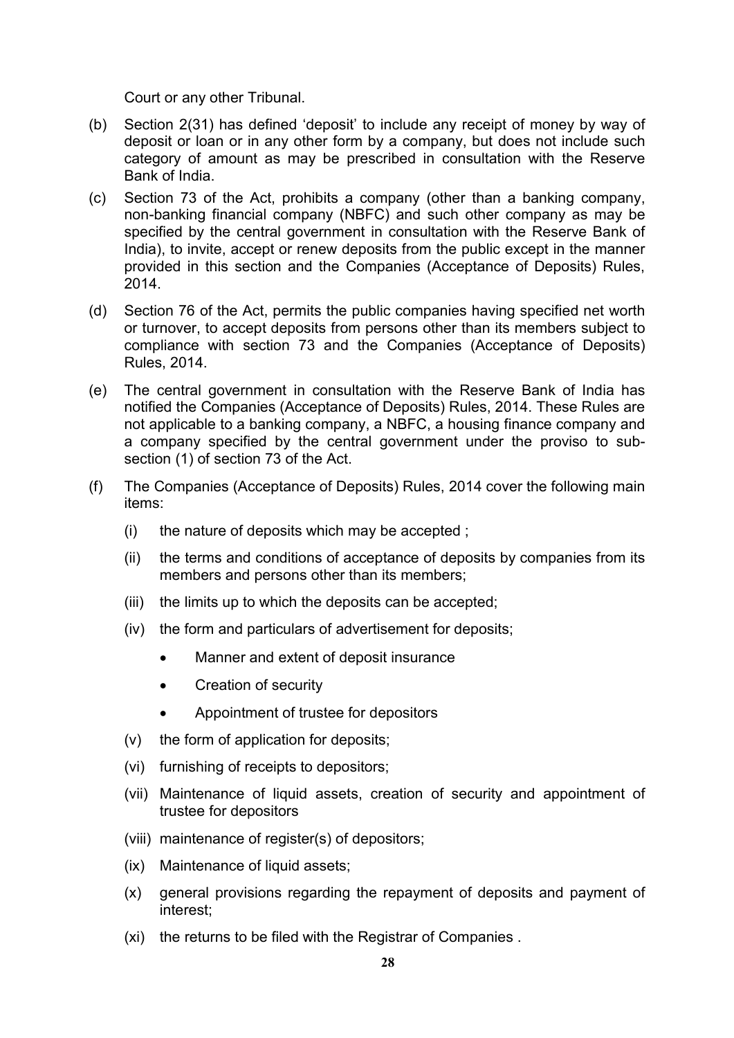Court or any other Tribunal.

(b) Section 2(31) has defined 'deposit' to include any receipt of money by way of deposit or loan or in any other form by a company, but does not include such category of amount as may be prescribed in consultation with the Reserve Bank of India.

(c) Section 73 of the Act, prohibits a company (other than a banking company, non-banking financial company (NBFC) and such other company as may be specified by the central government in consultation with the Reserve Bank of India), to invite, accept or renew deposits from the public except in the manner provided in this section and the Companies (Acceptance of Deposits) Rules, 2014.

(d) Section 76 of the Act, permits the public companies having specified net worth or turnover, to accept deposits from persons other than its members subject to compliance with section 73 and the Companies (Acceptance of Deposits) Rules, 2014.

(e) The central government in consultation with the Reserve Bank of India has notified the Companies (Acceptance of Deposits) Rules, 2014. These Rules are not applicable to a banking company, a NBFC, a housing finance company and a company specified by the central government under the proviso to sub-section (1) of section 73 of the Act.

(f) The Companies (Acceptance of Deposits) Rules, 2014 cover the following main items:

  (i) the nature of deposits which may be accepted ;

  (ii) the terms and conditions of acceptance of deposits by companies from its members and persons other than its members;

  (iii) the limits up to which the deposits can be accepted;

  (iv) the form and particulars of advertisement for deposits;

   - Manner and extent of deposit insurance
   - Creation of security
   - Appointment of trustee for depositors

  (v) the form of application for deposits;

  (vi) furnishing of receipts to depositors;

  (vii) Maintenance of liquid assets, creation of security and appointment of trustee for depositors

  (viii) maintenance of register(s) of depositors;

  (ix) Maintenance of liquid assets;

  (x) general provisions regarding the repayment of deposits and payment of interest;

  (xi) the returns to be filed with the Registrar of Companies .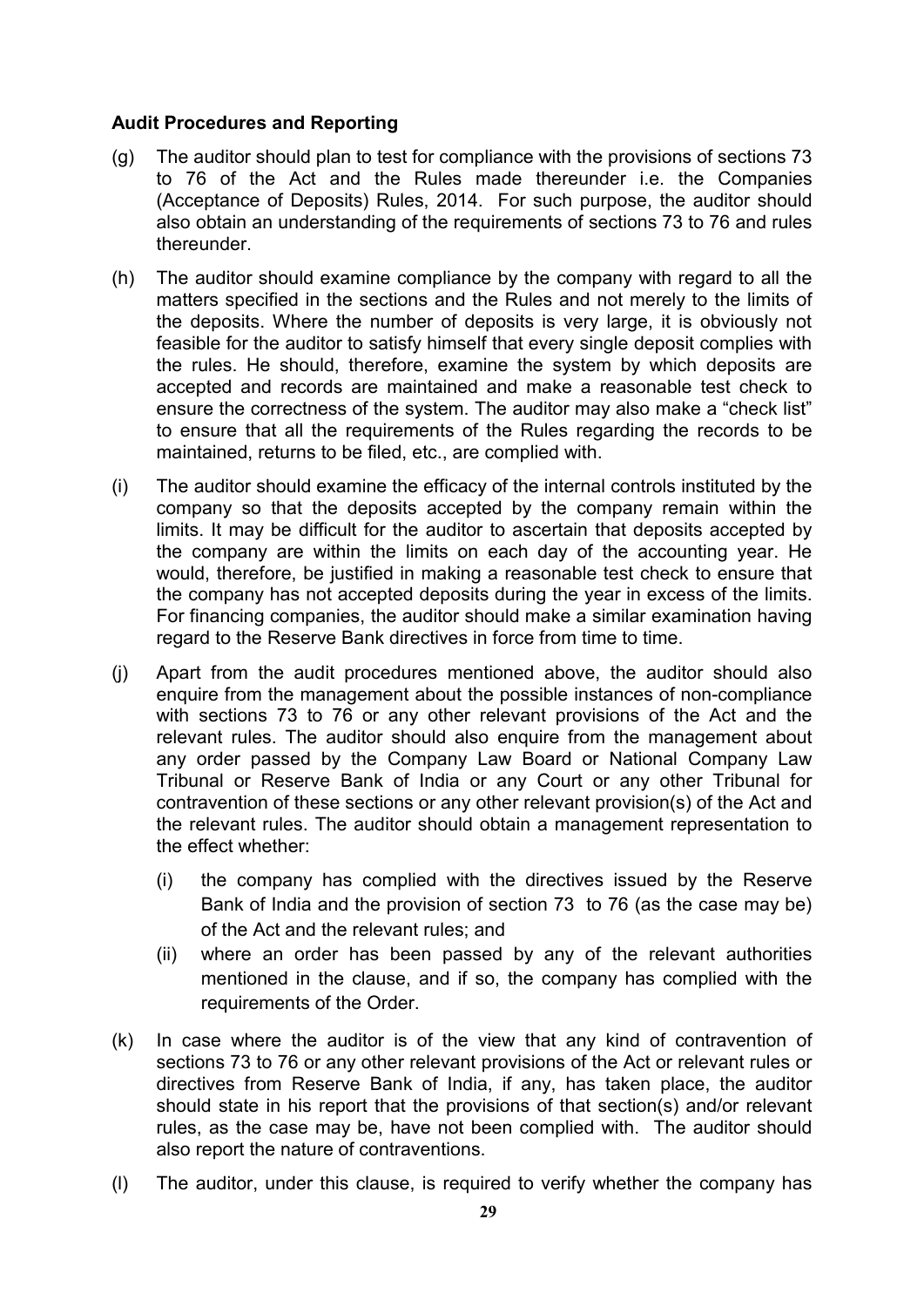**Audit Procedures and Reporting**

(g) The auditor should plan to test for compliance with the provisions of sections 73 to 76 of the Act and the Rules made thereunder i.e. the Companies (Acceptance of Deposits) Rules, 2014. For such purpose, the auditor should also obtain an understanding of the requirements of sections 73 to 76 and rules thereunder.

(h) The auditor should examine compliance by the company with regard to all the matters specified in the sections and the Rules and not merely to the limits of the deposits. Where the number of deposits is very large, it is obviously not feasible for the auditor to satisfy himself that every single deposit complies with the rules. He should, therefore, examine the system by which deposits are accepted and records are maintained and make a reasonable test check to ensure the correctness of the system. The auditor may also make a "check list" to ensure that all the requirements of the Rules regarding the records to be maintained, returns to be filed, etc., are complied with.

(i) The auditor should examine the efficacy of the internal controls instituted by the company so that the deposits accepted by the company remain within the limits. It may be difficult for the auditor to ascertain that deposits accepted by the company are within the limits on each day of the accounting year. He would, therefore, be justified in making a reasonable test check to ensure that the company has not accepted deposits during the year in excess of the limits. For financing companies, the auditor should make a similar examination having regard to the Reserve Bank directives in force from time to time.

(j) Apart from the audit procedures mentioned above, the auditor should also enquire from the management about the possible instances of non-compliance with sections 73 to 76 or any other relevant provisions of the Act and the relevant rules. The auditor should also enquire from the management about any order passed by the Company Law Board or National Company Law Tribunal or Reserve Bank of India or any Court or any other Tribunal for contravention of these sections or any other relevant provision(s) of the Act and the relevant rules. The auditor should obtain a management representation to the effect whether:

   (i) the company has complied with the directives issued by the Reserve Bank of India and the provision of section 73 to 76 (as the case may be) of the Act and the relevant rules; and

   (ii) where an order has been passed by any of the relevant authorities mentioned in the clause, and if so, the company has complied with the requirements of the Order.

(k) In case where the auditor is of the view that any kind of contravention of sections 73 to 76 or any other relevant provisions of the Act or relevant rules or directives from Reserve Bank of India, if any, has taken place, the auditor should state in his report that the provisions of that section(s) and/or relevant rules, as the case may be, have not been complied with. The auditor should also report the nature of contraventions.

(l) The auditor, under this clause, is required to verify whether the company has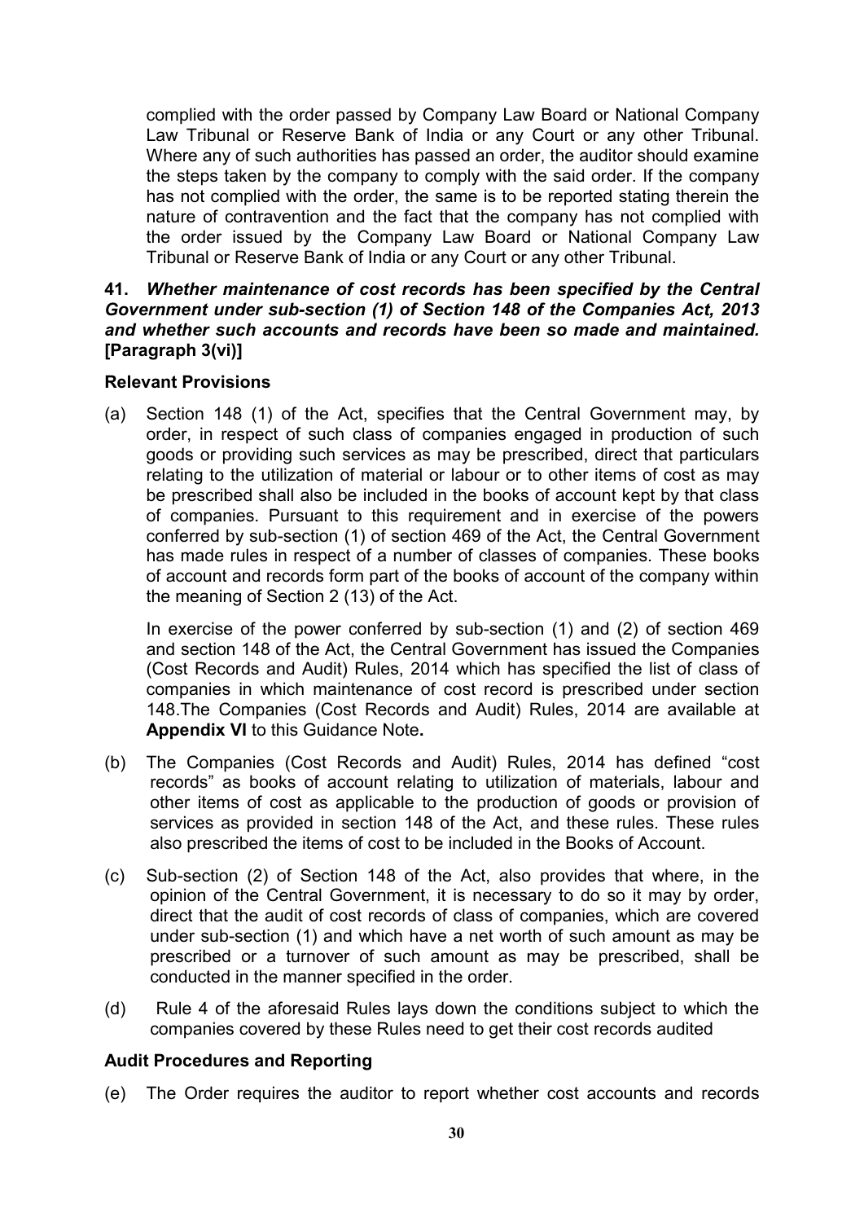complied with the order passed by Company Law Board or National Company Law Tribunal or Reserve Bank of India or any Court or any other Tribunal. Where any of such authorities has passed an order, the auditor should examine the steps taken by the company to comply with the said order. If the company has not complied with the order, the same is to be reported stating therein the nature of contravention and the fact that the company has not complied with the order issued by the Company Law Board or National Company Law Tribunal or Reserve Bank of India or any Court or any other Tribunal.

**41.** ***Whether maintenance of cost records has been specified by the Central Government under sub-section (1) of Section 148 of the Companies Act, 2013 and whether such accounts and records have been so made and maintained.* [Paragraph 3(vi)]**

**Relevant Provisions**

(a) Section 148 (1) of the Act, specifies that the Central Government may, by order, in respect of such class of companies engaged in production of such goods or providing such services as may be prescribed, direct that particulars relating to the utilization of material or labour or to other items of cost as may be prescribed shall also be included in the books of account kept by that class of companies. Pursuant to this requirement and in exercise of the powers conferred by sub-section (1) of section 469 of the Act, the Central Government has made rules in respect of a number of classes of companies. These books of account and records form part of the books of account of the company within the meaning of Section 2 (13) of the Act.

In exercise of the power conferred by sub-section (1) and (2) of section 469 and section 148 of the Act, the Central Government has issued the Companies (Cost Records and Audit) Rules, 2014 which has specified the list of class of companies in which maintenance of cost record is prescribed under section 148.The Companies (Cost Records and Audit) Rules, 2014 are available at **Appendix VI** to this Guidance Note**.**

(b) The Companies (Cost Records and Audit) Rules, 2014 has defined "cost records" as books of account relating to utilization of materials, labour and other items of cost as applicable to the production of goods or provision of services as provided in section 148 of the Act, and these rules. These rules also prescribed the items of cost to be included in the Books of Account.

(c) Sub-section (2) of Section 148 of the Act, also provides that where, in the opinion of the Central Government, it is necessary to do so it may by order, direct that the audit of cost records of class of companies, which are covered under sub-section (1) and which have a net worth of such amount as may be prescribed or a turnover of such amount as may be prescribed, shall be conducted in the manner specified in the order.

(d) Rule 4 of the aforesaid Rules lays down the conditions subject to which the companies covered by these Rules need to get their cost records audited

**Audit Procedures and Reporting**

(e) The Order requires the auditor to report whether cost accounts and records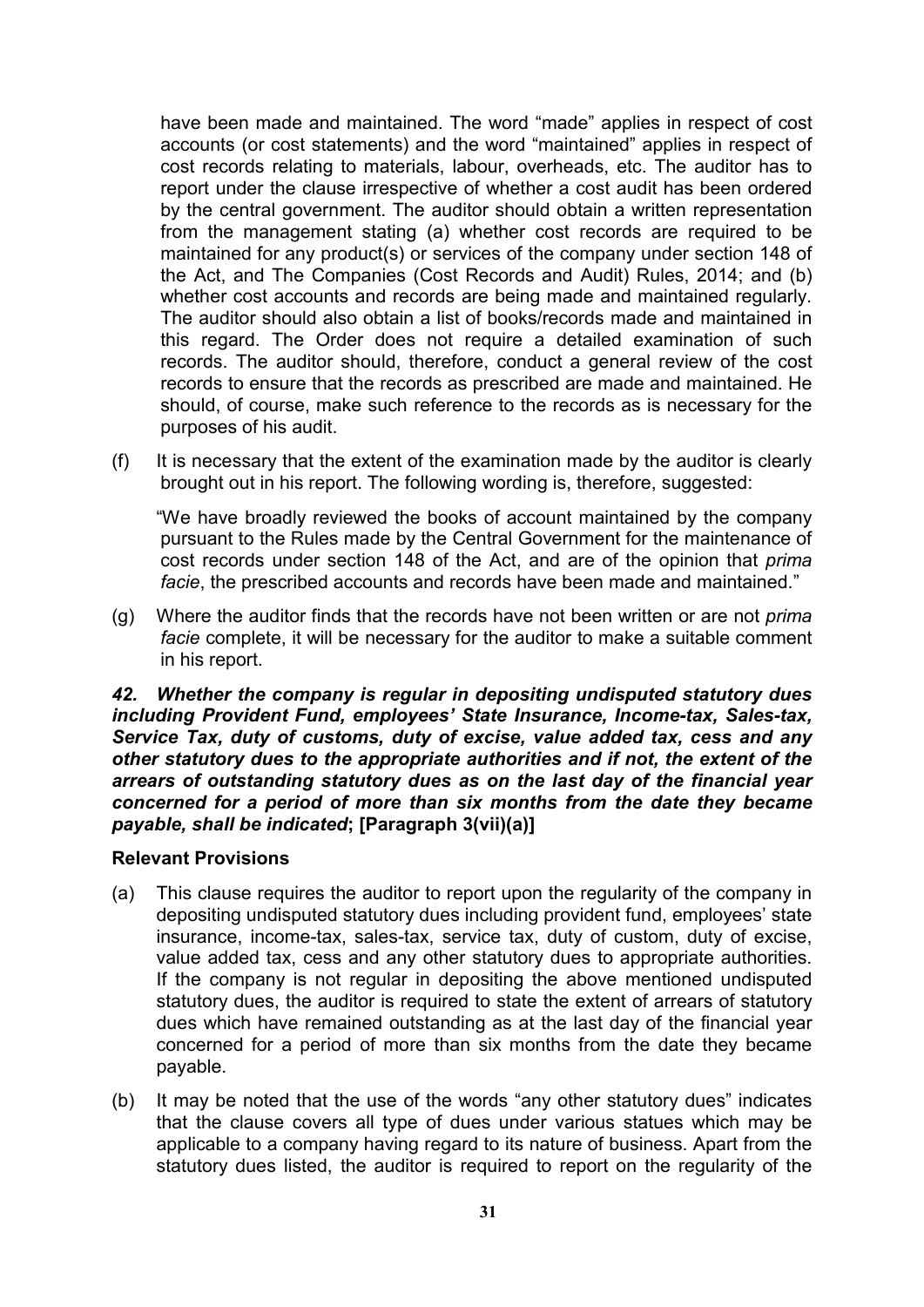have been made and maintained. The word "made" applies in respect of cost accounts (or cost statements) and the word "maintained" applies in respect of cost records relating to materials, labour, overheads, etc. The auditor has to report under the clause irrespective of whether a cost audit has been ordered by the central government. The auditor should obtain a written representation from the management stating (a) whether cost records are required to be maintained for any product(s) or services of the company under section 148 of the Act, and The Companies (Cost Records and Audit) Rules, 2014; and (b) whether cost accounts and records are being made and maintained regularly. The auditor should also obtain a list of books/records made and maintained in this regard. The Order does not require a detailed examination of such records. The auditor should, therefore, conduct a general review of the cost records to ensure that the records as prescribed are made and maintained. He should, of course, make such reference to the records as is necessary for the purposes of his audit.

(f) It is necessary that the extent of the examination made by the auditor is clearly brought out in his report. The following wording is, therefore, suggested:

"We have broadly reviewed the books of account maintained by the company pursuant to the Rules made by the Central Government for the maintenance of cost records under section 148 of the Act, and are of the opinion that *prima facie*, the prescribed accounts and records have been made and maintained."

(g) Where the auditor finds that the records have not been written or are not *prima facie* complete, it will be necessary for the auditor to make a suitable comment in his report.

***42. Whether the company is regular in depositing undisputed statutory dues including Provident Fund, employees' State Insurance, Income-tax, Sales-tax, Service Tax, duty of customs, duty of excise, value added tax, cess and any other statutory dues to the appropriate authorities and if not, the extent of the arrears of outstanding statutory dues as on the last day of the financial year concerned for a period of more than six months from the date they became payable, shall be indicated*; [Paragraph 3(vii)(a)]**

**Relevant Provisions**

(a) This clause requires the auditor to report upon the regularity of the company in depositing undisputed statutory dues including provident fund, employees' state insurance, income-tax, sales-tax, service tax, duty of custom, duty of excise, value added tax, cess and any other statutory dues to appropriate authorities. If the company is not regular in depositing the above mentioned undisputed statutory dues, the auditor is required to state the extent of arrears of statutory dues which have remained outstanding as at the last day of the financial year concerned for a period of more than six months from the date they became payable.

(b) It may be noted that the use of the words "any other statutory dues" indicates that the clause covers all type of dues under various statues which may be applicable to a company having regard to its nature of business. Apart from the statutory dues listed, the auditor is required to report on the regularity of the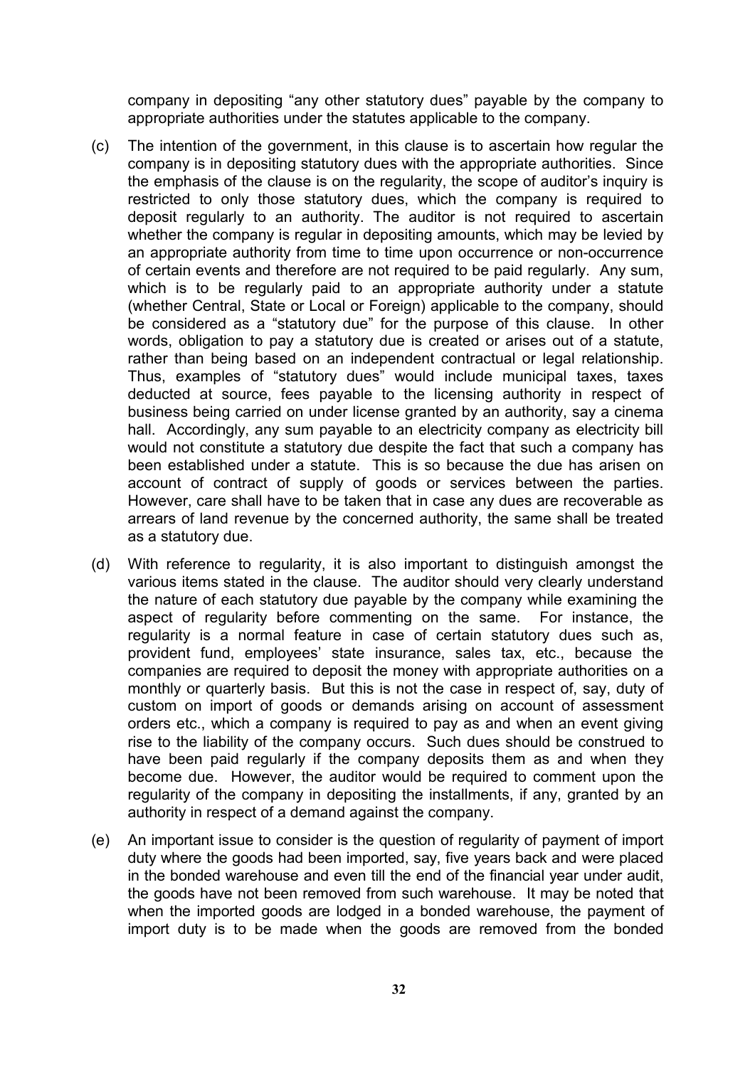company in depositing "any other statutory dues" payable by the company to appropriate authorities under the statutes applicable to the company.

(c) The intention of the government, in this clause is to ascertain how regular the company is in depositing statutory dues with the appropriate authorities. Since the emphasis of the clause is on the regularity, the scope of auditor's inquiry is restricted to only those statutory dues, which the company is required to deposit regularly to an authority. The auditor is not required to ascertain whether the company is regular in depositing amounts, which may be levied by an appropriate authority from time to time upon occurrence or non-occurrence of certain events and therefore are not required to be paid regularly. Any sum, which is to be regularly paid to an appropriate authority under a statute (whether Central, State or Local or Foreign) applicable to the company, should be considered as a "statutory due" for the purpose of this clause. In other words, obligation to pay a statutory due is created or arises out of a statute, rather than being based on an independent contractual or legal relationship. Thus, examples of "statutory dues" would include municipal taxes, taxes deducted at source, fees payable to the licensing authority in respect of business being carried on under license granted by an authority, say a cinema hall. Accordingly, any sum payable to an electricity company as electricity bill would not constitute a statutory due despite the fact that such a company has been established under a statute. This is so because the due has arisen on account of contract of supply of goods or services between the parties. However, care shall have to be taken that in case any dues are recoverable as arrears of land revenue by the concerned authority, the same shall be treated as a statutory due.

(d) With reference to regularity, it is also important to distinguish amongst the various items stated in the clause. The auditor should very clearly understand the nature of each statutory due payable by the company while examining the aspect of regularity before commenting on the same. For instance, the regularity is a normal feature in case of certain statutory dues such as, provident fund, employees' state insurance, sales tax, etc., because the companies are required to deposit the money with appropriate authorities on a monthly or quarterly basis. But this is not the case in respect of, say, duty of custom on import of goods or demands arising on account of assessment orders etc., which a company is required to pay as and when an event giving rise to the liability of the company occurs. Such dues should be construed to have been paid regularly if the company deposits them as and when they become due. However, the auditor would be required to comment upon the regularity of the company in depositing the installments, if any, granted by an authority in respect of a demand against the company.

(e) An important issue to consider is the question of regularity of payment of import duty where the goods had been imported, say, five years back and were placed in the bonded warehouse and even till the end of the financial year under audit, the goods have not been removed from such warehouse. It may be noted that when the imported goods are lodged in a bonded warehouse, the payment of import duty is to be made when the goods are removed from the bonded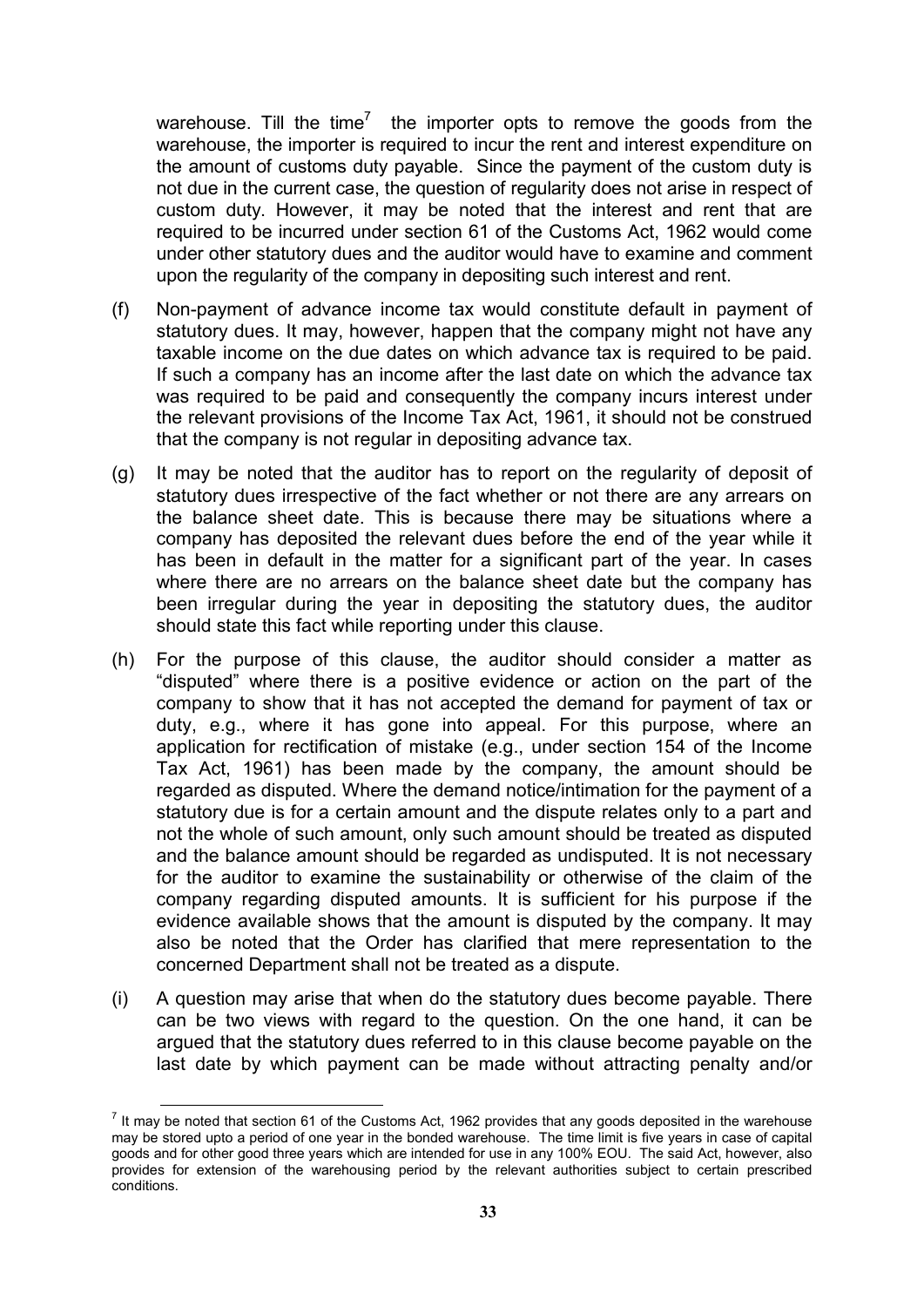warehouse. Till the time[7] the importer opts to remove the goods from the warehouse, the importer is required to incur the rent and interest expenditure on the amount of customs duty payable. Since the payment of the custom duty is not due in the current case, the question of regularity does not arise in respect of custom duty. However, it may be noted that the interest and rent that are required to be incurred under section 61 of the Customs Act, 1962 would come under other statutory dues and the auditor would have to examine and comment upon the regularity of the company in depositing such interest and rent.

(f) Non-payment of advance income tax would constitute default in payment of statutory dues. It may, however, happen that the company might not have any taxable income on the due dates on which advance tax is required to be paid. If such a company has an income after the last date on which the advance tax was required to be paid and consequently the company incurs interest under the relevant provisions of the Income Tax Act, 1961, it should not be construed that the company is not regular in depositing advance tax.

(g) It may be noted that the auditor has to report on the regularity of deposit of statutory dues irrespective of the fact whether or not there are any arrears on the balance sheet date. This is because there may be situations where a company has deposited the relevant dues before the end of the year while it has been in default in the matter for a significant part of the year. In cases where there are no arrears on the balance sheet date but the company has been irregular during the year in depositing the statutory dues, the auditor should state this fact while reporting under this clause.

(h) For the purpose of this clause, the auditor should consider a matter as "disputed" where there is a positive evidence or action on the part of the company to show that it has not accepted the demand for payment of tax or duty, e.g., where it has gone into appeal. For this purpose, where an application for rectification of mistake (e.g., under section 154 of the Income Tax Act, 1961) has been made by the company, the amount should be regarded as disputed. Where the demand notice/intimation for the payment of a statutory due is for a certain amount and the dispute relates only to a part and not the whole of such amount, only such amount should be treated as disputed and the balance amount should be regarded as undisputed. It is not necessary for the auditor to examine the sustainability or otherwise of the claim of the company regarding disputed amounts. It is sufficient for his purpose if the evidence available shows that the amount is disputed by the company. It may also be noted that the Order has clarified that mere representation to the concerned Department shall not be treated as a dispute.

(i) A question may arise that when do the statutory dues become payable. There can be two views with regard to the question. On the one hand, it can be argued that the statutory dues referred to in this clause become payable on the last date by which payment can be made without attracting penalty and/or

---

[7] It may be noted that section 61 of the Customs Act, 1962 provides that any goods deposited in the warehouse may be stored upto a period of one year in the bonded warehouse. The time limit is five years in case of capital goods and for other good three years which are intended for use in any 100% EOU. The said Act, however, also provides for extension of the warehousing period by the relevant authorities subject to certain prescribed conditions.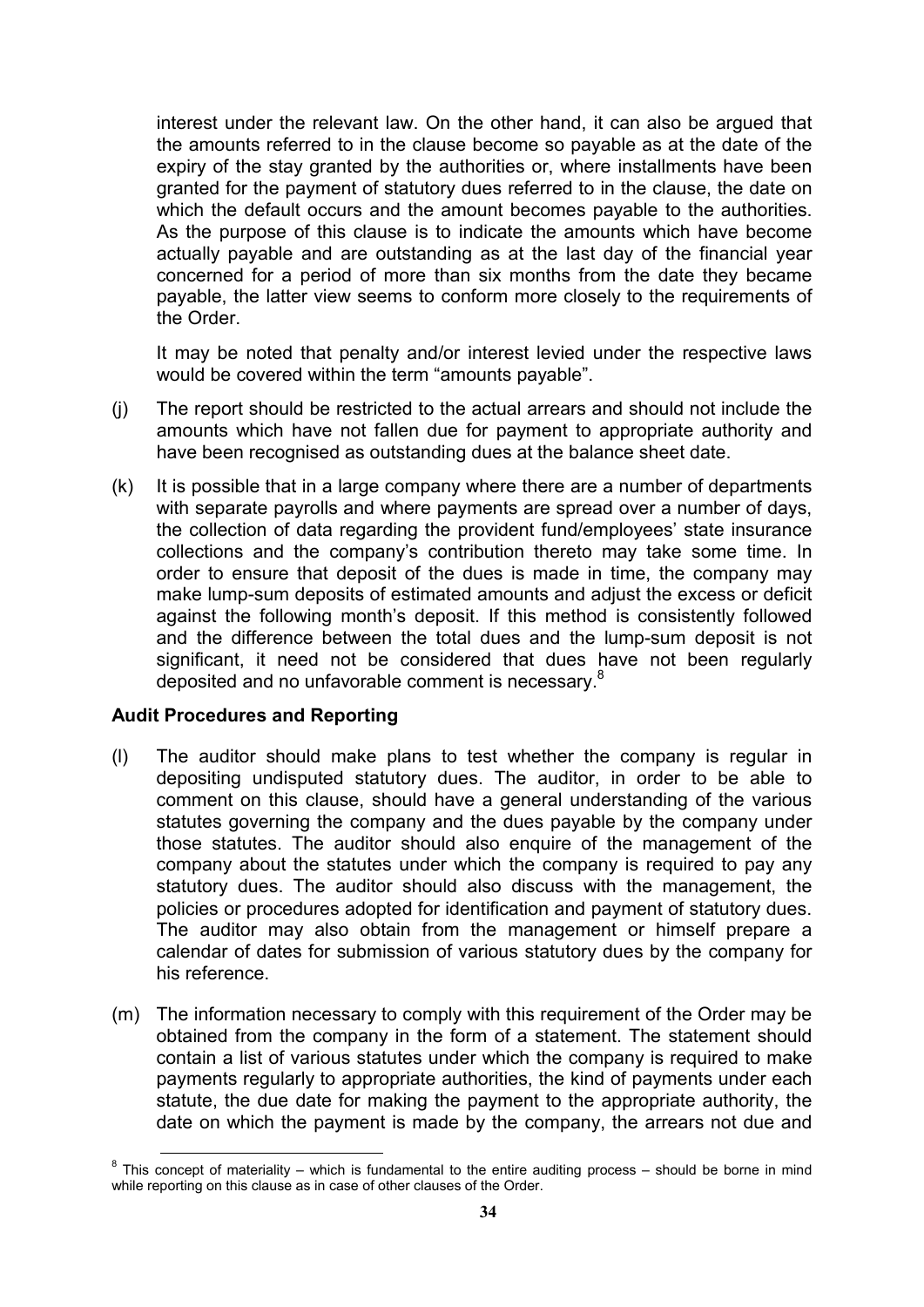interest under the relevant law. On the other hand, it can also be argued that the amounts referred to in the clause become so payable as at the date of the expiry of the stay granted by the authorities or, where installments have been granted for the payment of statutory dues referred to in the clause, the date on which the default occurs and the amount becomes payable to the authorities. As the purpose of this clause is to indicate the amounts which have become actually payable and are outstanding as at the last day of the financial year concerned for a period of more than six months from the date they became payable, the latter view seems to conform more closely to the requirements of the Order.

It may be noted that penalty and/or interest levied under the respective laws would be covered within the term "amounts payable".

(j) The report should be restricted to the actual arrears and should not include the amounts which have not fallen due for payment to appropriate authority and have been recognised as outstanding dues at the balance sheet date.

(k) It is possible that in a large company where there are a number of departments with separate payrolls and where payments are spread over a number of days, the collection of data regarding the provident fund/employees' state insurance collections and the company's contribution thereto may take some time. In order to ensure that deposit of the dues is made in time, the company may make lump-sum deposits of estimated amounts and adjust the excess or deficit against the following month's deposit. If this method is consistently followed and the difference between the total dues and the lump-sum deposit is not significant, it need not be considered that dues have not been regularly deposited and no unfavorable comment is necessary.[8]

**Audit Procedures and Reporting**

(l) The auditor should make plans to test whether the company is regular in depositing undisputed statutory dues. The auditor, in order to be able to comment on this clause, should have a general understanding of the various statutes governing the company and the dues payable by the company under those statutes. The auditor should also enquire of the management of the company about the statutes under which the company is required to pay any statutory dues. The auditor should also discuss with the management, the policies or procedures adopted for identification and payment of statutory dues. The auditor may also obtain from the management or himself prepare a calendar of dates for submission of various statutory dues by the company for his reference.

(m) The information necessary to comply with this requirement of the Order may be obtained from the company in the form of a statement. The statement should contain a list of various statutes under which the company is required to make payments regularly to appropriate authorities, the kind of payments under each statute, the due date for making the payment to the appropriate authority, the date on which the payment is made by the company, the arrears not due and

[8] This concept of materiality – which is fundamental to the entire auditing process – should be borne in mind while reporting on this clause as in case of other clauses of the Order.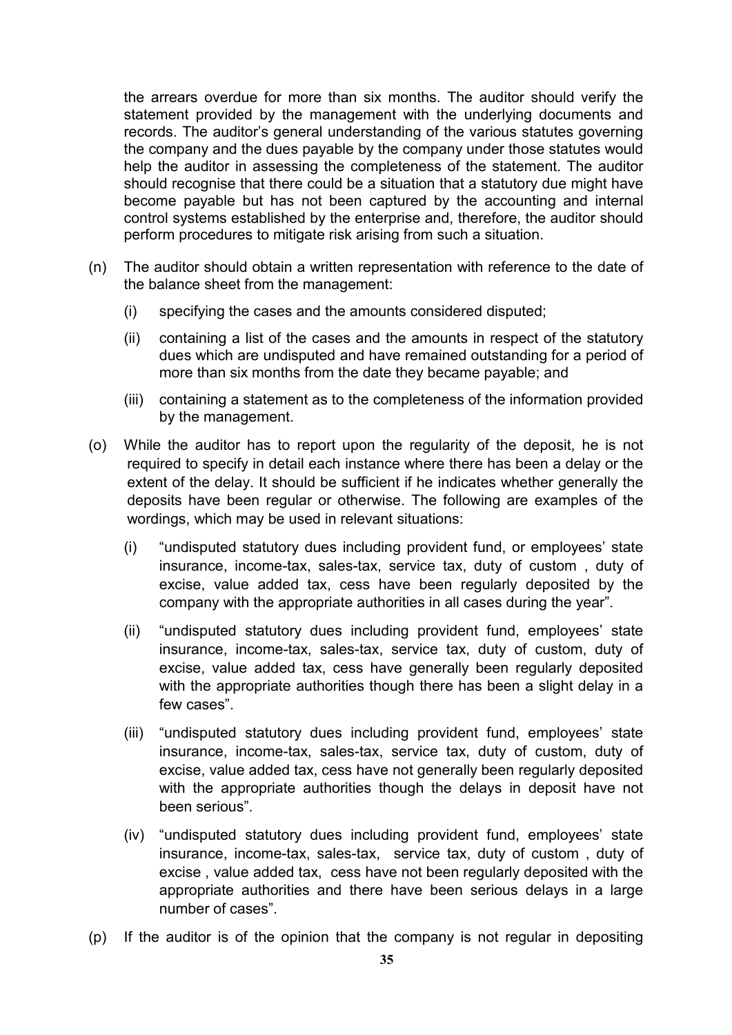the arrears overdue for more than six months. The auditor should verify the statement provided by the management with the underlying documents and records. The auditor's general understanding of the various statutes governing the company and the dues payable by the company under those statutes would help the auditor in assessing the completeness of the statement. The auditor should recognise that there could be a situation that a statutory due might have become payable but has not been captured by the accounting and internal control systems established by the enterprise and, therefore, the auditor should perform procedures to mitigate risk arising from such a situation.

(n) The auditor should obtain a written representation with reference to the date of the balance sheet from the management:

   (i) specifying the cases and the amounts considered disputed;

   (ii) containing a list of the cases and the amounts in respect of the statutory dues which are undisputed and have remained outstanding for a period of more than six months from the date they became payable; and

   (iii) containing a statement as to the completeness of the information provided by the management.

(o) While the auditor has to report upon the regularity of the deposit, he is not required to specify in detail each instance where there has been a delay or the extent of the delay. It should be sufficient if he indicates whether generally the deposits have been regular or otherwise. The following are examples of the wordings, which may be used in relevant situations:

   (i) "undisputed statutory dues including provident fund, or employees' state insurance, income-tax, sales-tax, service tax, duty of custom , duty of excise, value added tax, cess have been regularly deposited by the company with the appropriate authorities in all cases during the year".

   (ii) "undisputed statutory dues including provident fund, employees' state insurance, income-tax, sales-tax, service tax, duty of custom, duty of excise, value added tax, cess have generally been regularly deposited with the appropriate authorities though there has been a slight delay in a few cases".

   (iii) "undisputed statutory dues including provident fund, employees' state insurance, income-tax, sales-tax, service tax, duty of custom, duty of excise, value added tax, cess have not generally been regularly deposited with the appropriate authorities though the delays in deposit have not been serious".

   (iv) "undisputed statutory dues including provident fund, employees' state insurance, income-tax, sales-tax, service tax, duty of custom , duty of excise , value added tax, cess have not been regularly deposited with the appropriate authorities and there have been serious delays in a large number of cases".

(p) If the auditor is of the opinion that the company is not regular in depositing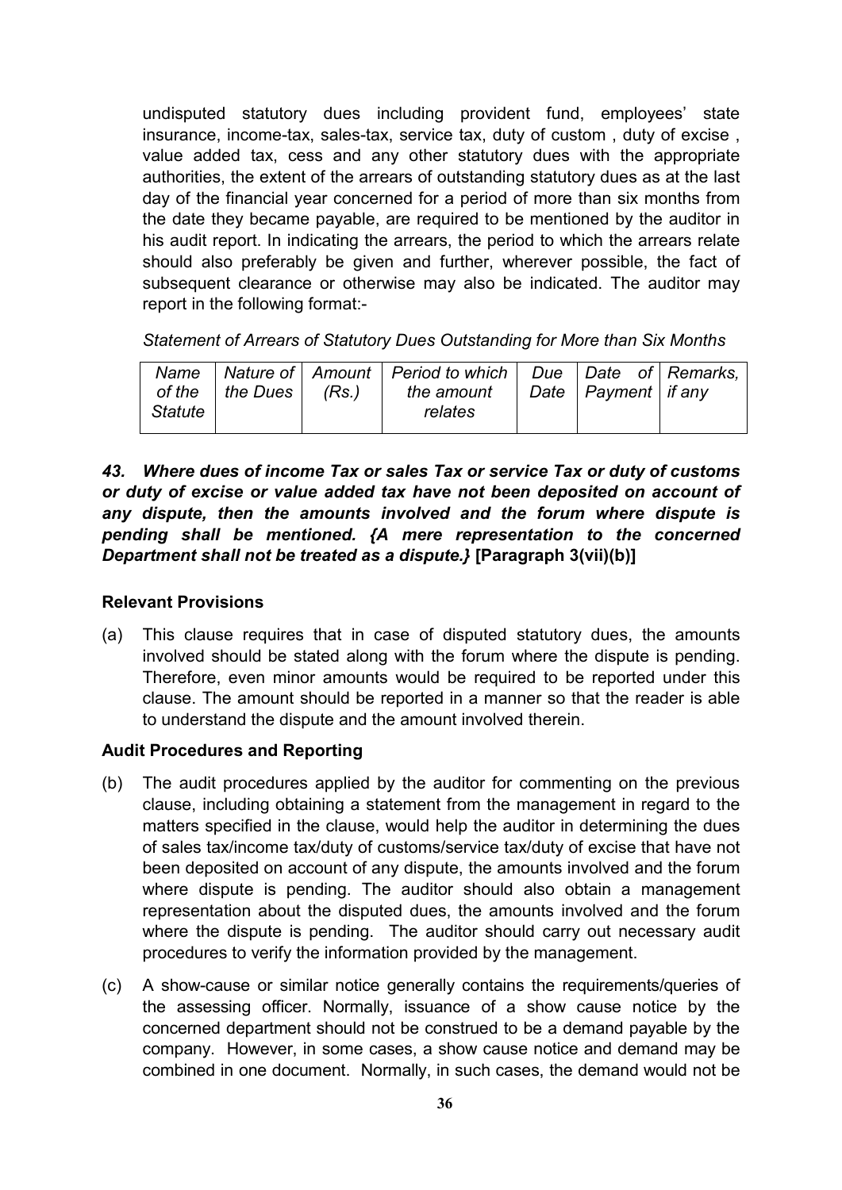undisputed statutory dues including provident fund, employees' state insurance, income-tax, sales-tax, service tax, duty of custom , duty of excise , value added tax, cess and any other statutory dues with the appropriate authorities, the extent of the arrears of outstanding statutory dues as at the last day of the financial year concerned for a period of more than six months from the date they became payable, are required to be mentioned by the auditor in his audit report. In indicating the arrears, the period to which the arrears relate should also preferably be given and further, wherever possible, the fact of subsequent clearance or otherwise may also be indicated. The auditor may report in the following format:-

*Statement of Arrears of Statutory Dues Outstanding for More than Six Months*

| *Name of the Statute* | *Nature of the Dues* | *Amount (Rs.)* | *Period to which the amount relates* | *Due Date* | *Date of Payment* | *Remarks, if any* |
|---|---|---|---|---|---|---|

***43. Where dues of income Tax or sales Tax or service Tax or duty of customs or duty of excise or value added tax have not been deposited on account of any dispute, then the amounts involved and the forum where dispute is pending shall be mentioned. {A mere representation to the concerned Department shall not be treated as a dispute.}* [Paragraph 3(vii)(b)]**

**Relevant Provisions**

(a) This clause requires that in case of disputed statutory dues, the amounts involved should be stated along with the forum where the dispute is pending. Therefore, even minor amounts would be required to be reported under this clause. The amount should be reported in a manner so that the reader is able to understand the dispute and the amount involved therein.

**Audit Procedures and Reporting**

(b) The audit procedures applied by the auditor for commenting on the previous clause, including obtaining a statement from the management in regard to the matters specified in the clause, would help the auditor in determining the dues of sales tax/income tax/duty of customs/service tax/duty of excise that have not been deposited on account of any dispute, the amounts involved and the forum where dispute is pending. The auditor should also obtain a management representation about the disputed dues, the amounts involved and the forum where the dispute is pending. The auditor should carry out necessary audit procedures to verify the information provided by the management.

(c) A show-cause or similar notice generally contains the requirements/queries of the assessing officer. Normally, issuance of a show cause notice by the concerned department should not be construed to be a demand payable by the company. However, in some cases, a show cause notice and demand may be combined in one document. Normally, in such cases, the demand would not be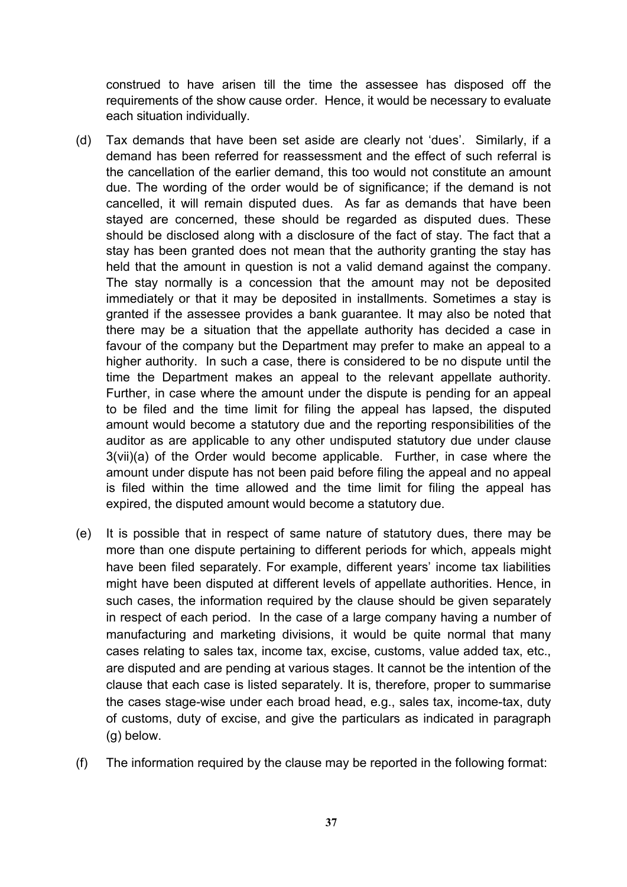construed to have arisen till the time the assessee has disposed off the requirements of the show cause order. Hence, it would be necessary to evaluate each situation individually.

(d) Tax demands that have been set aside are clearly not 'dues'. Similarly, if a demand has been referred for reassessment and the effect of such referral is the cancellation of the earlier demand, this too would not constitute an amount due. The wording of the order would be of significance; if the demand is not cancelled, it will remain disputed dues. As far as demands that have been stayed are concerned, these should be regarded as disputed dues. These should be disclosed along with a disclosure of the fact of stay. The fact that a stay has been granted does not mean that the authority granting the stay has held that the amount in question is not a valid demand against the company. The stay normally is a concession that the amount may not be deposited immediately or that it may be deposited in installments. Sometimes a stay is granted if the assessee provides a bank guarantee. It may also be noted that there may be a situation that the appellate authority has decided a case in favour of the company but the Department may prefer to make an appeal to a higher authority. In such a case, there is considered to be no dispute until the time the Department makes an appeal to the relevant appellate authority. Further, in case where the amount under the dispute is pending for an appeal to be filed and the time limit for filing the appeal has lapsed, the disputed amount would become a statutory due and the reporting responsibilities of the auditor as are applicable to any other undisputed statutory due under clause 3(vii)(a) of the Order would become applicable. Further, in case where the amount under dispute has not been paid before filing the appeal and no appeal is filed within the time allowed and the time limit for filing the appeal has expired, the disputed amount would become a statutory due.

(e) It is possible that in respect of same nature of statutory dues, there may be more than one dispute pertaining to different periods for which, appeals might have been filed separately. For example, different years' income tax liabilities might have been disputed at different levels of appellate authorities. Hence, in such cases, the information required by the clause should be given separately in respect of each period. In the case of a large company having a number of manufacturing and marketing divisions, it would be quite normal that many cases relating to sales tax, income tax, excise, customs, value added tax, etc., are disputed and are pending at various stages. It cannot be the intention of the clause that each case is listed separately. It is, therefore, proper to summarise the cases stage-wise under each broad head, e.g., sales tax, income-tax, duty of customs, duty of excise, and give the particulars as indicated in paragraph (g) below.

(f) The information required by the clause may be reported in the following format: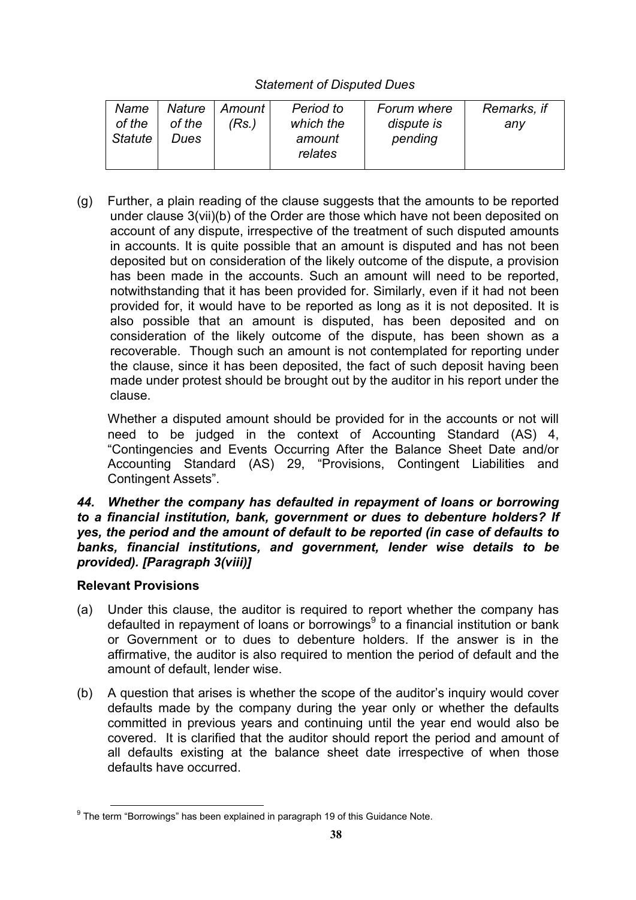*Statement of Disputed Dues*

| *Name of the Statute* | *Nature of the Dues* | *Amount (Rs.)* | *Period to which the amount relates* | *Forum where dispute is pending* | *Remarks, if any* |
|---|---|---|---|---|---|

(g) Further, a plain reading of the clause suggests that the amounts to be reported under clause 3(vii)(b) of the Order are those which have not been deposited on account of any dispute, irrespective of the treatment of such disputed amounts in accounts. It is quite possible that an amount is disputed and has not been deposited but on consideration of the likely outcome of the dispute, a provision has been made in the accounts. Such an amount will need to be reported, notwithstanding that it has been provided for. Similarly, even if it had not been provided for, it would have to be reported as long as it is not deposited. It is also possible that an amount is disputed, has been deposited and on consideration of the likely outcome of the dispute, has been shown as a recoverable. Though such an amount is not contemplated for reporting under the clause, since it has been deposited, the fact of such deposit having been made under protest should be brought out by the auditor in his report under the clause.

Whether a disputed amount should be provided for in the accounts or not will need to be judged in the context of Accounting Standard (AS) 4, "Contingencies and Events Occurring After the Balance Sheet Date and/or Accounting Standard (AS) 29, "Provisions, Contingent Liabilities and Contingent Assets".

***44. Whether the company has defaulted in repayment of loans or borrowing to a financial institution, bank, government or dues to debenture holders? If yes, the period and the amount of default to be reported (in case of defaults to banks, financial institutions, and government, lender wise details to be provided). [Paragraph 3(viii)]***

**Relevant Provisions**

(a) Under this clause, the auditor is required to report whether the company has defaulted in repayment of loans or borrowings[9] to a financial institution or bank or Government or to dues to debenture holders. If the answer is in the affirmative, the auditor is also required to mention the period of default and the amount of default, lender wise.

(b) A question that arises is whether the scope of the auditor's inquiry would cover defaults made by the company during the year only or whether the defaults committed in previous years and continuing until the year end would also be covered. It is clarified that the auditor should report the period and amount of all defaults existing at the balance sheet date irrespective of when those defaults have occurred.

[9] The term "Borrowings" has been explained in paragraph 19 of this Guidance Note.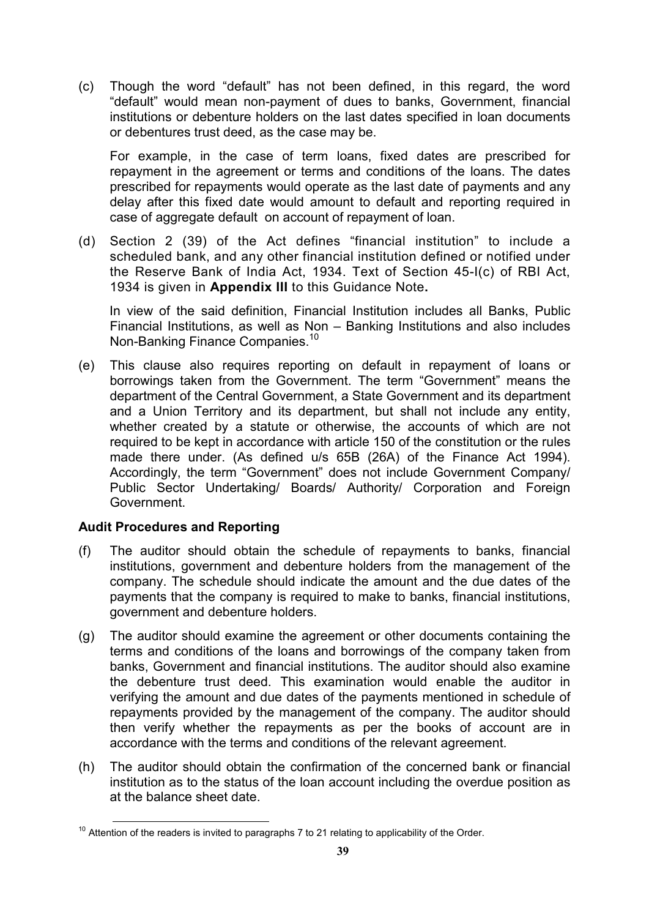(c) Though the word "default" has not been defined, in this regard, the word "default" would mean non-payment of dues to banks, Government, financial institutions or debenture holders on the last dates specified in loan documents or debentures trust deed, as the case may be.

For example, in the case of term loans, fixed dates are prescribed for repayment in the agreement or terms and conditions of the loans. The dates prescribed for repayments would operate as the last date of payments and any delay after this fixed date would amount to default and reporting required in case of aggregate default on account of repayment of loan.

(d) Section 2 (39) of the Act defines "financial institution" to include a scheduled bank, and any other financial institution defined or notified under the Reserve Bank of India Act, 1934. Text of Section 45-I(c) of RBI Act, 1934 is given in **Appendix III** to this Guidance Note**.**

In view of the said definition, Financial Institution includes all Banks, Public Financial Institutions, as well as Non – Banking Institutions and also includes Non-Banking Finance Companies.[10]

(e) This clause also requires reporting on default in repayment of loans or borrowings taken from the Government. The term "Government" means the department of the Central Government, a State Government and its department and a Union Territory and its department, but shall not include any entity, whether created by a statute or otherwise, the accounts of which are not required to be kept in accordance with article 150 of the constitution or the rules made there under. (As defined u/s 65B (26A) of the Finance Act 1994). Accordingly, the term "Government" does not include Government Company/ Public Sector Undertaking/ Boards/ Authority/ Corporation and Foreign Government.

**Audit Procedures and Reporting**

(f) The auditor should obtain the schedule of repayments to banks, financial institutions, government and debenture holders from the management of the company. The schedule should indicate the amount and the due dates of the payments that the company is required to make to banks, financial institutions, government and debenture holders.

(g) The auditor should examine the agreement or other documents containing the terms and conditions of the loans and borrowings of the company taken from banks, Government and financial institutions. The auditor should also examine the debenture trust deed. This examination would enable the auditor in verifying the amount and due dates of the payments mentioned in schedule of repayments provided by the management of the company. The auditor should then verify whether the repayments as per the books of account are in accordance with the terms and conditions of the relevant agreement.

(h) The auditor should obtain the confirmation of the concerned bank or financial institution as to the status of the loan account including the overdue position as at the balance sheet date.

[10] Attention of the readers is invited to paragraphs 7 to 21 relating to applicability of the Order.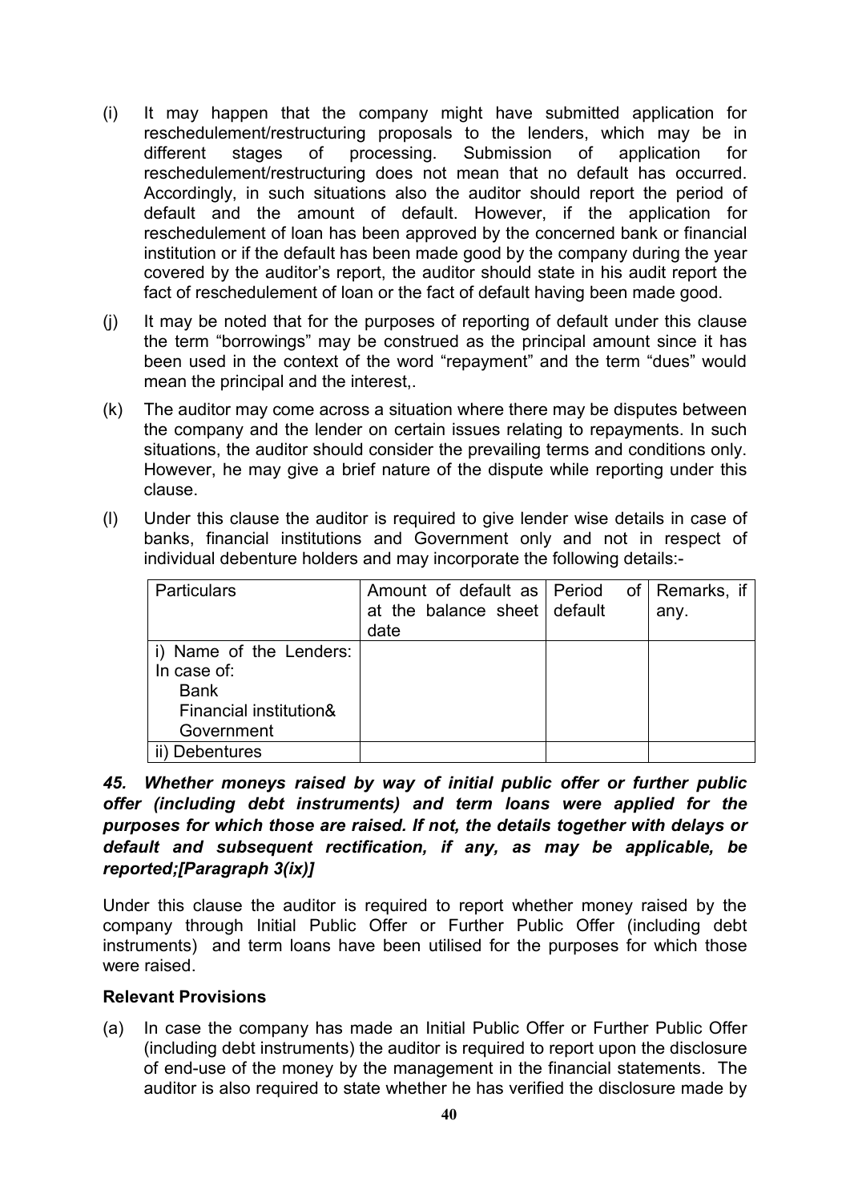(i) It may happen that the company might have submitted application for reschedulement/restructuring proposals to the lenders, which may be in different stages of processing. Submission of application for reschedulement/restructuring does not mean that no default has occurred. Accordingly, in such situations also the auditor should report the period of default and the amount of default. However, if the application for reschedulement of loan has been approved by the concerned bank or financial institution or if the default has been made good by the company during the year covered by the auditor's report, the auditor should state in his audit report the fact of reschedulement of loan or the fact of default having been made good.

(j) It may be noted that for the purposes of reporting of default under this clause the term "borrowings" may be construed as the principal amount since it has been used in the context of the word "repayment" and the term "dues" would mean the principal and the interest,.

(k) The auditor may come across a situation where there may be disputes between the company and the lender on certain issues relating to repayments. In such situations, the auditor should consider the prevailing terms and conditions only. However, he may give a brief nature of the dispute while reporting under this clause.

(l) Under this clause the auditor is required to give lender wise details in case of banks, financial institutions and Government only and not in respect of individual debenture holders and may incorporate the following details:-

| Particulars | Amount of default as at the balance sheet date | Period of default | Remarks, if any. |
|---|---|---|---|
| i) Name of the Lenders: In case of: Bank Financial institution& Government | | | |
| ii) Debentures | | | |

***45. Whether moneys raised by way of initial public offer or further public offer (including debt instruments) and term loans were applied for the purposes for which those are raised. If not, the details together with delays or default and subsequent rectification, if any, as may be applicable, be reported;[Paragraph 3(ix)]***

Under this clause the auditor is required to report whether money raised by the company through Initial Public Offer or Further Public Offer (including debt instruments) and term loans have been utilised for the purposes for which those were raised.

**Relevant Provisions**

(a) In case the company has made an Initial Public Offer or Further Public Offer (including debt instruments) the auditor is required to report upon the disclosure of end-use of the money by the management in the financial statements. The auditor is also required to state whether he has verified the disclosure made by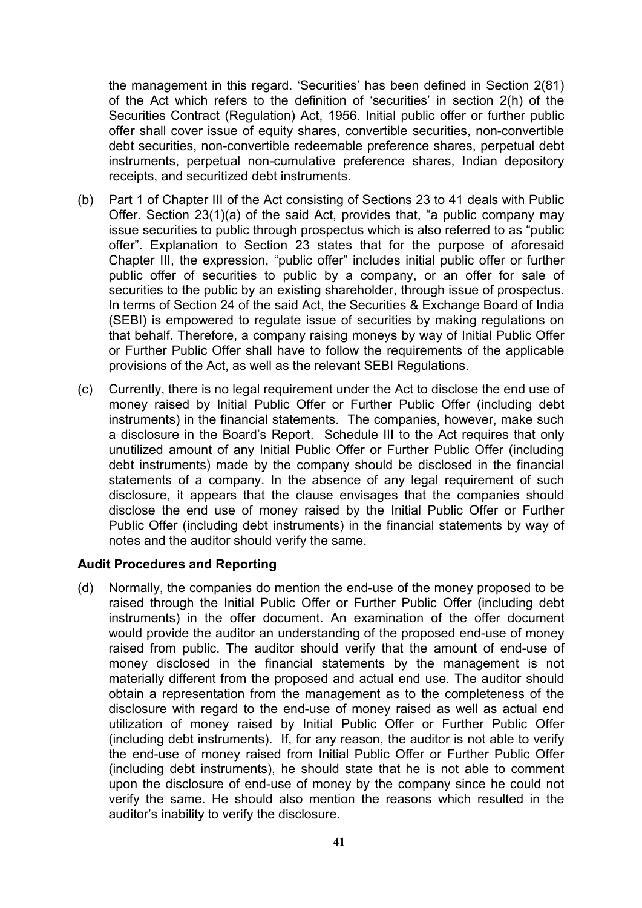the management in this regard. 'Securities' has been defined in Section 2(81) of the Act which refers to the definition of 'securities' in section 2(h) of the Securities Contract (Regulation) Act, 1956. Initial public offer or further public offer shall cover issue of equity shares, convertible securities, non-convertible debt securities, non-convertible redeemable preference shares, perpetual debt instruments, perpetual non-cumulative preference shares, Indian depository receipts, and securitized debt instruments.

(b) Part 1 of Chapter III of the Act consisting of Sections 23 to 41 deals with Public Offer. Section 23(1)(a) of the said Act, provides that, "a public company may issue securities to public through prospectus which is also referred to as "public offer". Explanation to Section 23 states that for the purpose of aforesaid Chapter III, the expression, "public offer" includes initial public offer or further public offer of securities to public by a company, or an offer for sale of securities to the public by an existing shareholder, through issue of prospectus. In terms of Section 24 of the said Act, the Securities & Exchange Board of India (SEBI) is empowered to regulate issue of securities by making regulations on that behalf. Therefore, a company raising moneys by way of Initial Public Offer or Further Public Offer shall have to follow the requirements of the applicable provisions of the Act, as well as the relevant SEBI Regulations.

(c) Currently, there is no legal requirement under the Act to disclose the end use of money raised by Initial Public Offer or Further Public Offer (including debt instruments) in the financial statements. The companies, however, make such a disclosure in the Board's Report. Schedule III to the Act requires that only unutilized amount of any Initial Public Offer or Further Public Offer (including debt instruments) made by the company should be disclosed in the financial statements of a company. In the absence of any legal requirement of such disclosure, it appears that the clause envisages that the companies should disclose the end use of money raised by the Initial Public Offer or Further Public Offer (including debt instruments) in the financial statements by way of notes and the auditor should verify the same.

**Audit Procedures and Reporting**

(d) Normally, the companies do mention the end-use of the money proposed to be raised through the Initial Public Offer or Further Public Offer (including debt instruments) in the offer document. An examination of the offer document would provide the auditor an understanding of the proposed end-use of money raised from public. The auditor should verify that the amount of end-use of money disclosed in the financial statements by the management is not materially different from the proposed and actual end use. The auditor should obtain a representation from the management as to the completeness of the disclosure with regard to the end-use of money raised as well as actual end utilization of money raised by Initial Public Offer or Further Public Offer (including debt instruments). If, for any reason, the auditor is not able to verify the end-use of money raised from Initial Public Offer or Further Public Offer (including debt instruments), he should state that he is not able to comment upon the disclosure of end-use of money by the company since he could not verify the same. He should also mention the reasons which resulted in the auditor's inability to verify the disclosure.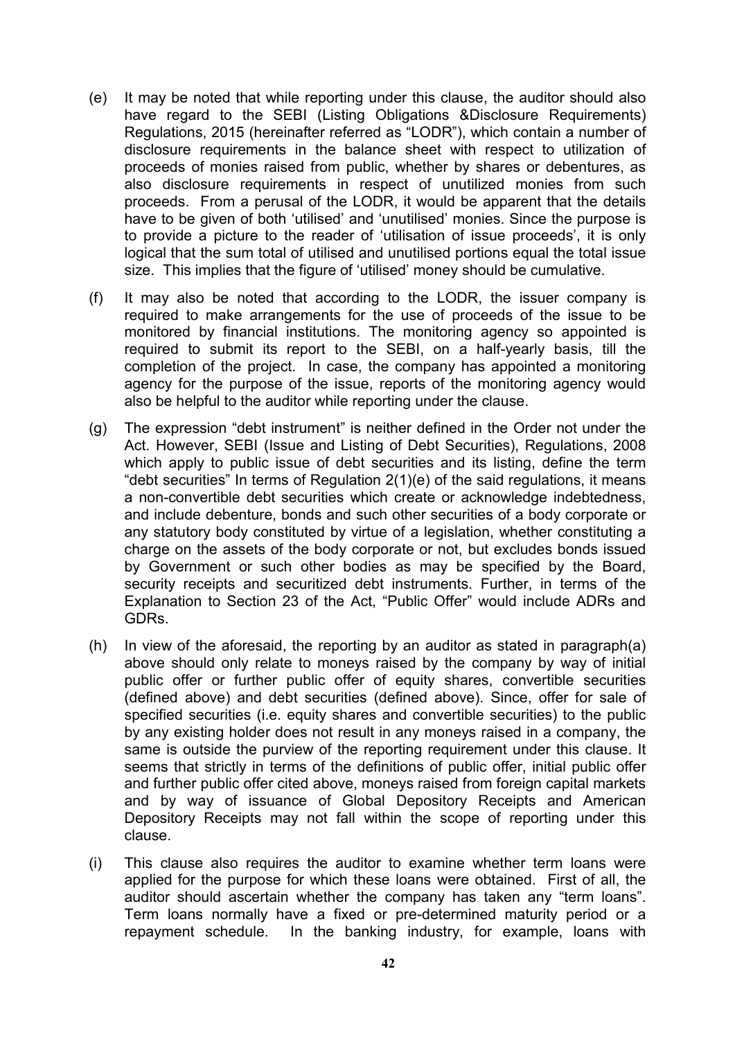(e) It may be noted that while reporting under this clause, the auditor should also have regard to the SEBI (Listing Obligations &Disclosure Requirements) Regulations, 2015 (hereinafter referred as "LODR"), which contain a number of disclosure requirements in the balance sheet with respect to utilization of proceeds of monies raised from public, whether by shares or debentures, as also disclosure requirements in respect of unutilized monies from such proceeds. From a perusal of the LODR, it would be apparent that the details have to be given of both 'utilised' and 'unutilised' monies. Since the purpose is to provide a picture to the reader of 'utilisation of issue proceeds', it is only logical that the sum total of utilised and unutilised portions equal the total issue size. This implies that the figure of 'utilised' money should be cumulative.

(f) It may also be noted that according to the LODR, the issuer company is required to make arrangements for the use of proceeds of the issue to be monitored by financial institutions. The monitoring agency so appointed is required to submit its report to the SEBI, on a half-yearly basis, till the completion of the project. In case, the company has appointed a monitoring agency for the purpose of the issue, reports of the monitoring agency would also be helpful to the auditor while reporting under the clause.

(g) The expression "debt instrument" is neither defined in the Order not under the Act. However, SEBI (Issue and Listing of Debt Securities), Regulations, 2008 which apply to public issue of debt securities and its listing, define the term "debt securities" In terms of Regulation 2(1)(e) of the said regulations, it means a non-convertible debt securities which create or acknowledge indebtedness, and include debenture, bonds and such other securities of a body corporate or any statutory body constituted by virtue of a legislation, whether constituting a charge on the assets of the body corporate or not, but excludes bonds issued by Government or such other bodies as may be specified by the Board, security receipts and securitized debt instruments. Further, in terms of the Explanation to Section 23 of the Act, "Public Offer" would include ADRs and GDRs.

(h) In view of the aforesaid, the reporting by an auditor as stated in paragraph(a) above should only relate to moneys raised by the company by way of initial public offer or further public offer of equity shares, convertible securities (defined above) and debt securities (defined above). Since, offer for sale of specified securities (i.e. equity shares and convertible securities) to the public by any existing holder does not result in any moneys raised in a company, the same is outside the purview of the reporting requirement under this clause. It seems that strictly in terms of the definitions of public offer, initial public offer and further public offer cited above, moneys raised from foreign capital markets and by way of issuance of Global Depository Receipts and American Depository Receipts may not fall within the scope of reporting under this clause.

(i) This clause also requires the auditor to examine whether term loans were applied for the purpose for which these loans were obtained. First of all, the auditor should ascertain whether the company has taken any "term loans". Term loans normally have a fixed or pre-determined maturity period or a repayment schedule. In the banking industry, for example, loans with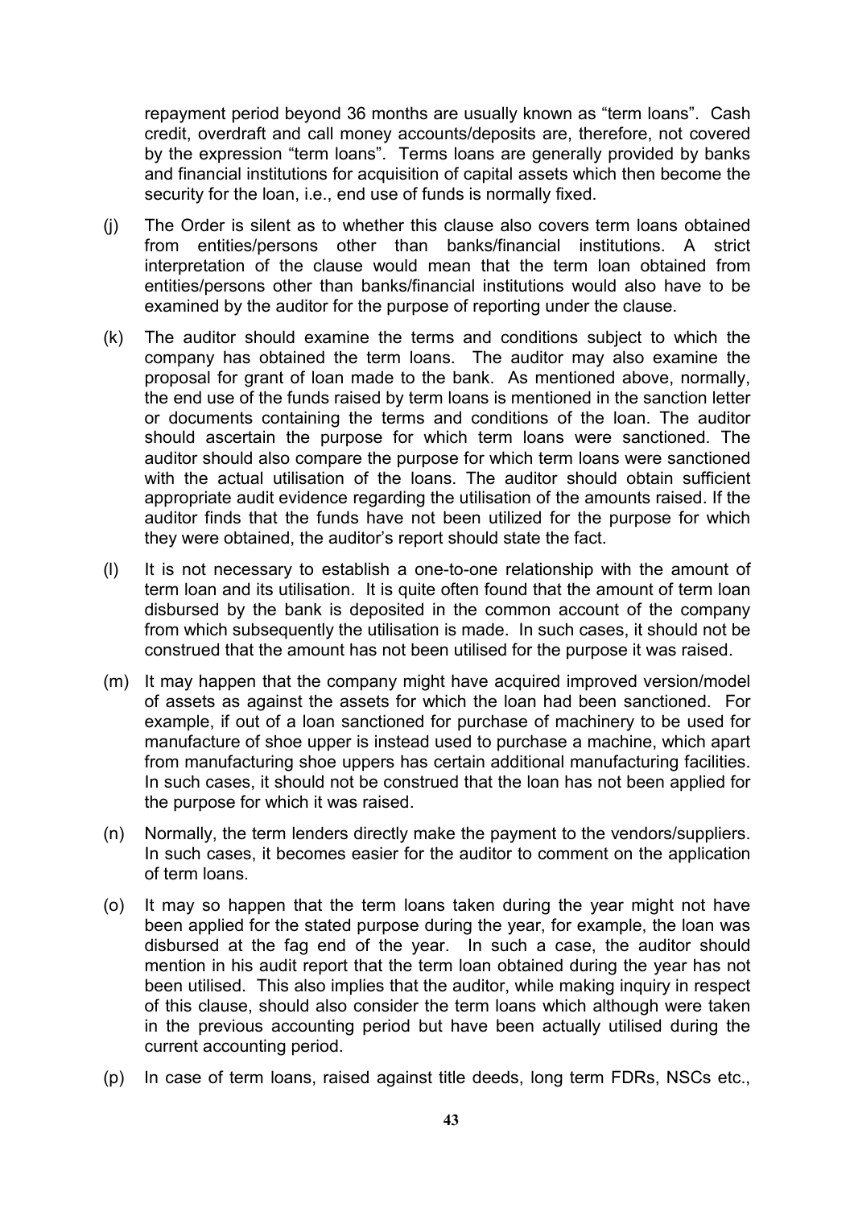repayment period beyond 36 months are usually known as "term loans". Cash credit, overdraft and call money accounts/deposits are, therefore, not covered by the expression "term loans". Terms loans are generally provided by banks and financial institutions for acquisition of capital assets which then become the security for the loan, i.e., end use of funds is normally fixed.

(j) The Order is silent as to whether this clause also covers term loans obtained from entities/persons other than banks/financial institutions. A strict interpretation of the clause would mean that the term loan obtained from entities/persons other than banks/financial institutions would also have to be examined by the auditor for the purpose of reporting under the clause.

(k) The auditor should examine the terms and conditions subject to which the company has obtained the term loans. The auditor may also examine the proposal for grant of loan made to the bank. As mentioned above, normally, the end use of the funds raised by term loans is mentioned in the sanction letter or documents containing the terms and conditions of the loan. The auditor should ascertain the purpose for which term loans were sanctioned. The auditor should also compare the purpose for which term loans were sanctioned with the actual utilisation of the loans. The auditor should obtain sufficient appropriate audit evidence regarding the utilisation of the amounts raised. If the auditor finds that the funds have not been utilized for the purpose for which they were obtained, the auditor's report should state the fact.

(l) It is not necessary to establish a one-to-one relationship with the amount of term loan and its utilisation. It is quite often found that the amount of term loan disbursed by the bank is deposited in the common account of the company from which subsequently the utilisation is made. In such cases, it should not be construed that the amount has not been utilised for the purpose it was raised.

(m) It may happen that the company might have acquired improved version/model of assets as against the assets for which the loan had been sanctioned. For example, if out of a loan sanctioned for purchase of machinery to be used for manufacture of shoe upper is instead used to purchase a machine, which apart from manufacturing shoe uppers has certain additional manufacturing facilities. In such cases, it should not be construed that the loan has not been applied for the purpose for which it was raised.

(n) Normally, the term lenders directly make the payment to the vendors/suppliers. In such cases, it becomes easier for the auditor to comment on the application of term loans.

(o) It may so happen that the term loans taken during the year might not have been applied for the stated purpose during the year, for example, the loan was disbursed at the fag end of the year. In such a case, the auditor should mention in his audit report that the term loan obtained during the year has not been utilised. This also implies that the auditor, while making inquiry in respect of this clause, should also consider the term loans which although were taken in the previous accounting period but have been actually utilised during the current accounting period.

(p) In case of term loans, raised against title deeds, long term FDRs, NSCs etc.,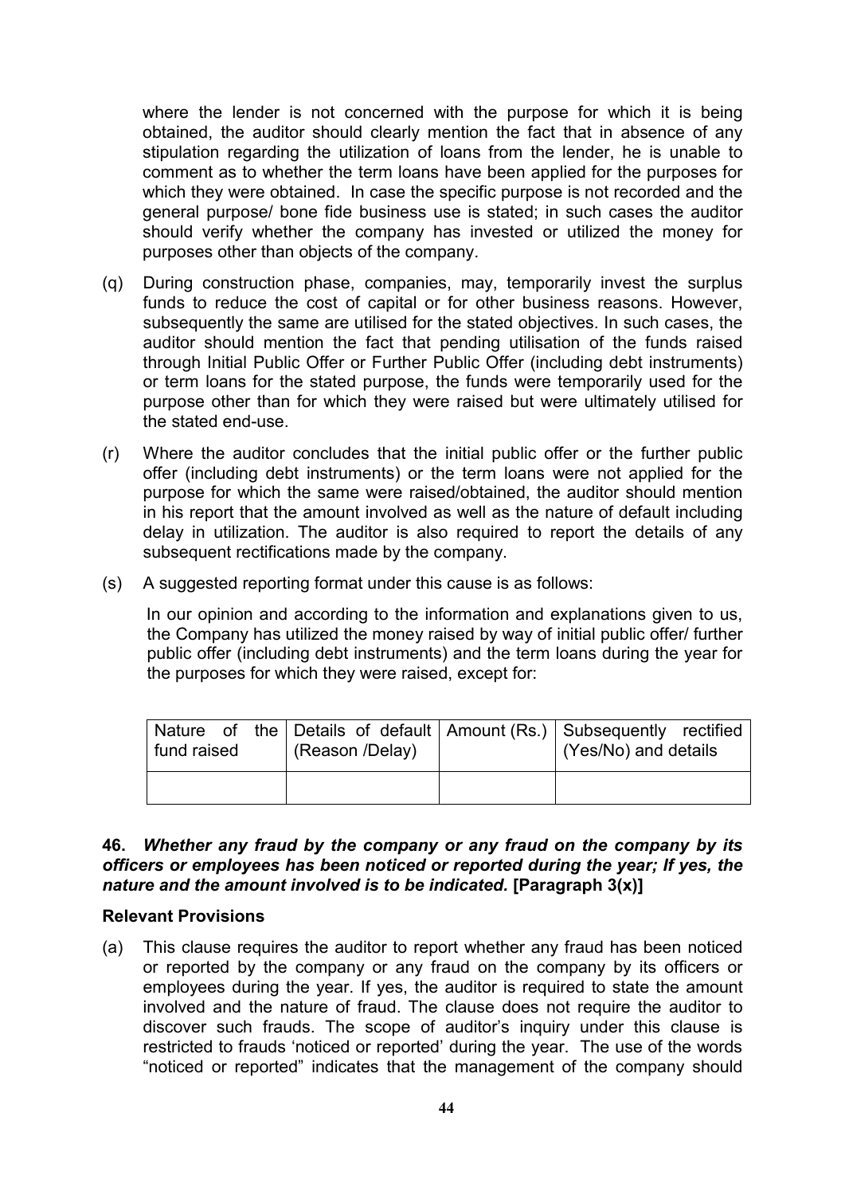where the lender is not concerned with the purpose for which it is being obtained, the auditor should clearly mention the fact that in absence of any stipulation regarding the utilization of loans from the lender, he is unable to comment as to whether the term loans have been applied for the purposes for which they were obtained. In case the specific purpose is not recorded and the general purpose/ bone fide business use is stated; in such cases the auditor should verify whether the company has invested or utilized the money for purposes other than objects of the company.

(q) During construction phase, companies, may, temporarily invest the surplus funds to reduce the cost of capital or for other business reasons. However, subsequently the same are utilised for the stated objectives. In such cases, the auditor should mention the fact that pending utilisation of the funds raised through Initial Public Offer or Further Public Offer (including debt instruments) or term loans for the stated purpose, the funds were temporarily used for the purpose other than for which they were raised but were ultimately utilised for the stated end-use.

(r) Where the auditor concludes that the initial public offer or the further public offer (including debt instruments) or the term loans were not applied for the purpose for which the same were raised/obtained, the auditor should mention in his report that the amount involved as well as the nature of default including delay in utilization. The auditor is also required to report the details of any subsequent rectifications made by the company.

(s) A suggested reporting format under this cause is as follows:

In our opinion and according to the information and explanations given to us, the Company has utilized the money raised by way of initial public offer/ further public offer (including debt instruments) and the term loans during the year for the purposes for which they were raised, except for:

| Nature of the fund raised | Details of default (Reason /Delay) | Amount (Rs.) | Subsequently rectified (Yes/No) and details |
|---|---|---|---|
| | | | |

**46.** ***Whether any fraud by the company or any fraud on the company by its officers or employees has been noticed or reported during the year; If yes, the nature and the amount involved is to be indicated.*** **[Paragraph 3(x)]**

**Relevant Provisions**

(a) This clause requires the auditor to report whether any fraud has been noticed or reported by the company or any fraud on the company by its officers or employees during the year. If yes, the auditor is required to state the amount involved and the nature of fraud. The clause does not require the auditor to discover such frauds. The scope of auditor's inquiry under this clause is restricted to frauds 'noticed or reported' during the year. The use of the words "noticed or reported" indicates that the management of the company should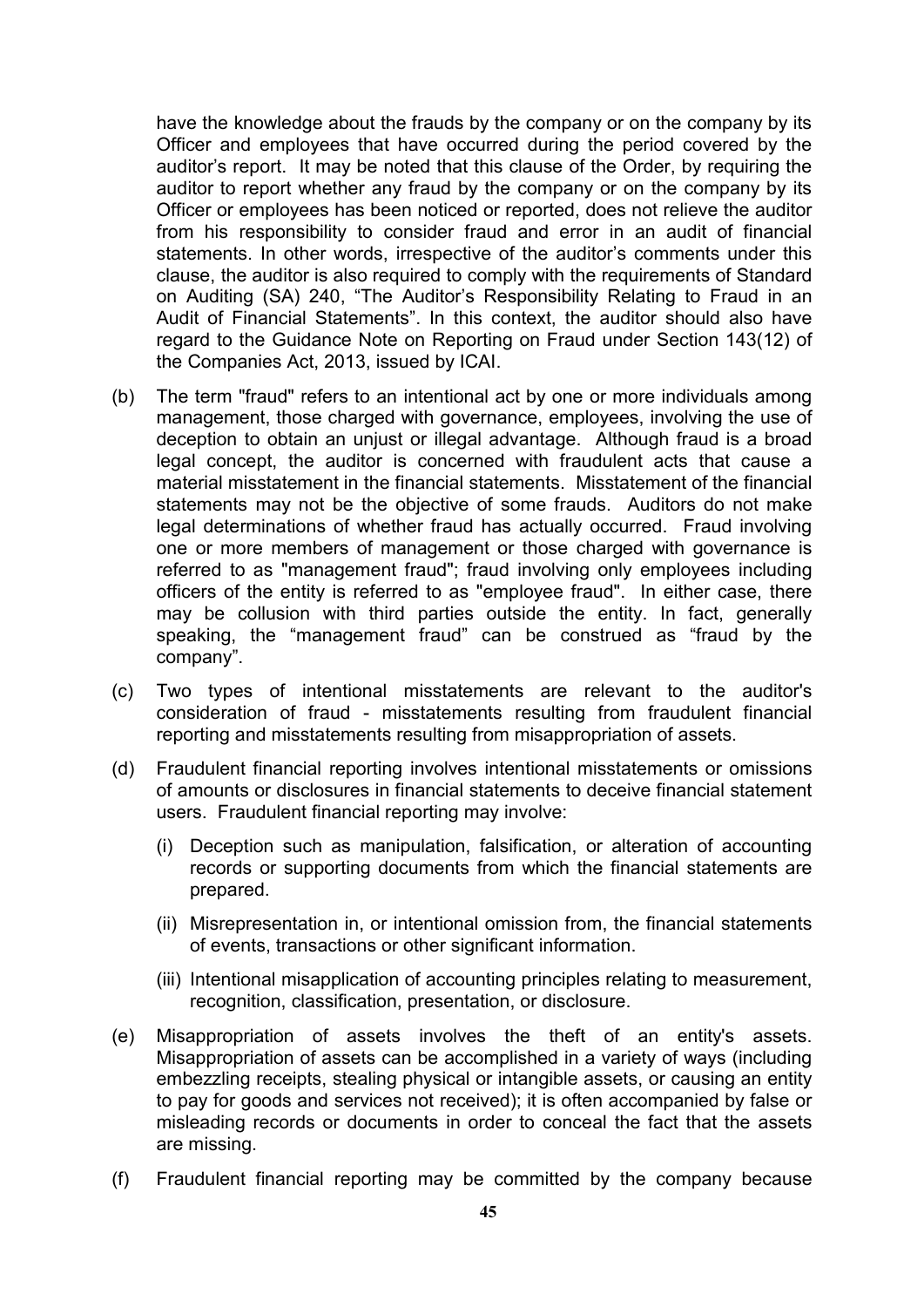have the knowledge about the frauds by the company or on the company by its Officer and employees that have occurred during the period covered by the auditor's report. It may be noted that this clause of the Order, by requiring the auditor to report whether any fraud by the company or on the company by its Officer or employees has been noticed or reported, does not relieve the auditor from his responsibility to consider fraud and error in an audit of financial statements. In other words, irrespective of the auditor's comments under this clause, the auditor is also required to comply with the requirements of Standard on Auditing (SA) 240, "The Auditor's Responsibility Relating to Fraud in an Audit of Financial Statements". In this context, the auditor should also have regard to the Guidance Note on Reporting on Fraud under Section 143(12) of the Companies Act, 2013, issued by ICAI.

(b) The term "fraud" refers to an intentional act by one or more individuals among management, those charged with governance, employees, involving the use of deception to obtain an unjust or illegal advantage. Although fraud is a broad legal concept, the auditor is concerned with fraudulent acts that cause a material misstatement in the financial statements. Misstatement of the financial statements may not be the objective of some frauds. Auditors do not make legal determinations of whether fraud has actually occurred. Fraud involving one or more members of management or those charged with governance is referred to as "management fraud"; fraud involving only employees including officers of the entity is referred to as "employee fraud". In either case, there may be collusion with third parties outside the entity. In fact, generally speaking, the "management fraud" can be construed as "fraud by the company".

(c) Two types of intentional misstatements are relevant to the auditor's consideration of fraud - misstatements resulting from fraudulent financial reporting and misstatements resulting from misappropriation of assets.

(d) Fraudulent financial reporting involves intentional misstatements or omissions of amounts or disclosures in financial statements to deceive financial statement users. Fraudulent financial reporting may involve:

   (i) Deception such as manipulation, falsification, or alteration of accounting records or supporting documents from which the financial statements are prepared.

   (ii) Misrepresentation in, or intentional omission from, the financial statements of events, transactions or other significant information.

   (iii) Intentional misapplication of accounting principles relating to measurement, recognition, classification, presentation, or disclosure.

(e) Misappropriation of assets involves the theft of an entity's assets. Misappropriation of assets can be accomplished in a variety of ways (including embezzling receipts, stealing physical or intangible assets, or causing an entity to pay for goods and services not received); it is often accompanied by false or misleading records or documents in order to conceal the fact that the assets are missing.

(f) Fraudulent financial reporting may be committed by the company because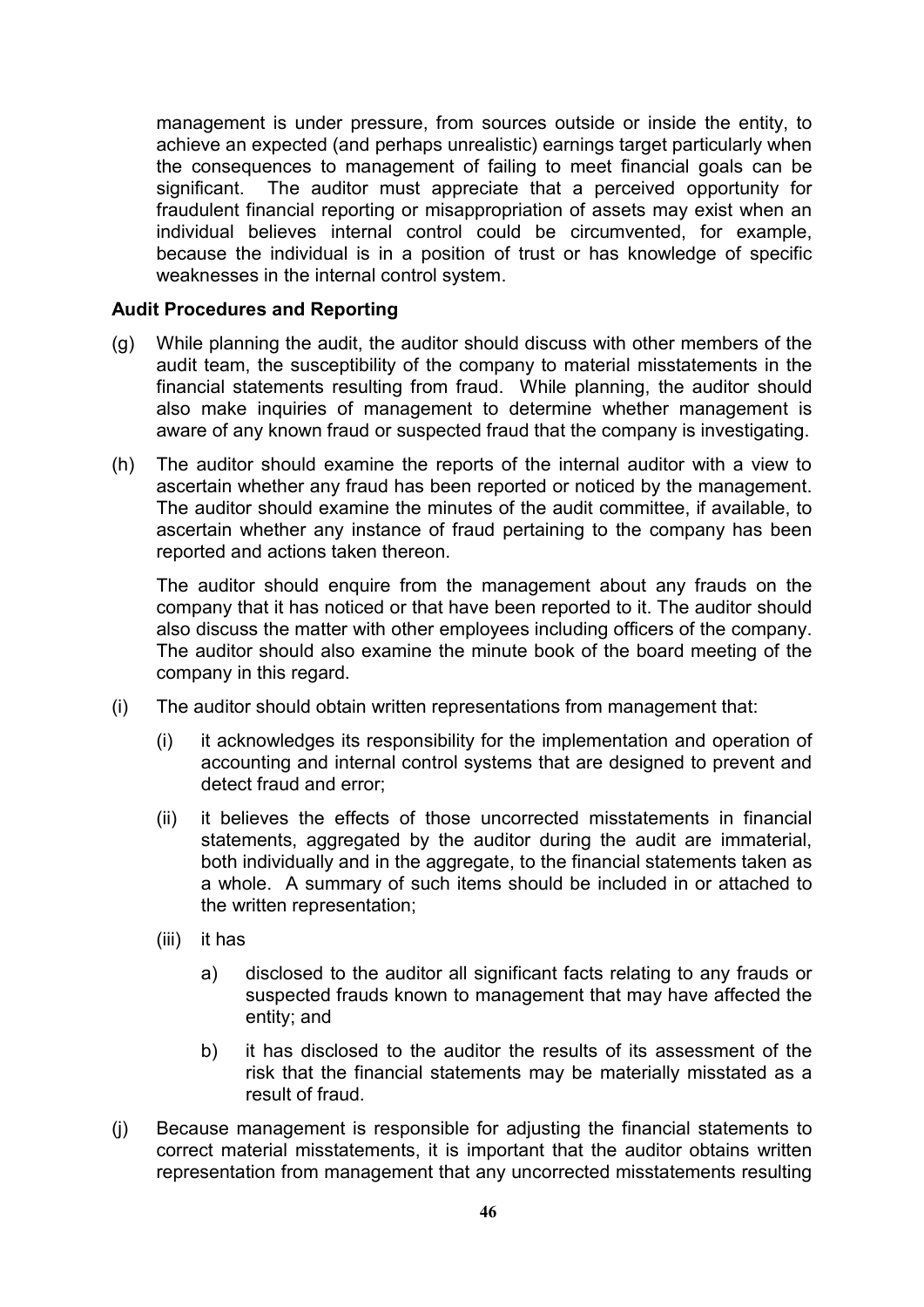management is under pressure, from sources outside or inside the entity, to achieve an expected (and perhaps unrealistic) earnings target particularly when the consequences to management of failing to meet financial goals can be significant. The auditor must appreciate that a perceived opportunity for fraudulent financial reporting or misappropriation of assets may exist when an individual believes internal control could be circumvented, for example, because the individual is in a position of trust or has knowledge of specific weaknesses in the internal control system.

**Audit Procedures and Reporting**

(g) While planning the audit, the auditor should discuss with other members of the audit team, the susceptibility of the company to material misstatements in the financial statements resulting from fraud. While planning, the auditor should also make inquiries of management to determine whether management is aware of any known fraud or suspected fraud that the company is investigating.

(h) The auditor should examine the reports of the internal auditor with a view to ascertain whether any fraud has been reported or noticed by the management. The auditor should examine the minutes of the audit committee, if available, to ascertain whether any instance of fraud pertaining to the company has been reported and actions taken thereon.

The auditor should enquire from the management about any frauds on the company that it has noticed or that have been reported to it. The auditor should also discuss the matter with other employees including officers of the company. The auditor should also examine the minute book of the board meeting of the company in this regard.

(i) The auditor should obtain written representations from management that:

- (i) it acknowledges its responsibility for the implementation and operation of accounting and internal control systems that are designed to prevent and detect fraud and error;
- (ii) it believes the effects of those uncorrected misstatements in financial statements, aggregated by the auditor during the audit are immaterial, both individually and in the aggregate, to the financial statements taken as a whole. A summary of such items should be included in or attached to the written representation;
- (iii) it has
  - a) disclosed to the auditor all significant facts relating to any frauds or suspected frauds known to management that may have affected the entity; and
  - b) it has disclosed to the auditor the results of its assessment of the risk that the financial statements may be materially misstated as a result of fraud.

(j) Because management is responsible for adjusting the financial statements to correct material misstatements, it is important that the auditor obtains written representation from management that any uncorrected misstatements resulting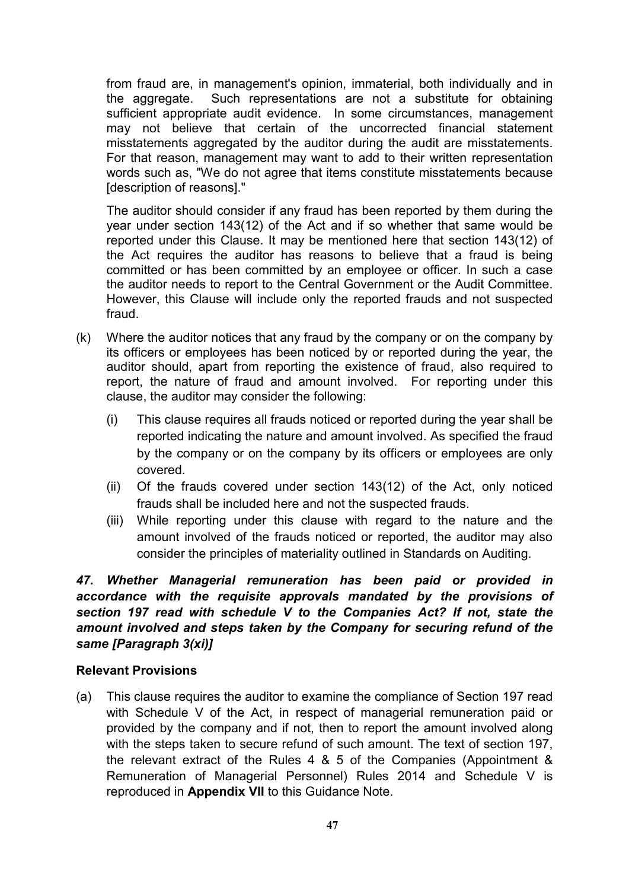from fraud are, in management's opinion, immaterial, both individually and in the aggregate. Such representations are not a substitute for obtaining sufficient appropriate audit evidence. In some circumstances, management may not believe that certain of the uncorrected financial statement misstatements aggregated by the auditor during the audit are misstatements. For that reason, management may want to add to their written representation words such as, "We do not agree that items constitute misstatements because [description of reasons]."

The auditor should consider if any fraud has been reported by them during the year under section 143(12) of the Act and if so whether that same would be reported under this Clause. It may be mentioned here that section 143(12) of the Act requires the auditor has reasons to believe that a fraud is being committed or has been committed by an employee or officer. In such a case the auditor needs to report to the Central Government or the Audit Committee. However, this Clause will include only the reported frauds and not suspected fraud.

(k) Where the auditor notices that any fraud by the company or on the company by its officers or employees has been noticed by or reported during the year, the auditor should, apart from reporting the existence of fraud, also required to report, the nature of fraud and amount involved. For reporting under this clause, the auditor may consider the following:

   (i) This clause requires all frauds noticed or reported during the year shall be reported indicating the nature and amount involved. As specified the fraud by the company or on the company by its officers or employees are only covered.

   (ii) Of the frauds covered under section 143(12) of the Act, only noticed frauds shall be included here and not the suspected frauds.

   (iii) While reporting under this clause with regard to the nature and the amount involved of the frauds noticed or reported, the auditor may also consider the principles of materiality outlined in Standards on Auditing.

***47. Whether Managerial remuneration has been paid or provided in accordance with the requisite approvals mandated by the provisions of section 197 read with schedule V to the Companies Act? If not, state the amount involved and steps taken by the Company for securing refund of the same [Paragraph 3(xi)]***

**Relevant Provisions**

(a) This clause requires the auditor to examine the compliance of Section 197 read with Schedule V of the Act, in respect of managerial remuneration paid or provided by the company and if not, then to report the amount involved along with the steps taken to secure refund of such amount. The text of section 197, the relevant extract of the Rules 4 & 5 of the Companies (Appointment & Remuneration of Managerial Personnel) Rules 2014 and Schedule V is reproduced in **Appendix VII** to this Guidance Note.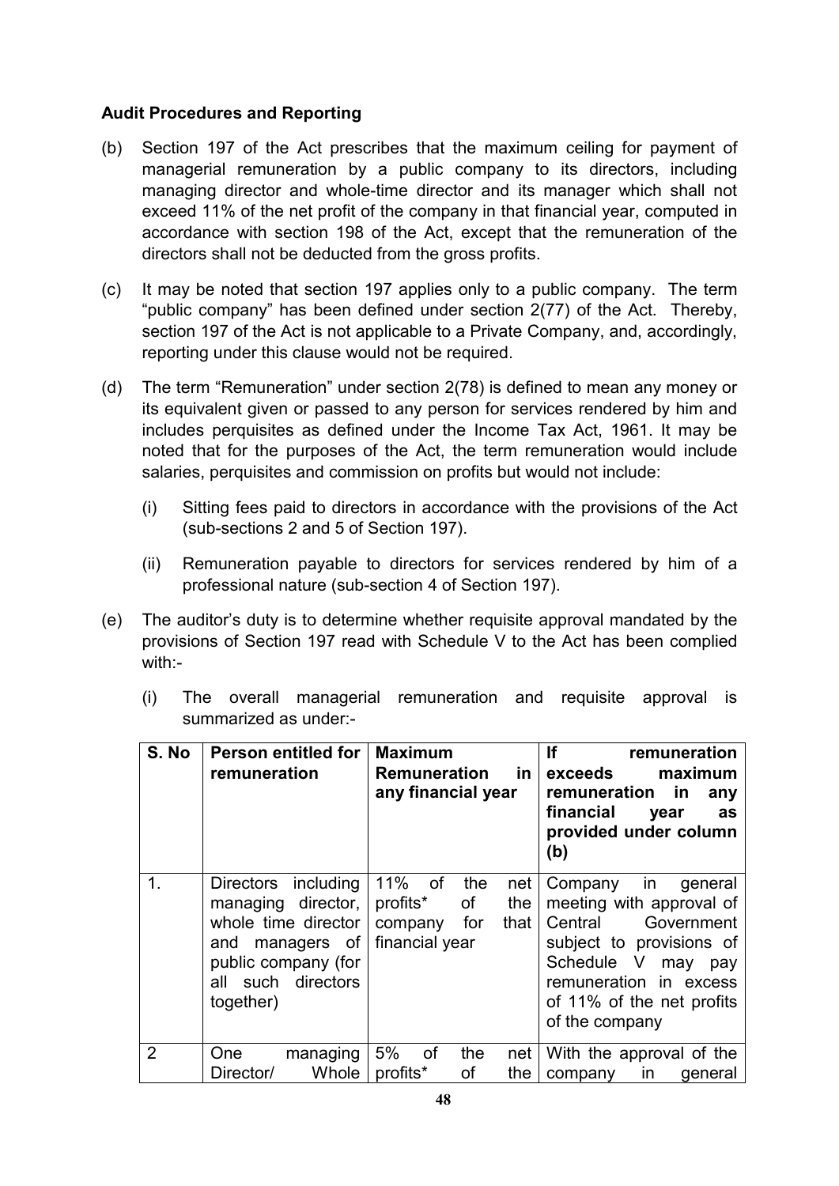**Audit Procedures and Reporting**

(b) Section 197 of the Act prescribes that the maximum ceiling for payment of managerial remuneration by a public company to its directors, including managing director and whole-time director and its manager which shall not exceed 11% of the net profit of the company in that financial year, computed in accordance with section 198 of the Act, except that the remuneration of the directors shall not be deducted from the gross profits.

(c) It may be noted that section 197 applies only to a public company. The term "public company" has been defined under section 2(77) of the Act. Thereby, section 197 of the Act is not applicable to a Private Company, and, accordingly, reporting under this clause would not be required.

(d) The term "Remuneration" under section 2(78) is defined to mean any money or its equivalent given or passed to any person for services rendered by him and includes perquisites as defined under the Income Tax Act, 1961. It may be noted that for the purposes of the Act, the term remuneration would include salaries, perquisites and commission on profits but would not include:

   (i) Sitting fees paid to directors in accordance with the provisions of the Act (sub-sections 2 and 5 of Section 197).

   (ii) Remuneration payable to directors for services rendered by him of a professional nature (sub-section 4 of Section 197).

(e) The auditor's duty is to determine whether requisite approval mandated by the provisions of Section 197 read with Schedule V to the Act has been complied with:-

   (i) The overall managerial remuneration and requisite approval is summarized as under:-

| S. No | Person entitled for remuneration | Maximum Remuneration in any financial year | If remuneration exceeds maximum remuneration in any financial year as provided under column (b) |
|---|---|---|---|
| 1. | Directors including managing director, whole time director and managers of public company (for all such directors together) | 11% of the net profits* of the company for that financial year | Company in general meeting with approval of Central Government subject to provisions of Schedule V may pay remuneration in excess of 11% of the net profits of the company |
| 2 | One managing Director/ Whole | 5% of the net profits* of the | With the approval of the company in general |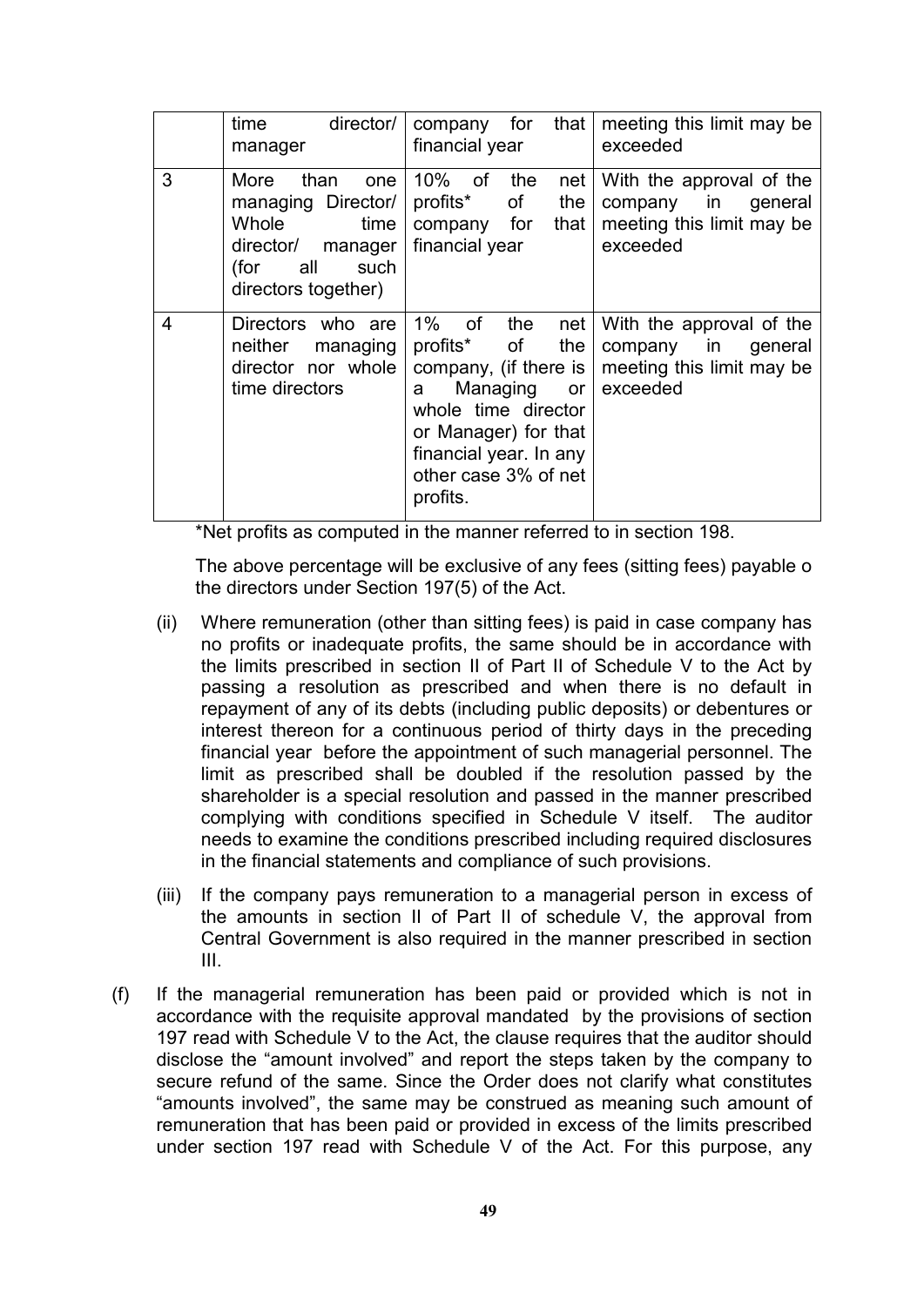|  | time director/ manager | company for that financial year | meeting this limit may be exceeded |
|---|---|---|---|
| 3 | More than one managing Director/ Whole time director/ manager (for all such directors together) | 10% of the net profits* of the company for that financial year | With the approval of the company in general meeting this limit may be exceeded |
| 4 | Directors who are neither managing director nor whole time directors | 1% of the net profits* of the company, (if there is a Managing or whole time director or Manager) for that financial year. In any other case 3% of net profits. | With the approval of the company in general meeting this limit may be exceeded |

*Net profits as computed in the manner referred to in section 198.

The above percentage will be exclusive of any fees (sitting fees) payable o the directors under Section 197(5) of the Act.

(ii) Where remuneration (other than sitting fees) is paid in case company has no profits or inadequate profits, the same should be in accordance with the limits prescribed in section II of Part II of Schedule V to the Act by passing a resolution as prescribed and when there is no default in repayment of any of its debts (including public deposits) or debentures or interest thereon for a continuous period of thirty days in the preceding financial year before the appointment of such managerial personnel. The limit as prescribed shall be doubled if the resolution passed by the shareholder is a special resolution and passed in the manner prescribed complying with conditions specified in Schedule V itself. The auditor needs to examine the conditions prescribed including required disclosures in the financial statements and compliance of such provisions.

(iii) If the company pays remuneration to a managerial person in excess of the amounts in section II of Part II of schedule V, the approval from Central Government is also required in the manner prescribed in section III.

(f) If the managerial remuneration has been paid or provided which is not in accordance with the requisite approval mandated by the provisions of section 197 read with Schedule V to the Act, the clause requires that the auditor should disclose the "amount involved" and report the steps taken by the company to secure refund of the same. Since the Order does not clarify what constitutes "amounts involved", the same may be construed as meaning such amount of remuneration that has been paid or provided in excess of the limits prescribed under section 197 read with Schedule V of the Act. For this purpose, any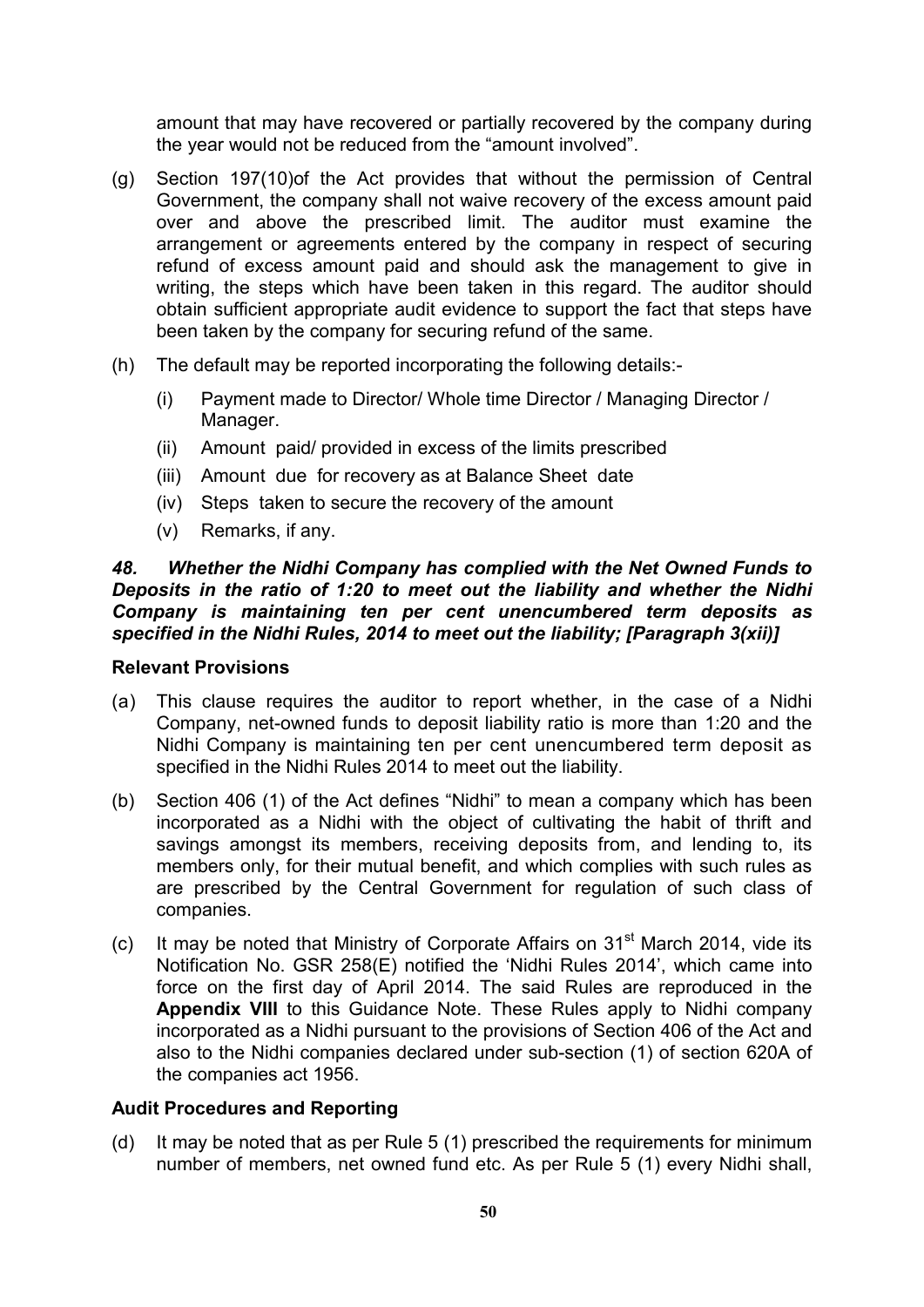amount that may have recovered or partially recovered by the company during the year would not be reduced from the "amount involved".

(g) Section 197(10)of the Act provides that without the permission of Central Government, the company shall not waive recovery of the excess amount paid over and above the prescribed limit. The auditor must examine the arrangement or agreements entered by the company in respect of securing refund of excess amount paid and should ask the management to give in writing, the steps which have been taken in this regard. The auditor should obtain sufficient appropriate audit evidence to support the fact that steps have been taken by the company for securing refund of the same.

(h) The default may be reported incorporating the following details:-

   (i) Payment made to Director/ Whole time Director / Managing Director / Manager.

   (ii) Amount paid/ provided in excess of the limits prescribed

   (iii) Amount due for recovery as at Balance Sheet date

   (iv) Steps taken to secure the recovery of the amount

   (v) Remarks, if any.

***48. Whether the Nidhi Company has complied with the Net Owned Funds to Deposits in the ratio of 1:20 to meet out the liability and whether the Nidhi Company is maintaining ten per cent unencumbered term deposits as specified in the Nidhi Rules, 2014 to meet out the liability; [Paragraph 3(xii)]***

**Relevant Provisions**

(a) This clause requires the auditor to report whether, in the case of a Nidhi Company, net-owned funds to deposit liability ratio is more than 1:20 and the Nidhi Company is maintaining ten per cent unencumbered term deposit as specified in the Nidhi Rules 2014 to meet out the liability.

(b) Section 406 (1) of the Act defines "Nidhi" to mean a company which has been incorporated as a Nidhi with the object of cultivating the habit of thrift and savings amongst its members, receiving deposits from, and lending to, its members only, for their mutual benefit, and which complies with such rules as are prescribed by the Central Government for regulation of such class of companies.

(c) It may be noted that Ministry of Corporate Affairs on 31st March 2014, vide its Notification No. GSR 258(E) notified the 'Nidhi Rules 2014', which came into force on the first day of April 2014. The said Rules are reproduced in the **Appendix VIII** to this Guidance Note. These Rules apply to Nidhi company incorporated as a Nidhi pursuant to the provisions of Section 406 of the Act and also to the Nidhi companies declared under sub-section (1) of section 620A of the companies act 1956.

**Audit Procedures and Reporting**

(d) It may be noted that as per Rule 5 (1) prescribed the requirements for minimum number of members, net owned fund etc. As per Rule 5 (1) every Nidhi shall,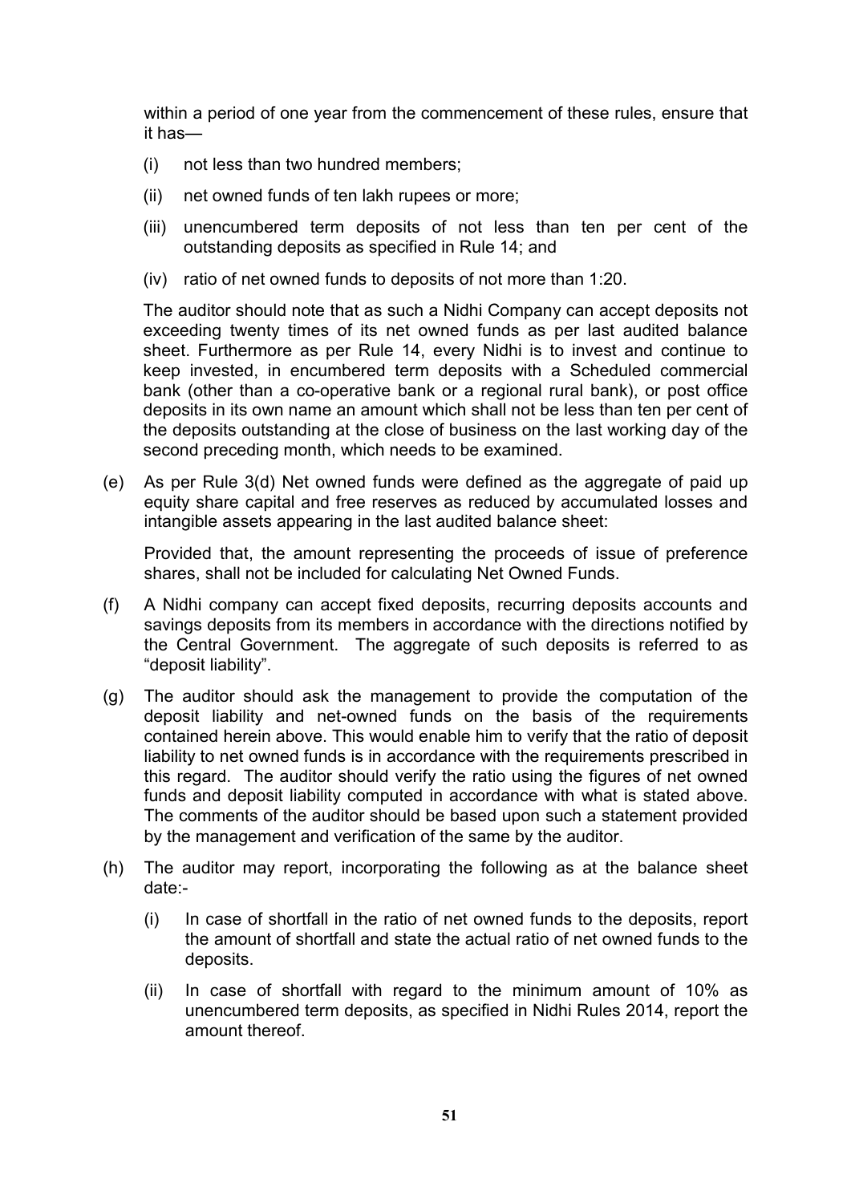within a period of one year from the commencement of these rules, ensure that it has—

(i) not less than two hundred members;

(ii) net owned funds of ten lakh rupees or more;

(iii) unencumbered term deposits of not less than ten per cent of the outstanding deposits as specified in Rule 14; and

(iv) ratio of net owned funds to deposits of not more than 1:20.

The auditor should note that as such a Nidhi Company can accept deposits not exceeding twenty times of its net owned funds as per last audited balance sheet. Furthermore as per Rule 14, every Nidhi is to invest and continue to keep invested, in encumbered term deposits with a Scheduled commercial bank (other than a co-operative bank or a regional rural bank), or post office deposits in its own name an amount which shall not be less than ten per cent of the deposits outstanding at the close of business on the last working day of the second preceding month, which needs to be examined.

(e) As per Rule 3(d) Net owned funds were defined as the aggregate of paid up equity share capital and free reserves as reduced by accumulated losses and intangible assets appearing in the last audited balance sheet:

Provided that, the amount representing the proceeds of issue of preference shares, shall not be included for calculating Net Owned Funds.

(f) A Nidhi company can accept fixed deposits, recurring deposits accounts and savings deposits from its members in accordance with the directions notified by the Central Government. The aggregate of such deposits is referred to as "deposit liability".

(g) The auditor should ask the management to provide the computation of the deposit liability and net-owned funds on the basis of the requirements contained herein above. This would enable him to verify that the ratio of deposit liability to net owned funds is in accordance with the requirements prescribed in this regard. The auditor should verify the ratio using the figures of net owned funds and deposit liability computed in accordance with what is stated above. The comments of the auditor should be based upon such a statement provided by the management and verification of the same by the auditor.

(h) The auditor may report, incorporating the following as at the balance sheet date:-

(i) In case of shortfall in the ratio of net owned funds to the deposits, report the amount of shortfall and state the actual ratio of net owned funds to the deposits.

(ii) In case of shortfall with regard to the minimum amount of 10% as unencumbered term deposits, as specified in Nidhi Rules 2014, report the amount thereof.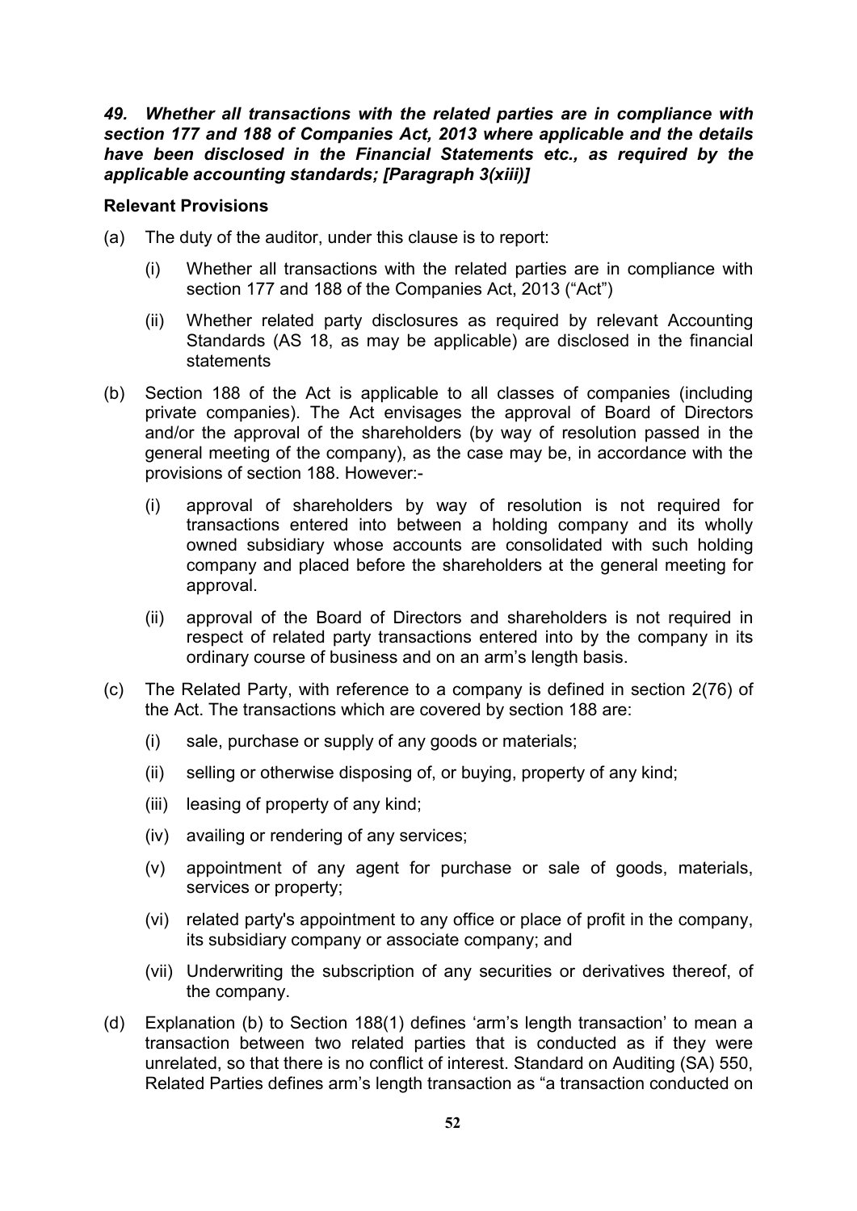***49. Whether all transactions with the related parties are in compliance with section 177 and 188 of Companies Act, 2013 where applicable and the details have been disclosed in the Financial Statements etc., as required by the applicable accounting standards; [Paragraph 3(xiii)]***

**Relevant Provisions**

(a) The duty of the auditor, under this clause is to report:

  (i) Whether all transactions with the related parties are in compliance with section 177 and 188 of the Companies Act, 2013 ("Act")

  (ii) Whether related party disclosures as required by relevant Accounting Standards (AS 18, as may be applicable) are disclosed in the financial statements

(b) Section 188 of the Act is applicable to all classes of companies (including private companies). The Act envisages the approval of Board of Directors and/or the approval of the shareholders (by way of resolution passed in the general meeting of the company), as the case may be, in accordance with the provisions of section 188. However:-

  (i) approval of shareholders by way of resolution is not required for transactions entered into between a holding company and its wholly owned subsidiary whose accounts are consolidated with such holding company and placed before the shareholders at the general meeting for approval.

  (ii) approval of the Board of Directors and shareholders is not required in respect of related party transactions entered into by the company in its ordinary course of business and on an arm's length basis.

(c) The Related Party, with reference to a company is defined in section 2(76) of the Act. The transactions which are covered by section 188 are:

  (i) sale, purchase or supply of any goods or materials;

  (ii) selling or otherwise disposing of, or buying, property of any kind;

  (iii) leasing of property of any kind;

  (iv) availing or rendering of any services;

  (v) appointment of any agent for purchase or sale of goods, materials, services or property;

  (vi) related party's appointment to any office or place of profit in the company, its subsidiary company or associate company; and

  (vii) Underwriting the subscription of any securities or derivatives thereof, of the company.

(d) Explanation (b) to Section 188(1) defines 'arm's length transaction' to mean a transaction between two related parties that is conducted as if they were unrelated, so that there is no conflict of interest. Standard on Auditing (SA) 550, Related Parties defines arm's length transaction as "a transaction conducted on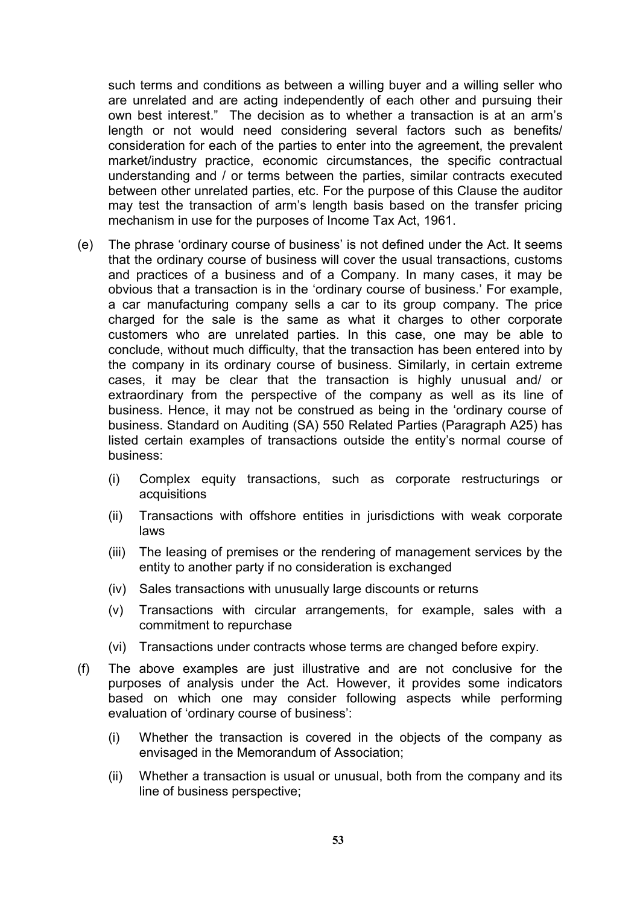such terms and conditions as between a willing buyer and a willing seller who are unrelated and are acting independently of each other and pursuing their own best interest." The decision as to whether a transaction is at an arm's length or not would need considering several factors such as benefits/ consideration for each of the parties to enter into the agreement, the prevalent market/industry practice, economic circumstances, the specific contractual understanding and / or terms between the parties, similar contracts executed between other unrelated parties, etc. For the purpose of this Clause the auditor may test the transaction of arm's length basis based on the transfer pricing mechanism in use for the purposes of Income Tax Act, 1961.

(e) The phrase 'ordinary course of business' is not defined under the Act. It seems that the ordinary course of business will cover the usual transactions, customs and practices of a business and of a Company. In many cases, it may be obvious that a transaction is in the 'ordinary course of business.' For example, a car manufacturing company sells a car to its group company. The price charged for the sale is the same as what it charges to other corporate customers who are unrelated parties. In this case, one may be able to conclude, without much difficulty, that the transaction has been entered into by the company in its ordinary course of business. Similarly, in certain extreme cases, it may be clear that the transaction is highly unusual and/ or extraordinary from the perspective of the company as well as its line of business. Hence, it may not be construed as being in the 'ordinary course of business. Standard on Auditing (SA) 550 Related Parties (Paragraph A25) has listed certain examples of transactions outside the entity's normal course of business:

   (i) Complex equity transactions, such as corporate restructurings or acquisitions

   (ii) Transactions with offshore entities in jurisdictions with weak corporate laws

   (iii) The leasing of premises or the rendering of management services by the entity to another party if no consideration is exchanged

   (iv) Sales transactions with unusually large discounts or returns

   (v) Transactions with circular arrangements, for example, sales with a commitment to repurchase

   (vi) Transactions under contracts whose terms are changed before expiry.

(f) The above examples are just illustrative and are not conclusive for the purposes of analysis under the Act. However, it provides some indicators based on which one may consider following aspects while performing evaluation of 'ordinary course of business':

   (i) Whether the transaction is covered in the objects of the company as envisaged in the Memorandum of Association;

   (ii) Whether a transaction is usual or unusual, both from the company and its line of business perspective;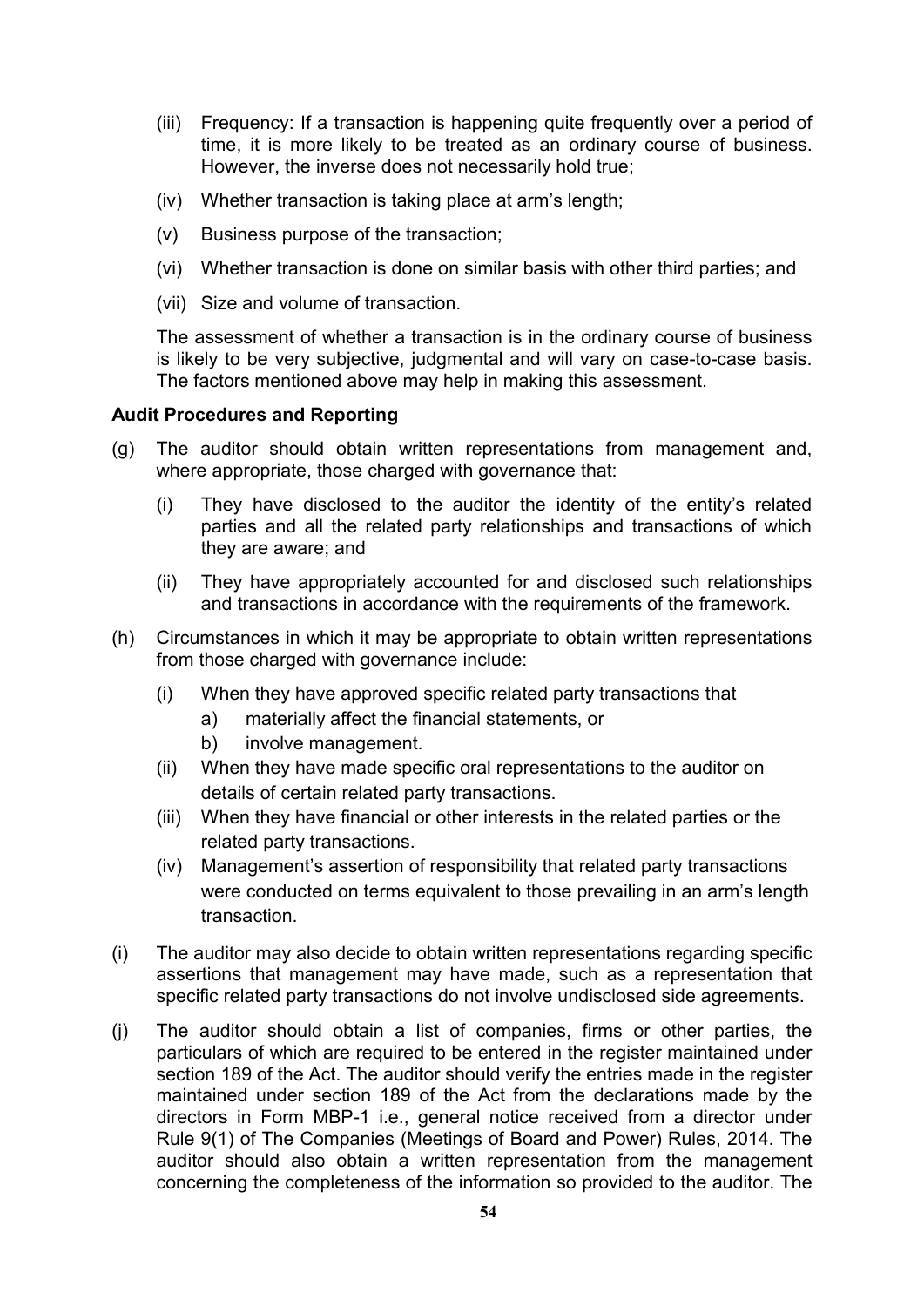(iii) Frequency: If a transaction is happening quite frequently over a period of time, it is more likely to be treated as an ordinary course of business. However, the inverse does not necessarily hold true;

(iv) Whether transaction is taking place at arm's length;

(v) Business purpose of the transaction;

(vi) Whether transaction is done on similar basis with other third parties; and

(vii) Size and volume of transaction.

The assessment of whether a transaction is in the ordinary course of business is likely to be very subjective, judgmental and will vary on case-to-case basis. The factors mentioned above may help in making this assessment.

**Audit Procedures and Reporting**

(g) The auditor should obtain written representations from management and, where appropriate, those charged with governance that:

   (i) They have disclosed to the auditor the identity of the entity's related parties and all the related party relationships and transactions of which they are aware; and

   (ii) They have appropriately accounted for and disclosed such relationships and transactions in accordance with the requirements of the framework.

(h) Circumstances in which it may be appropriate to obtain written representations from those charged with governance include:

   (i) When they have approved specific related party transactions that
      a) materially affect the financial statements, or
      b) involve management.

   (ii) When they have made specific oral representations to the auditor on details of certain related party transactions.

   (iii) When they have financial or other interests in the related parties or the related party transactions.

   (iv) Management's assertion of responsibility that related party transactions were conducted on terms equivalent to those prevailing in an arm's length transaction.

(i) The auditor may also decide to obtain written representations regarding specific assertions that management may have made, such as a representation that specific related party transactions do not involve undisclosed side agreements.

(j) The auditor should obtain a list of companies, firms or other parties, the particulars of which are required to be entered in the register maintained under section 189 of the Act. The auditor should verify the entries made in the register maintained under section 189 of the Act from the declarations made by the directors in Form MBP-1 i.e., general notice received from a director under Rule 9(1) of The Companies (Meetings of Board and Power) Rules, 2014. The auditor should also obtain a written representation from the management concerning the completeness of the information so provided to the auditor. The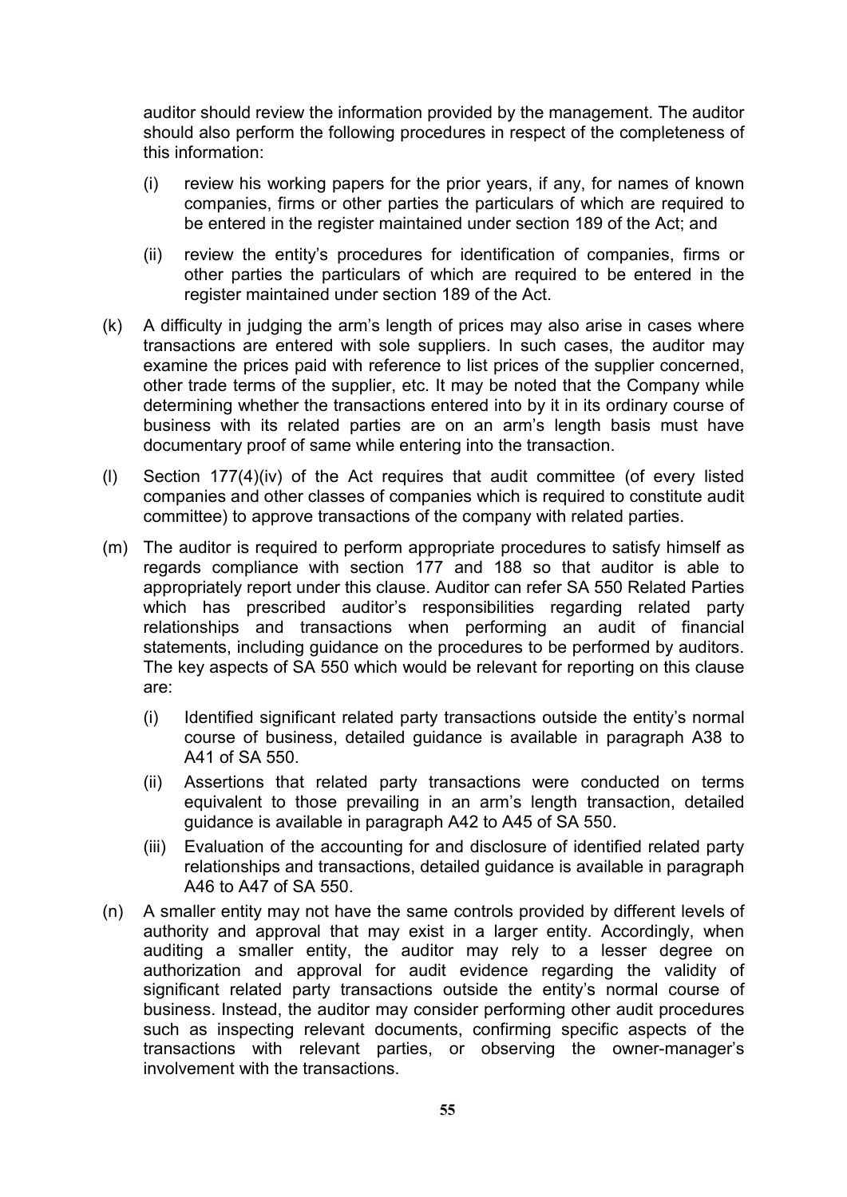auditor should review the information provided by the management. The auditor should also perform the following procedures in respect of the completeness of this information:

(i) review his working papers for the prior years, if any, for names of known companies, firms or other parties the particulars of which are required to be entered in the register maintained under section 189 of the Act; and

(ii) review the entity's procedures for identification of companies, firms or other parties the particulars of which are required to be entered in the register maintained under section 189 of the Act.

(k) A difficulty in judging the arm's length of prices may also arise in cases where transactions are entered with sole suppliers. In such cases, the auditor may examine the prices paid with reference to list prices of the supplier concerned, other trade terms of the supplier, etc. It may be noted that the Company while determining whether the transactions entered into by it in its ordinary course of business with its related parties are on an arm's length basis must have documentary proof of same while entering into the transaction.

(l) Section 177(4)(iv) of the Act requires that audit committee (of every listed companies and other classes of companies which is required to constitute audit committee) to approve transactions of the company with related parties.

(m) The auditor is required to perform appropriate procedures to satisfy himself as regards compliance with section 177 and 188 so that auditor is able to appropriately report under this clause. Auditor can refer SA 550 Related Parties which has prescribed auditor's responsibilities regarding related party relationships and transactions when performing an audit of financial statements, including guidance on the procedures to be performed by auditors. The key aspects of SA 550 which would be relevant for reporting on this clause are:

(i) Identified significant related party transactions outside the entity's normal course of business, detailed guidance is available in paragraph A38 to A41 of SA 550.

(ii) Assertions that related party transactions were conducted on terms equivalent to those prevailing in an arm's length transaction, detailed guidance is available in paragraph A42 to A45 of SA 550.

(iii) Evaluation of the accounting for and disclosure of identified related party relationships and transactions, detailed guidance is available in paragraph A46 to A47 of SA 550.

(n) A smaller entity may not have the same controls provided by different levels of authority and approval that may exist in a larger entity. Accordingly, when auditing a smaller entity, the auditor may rely to a lesser degree on authorization and approval for audit evidence regarding the validity of significant related party transactions outside the entity's normal course of business. Instead, the auditor may consider performing other audit procedures such as inspecting relevant documents, confirming specific aspects of the transactions with relevant parties, or observing the owner-manager's involvement with the transactions.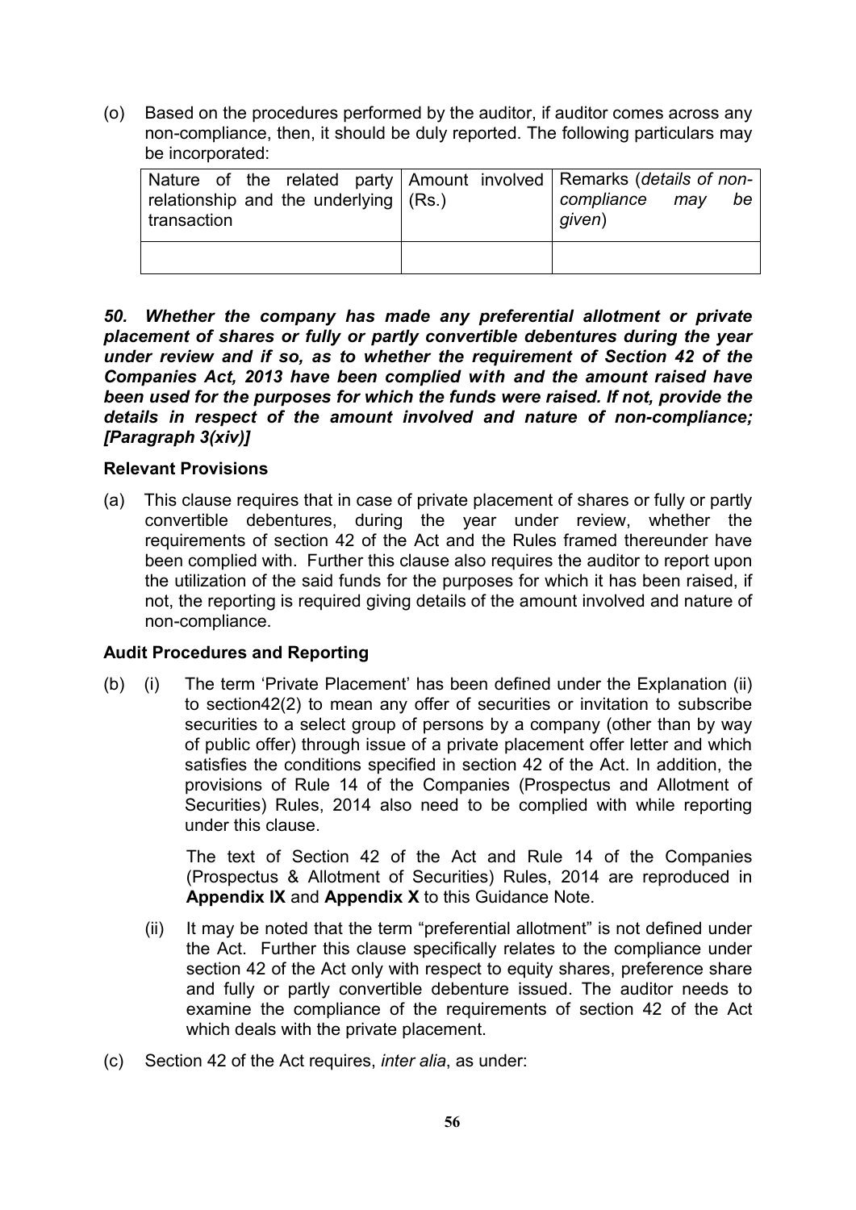(o) Based on the procedures performed by the auditor, if auditor comes across any non-compliance, then, it should be duly reported. The following particulars may be incorporated:

| Nature of the related party relationship and the underlying transaction | Amount involved (Rs.) | Remarks (*details of non-compliance may be given*) |
|---|---|---|
| | | |

***50. Whether the company has made any preferential allotment or private placement of shares or fully or partly convertible debentures during the year under review and if so, as to whether the requirement of Section 42 of the Companies Act, 2013 have been complied with and the amount raised have been used for the purposes for which the funds were raised. If not, provide the details in respect of the amount involved and nature of non-compliance; [Paragraph 3(xiv)]***

**Relevant Provisions**

(a) This clause requires that in case of private placement of shares or fully or partly convertible debentures, during the year under review, whether the requirements of section 42 of the Act and the Rules framed thereunder have been complied with. Further this clause also requires the auditor to report upon the utilization of the said funds for the purposes for which it has been raised, if not, the reporting is required giving details of the amount involved and nature of non-compliance.

**Audit Procedures and Reporting**

(b) (i) The term 'Private Placement' has been defined under the Explanation (ii) to section42(2) to mean any offer of securities or invitation to subscribe securities to a select group of persons by a company (other than by way of public offer) through issue of a private placement offer letter and which satisfies the conditions specified in section 42 of the Act. In addition, the provisions of Rule 14 of the Companies (Prospectus and Allotment of Securities) Rules, 2014 also need to be complied with while reporting under this clause.

The text of Section 42 of the Act and Rule 14 of the Companies (Prospectus & Allotment of Securities) Rules, 2014 are reproduced in **Appendix IX** and **Appendix X** to this Guidance Note.

(ii) It may be noted that the term "preferential allotment" is not defined under the Act. Further this clause specifically relates to the compliance under section 42 of the Act only with respect to equity shares, preference share and fully or partly convertible debenture issued. The auditor needs to examine the compliance of the requirements of section 42 of the Act which deals with the private placement.

(c) Section 42 of the Act requires, *inter alia*, as under: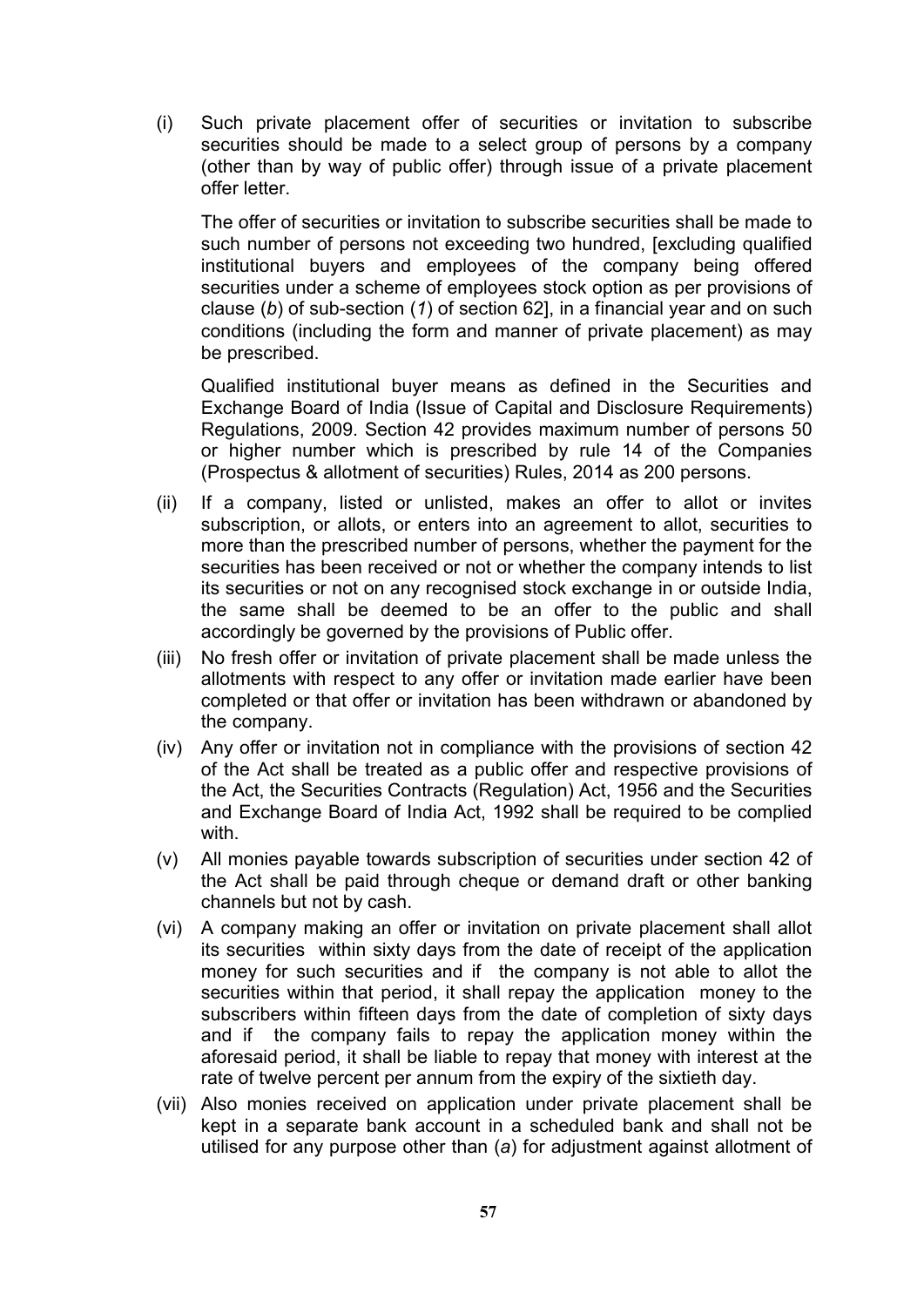(i) Such private placement offer of securities or invitation to subscribe securities should be made to a select group of persons by a company (other than by way of public offer) through issue of a private placement offer letter.

The offer of securities or invitation to subscribe securities shall be made to such number of persons not exceeding two hundred, [excluding qualified institutional buyers and employees of the company being offered securities under a scheme of employees stock option as per provisions of clause (*b*) of sub-section (*1*) of section 62], in a financial year and on such conditions (including the form and manner of private placement) as may be prescribed.

Qualified institutional buyer means as defined in the Securities and Exchange Board of India (Issue of Capital and Disclosure Requirements) Regulations, 2009. Section 42 provides maximum number of persons 50 or higher number which is prescribed by rule 14 of the Companies (Prospectus & allotment of securities) Rules, 2014 as 200 persons.

(ii) If a company, listed or unlisted, makes an offer to allot or invites subscription, or allots, or enters into an agreement to allot, securities to more than the prescribed number of persons, whether the payment for the securities has been received or not or whether the company intends to list its securities or not on any recognised stock exchange in or outside India, the same shall be deemed to be an offer to the public and shall accordingly be governed by the provisions of Public offer.

(iii) No fresh offer or invitation of private placement shall be made unless the allotments with respect to any offer or invitation made earlier have been completed or that offer or invitation has been withdrawn or abandoned by the company.

(iv) Any offer or invitation not in compliance with the provisions of section 42 of the Act shall be treated as a public offer and respective provisions of the Act, the Securities Contracts (Regulation) Act, 1956 and the Securities and Exchange Board of India Act, 1992 shall be required to be complied with.

(v) All monies payable towards subscription of securities under section 42 of the Act shall be paid through cheque or demand draft or other banking channels but not by cash.

(vi) A company making an offer or invitation on private placement shall allot its securities within sixty days from the date of receipt of the application money for such securities and if the company is not able to allot the securities within that period, it shall repay the application money to the subscribers within fifteen days from the date of completion of sixty days and if the company fails to repay the application money within the aforesaid period, it shall be liable to repay that money with interest at the rate of twelve percent per annum from the expiry of the sixtieth day.

(vii) Also monies received on application under private placement shall be kept in a separate bank account in a scheduled bank and shall not be utilised for any purpose other than (*a*) for adjustment against allotment of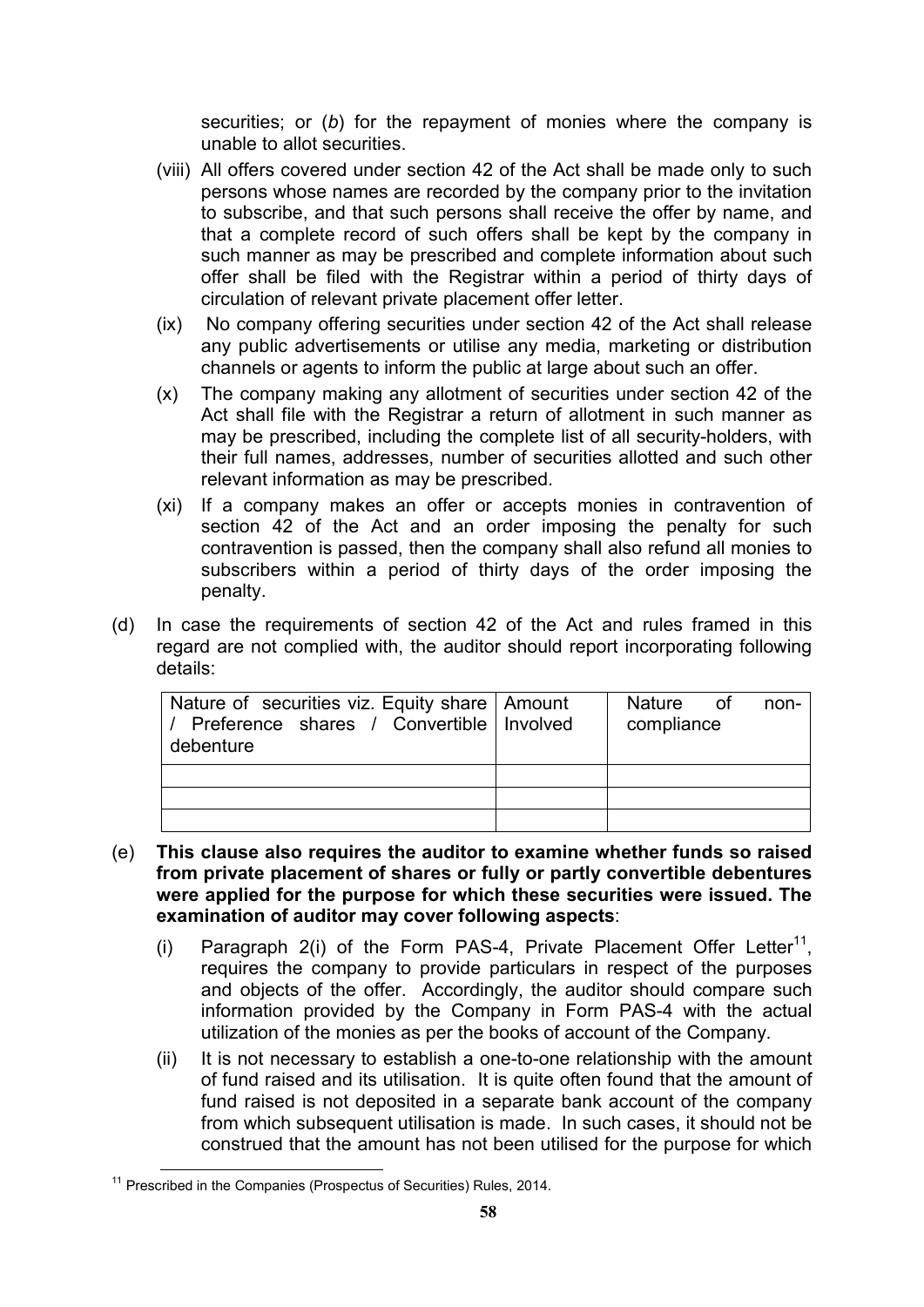securities; or (*b*) for the repayment of monies where the company is unable to allot securities.

(viii) All offers covered under section 42 of the Act shall be made only to such persons whose names are recorded by the company prior to the invitation to subscribe, and that such persons shall receive the offer by name, and that a complete record of such offers shall be kept by the company in such manner as may be prescribed and complete information about such offer shall be filed with the Registrar within a period of thirty days of circulation of relevant private placement offer letter.

(ix) No company offering securities under section 42 of the Act shall release any public advertisements or utilise any media, marketing or distribution channels or agents to inform the public at large about such an offer.

(x) The company making any allotment of securities under section 42 of the Act shall file with the Registrar a return of allotment in such manner as may be prescribed, including the complete list of all security-holders, with their full names, addresses, number of securities allotted and such other relevant information as may be prescribed.

(xi) If a company makes an offer or accepts monies in contravention of section 42 of the Act and an order imposing the penalty for such contravention is passed, then the company shall also refund all monies to subscribers within a period of thirty days of the order imposing the penalty.

(d) In case the requirements of section 42 of the Act and rules framed in this regard are not complied with, the auditor should report incorporating following details:

| Nature of securities viz. Equity share / Preference shares / Convertible debenture | Amount Involved | Nature of non-compliance |
|---|---|---|
| | | |
| | | |
| | | |

(e) **This clause also requires the auditor to examine whether funds so raised from private placement of shares or fully or partly convertible debentures were applied for the purpose for which these securities were issued. The examination of auditor may cover following aspects**:

(i) Paragraph 2(i) of the Form PAS-4, Private Placement Offer Letter[11], requires the company to provide particulars in respect of the purposes and objects of the offer. Accordingly, the auditor should compare such information provided by the Company in Form PAS-4 with the actual utilization of the monies as per the books of account of the Company.

(ii) It is not necessary to establish a one-to-one relationship with the amount of fund raised and its utilisation. It is quite often found that the amount of fund raised is not deposited in a separate bank account of the company from which subsequent utilisation is made. In such cases, it should not be construed that the amount has not been utilised for the purpose for which

[11] Prescribed in the Companies (Prospectus of Securities) Rules, 2014.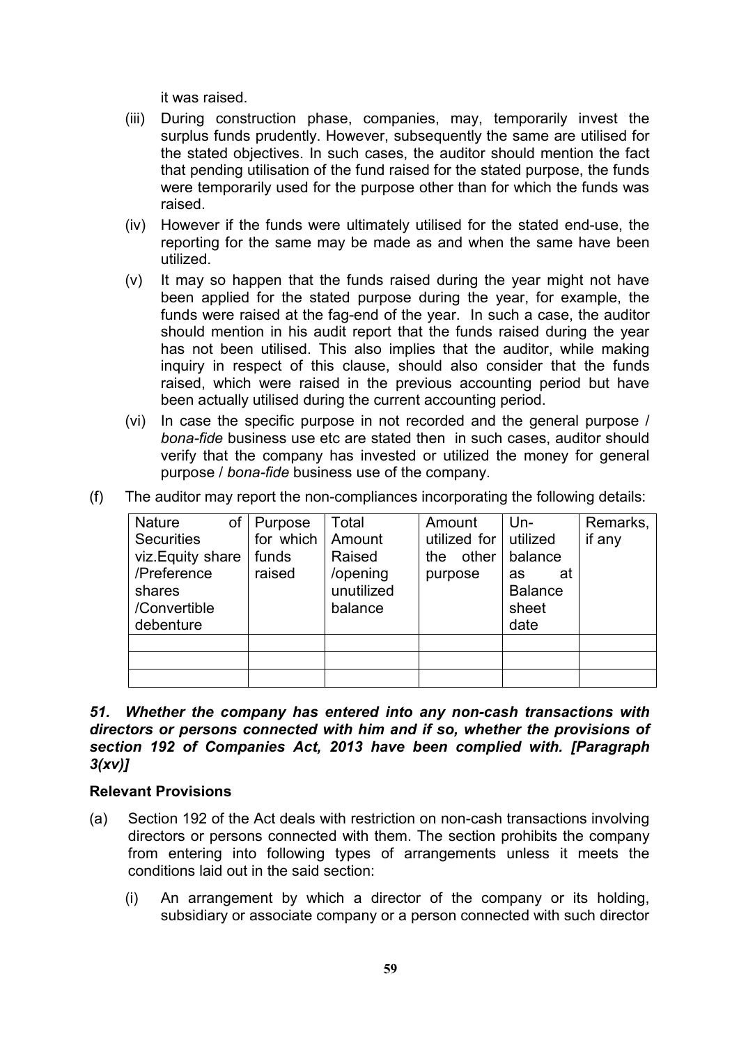it was raised.

(iii) During construction phase, companies, may, temporarily invest the surplus funds prudently. However, subsequently the same are utilised for the stated objectives. In such cases, the auditor should mention the fact that pending utilisation of the fund raised for the stated purpose, the funds were temporarily used for the purpose other than for which the funds was raised.

(iv) However if the funds were ultimately utilised for the stated end-use, the reporting for the same may be made as and when the same have been utilized.

(v) It may so happen that the funds raised during the year might not have been applied for the stated purpose during the year, for example, the funds were raised at the fag-end of the year. In such a case, the auditor should mention in his audit report that the funds raised during the year has not been utilised. This also implies that the auditor, while making inquiry in respect of this clause, should also consider that the funds raised, which were raised in the previous accounting period but have been actually utilised during the current accounting period.

(vi) In case the specific purpose in not recorded and the general purpose / *bona-fide* business use etc are stated then in such cases, auditor should verify that the company has invested or utilized the money for general purpose / *bona-fide* business use of the company.

(f) The auditor may report the non-compliances incorporating the following details:

| Nature of Securities viz.Equity share /Preference shares /Convertible debenture | Purpose for which funds raised | Total Amount Raised /opening unutilized balance | Amount utilized for the other purpose | Un-utilized balance as at Balance sheet date | Remarks, if any |
|---|---|---|---|---|---|
| | | | | | |
| | | | | | |
| | | | | | |

***51. Whether the company has entered into any non-cash transactions with directors or persons connected with him and if so, whether the provisions of section 192 of Companies Act, 2013 have been complied with. [Paragraph 3(xv)]***

**Relevant Provisions**

(a) Section 192 of the Act deals with restriction on non-cash transactions involving directors or persons connected with them. The section prohibits the company from entering into following types of arrangements unless it meets the conditions laid out in the said section:

(i) An arrangement by which a director of the company or its holding, subsidiary or associate company or a person connected with such director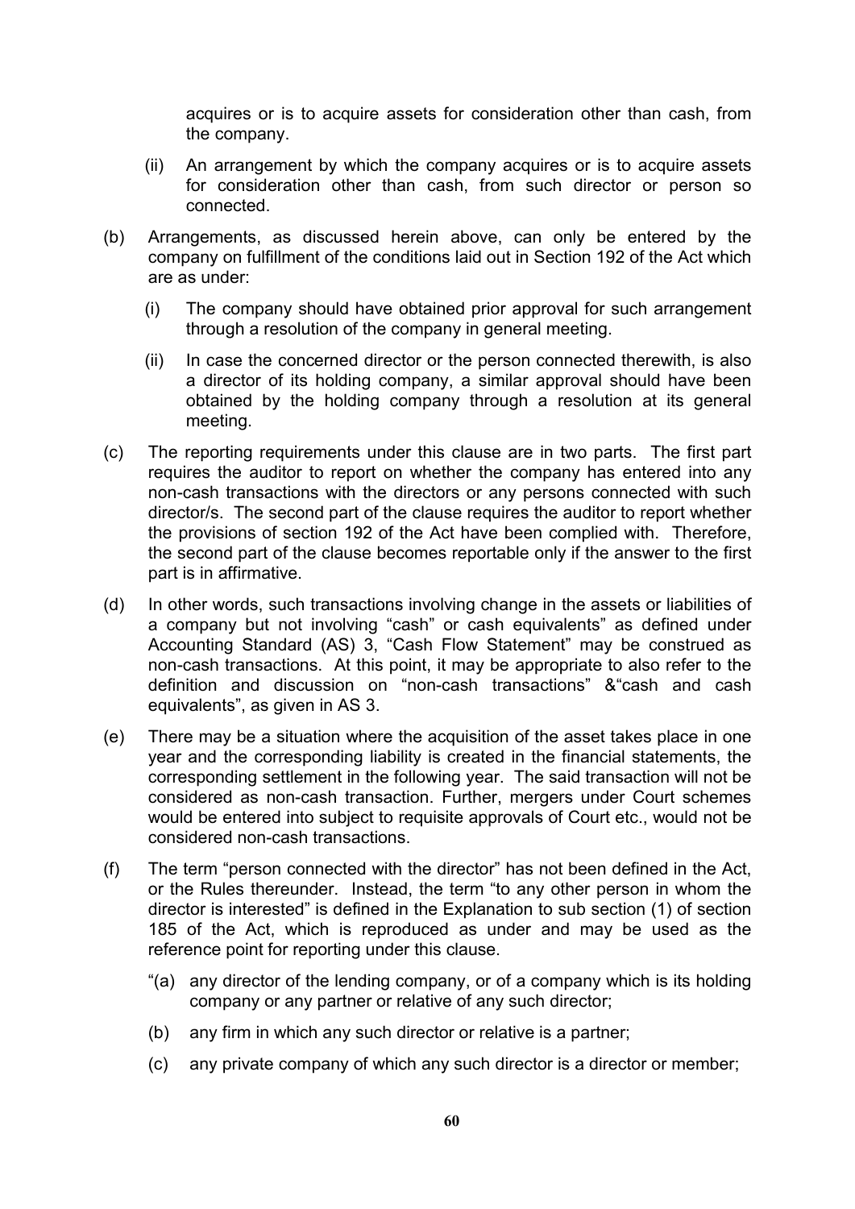acquires or is to acquire assets for consideration other than cash, from the company.

(ii) An arrangement by which the company acquires or is to acquire assets for consideration other than cash, from such director or person so connected.

(b) Arrangements, as discussed herein above, can only be entered by the company on fulfillment of the conditions laid out in Section 192 of the Act which are as under:

   (i) The company should have obtained prior approval for such arrangement through a resolution of the company in general meeting.

   (ii) In case the concerned director or the person connected therewith, is also a director of its holding company, a similar approval should have been obtained by the holding company through a resolution at its general meeting.

(c) The reporting requirements under this clause are in two parts. The first part requires the auditor to report on whether the company has entered into any non-cash transactions with the directors or any persons connected with such director/s. The second part of the clause requires the auditor to report whether the provisions of section 192 of the Act have been complied with. Therefore, the second part of the clause becomes reportable only if the answer to the first part is in affirmative.

(d) In other words, such transactions involving change in the assets or liabilities of a company but not involving "cash" or cash equivalents" as defined under Accounting Standard (AS) 3, "Cash Flow Statement" may be construed as non-cash transactions. At this point, it may be appropriate to also refer to the definition and discussion on "non-cash transactions" &"cash and cash equivalents", as given in AS 3.

(e) There may be a situation where the acquisition of the asset takes place in one year and the corresponding liability is created in the financial statements, the corresponding settlement in the following year. The said transaction will not be considered as non-cash transaction. Further, mergers under Court schemes would be entered into subject to requisite approvals of Court etc., would not be considered non-cash transactions.

(f) The term "person connected with the director" has not been defined in the Act, or the Rules thereunder. Instead, the term "to any other person in whom the director is interested" is defined in the Explanation to sub section (1) of section 185 of the Act, which is reproduced as under and may be used as the reference point for reporting under this clause.

   "(a) any director of the lending company, or of a company which is its holding company or any partner or relative of any such director;

   (b) any firm in which any such director or relative is a partner;

   (c) any private company of which any such director is a director or member;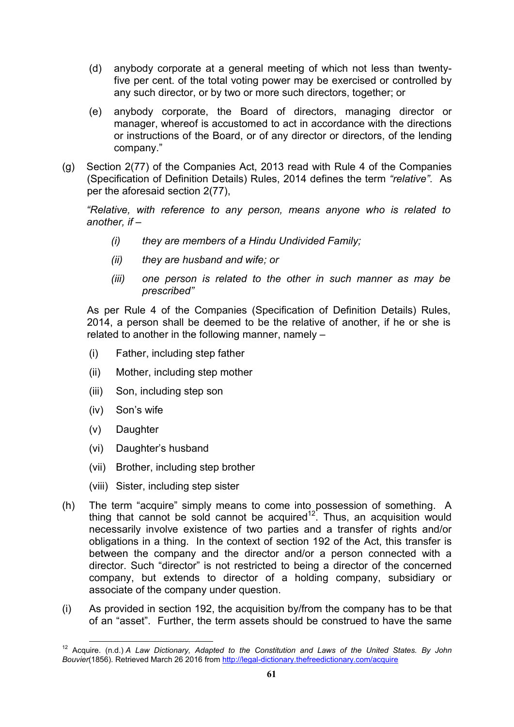(d) anybody corporate at a general meeting of which not less than twenty-five per cent. of the total voting power may be exercised or controlled by any such director, or by two or more such directors, together; or

(e) anybody corporate, the Board of directors, managing director or manager, whereof is accustomed to act in accordance with the directions or instructions of the Board, or of any director or directors, of the lending company."

(g) Section 2(77) of the Companies Act, 2013 read with Rule 4 of the Companies (Specification of Definition Details) Rules, 2014 defines the term *"relative"*. As per the aforesaid section 2(77),

*"Relative, with reference to any person, means anyone who is related to another, if –*

*(i) they are members of a Hindu Undivided Family;*

*(ii) they are husband and wife; or*

*(iii) one person is related to the other in such manner as may be prescribed"*

As per Rule 4 of the Companies (Specification of Definition Details) Rules, 2014, a person shall be deemed to be the relative of another, if he or she is related to another in the following manner, namely –

(i) Father, including step father

(ii) Mother, including step mother

(iii) Son, including step son

(iv) Son's wife

(v) Daughter

(vi) Daughter's husband

(vii) Brother, including step brother

(viii) Sister, including step sister

(h) The term "acquire" simply means to come into possession of something. A thing that cannot be sold cannot be acquired[12]. Thus, an acquisition would necessarily involve existence of two parties and a transfer of rights and/or obligations in a thing. In the context of section 192 of the Act, this transfer is between the company and the director and/or a person connected with a director. Such "director" is not restricted to being a director of the concerned company, but extends to director of a holding company, subsidiary or associate of the company under question.

(i) As provided in section 192, the acquisition by/from the company has to be that of an "asset". Further, the term assets should be construed to have the same

---

[12] Acquire. (n.d.) *A Law Dictionary, Adapted to the Constitution and Laws of the United States. By John Bouvier*(1856). Retrieved March 26 2016 from http://legal-dictionary.thefreedictionary.com/acquire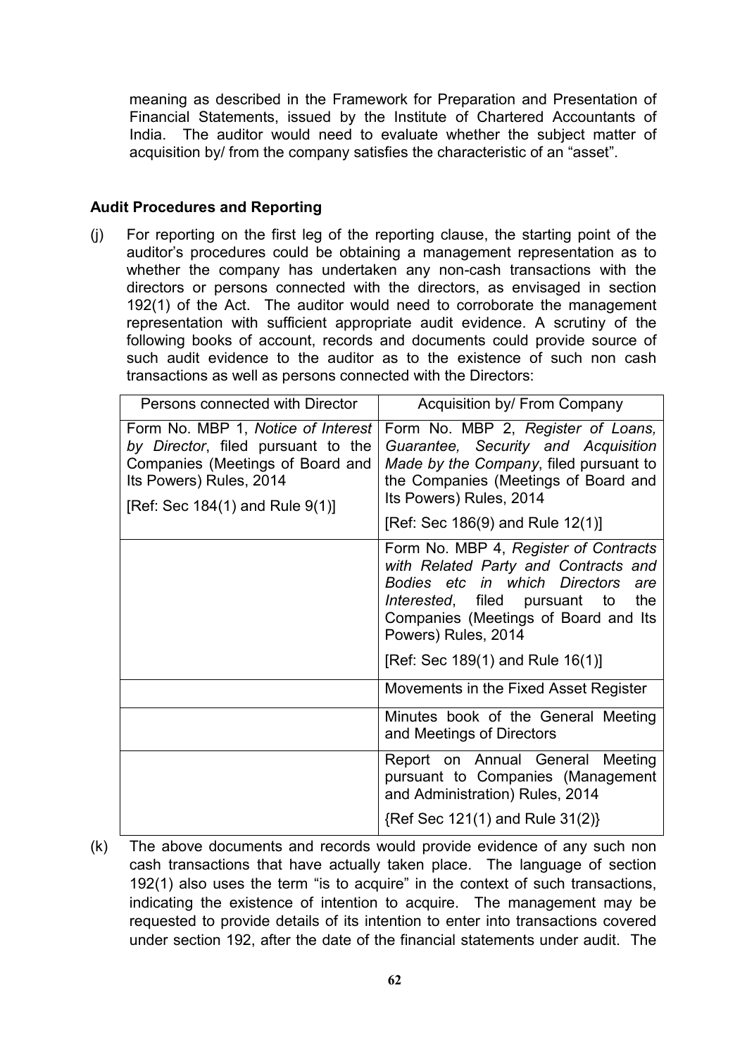meaning as described in the Framework for Preparation and Presentation of Financial Statements, issued by the Institute of Chartered Accountants of India. The auditor would need to evaluate whether the subject matter of acquisition by/ from the company satisfies the characteristic of an "asset".

**Audit Procedures and Reporting**

(j) For reporting on the first leg of the reporting clause, the starting point of the auditor's procedures could be obtaining a management representation as to whether the company has undertaken any non-cash transactions with the directors or persons connected with the directors, as envisaged in section 192(1) of the Act. The auditor would need to corroborate the management representation with sufficient appropriate audit evidence. A scrutiny of the following books of account, records and documents could provide source of such audit evidence to the auditor as to the existence of such non cash transactions as well as persons connected with the Directors:

| Persons connected with Director | Acquisition by/ From Company |
|---|---|
| Form No. MBP 1, *Notice of Interest by Director*, filed pursuant to the Companies (Meetings of Board and Its Powers) Rules, 2014<br><br>[Ref: Sec 184(1) and Rule 9(1)] | Form No. MBP 2, *Register of Loans, Guarantee, Security and Acquisition Made by the Company*, filed pursuant to the Companies (Meetings of Board and Its Powers) Rules, 2014<br><br>[Ref: Sec 186(9) and Rule 12(1)] |
| | Form No. MBP 4, *Register of Contracts with Related Party and Contracts and Bodies etc in which Directors are Interested*, filed pursuant to the Companies (Meetings of Board and Its Powers) Rules, 2014<br><br>[Ref: Sec 189(1) and Rule 16(1)] |
| | Movements in the Fixed Asset Register |
| | Minutes book of the General Meeting and Meetings of Directors |
| | Report on Annual General Meeting pursuant to Companies (Management and Administration) Rules, 2014<br><br>{Ref Sec 121(1) and Rule 31(2)} |

(k) The above documents and records would provide evidence of any such non cash transactions that have actually taken place. The language of section 192(1) also uses the term "is to acquire" in the context of such transactions, indicating the existence of intention to acquire. The management may be requested to provide details of its intention to enter into transactions covered under section 192, after the date of the financial statements under audit. The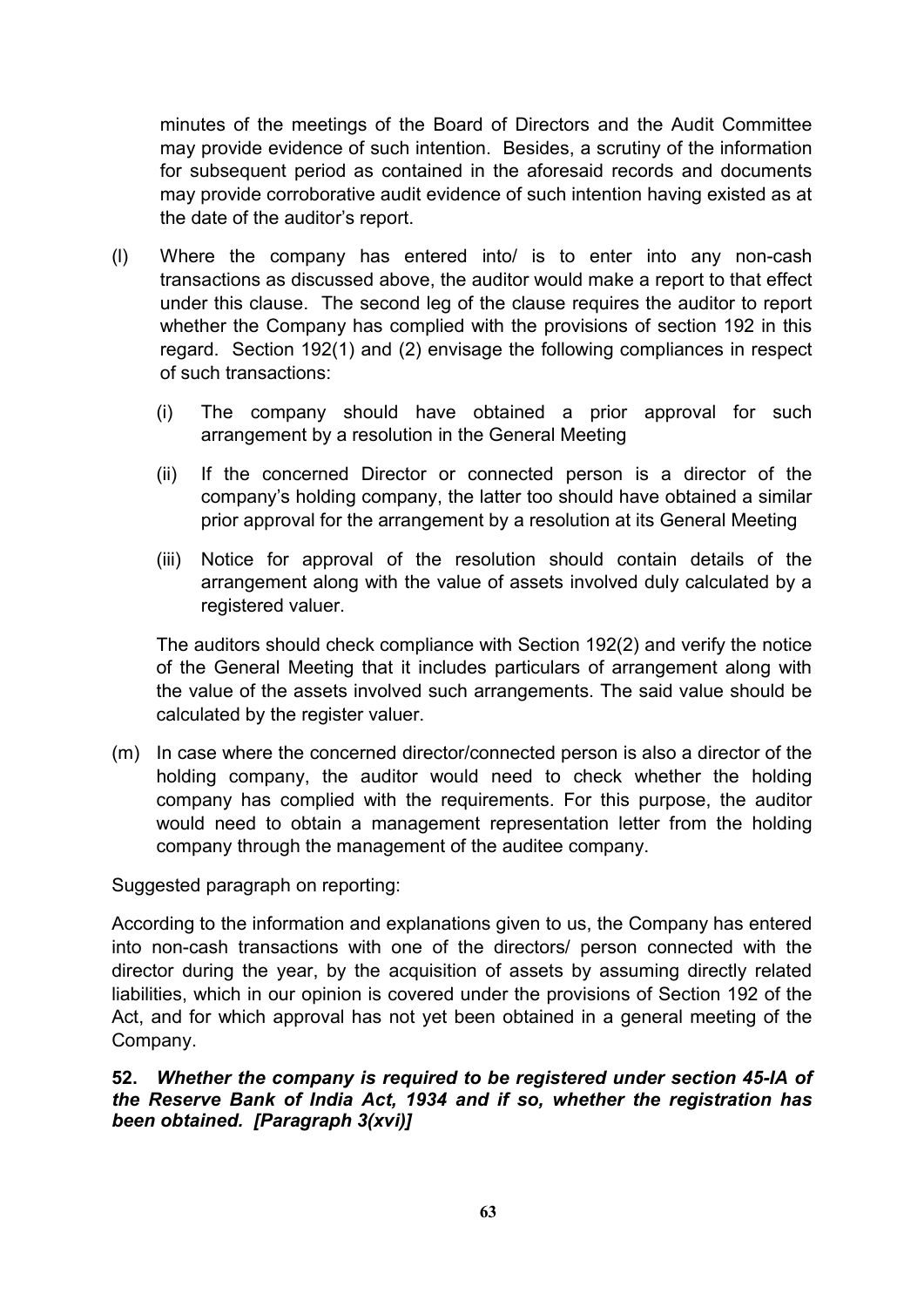minutes of the meetings of the Board of Directors and the Audit Committee may provide evidence of such intention. Besides, a scrutiny of the information for subsequent period as contained in the aforesaid records and documents may provide corroborative audit evidence of such intention having existed as at the date of the auditor's report.

(l) Where the company has entered into/ is to enter into any non-cash transactions as discussed above, the auditor would make a report to that effect under this clause. The second leg of the clause requires the auditor to report whether the Company has complied with the provisions of section 192 in this regard. Section 192(1) and (2) envisage the following compliances in respect of such transactions:

   (i) The company should have obtained a prior approval for such arrangement by a resolution in the General Meeting

   (ii) If the concerned Director or connected person is a director of the company's holding company, the latter too should have obtained a similar prior approval for the arrangement by a resolution at its General Meeting

   (iii) Notice for approval of the resolution should contain details of the arrangement along with the value of assets involved duly calculated by a registered valuer.

   The auditors should check compliance with Section 192(2) and verify the notice of the General Meeting that it includes particulars of arrangement along with the value of the assets involved such arrangements. The said value should be calculated by the register valuer.

(m) In case where the concerned director/connected person is also a director of the holding company, the auditor would need to check whether the holding company has complied with the requirements. For this purpose, the auditor would need to obtain a management representation letter from the holding company through the management of the auditee company.

Suggested paragraph on reporting:

According to the information and explanations given to us, the Company has entered into non-cash transactions with one of the directors/ person connected with the director during the year, by the acquisition of assets by assuming directly related liabilities, which in our opinion is covered under the provisions of Section 192 of the Act, and for which approval has not yet been obtained in a general meeting of the Company.

**52.** ***Whether the company is required to be registered under section 45-IA of the Reserve Bank of India Act, 1934 and if so, whether the registration has been obtained. [Paragraph 3(xvi)]***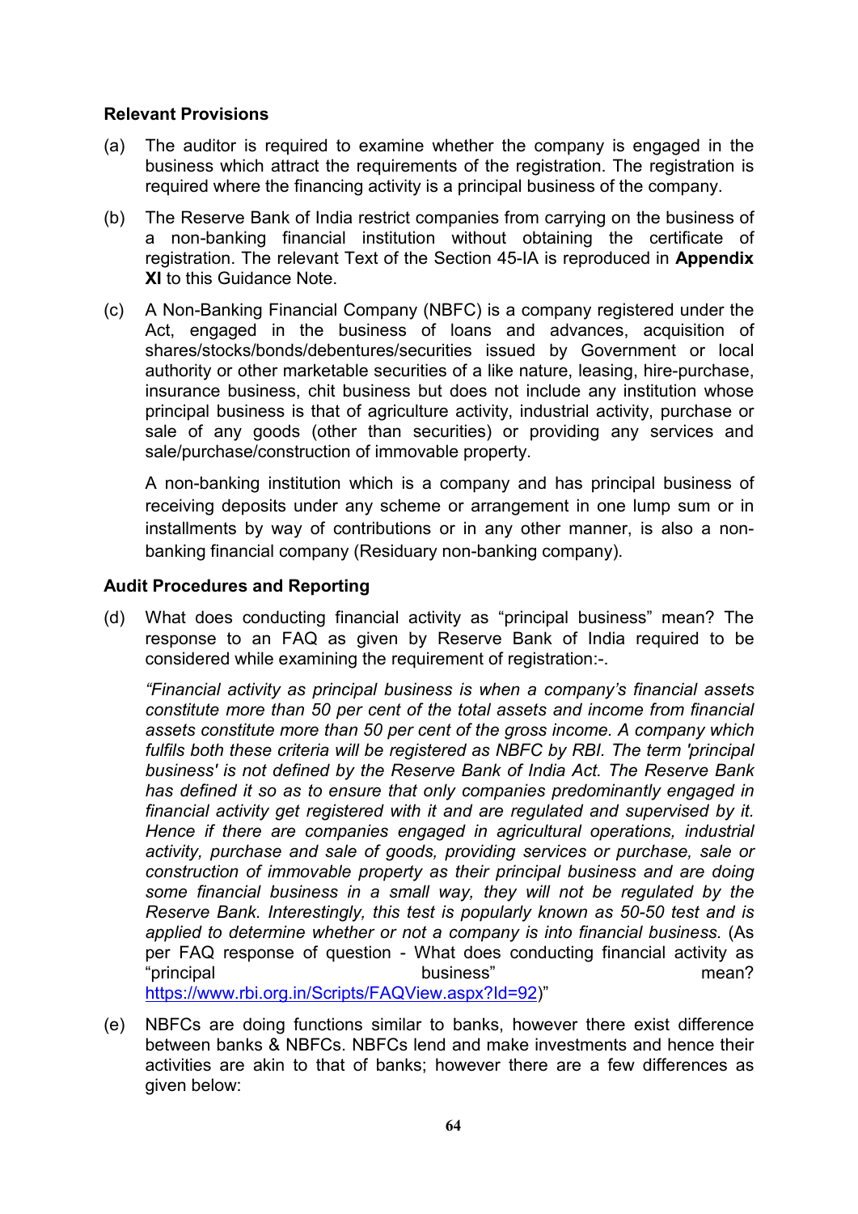**Relevant Provisions**

(a) The auditor is required to examine whether the company is engaged in the business which attract the requirements of the registration. The registration is required where the financing activity is a principal business of the company.

(b) The Reserve Bank of India restrict companies from carrying on the business of a non-banking financial institution without obtaining the certificate of registration. The relevant Text of the Section 45-IA is reproduced in **Appendix XI** to this Guidance Note.

(c) A Non-Banking Financial Company (NBFC) is a company registered under the Act, engaged in the business of loans and advances, acquisition of shares/stocks/bonds/debentures/securities issued by Government or local authority or other marketable securities of a like nature, leasing, hire-purchase, insurance business, chit business but does not include any institution whose principal business is that of agriculture activity, industrial activity, purchase or sale of any goods (other than securities) or providing any services and sale/purchase/construction of immovable property.

A non-banking institution which is a company and has principal business of receiving deposits under any scheme or arrangement in one lump sum or in installments by way of contributions or in any other manner, is also a non-banking financial company (Residuary non-banking company).

**Audit Procedures and Reporting**

(d) What does conducting financial activity as "principal business" mean? The response to an FAQ as given by Reserve Bank of India required to be considered while examining the requirement of registration:-.

*"Financial activity as principal business is when a company's financial assets constitute more than 50 per cent of the total assets and income from financial assets constitute more than 50 per cent of the gross income. A company which fulfils both these criteria will be registered as NBFC by RBI. The term 'principal business' is not defined by the Reserve Bank of India Act. The Reserve Bank has defined it so as to ensure that only companies predominantly engaged in financial activity get registered with it and are regulated and supervised by it. Hence if there are companies engaged in agricultural operations, industrial activity, purchase and sale of goods, providing services or purchase, sale or construction of immovable property as their principal business and are doing some financial business in a small way, they will not be regulated by the Reserve Bank. Interestingly, this test is popularly known as 50-50 test and is applied to determine whether or not a company is into financial business.* (As per FAQ response of question - What does conducting financial activity as "principal business" mean? https://www.rbi.org.in/Scripts/FAQView.aspx?Id=92)"

(e) NBFCs are doing functions similar to banks, however there exist difference between banks & NBFCs. NBFCs lend and make investments and hence their activities are akin to that of banks; however there are a few differences as given below: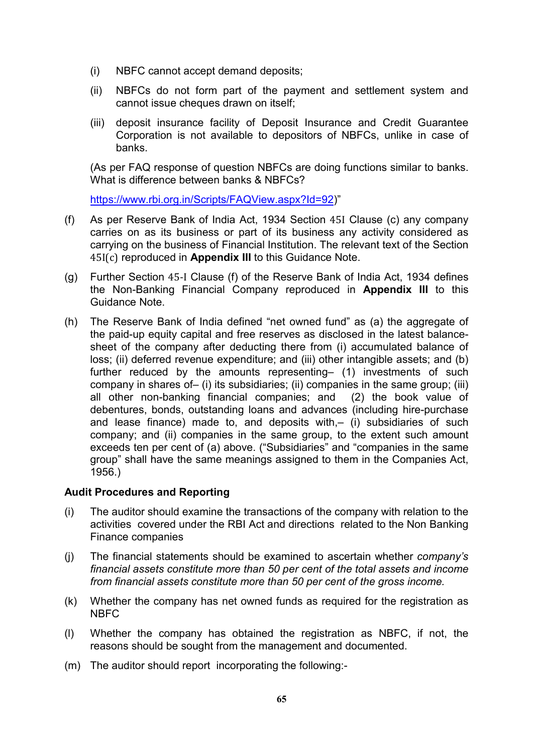(i) NBFC cannot accept demand deposits;

(ii) NBFCs do not form part of the payment and settlement system and cannot issue cheques drawn on itself;

(iii) deposit insurance facility of Deposit Insurance and Credit Guarantee Corporation is not available to depositors of NBFCs, unlike in case of banks.

(As per FAQ response of question NBFCs are doing functions similar to banks. What is difference between banks & NBFCs?

https://www.rbi.org.in/Scripts/FAQView.aspx?Id=92)"

(f) As per Reserve Bank of India Act, 1934 Section 45I Clause (c) any company carries on as its business or part of its business any activity considered as carrying on the business of Financial Institution. The relevant text of the Section 45I(c) reproduced in **Appendix III** to this Guidance Note.

(g) Further Section 45-I Clause (f) of the Reserve Bank of India Act, 1934 defines the Non-Banking Financial Company reproduced in **Appendix III** to this Guidance Note.

(h) The Reserve Bank of India defined "net owned fund" as (a) the aggregate of the paid-up equity capital and free reserves as disclosed in the latest balance-sheet of the company after deducting there from (i) accumulated balance of loss; (ii) deferred revenue expenditure; and (iii) other intangible assets; and (b) further reduced by the amounts representing– (1) investments of such company in shares of– (i) its subsidiaries; (ii) companies in the same group; (iii) all other non-banking financial companies; and (2) the book value of debentures, bonds, outstanding loans and advances (including hire-purchase and lease finance) made to, and deposits with,– (i) subsidiaries of such company; and (ii) companies in the same group, to the extent such amount exceeds ten per cent of (a) above. ("Subsidiaries" and "companies in the same group" shall have the same meanings assigned to them in the Companies Act, 1956.)

**Audit Procedures and Reporting**

(i) The auditor should examine the transactions of the company with relation to the activities covered under the RBI Act and directions related to the Non Banking Finance companies

(j) The financial statements should be examined to ascertain whether *company's financial assets constitute more than 50 per cent of the total assets and income from financial assets constitute more than 50 per cent of the gross income.*

(k) Whether the company has net owned funds as required for the registration as NBFC

(l) Whether the company has obtained the registration as NBFC, if not, the reasons should be sought from the management and documented.

(m) The auditor should report incorporating the following:-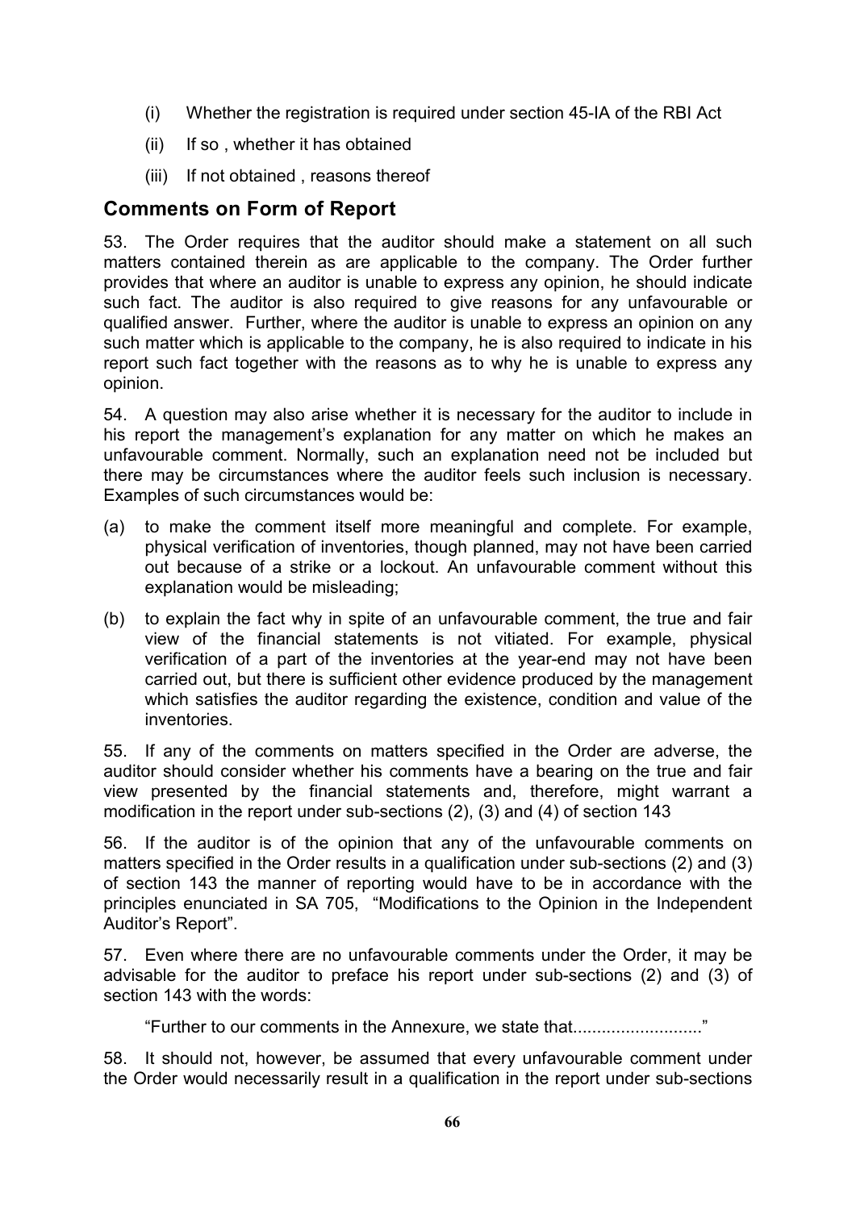(i) Whether the registration is required under section 45-IA of the RBI Act

(ii) If so , whether it has obtained

(iii) If not obtained , reasons thereof

## Comments on Form of Report

53. The Order requires that the auditor should make a statement on all such matters contained therein as are applicable to the company. The Order further provides that where an auditor is unable to express any opinion, he should indicate such fact. The auditor is also required to give reasons for any unfavourable or qualified answer. Further, where the auditor is unable to express an opinion on any such matter which is applicable to the company, he is also required to indicate in his report such fact together with the reasons as to why he is unable to express any opinion.

54. A question may also arise whether it is necessary for the auditor to include in his report the management's explanation for any matter on which he makes an unfavourable comment. Normally, such an explanation need not be included but there may be circumstances where the auditor feels such inclusion is necessary. Examples of such circumstances would be:

(a) to make the comment itself more meaningful and complete. For example, physical verification of inventories, though planned, may not have been carried out because of a strike or a lockout. An unfavourable comment without this explanation would be misleading;

(b) to explain the fact why in spite of an unfavourable comment, the true and fair view of the financial statements is not vitiated. For example, physical verification of a part of the inventories at the year-end may not have been carried out, but there is sufficient other evidence produced by the management which satisfies the auditor regarding the existence, condition and value of the inventories.

55. If any of the comments on matters specified in the Order are adverse, the auditor should consider whether his comments have a bearing on the true and fair view presented by the financial statements and, therefore, might warrant a modification in the report under sub-sections (2), (3) and (4) of section 143

56. If the auditor is of the opinion that any of the unfavourable comments on matters specified in the Order results in a qualification under sub-sections (2) and (3) of section 143 the manner of reporting would have to be in accordance with the principles enunciated in SA 705, "Modifications to the Opinion in the Independent Auditor's Report".

57. Even where there are no unfavourable comments under the Order, it may be advisable for the auditor to preface his report under sub-sections (2) and (3) of section 143 with the words:

"Further to our comments in the Annexure, we state that.........................."

58. It should not, however, be assumed that every unfavourable comment under the Order would necessarily result in a qualification in the report under sub-sections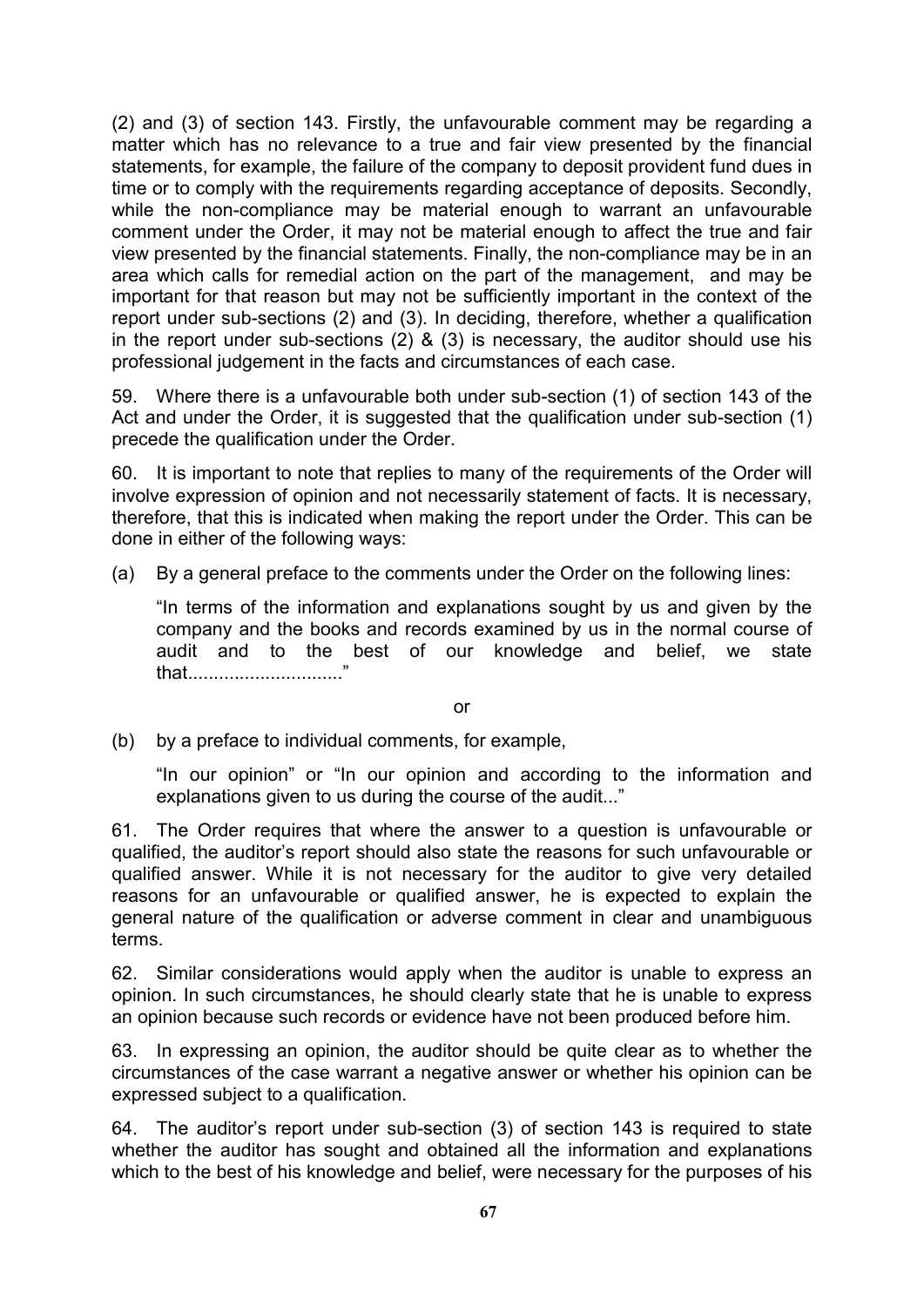(2) and (3) of section 143. Firstly, the unfavourable comment may be regarding a matter which has no relevance to a true and fair view presented by the financial statements, for example, the failure of the company to deposit provident fund dues in time or to comply with the requirements regarding acceptance of deposits. Secondly, while the non-compliance may be material enough to warrant an unfavourable comment under the Order, it may not be material enough to affect the true and fair view presented by the financial statements. Finally, the non-compliance may be in an area which calls for remedial action on the part of the management, and may be important for that reason but may not be sufficiently important in the context of the report under sub-sections (2) and (3). In deciding, therefore, whether a qualification in the report under sub-sections (2) & (3) is necessary, the auditor should use his professional judgement in the facts and circumstances of each case.

59. Where there is a unfavourable both under sub-section (1) of section 143 of the Act and under the Order, it is suggested that the qualification under sub-section (1) precede the qualification under the Order.

60. It is important to note that replies to many of the requirements of the Order will involve expression of opinion and not necessarily statement of facts. It is necessary, therefore, that this is indicated when making the report under the Order. This can be done in either of the following ways:

(a) By a general preface to the comments under the Order on the following lines:

"In terms of the information and explanations sought by us and given by the company and the books and records examined by us in the normal course of audit and to the best of our knowledge and belief, we state that.............................."

or

(b) by a preface to individual comments, for example,

"In our opinion" or "In our opinion and according to the information and explanations given to us during the course of the audit..."

61. The Order requires that where the answer to a question is unfavourable or qualified, the auditor's report should also state the reasons for such unfavourable or qualified answer. While it is not necessary for the auditor to give very detailed reasons for an unfavourable or qualified answer, he is expected to explain the general nature of the qualification or adverse comment in clear and unambiguous terms.

62. Similar considerations would apply when the auditor is unable to express an opinion. In such circumstances, he should clearly state that he is unable to express an opinion because such records or evidence have not been produced before him.

63. In expressing an opinion, the auditor should be quite clear as to whether the circumstances of the case warrant a negative answer or whether his opinion can be expressed subject to a qualification.

64. The auditor's report under sub-section (3) of section 143 is required to state whether the auditor has sought and obtained all the information and explanations which to the best of his knowledge and belief, were necessary for the purposes of his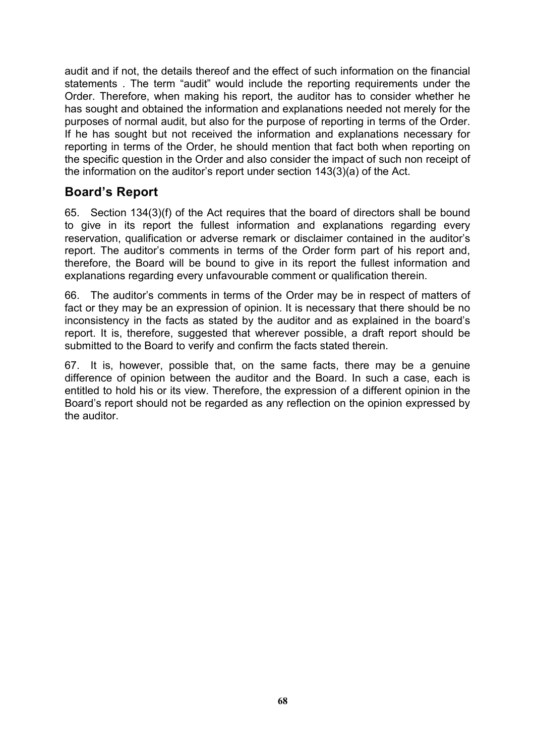audit and if not, the details thereof and the effect of such information on the financial statements . The term "audit" would include the reporting requirements under the Order. Therefore, when making his report, the auditor has to consider whether he has sought and obtained the information and explanations needed not merely for the purposes of normal audit, but also for the purpose of reporting in terms of the Order. If he has sought but not received the information and explanations necessary for reporting in terms of the Order, he should mention that fact both when reporting on the specific question in the Order and also consider the impact of such non receipt of the information on the auditor's report under section 143(3)(a) of the Act.

## Board's Report

65. Section 134(3)(f) of the Act requires that the board of directors shall be bound to give in its report the fullest information and explanations regarding every reservation, qualification or adverse remark or disclaimer contained in the auditor's report. The auditor's comments in terms of the Order form part of his report and, therefore, the Board will be bound to give in its report the fullest information and explanations regarding every unfavourable comment or qualification therein.

66. The auditor's comments in terms of the Order may be in respect of matters of fact or they may be an expression of opinion. It is necessary that there should be no inconsistency in the facts as stated by the auditor and as explained in the board's report. It is, therefore, suggested that wherever possible, a draft report should be submitted to the Board to verify and confirm the facts stated therein.

67. It is, however, possible that, on the same facts, there may be a genuine difference of opinion between the auditor and the Board. In such a case, each is entitled to hold his or its view. Therefore, the expression of a different opinion in the Board's report should not be regarded as any reflection on the opinion expressed by the auditor.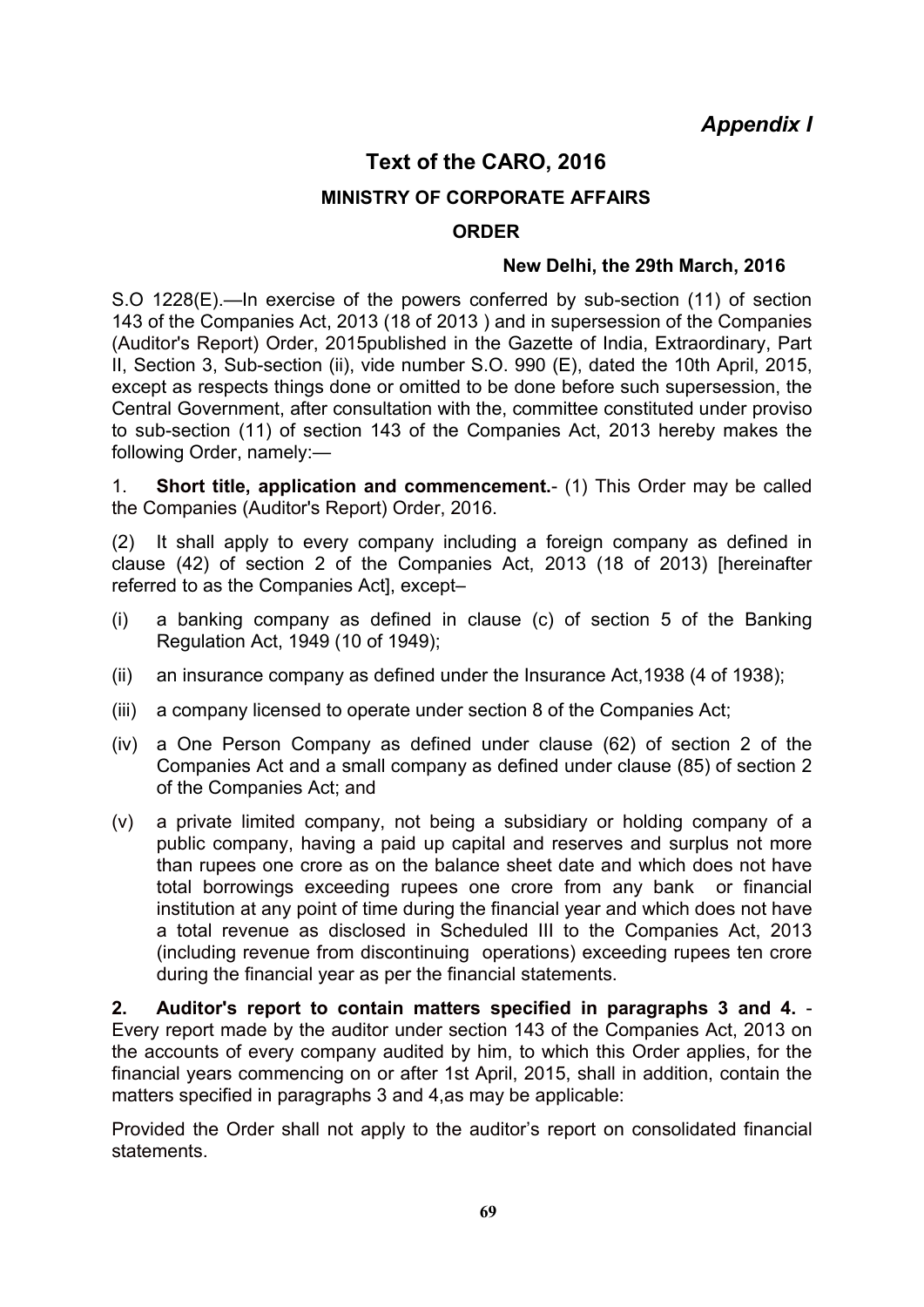*Appendix I*

# Text of the CARO, 2016

## MINISTRY OF CORPORATE AFFAIRS

### ORDER

**New Delhi, the 29th March, 2016**

S.O 1228(E).—In exercise of the powers conferred by sub-section (11) of section 143 of the Companies Act, 2013 (18 of 2013 ) and in supersession of the Companies (Auditor's Report) Order, 2015published in the Gazette of India, Extraordinary, Part II, Section 3, Sub-section (ii), vide number S.O. 990 (E), dated the 10th April, 2015, except as respects things done or omitted to be done before such supersession, the Central Government, after consultation with the, committee constituted under proviso to sub-section (11) of section 143 of the Companies Act, 2013 hereby makes the following Order, namely:—

1. **Short title, application and commencement.**- (1) This Order may be called the Companies (Auditor's Report) Order, 2016.

(2) It shall apply to every company including a foreign company as defined in clause (42) of section 2 of the Companies Act, 2013 (18 of 2013) [hereinafter referred to as the Companies Act], except–

(i) a banking company as defined in clause (c) of section 5 of the Banking Regulation Act, 1949 (10 of 1949);

(ii) an insurance company as defined under the Insurance Act,1938 (4 of 1938);

(iii) a company licensed to operate under section 8 of the Companies Act;

(iv) a One Person Company as defined under clause (62) of section 2 of the Companies Act and a small company as defined under clause (85) of section 2 of the Companies Act; and

(v) a private limited company, not being a subsidiary or holding company of a public company, having a paid up capital and reserves and surplus not more than rupees one crore as on the balance sheet date and which does not have total borrowings exceeding rupees one crore from any bank or financial institution at any point of time during the financial year and which does not have a total revenue as disclosed in Scheduled III to the Companies Act, 2013 (including revenue from discontinuing operations) exceeding rupees ten crore during the financial year as per the financial statements.

**2. Auditor's report to contain matters specified in paragraphs 3 and 4.** - Every report made by the auditor under section 143 of the Companies Act, 2013 on the accounts of every company audited by him, to which this Order applies, for the financial years commencing on or after 1st April, 2015, shall in addition, contain the matters specified in paragraphs 3 and 4,as may be applicable:

Provided the Order shall not apply to the auditor's report on consolidated financial statements.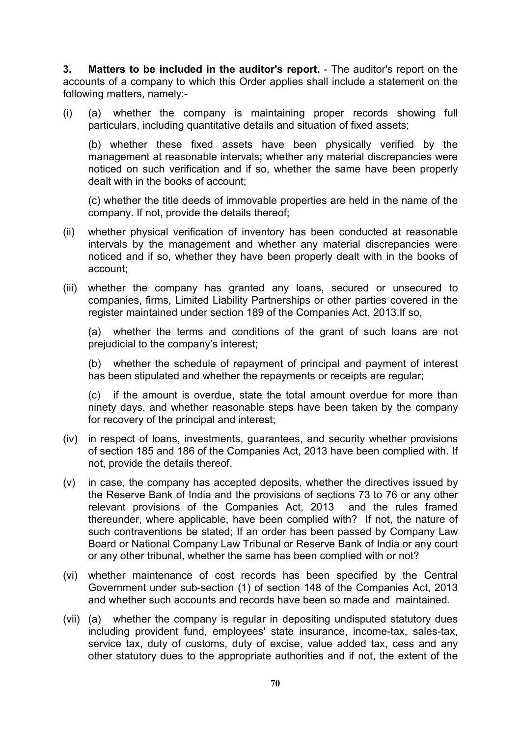**3. Matters to be included in the auditor's report.** - The auditor's report on the accounts of a company to which this Order applies shall include a statement on the following matters, namely:-

(i) (a) whether the company is maintaining proper records showing full particulars, including quantitative details and situation of fixed assets;

(b) whether these fixed assets have been physically verified by the management at reasonable intervals; whether any material discrepancies were noticed on such verification and if so, whether the same have been properly dealt with in the books of account;

(c) whether the title deeds of immovable properties are held in the name of the company. If not, provide the details thereof;

(ii) whether physical verification of inventory has been conducted at reasonable intervals by the management and whether any material discrepancies were noticed and if so, whether they have been properly dealt with in the books of account;

(iii) whether the company has granted any loans, secured or unsecured to companies, firms, Limited Liability Partnerships or other parties covered in the register maintained under section 189 of the Companies Act, 2013.If so,

(a) whether the terms and conditions of the grant of such loans are not prejudicial to the company's interest;

(b) whether the schedule of repayment of principal and payment of interest has been stipulated and whether the repayments or receipts are regular;

(c) if the amount is overdue, state the total amount overdue for more than ninety days, and whether reasonable steps have been taken by the company for recovery of the principal and interest;

(iv) in respect of loans, investments, guarantees, and security whether provisions of section 185 and 186 of the Companies Act, 2013 have been complied with. If not, provide the details thereof.

(v) in case, the company has accepted deposits, whether the directives issued by the Reserve Bank of India and the provisions of sections 73 to 76 or any other relevant provisions of the Companies Act, 2013 and the rules framed thereunder, where applicable, have been complied with? If not, the nature of such contraventions be stated; If an order has been passed by Company Law Board or National Company Law Tribunal or Reserve Bank of India or any court or any other tribunal, whether the same has been complied with or not?

(vi) whether maintenance of cost records has been specified by the Central Government under sub-section (1) of section 148 of the Companies Act, 2013 and whether such accounts and records have been so made and maintained.

(vii) (a) whether the company is regular in depositing undisputed statutory dues including provident fund, employees' state insurance, income-tax, sales-tax, service tax, duty of customs, duty of excise, value added tax, cess and any other statutory dues to the appropriate authorities and if not, the extent of the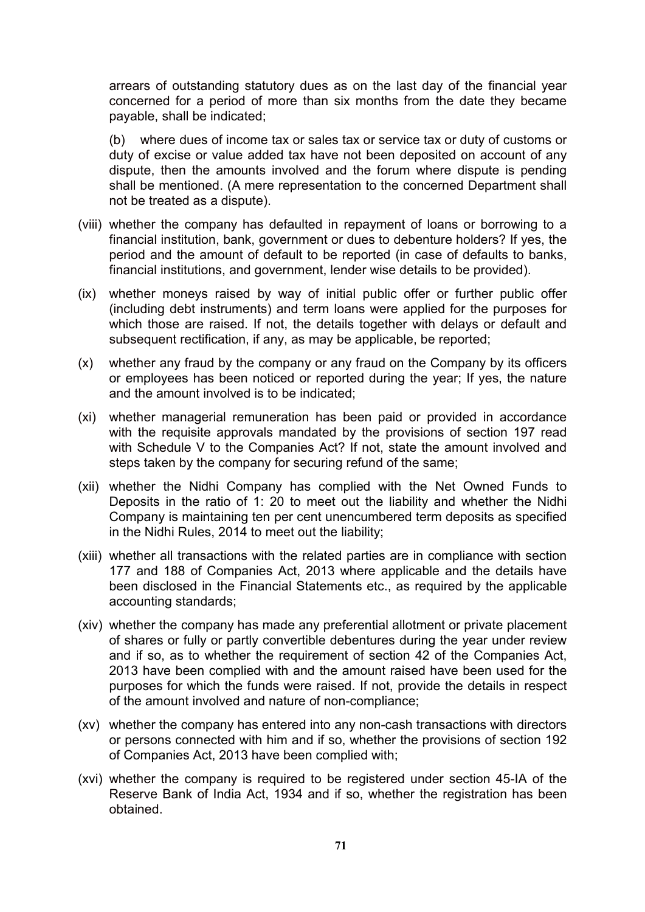arrears of outstanding statutory dues as on the last day of the financial year concerned for a period of more than six months from the date they became payable, shall be indicated;

(b) where dues of income tax or sales tax or service tax or duty of customs or duty of excise or value added tax have not been deposited on account of any dispute, then the amounts involved and the forum where dispute is pending shall be mentioned. (A mere representation to the concerned Department shall not be treated as a dispute).

(viii) whether the company has defaulted in repayment of loans or borrowing to a financial institution, bank, government or dues to debenture holders? If yes, the period and the amount of default to be reported (in case of defaults to banks, financial institutions, and government, lender wise details to be provided).

(ix) whether moneys raised by way of initial public offer or further public offer (including debt instruments) and term loans were applied for the purposes for which those are raised. If not, the details together with delays or default and subsequent rectification, if any, as may be applicable, be reported;

(x) whether any fraud by the company or any fraud on the Company by its officers or employees has been noticed or reported during the year; If yes, the nature and the amount involved is to be indicated;

(xi) whether managerial remuneration has been paid or provided in accordance with the requisite approvals mandated by the provisions of section 197 read with Schedule V to the Companies Act? If not, state the amount involved and steps taken by the company for securing refund of the same;

(xii) whether the Nidhi Company has complied with the Net Owned Funds to Deposits in the ratio of 1: 20 to meet out the liability and whether the Nidhi Company is maintaining ten per cent unencumbered term deposits as specified in the Nidhi Rules, 2014 to meet out the liability;

(xiii) whether all transactions with the related parties are in compliance with section 177 and 188 of Companies Act, 2013 where applicable and the details have been disclosed in the Financial Statements etc., as required by the applicable accounting standards;

(xiv) whether the company has made any preferential allotment or private placement of shares or fully or partly convertible debentures during the year under review and if so, as to whether the requirement of section 42 of the Companies Act, 2013 have been complied with and the amount raised have been used for the purposes for which the funds were raised. If not, provide the details in respect of the amount involved and nature of non-compliance;

(xv) whether the company has entered into any non-cash transactions with directors or persons connected with him and if so, whether the provisions of section 192 of Companies Act, 2013 have been complied with;

(xvi) whether the company is required to be registered under section 45-IA of the Reserve Bank of India Act, 1934 and if so, whether the registration has been obtained.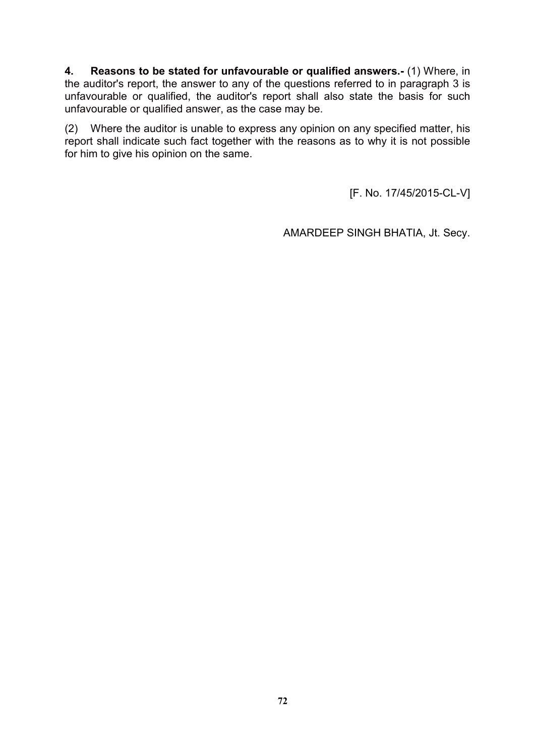**4. Reasons to be stated for unfavourable or qualified answers.-** (1) Where, in the auditor's report, the answer to any of the questions referred to in paragraph 3 is unfavourable or qualified, the auditor's report shall also state the basis for such unfavourable or qualified answer, as the case may be.

(2) Where the auditor is unable to express any opinion on any specified matter, his report shall indicate such fact together with the reasons as to why it is not possible for him to give his opinion on the same.

[F. No. 17/45/2015-CL-V]

AMARDEEP SINGH BHATIA, Jt. Secy.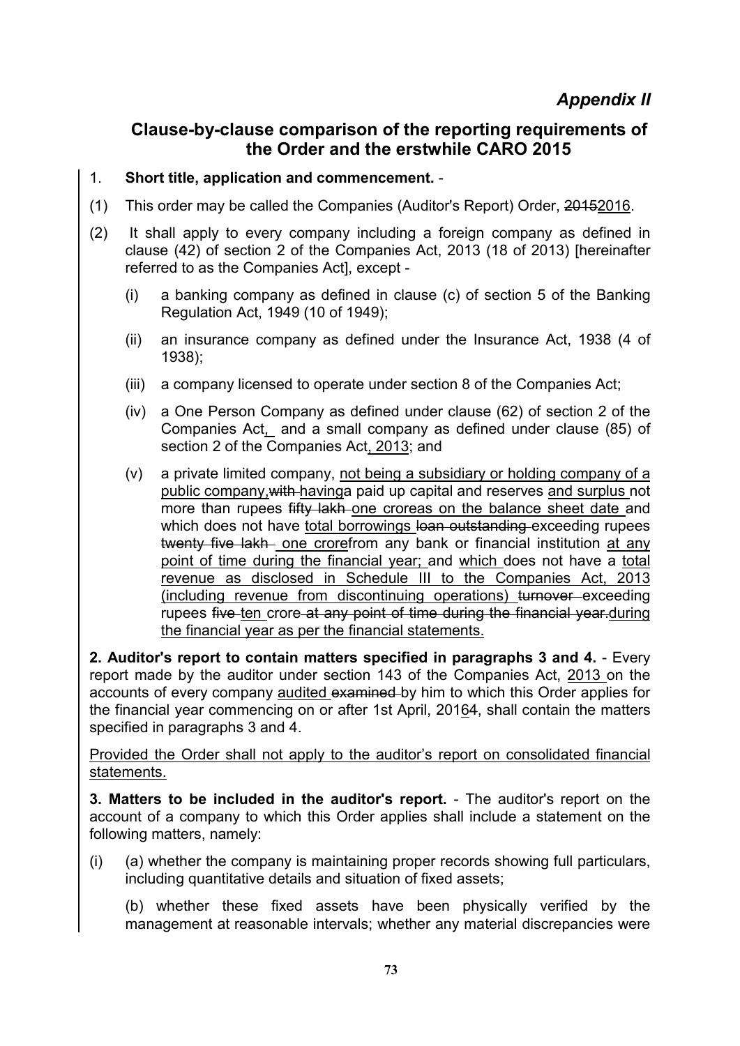# *Appendix II*

## Clause-by-clause comparison of the reporting requirements of the Order and the erstwhile CARO 2015

1. **Short title, application and commencement.** -

(1) This order may be called the Companies (Auditor's Report) Order, ~~2015~~<u>2016</u>.

(2) It shall apply to every company including a foreign company as defined in clause (42) of section 2 of the Companies Act, 2013 (18 of 2013) [hereinafter referred to as the Companies Act], except -

   (i) a banking company as defined in clause (c) of section 5 of the Banking Regulation Act, 1949 (10 of 1949);

   (ii) an insurance company as defined under the Insurance Act, 1938 (4 of 1938);

   (iii) a company licensed to operate under section 8 of the Companies Act;

   (iv) a One Person Company as defined under clause (62) of section 2 of the Companies Act<u>,</u> and a small company as defined under clause (85) of section 2 of the Companies Act<u>, 2013</u>; and

   (v) a private limited company, <u>not being a subsidiary or holding company of a public company,</u>~~with~~ <u>having</u>a paid up capital and reserves <u>and surplus</u> not more than rupees ~~fifty lakh~~ <u>one crore</u><u>as on the balance sheet date</u> and which does not have <u>total borrowings</u> ~~loan outstanding~~ exceeding rupees ~~twenty five lakh~~ <u>one crore</u>from any bank or financial institution <u>at any point of time during the financial year;</u> and <u>which</u> does not have a <u>total revenue as disclosed in Schedule III to the Companies Act, 2013 (including revenue from discontinuing operations)</u> ~~turnover~~ exceeding rupees ~~five~~ <u>ten</u> crore ~~at any point of time during the financial year.~~<u>during the financial year as per the financial statements.</u>

**2. Auditor's report to contain matters specified in paragraphs 3 and 4.** - Every report made by the auditor under section 143 of the Companies Act, <u>2013</u> on the accounts of every company <u>audited</u> ~~examined~~ by him to which this Order applies for the financial year commencing on or after 1st April, 201<u>6</u>~~4~~, shall contain the matters specified in paragraphs 3 and 4.

<u>Provided the Order shall not apply to the auditor's report on consolidated financial statements.</u>

**3. Matters to be included in the auditor's report.** - The auditor's report on the account of a company to which this Order applies shall include a statement on the following matters, namely:

(i) (a) whether the company is maintaining proper records showing full particulars, including quantitative details and situation of fixed assets;

   (b) whether these fixed assets have been physically verified by the management at reasonable intervals; whether any material discrepancies were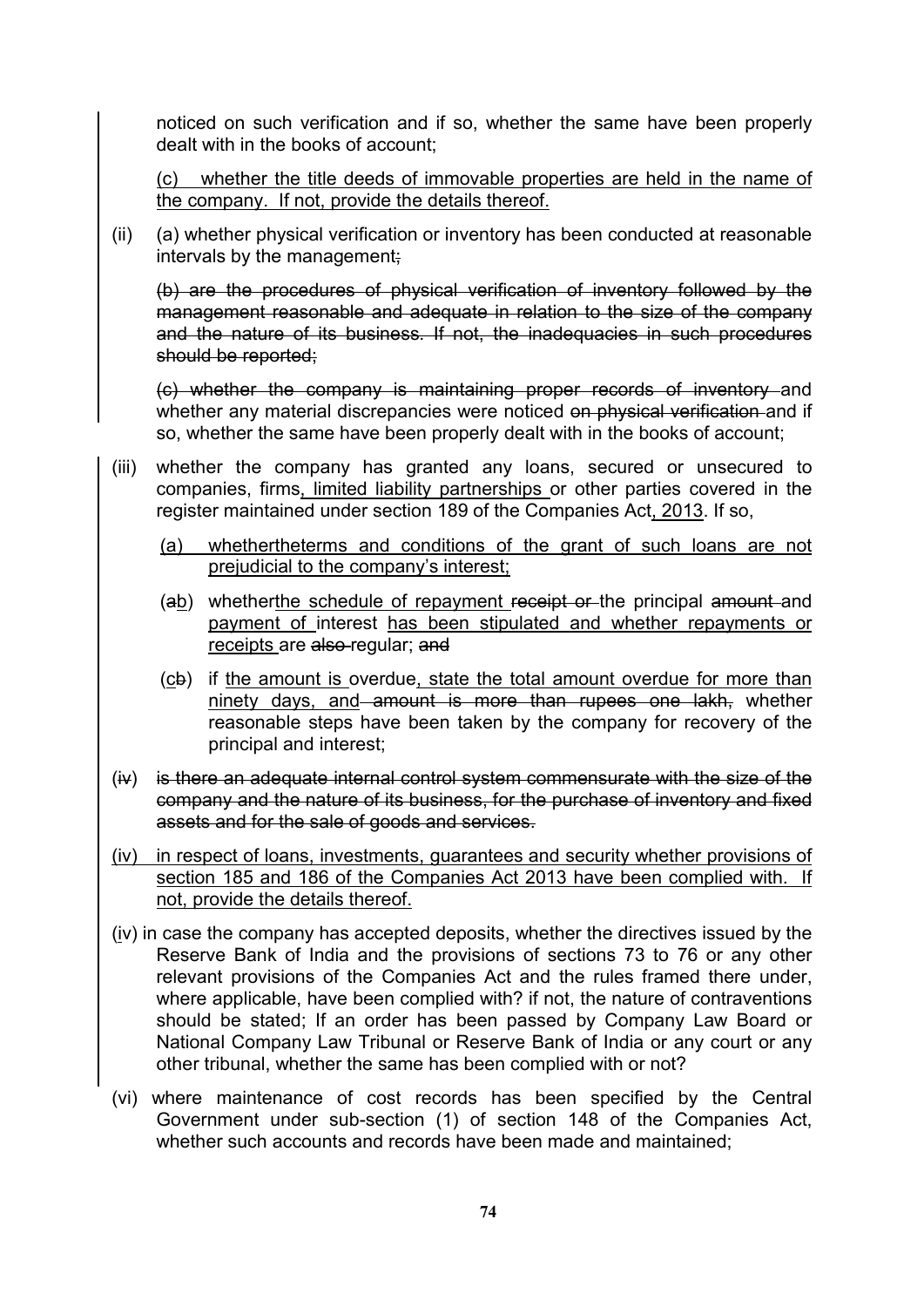noticed on such verification and if so, whether the same have been properly dealt with in the books of account;

(c) whether the title deeds of immovable properties are held in the name of the company. If not, provide the details thereof.

(ii) (a) whether physical verification or inventory has been conducted at reasonable intervals by the management;

~~(b) are the procedures of physical verification of inventory followed by the management reasonable and adequate in relation to the size of the company and the nature of its business. If not, the inadequacies in such procedures should be reported;~~

~~(c) whether the company is maintaining proper records of inventory~~ and whether any material discrepancies were noticed ~~on physical verification~~ and if so, whether the same have been properly dealt with in the books of account;

(iii) whether the company has granted any loans, secured or unsecured to companies, firms, limited liability partnerships or other parties covered in the register maintained under section 189 of the Companies Act, 2013. If so,

(a) whethertheterms and conditions of the grant of such loans are not prejudicial to the company's interest;

(~~a~~b) whetherthe schedule of repayment ~~receipt or~~ the principal ~~amount~~ and payment of interest has been stipulated and whether repayments or receipts are ~~also~~ regular; ~~and~~

(c~~b~~) if the amount is overdue, state the total amount overdue for more than ninety days, and ~~amount is more than rupees one lakh,~~ whether reasonable steps have been taken by the company for recovery of the principal and interest;

(~~iv~~) ~~is there an adequate internal control system commensurate with the size of the company and the nature of its business, for the purchase of inventory and fixed assets and for the sale of goods and services.~~

(iv) in respect of loans, investments, guarantees and security whether provisions of section 185 and 186 of the Companies Act 2013 have been complied with. If not, provide the details thereof.

(iv) in case the company has accepted deposits, whether the directives issued by the Reserve Bank of India and the provisions of sections 73 to 76 or any other relevant provisions of the Companies Act and the rules framed there under, where applicable, have been complied with? if not, the nature of contraventions should be stated; If an order has been passed by Company Law Board or National Company Law Tribunal or Reserve Bank of India or any court or any other tribunal, whether the same has been complied with or not?

(vi) where maintenance of cost records has been specified by the Central Government under sub-section (1) of section 148 of the Companies Act, whether such accounts and records have been made and maintained;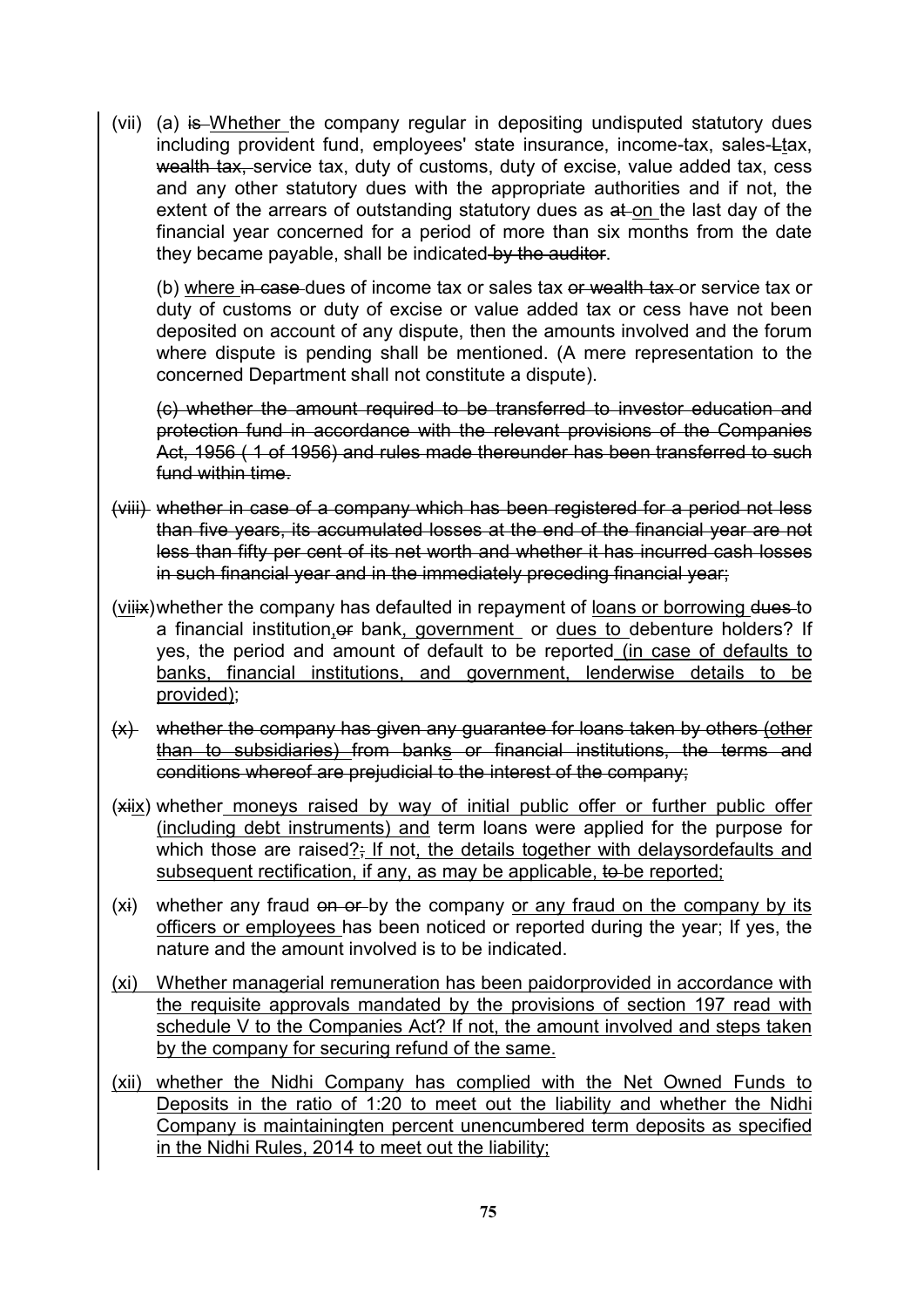(vii) (a) ~~is~~ Whether the company regular in depositing undisputed statutory dues including provident fund, employees' state insurance, income-tax, sales-~~L~~tax, ~~wealth tax,~~ service tax, duty of customs, duty of excise, value added tax, cess and any other statutory dues with the appropriate authorities and if not, the extent of the arrears of outstanding statutory dues as ~~at~~ on the last day of the financial year concerned for a period of more than six months from the date they became payable, shall be indicated ~~by the auditor~~.

(b) where ~~in case~~ dues of income tax or sales tax ~~or wealth tax~~ or service tax or duty of customs or duty of excise or value added tax or cess have not been deposited on account of any dispute, then the amounts involved and the forum where dispute is pending shall be mentioned. (A mere representation to the concerned Department shall not constitute a dispute).

~~(c) whether the amount required to be transferred to investor education and protection fund in accordance with the relevant provisions of the Companies Act, 1956 ( 1 of 1956) and rules made thereunder has been transferred to such fund within time.~~

~~(viii) whether in case of a company which has been registered for a period not less than five years, its accumulated losses at the end of the financial year are not less than fifty per cent of its net worth and whether it has incurred cash losses in such financial year and in the immediately preceding financial year;~~

(viii~~x~~) whether the company has defaulted in repayment of loans or borrowing ~~dues~~ to a financial institution, ~~or~~ bank, government or dues to debenture holders? If yes, the period and amount of default to be reported (in case of defaults to banks, financial institutions, and government, lenderwise details to be provided);

~~(x) whether the company has given any guarantee for loans taken by others (other than to subsidiaries) from banks or financial institutions, the terms and conditions whereof are prejudicial to the interest of the company;~~

(~~xi~~ix) whether moneys raised by way of initial public offer or further public offer (including debt instruments) and term loans were applied for the purpose for which those are raised?~~;~~ If not, the details together with delaysordefaults and subsequent rectification, if any, as may be applicable, ~~to~~ be reported;

(x~~i~~) whether any fraud ~~on or~~ by the company or any fraud on the company by its officers or employees has been noticed or reported during the year; If yes, the nature and the amount involved is to be indicated.

(xi) Whether managerial remuneration has been paidorprovided in accordance with the requisite approvals mandated by the provisions of section 197 read with schedule V to the Companies Act? If not, the amount involved and steps taken by the company for securing refund of the same.

(xii) whether the Nidhi Company has complied with the Net Owned Funds to Deposits in the ratio of 1:20 to meet out the liability and whether the Nidhi Company is maintainingten percent unencumbered term deposits as specified in the Nidhi Rules, 2014 to meet out the liability;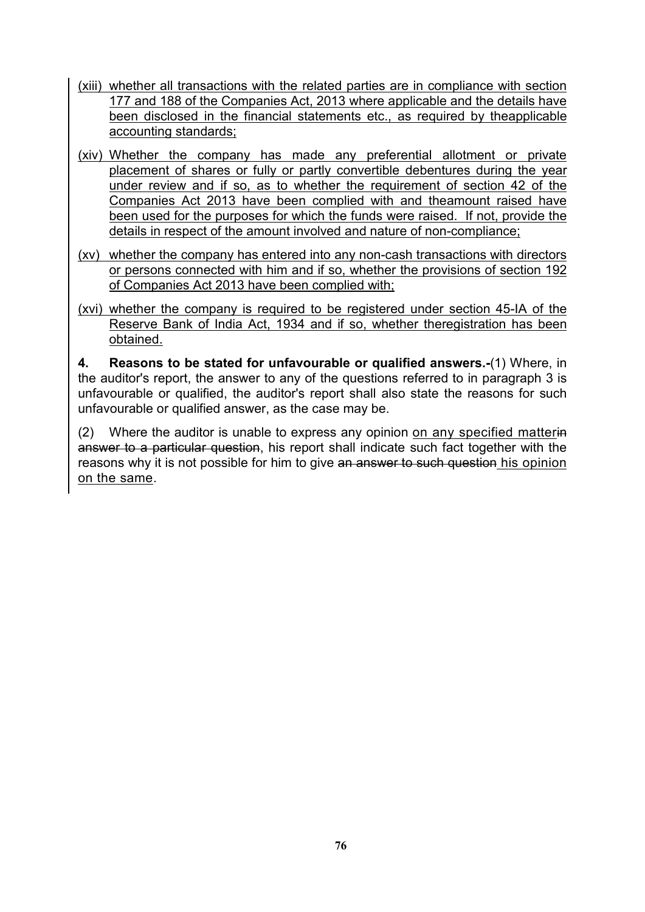(xiii) whether all transactions with the related parties are in compliance with section 177 and 188 of the Companies Act, 2013 where applicable and the details have been disclosed in the financial statements etc., as required by theapplicable accounting standards;

(xiv) Whether the company has made any preferential allotment or private placement of shares or fully or partly convertible debentures during the year under review and if so, as to whether the requirement of section 42 of the Companies Act 2013 have been complied with and theamount raised have been used for the purposes for which the funds were raised. If not, provide the details in respect of the amount involved and nature of non-compliance;

(xv) whether the company has entered into any non-cash transactions with directors or persons connected with him and if so, whether the provisions of section 192 of Companies Act 2013 have been complied with;

(xvi) whether the company is required to be registered under section 45-IA of the Reserve Bank of India Act, 1934 and if so, whether theregistration has been obtained.

**4. Reasons to be stated for unfavourable or qualified answers.-**(1) Where, in the auditor's report, the answer to any of the questions referred to in paragraph 3 is unfavourable or qualified, the auditor's report shall also state the reasons for such unfavourable or qualified answer, as the case may be.

(2) Where the auditor is unable to express any opinion on any specified matter~~in answer to a particular question~~, his report shall indicate such fact together with the reasons why it is not possible for him to give ~~an answer to such question~~ his opinion on the same.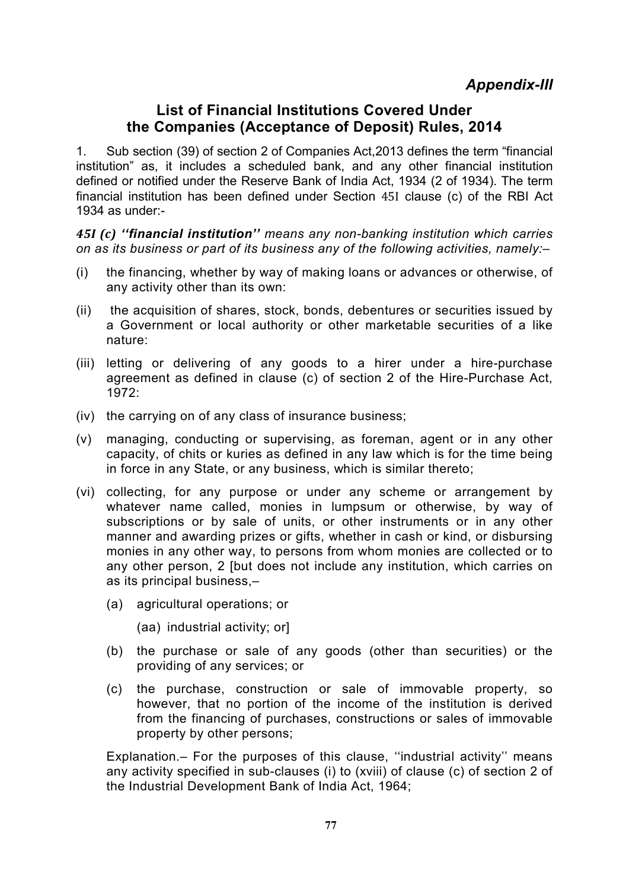*Appendix-III*

## List of Financial Institutions Covered Under the Companies (Acceptance of Deposit) Rules, 2014

1. Sub section (39) of section 2 of Companies Act,2013 defines the term "financial institution" as, it includes a scheduled bank, and any other financial institution defined or notified under the Reserve Bank of India Act, 1934 (2 of 1934). The term financial institution has been defined under Section 45I clause (c) of the RBI Act 1934 as under:-

*45I (c) ''financial institution'' means any non-banking institution which carries on as its business or part of its business any of the following activities, namely:–*

(i) the financing, whether by way of making loans or advances or otherwise, of any activity other than its own:

(ii) the acquisition of shares, stock, bonds, debentures or securities issued by a Government or local authority or other marketable securities of a like nature:

(iii) letting or delivering of any goods to a hirer under a hire-purchase agreement as defined in clause (c) of section 2 of the Hire-Purchase Act, 1972:

(iv) the carrying on of any class of insurance business;

(v) managing, conducting or supervising, as foreman, agent or in any other capacity, of chits or kuries as defined in any law which is for the time being in force in any State, or any business, which is similar thereto;

(vi) collecting, for any purpose or under any scheme or arrangement by whatever name called, monies in lumpsum or otherwise, by way of subscriptions or by sale of units, or other instruments or in any other manner and awarding prizes or gifts, whether in cash or kind, or disbursing monies in any other way, to persons from whom monies are collected or to any other person, 2 [but does not include any institution, which carries on as its principal business,–

  (a) agricultural operations; or

    (aa) industrial activity; or]

  (b) the purchase or sale of any goods (other than securities) or the providing of any services; or

  (c) the purchase, construction or sale of immovable property, so however, that no portion of the income of the institution is derived from the financing of purchases, constructions or sales of immovable property by other persons;

  Explanation.– For the purposes of this clause, ''industrial activity'' means any activity specified in sub-clauses (i) to (xviii) of clause (c) of section 2 of the Industrial Development Bank of India Act, 1964;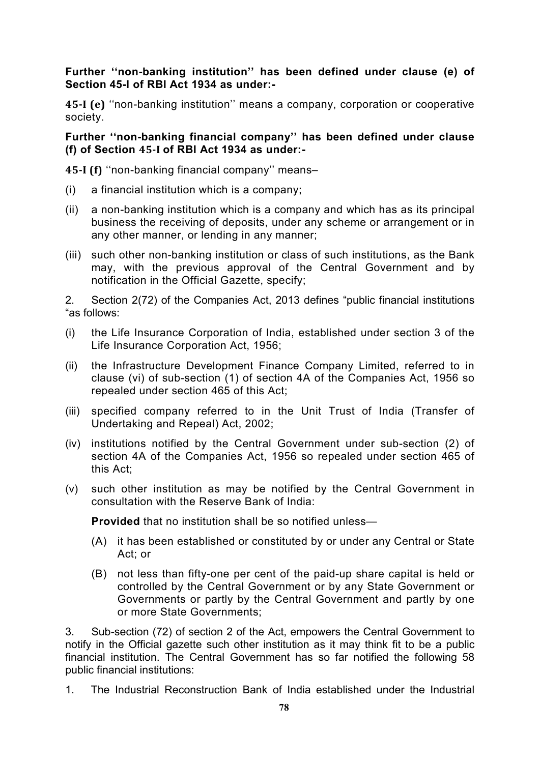**Further ''non-banking institution'' has been defined under clause (e) of Section 45-I of RBI Act 1934 as under:-**

**45-I (e)** ''non-banking institution'' means a company, corporation or cooperative society.

**Further ''non-banking financial company'' has been defined under clause (f) of Section 45-I of RBI Act 1934 as under:-**

**45-I (f)** ''non-banking financial company'' means–

(i) a financial institution which is a company;

(ii) a non-banking institution which is a company and which has as its principal business the receiving of deposits, under any scheme or arrangement or in any other manner, or lending in any manner;

(iii) such other non-banking institution or class of such institutions, as the Bank may, with the previous approval of the Central Government and by notification in the Official Gazette, specify;

2. Section 2(72) of the Companies Act, 2013 defines "public financial institutions "as follows:

(i) the Life Insurance Corporation of India, established under section 3 of the Life Insurance Corporation Act, 1956;

(ii) the Infrastructure Development Finance Company Limited, referred to in clause (vi) of sub-section (1) of section 4A of the Companies Act, 1956 so repealed under section 465 of this Act;

(iii) specified company referred to in the Unit Trust of India (Transfer of Undertaking and Repeal) Act, 2002;

(iv) institutions notified by the Central Government under sub-section (2) of section 4A of the Companies Act, 1956 so repealed under section 465 of this Act;

(v) such other institution as may be notified by the Central Government in consultation with the Reserve Bank of India:

**Provided** that no institution shall be so notified unless—

(A) it has been established or constituted by or under any Central or State Act; or

(B) not less than fifty-one per cent of the paid-up share capital is held or controlled by the Central Government or by any State Government or Governments or partly by the Central Government and partly by one or more State Governments;

3. Sub-section (72) of section 2 of the Act, empowers the Central Government to notify in the Official gazette such other institution as it may think fit to be a public financial institution. The Central Government has so far notified the following 58 public financial institutions:

1. The Industrial Reconstruction Bank of India established under the Industrial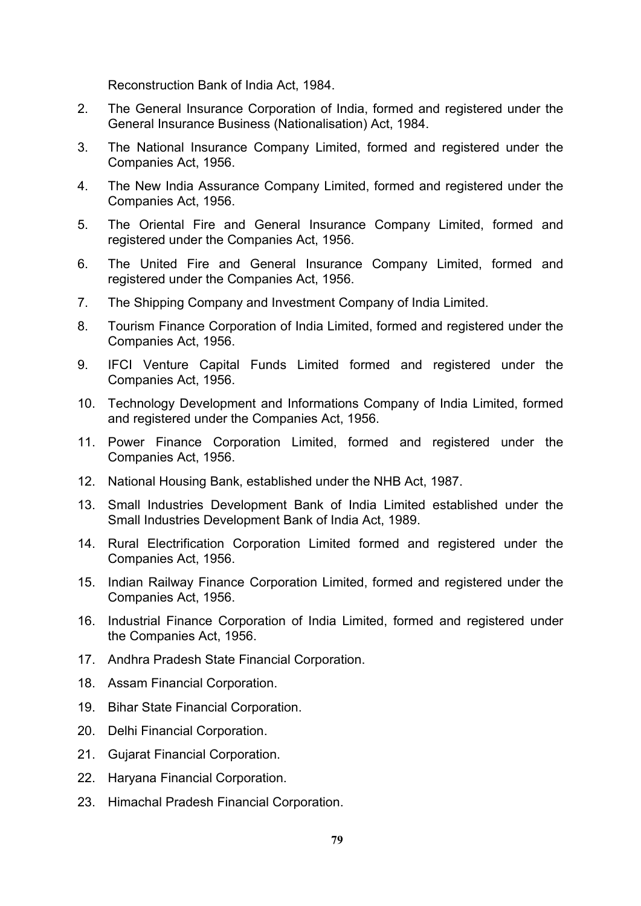Reconstruction Bank of India Act, 1984.

2. The General Insurance Corporation of India, formed and registered under the General Insurance Business (Nationalisation) Act, 1984.
3. The National Insurance Company Limited, formed and registered under the Companies Act, 1956.
4. The New India Assurance Company Limited, formed and registered under the Companies Act, 1956.
5. The Oriental Fire and General Insurance Company Limited, formed and registered under the Companies Act, 1956.
6. The United Fire and General Insurance Company Limited, formed and registered under the Companies Act, 1956.
7. The Shipping Company and Investment Company of India Limited.
8. Tourism Finance Corporation of India Limited, formed and registered under the Companies Act, 1956.
9. IFCI Venture Capital Funds Limited formed and registered under the Companies Act, 1956.
10. Technology Development and Informations Company of India Limited, formed and registered under the Companies Act, 1956.
11. Power Finance Corporation Limited, formed and registered under the Companies Act, 1956.
12. National Housing Bank, established under the NHB Act, 1987.
13. Small Industries Development Bank of India Limited established under the Small Industries Development Bank of India Act, 1989.
14. Rural Electrification Corporation Limited formed and registered under the Companies Act, 1956.
15. Indian Railway Finance Corporation Limited, formed and registered under the Companies Act, 1956.
16. Industrial Finance Corporation of India Limited, formed and registered under the Companies Act, 1956.
17. Andhra Pradesh State Financial Corporation.
18. Assam Financial Corporation.
19. Bihar State Financial Corporation.
20. Delhi Financial Corporation.
21. Gujarat Financial Corporation.
22. Haryana Financial Corporation.
23. Himachal Pradesh Financial Corporation.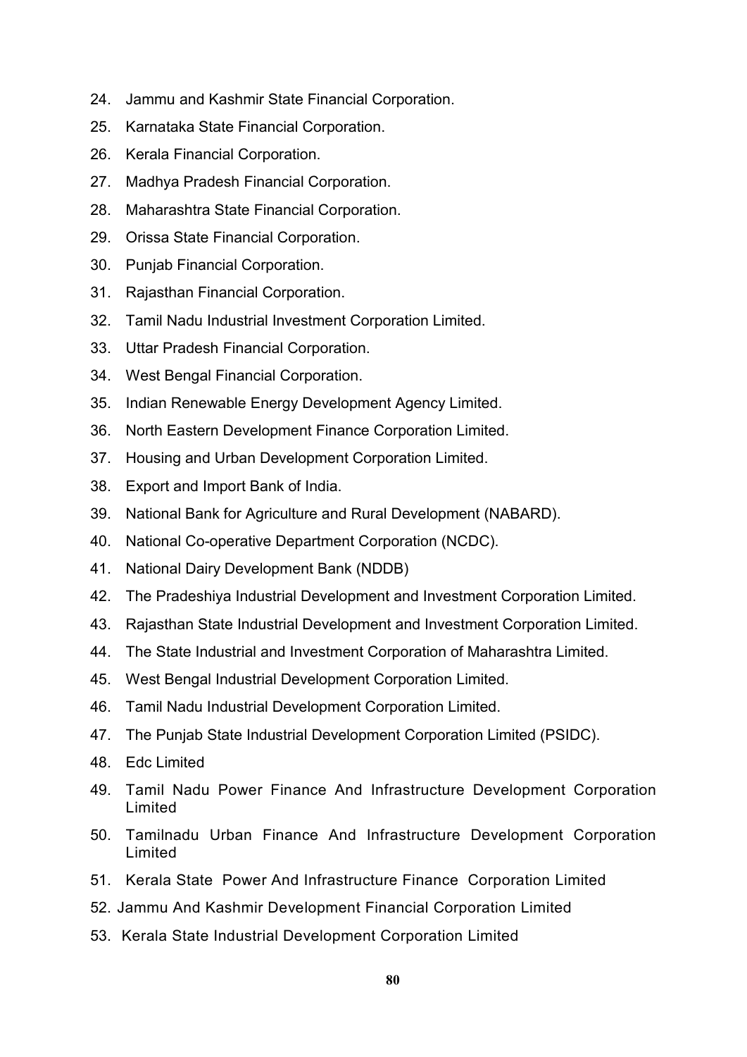24. Jammu and Kashmir State Financial Corporation.
25. Karnataka State Financial Corporation.
26. Kerala Financial Corporation.
27. Madhya Pradesh Financial Corporation.
28. Maharashtra State Financial Corporation.
29. Orissa State Financial Corporation.
30. Punjab Financial Corporation.
31. Rajasthan Financial Corporation.
32. Tamil Nadu Industrial Investment Corporation Limited.
33. Uttar Pradesh Financial Corporation.
34. West Bengal Financial Corporation.
35. Indian Renewable Energy Development Agency Limited.
36. North Eastern Development Finance Corporation Limited.
37. Housing and Urban Development Corporation Limited.
38. Export and Import Bank of India.
39. National Bank for Agriculture and Rural Development (NABARD).
40. National Co-operative Department Corporation (NCDC).
41. National Dairy Development Bank (NDDB)
42. The Pradeshiya Industrial Development and Investment Corporation Limited.
43. Rajasthan State Industrial Development and Investment Corporation Limited.
44. The State Industrial and Investment Corporation of Maharashtra Limited.
45. West Bengal Industrial Development Corporation Limited.
46. Tamil Nadu Industrial Development Corporation Limited.
47. The Punjab State Industrial Development Corporation Limited (PSIDC).
48. Edc Limited
49. Tamil Nadu Power Finance And Infrastructure Development Corporation Limited
50. Tamilnadu Urban Finance And Infrastructure Development Corporation Limited
51. Kerala State Power And Infrastructure Finance Corporation Limited
52. Jammu And Kashmir Development Financial Corporation Limited
53. Kerala State Industrial Development Corporation Limited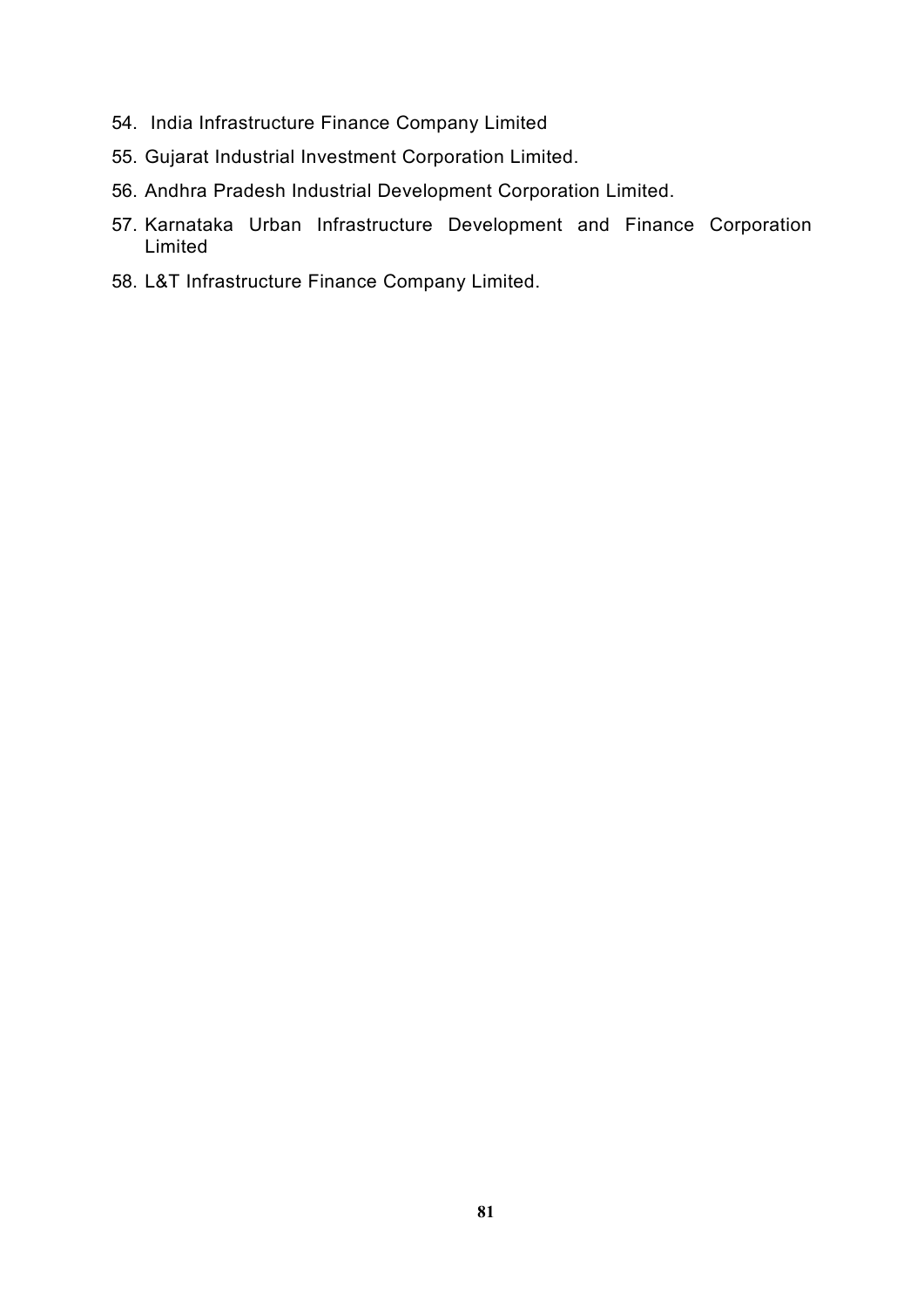54. India Infrastructure Finance Company Limited
55. Gujarat Industrial Investment Corporation Limited.
56. Andhra Pradesh Industrial Development Corporation Limited.
57. Karnataka Urban Infrastructure Development and Finance Corporation Limited
58. L&T Infrastructure Finance Company Limited.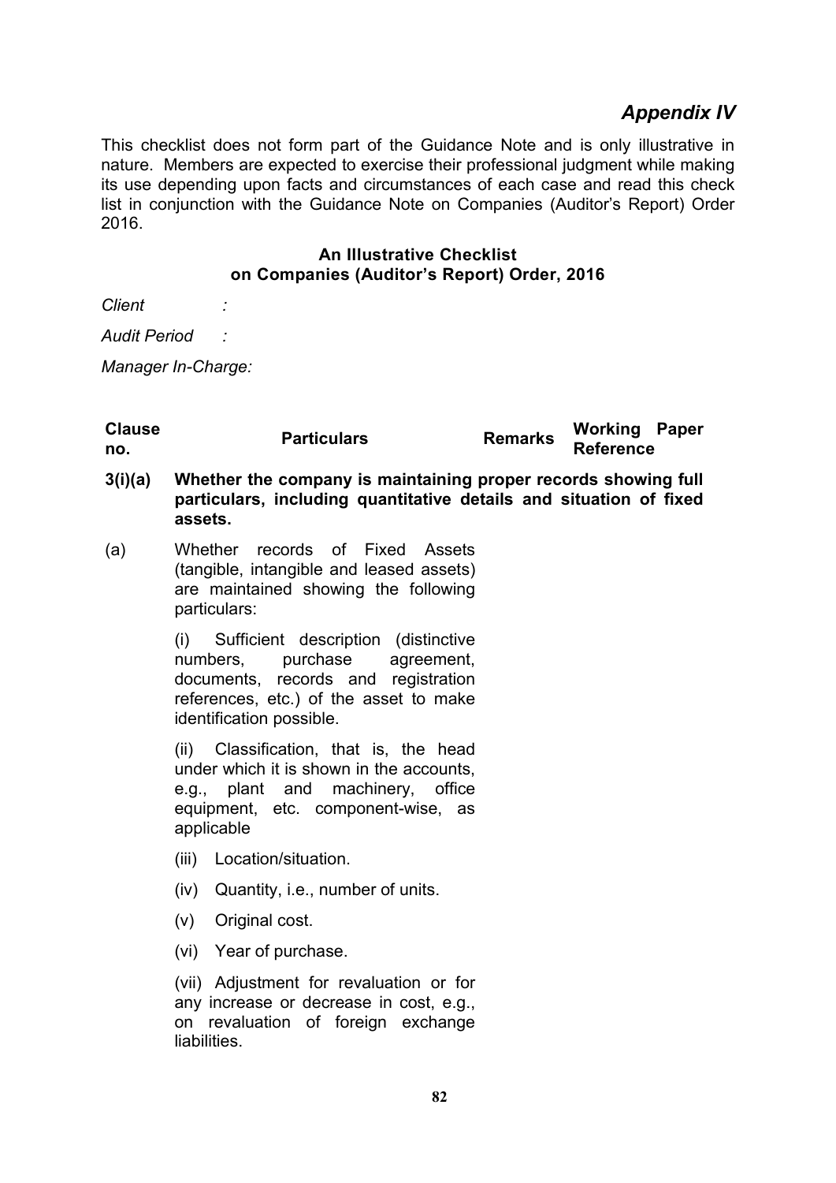# *Appendix IV*

This checklist does not form part of the Guidance Note and is only illustrative in nature. Members are expected to exercise their professional judgment while making its use depending upon facts and circumstances of each case and read this check list in conjunction with the Guidance Note on Companies (Auditor's Report) Order 2016.

**An Illustrative Checklist**
**on Companies (Auditor's Report) Order, 2016**

*Client* :

*Audit Period* :

*Manager In-Charge:*

| Clause no. | Particulars | Remarks | Working Paper Reference |
|---|---|---|---|
| **3(i)(a)** | **Whether the company is maintaining proper records showing full particulars, including quantitative details and situation of fixed assets.** | | |
| (a) | Whether records of Fixed Assets (tangible, intangible and leased assets) are maintained showing the following particulars: | | |
| | (i) Sufficient description (distinctive numbers, purchase agreement, documents, records and registration references, etc.) of the asset to make identification possible. | | |
| | (ii) Classification, that is, the head under which it is shown in the accounts, e.g., plant and machinery, office equipment, etc. component-wise, as applicable | | |
| | (iii) Location/situation. | | |
| | (iv) Quantity, i.e., number of units. | | |
| | (v) Original cost. | | |
| | (vi) Year of purchase. | | |
| | (vii) Adjustment for revaluation or for any increase or decrease in cost, e.g., on revaluation of foreign exchange liabilities. | | |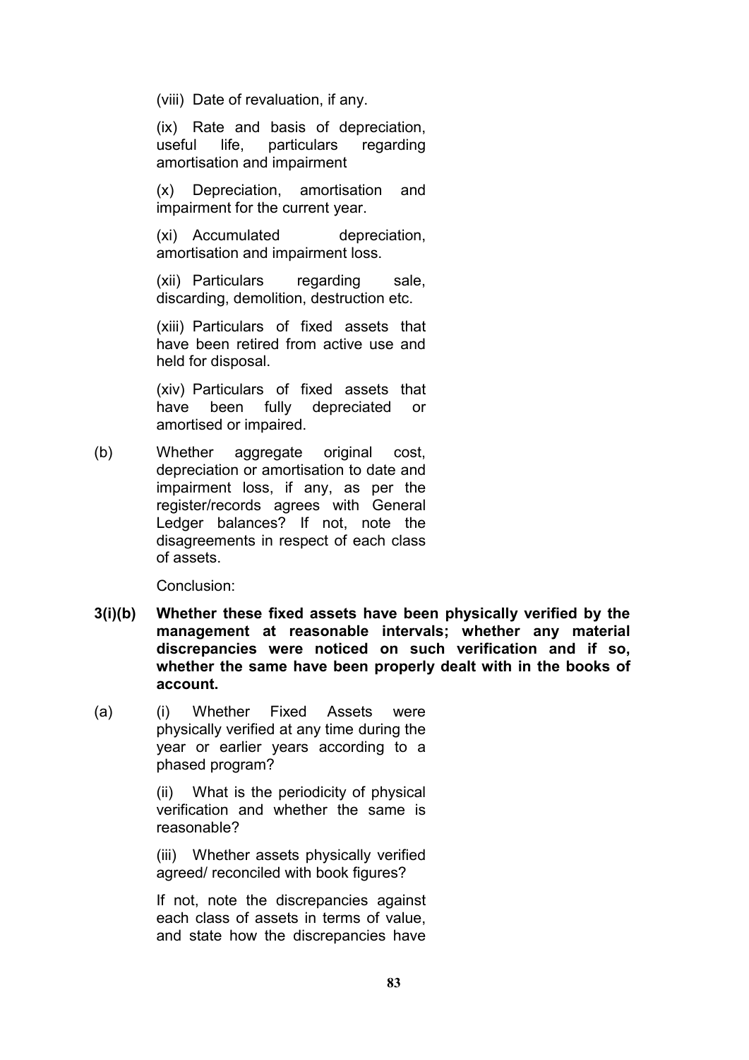(viii) Date of revaluation, if any.

(ix) Rate and basis of depreciation, useful life, particulars regarding amortisation and impairment

(x) Depreciation, amortisation and impairment for the current year.

(xi) Accumulated depreciation, amortisation and impairment loss.

(xii) Particulars regarding sale, discarding, demolition, destruction etc.

(xiii) Particulars of fixed assets that have been retired from active use and held for disposal.

(xiv) Particulars of fixed assets that have been fully depreciated or amortised or impaired.

(b) Whether aggregate original cost, depreciation or amortisation to date and impairment loss, if any, as per the register/records agrees with General Ledger balances? If not, note the disagreements in respect of each class of assets.

Conclusion:

**3(i)(b) Whether these fixed assets have been physically verified by the management at reasonable intervals; whether any material discrepancies were noticed on such verification and if so, whether the same have been properly dealt with in the books of account.**

(a) (i) Whether Fixed Assets were physically verified at any time during the year or earlier years according to a phased program?

(ii) What is the periodicity of physical verification and whether the same is reasonable?

(iii) Whether assets physically verified agreed/ reconciled with book figures?

If not, note the discrepancies against each class of assets in terms of value, and state how the discrepancies have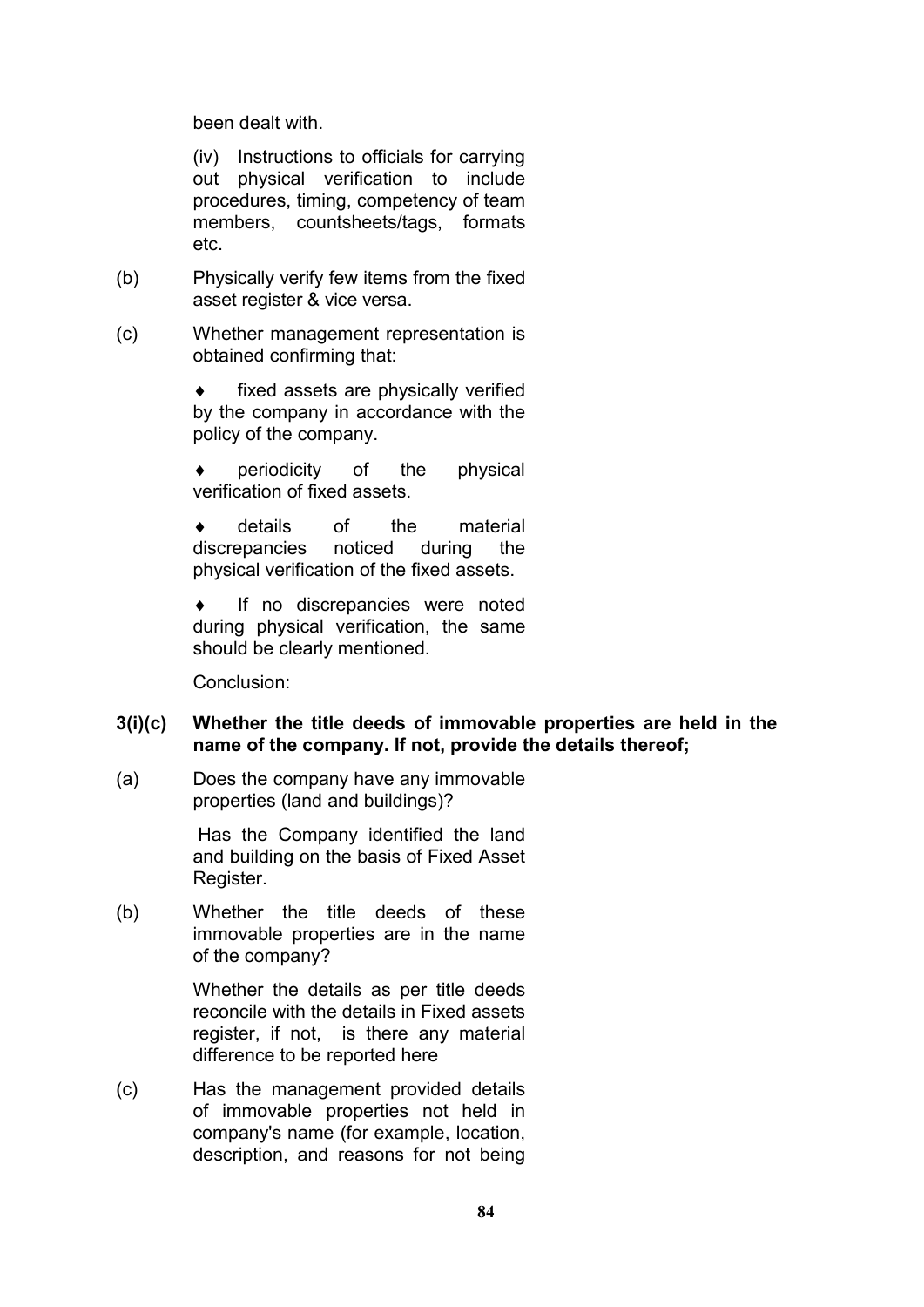been dealt with.

(iv) Instructions to officials for carrying out physical verification to include procedures, timing, competency of team members, countsheets/tags, formats etc.

(b) Physically verify few items from the fixed asset register & vice versa.

(c) Whether management representation is obtained confirming that:

- fixed assets are physically verified by the company in accordance with the policy of the company.
- periodicity of the physical verification of fixed assets.
- details of the material discrepancies noticed during the physical verification of the fixed assets.
- If no discrepancies were noted during physical verification, the same should be clearly mentioned.

Conclusion:

**3(i)(c) Whether the title deeds of immovable properties are held in the name of the company. If not, provide the details thereof;**

(a) Does the company have any immovable properties (land and buildings)?

Has the Company identified the land and building on the basis of Fixed Asset Register.

(b) Whether the title deeds of these immovable properties are in the name of the company?

Whether the details as per title deeds reconcile with the details in Fixed assets register, if not, is there any material difference to be reported here

(c) Has the management provided details of immovable properties not held in company's name (for example, location, description, and reasons for not being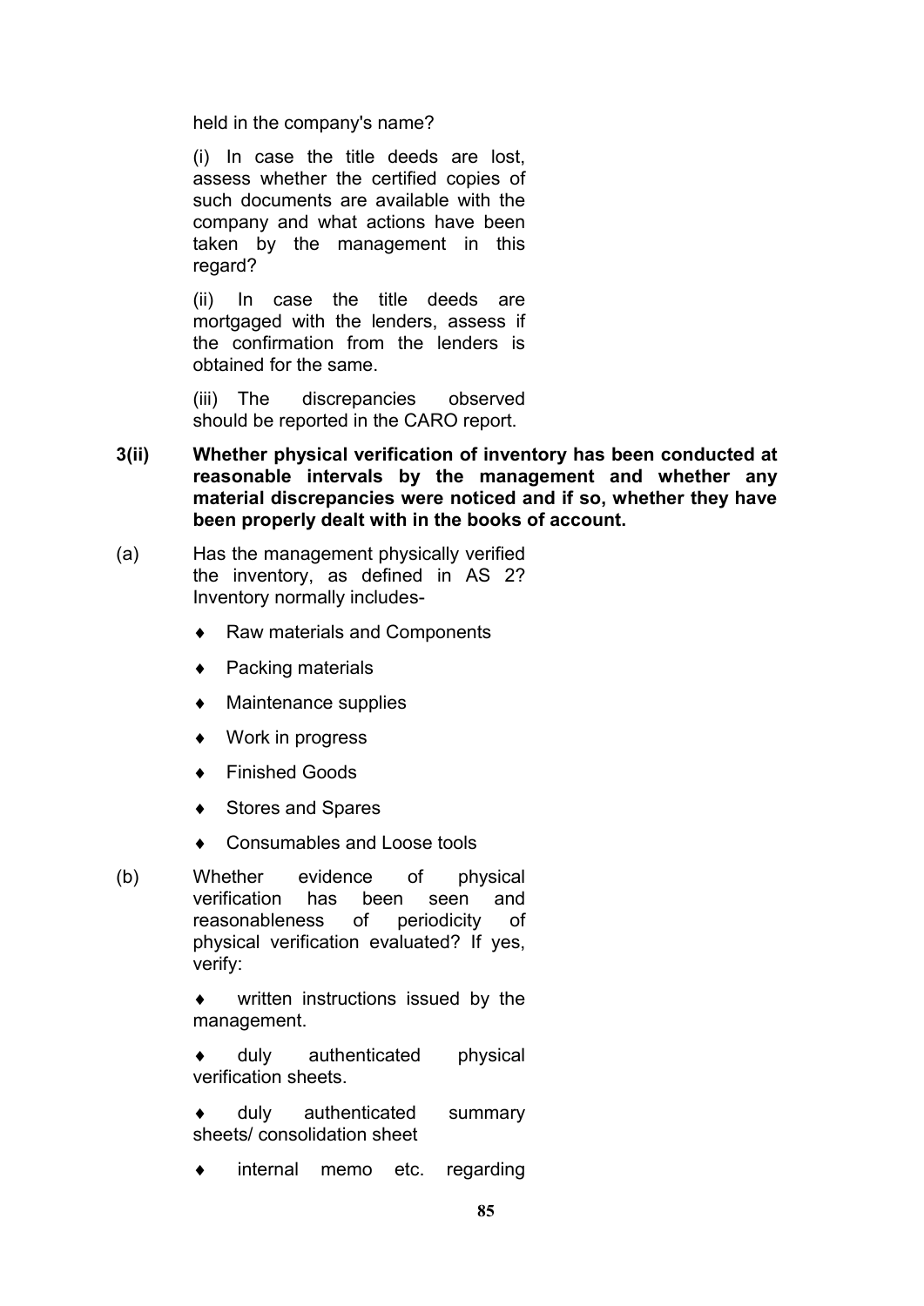held in the company's name?

(i) In case the title deeds are lost, assess whether the certified copies of such documents are available with the company and what actions have been taken by the management in this regard?

(ii) In case the title deeds are mortgaged with the lenders, assess if the confirmation from the lenders is obtained for the same.

(iii) The discrepancies observed should be reported in the CARO report.

**3(ii) Whether physical verification of inventory has been conducted at reasonable intervals by the management and whether any material discrepancies were noticed and if so, whether they have been properly dealt with in the books of account.**

(a) Has the management physically verified the inventory, as defined in AS 2? Inventory normally includes-

- Raw materials and Components
- Packing materials
- Maintenance supplies
- Work in progress
- Finished Goods
- Stores and Spares
- Consumables and Loose tools

(b) Whether evidence of physical verification has been seen and reasonableness of periodicity of physical verification evaluated? If yes, verify:

- written instructions issued by the management.
- duly authenticated physical verification sheets.
- duly authenticated summary sheets/ consolidation sheet
- internal memo etc. regarding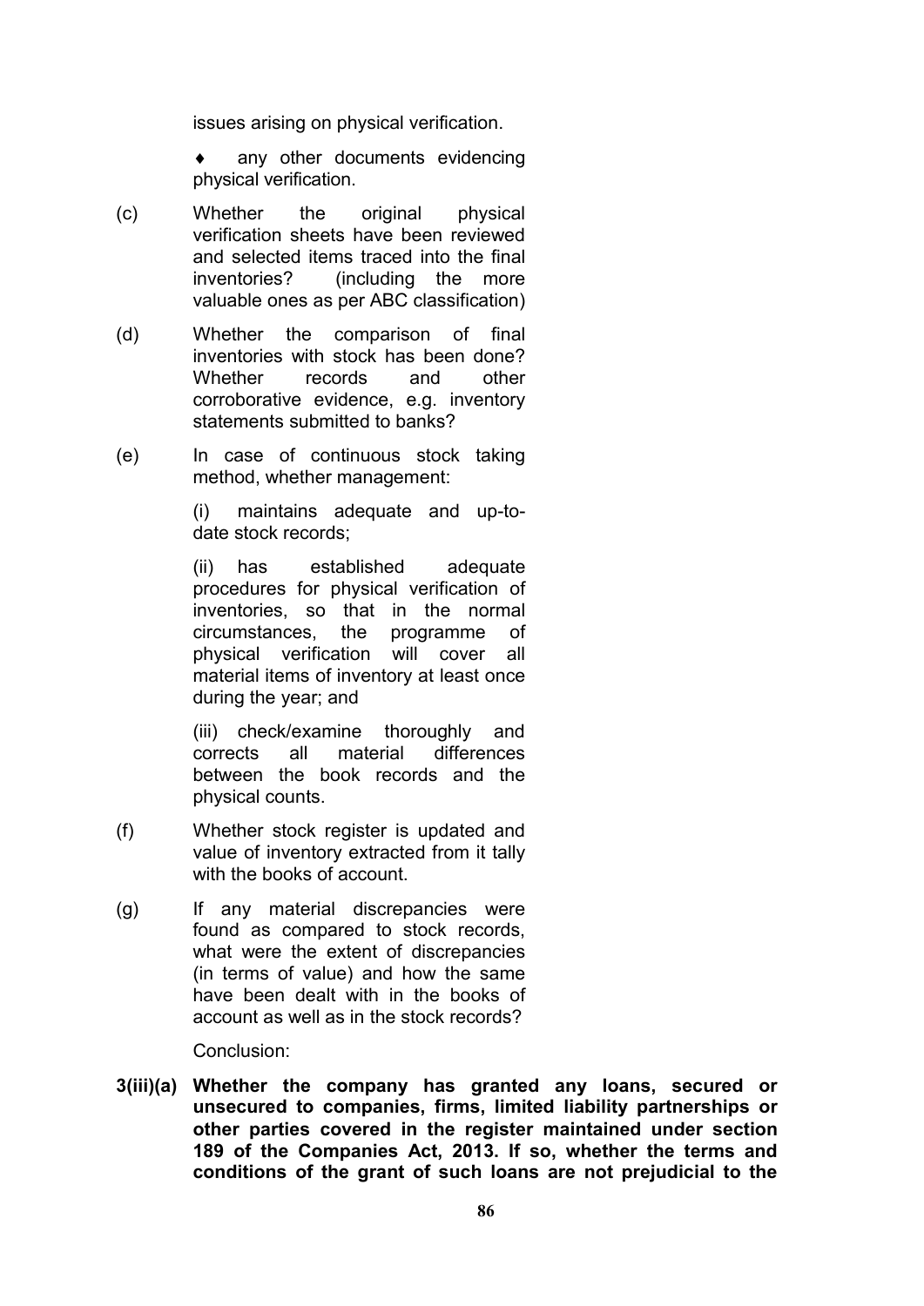issues arising on physical verification.

- any other documents evidencing physical verification.

(c) Whether the original physical verification sheets have been reviewed and selected items traced into the final inventories? (including the more valuable ones as per ABC classification)

(d) Whether the comparison of final inventories with stock has been done? Whether records and other corroborative evidence, e.g. inventory statements submitted to banks?

(e) In case of continuous stock taking method, whether management:

(i) maintains adequate and up-to-date stock records;

(ii) has established adequate procedures for physical verification of inventories, so that in the normal circumstances, the programme of physical verification will cover all material items of inventory at least once during the year; and

(iii) check/examine thoroughly and corrects all material differences between the book records and the physical counts.

(f) Whether stock register is updated and value of inventory extracted from it tally with the books of account.

(g) If any material discrepancies were found as compared to stock records, what were the extent of discrepancies (in terms of value) and how the same have been dealt with in the books of account as well as in the stock records?

Conclusion:

**3(iii)(a) Whether the company has granted any loans, secured or unsecured to companies, firms, limited liability partnerships or other parties covered in the register maintained under section 189 of the Companies Act, 2013. If so, whether the terms and conditions of the grant of such loans are not prejudicial to the**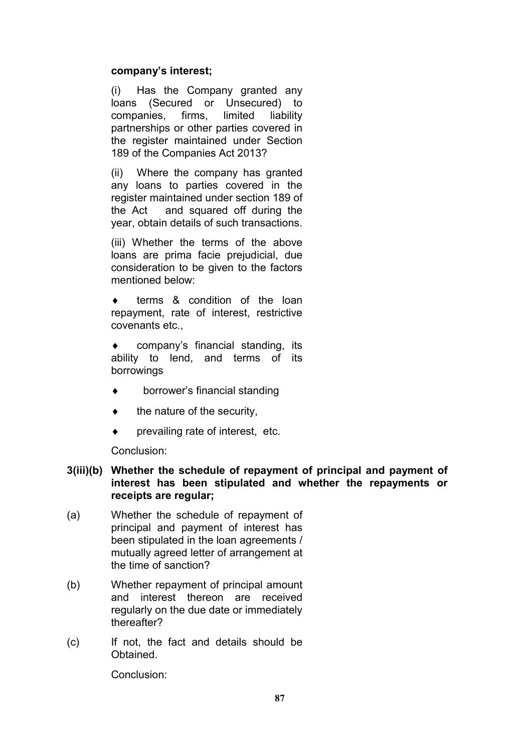**company's interest;**

(i) Has the Company granted any loans (Secured or Unsecured) to companies, firms, limited liability partnerships or other parties covered in the register maintained under Section 189 of the Companies Act 2013?

(ii) Where the company has granted any loans to parties covered in the register maintained under section 189 of the Act and squared off during the year, obtain details of such transactions.

(iii) Whether the terms of the above loans are prima facie prejudicial, due consideration to be given to the factors mentioned below:

- ♦ terms & condition of the loan repayment, rate of interest, restrictive covenants etc.,
- ♦ company's financial standing, its ability to lend, and terms of its borrowings
- ♦ borrower's financial standing
- ♦ the nature of the security,
- ♦ prevailing rate of interest, etc.

Conclusion:

**3(iii)(b) Whether the schedule of repayment of principal and payment of interest has been stipulated and whether the repayments or receipts are regular;**

(a) Whether the schedule of repayment of principal and payment of interest has been stipulated in the loan agreements / mutually agreed letter of arrangement at the time of sanction?

(b) Whether repayment of principal amount and interest thereon are received regularly on the due date or immediately thereafter?

(c) If not, the fact and details should be Obtained.

Conclusion: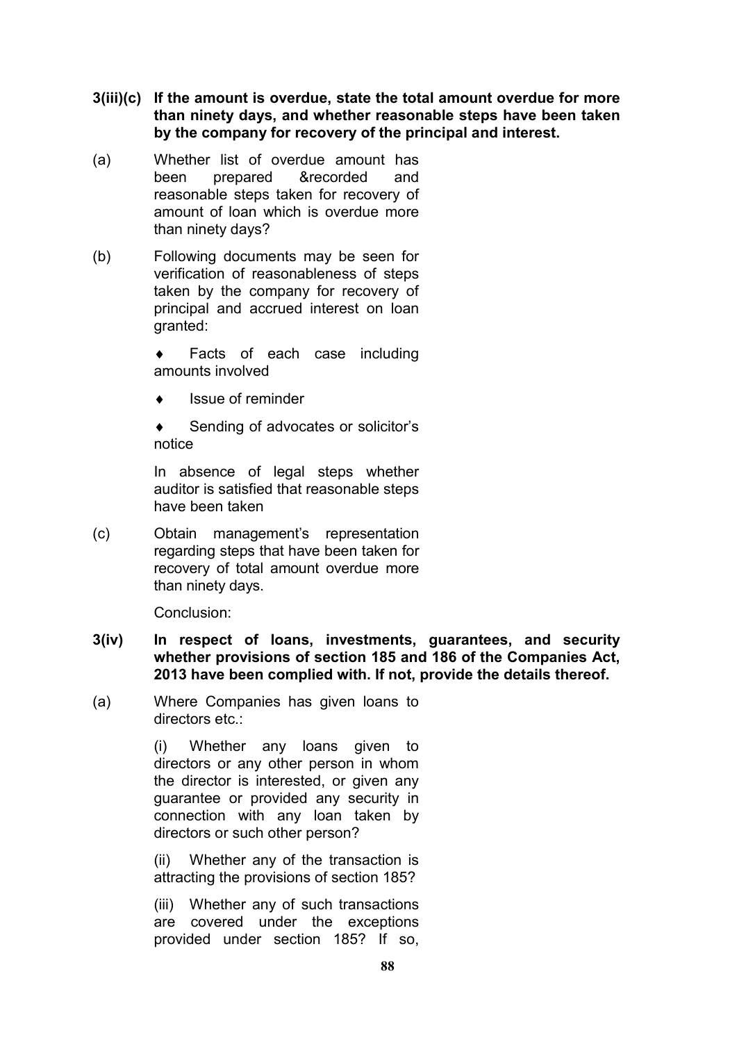**3(iii)(c) If the amount is overdue, state the total amount overdue for more than ninety days, and whether reasonable steps have been taken by the company for recovery of the principal and interest.**

(a) Whether list of overdue amount has been prepared &recorded and reasonable steps taken for recovery of amount of loan which is overdue more than ninety days?

(b) Following documents may be seen for verification of reasonableness of steps taken by the company for recovery of principal and accrued interest on loan granted:

- Facts of each case including amounts involved
- Issue of reminder
- Sending of advocates or solicitor's notice

In absence of legal steps whether auditor is satisfied that reasonable steps have been taken

(c) Obtain management's representation regarding steps that have been taken for recovery of total amount overdue more than ninety days.

Conclusion:

**3(iv) In respect of loans, investments, guarantees, and security whether provisions of section 185 and 186 of the Companies Act, 2013 have been complied with. If not, provide the details thereof.**

(a) Where Companies has given loans to directors etc.:

(i) Whether any loans given to directors or any other person in whom the director is interested, or given any guarantee or provided any security in connection with any loan taken by directors or such other person?

(ii) Whether any of the transaction is attracting the provisions of section 185?

(iii) Whether any of such transactions are covered under the exceptions provided under section 185? If so,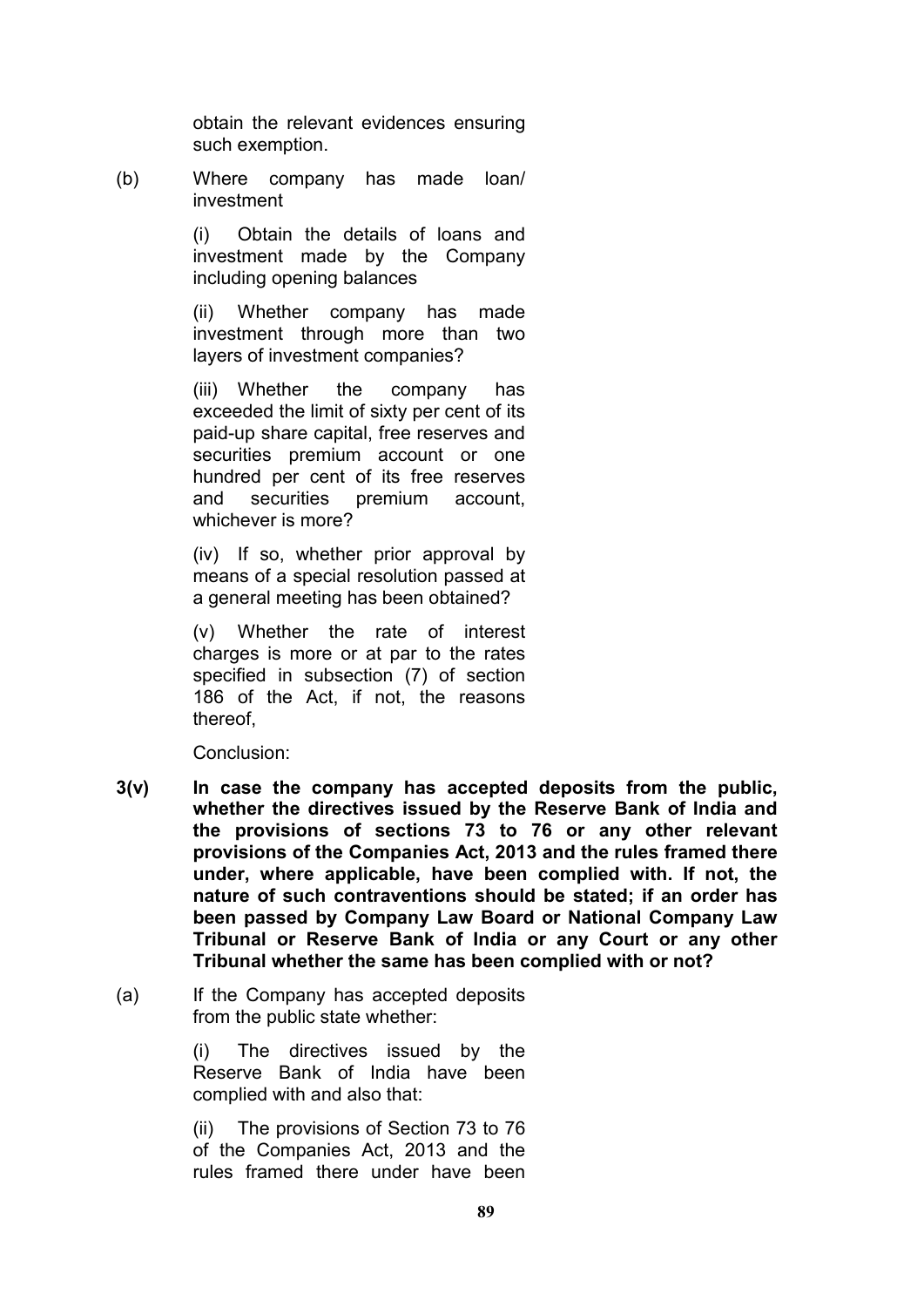obtain the relevant evidences ensuring such exemption.

(b) Where company has made loan/ investment

(i) Obtain the details of loans and investment made by the Company including opening balances

(ii) Whether company has made investment through more than two layers of investment companies?

(iii) Whether the company has exceeded the limit of sixty per cent of its paid-up share capital, free reserves and securities premium account or one hundred per cent of its free reserves and securities premium account, whichever is more?

(iv) If so, whether prior approval by means of a special resolution passed at a general meeting has been obtained?

(v) Whether the rate of interest charges is more or at par to the rates specified in subsection (7) of section 186 of the Act, if not, the reasons thereof,

Conclusion:

**3(v) In case the company has accepted deposits from the public, whether the directives issued by the Reserve Bank of India and the provisions of sections 73 to 76 or any other relevant provisions of the Companies Act, 2013 and the rules framed there under, where applicable, have been complied with. If not, the nature of such contraventions should be stated; if an order has been passed by Company Law Board or National Company Law Tribunal or Reserve Bank of India or any Court or any other Tribunal whether the same has been complied with or not?**

(a) If the Company has accepted deposits from the public state whether:

(i) The directives issued by the Reserve Bank of India have been complied with and also that:

(ii) The provisions of Section 73 to 76 of the Companies Act, 2013 and the rules framed there under have been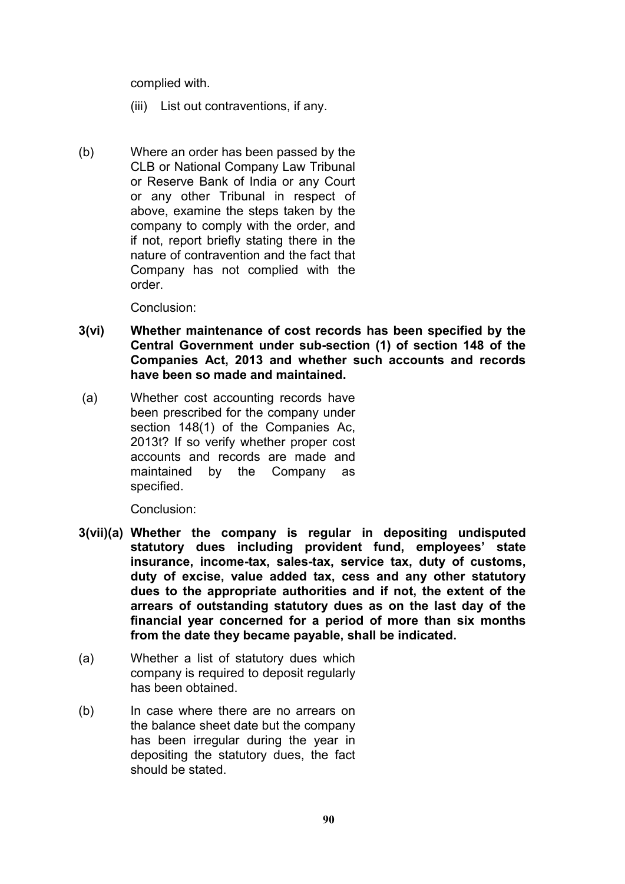complied with.

(iii) List out contraventions, if any.

(b) Where an order has been passed by the CLB or National Company Law Tribunal or Reserve Bank of India or any Court or any other Tribunal in respect of above, examine the steps taken by the company to comply with the order, and if not, report briefly stating there in the nature of contravention and the fact that Company has not complied with the order.

Conclusion:

**3(vi) Whether maintenance of cost records has been specified by the Central Government under sub-section (1) of section 148 of the Companies Act, 2013 and whether such accounts and records have been so made and maintained.**

(a) Whether cost accounting records have been prescribed for the company under section 148(1) of the Companies Ac, 2013t? If so verify whether proper cost accounts and records are made and maintained by the Company as specified.

Conclusion:

**3(vii)(a) Whether the company is regular in depositing undisputed statutory dues including provident fund, employees' state insurance, income-tax, sales-tax, service tax, duty of customs, duty of excise, value added tax, cess and any other statutory dues to the appropriate authorities and if not, the extent of the arrears of outstanding statutory dues as on the last day of the financial year concerned for a period of more than six months from the date they became payable, shall be indicated.**

(a) Whether a list of statutory dues which company is required to deposit regularly has been obtained.

(b) In case where there are no arrears on the balance sheet date but the company has been irregular during the year in depositing the statutory dues, the fact should be stated.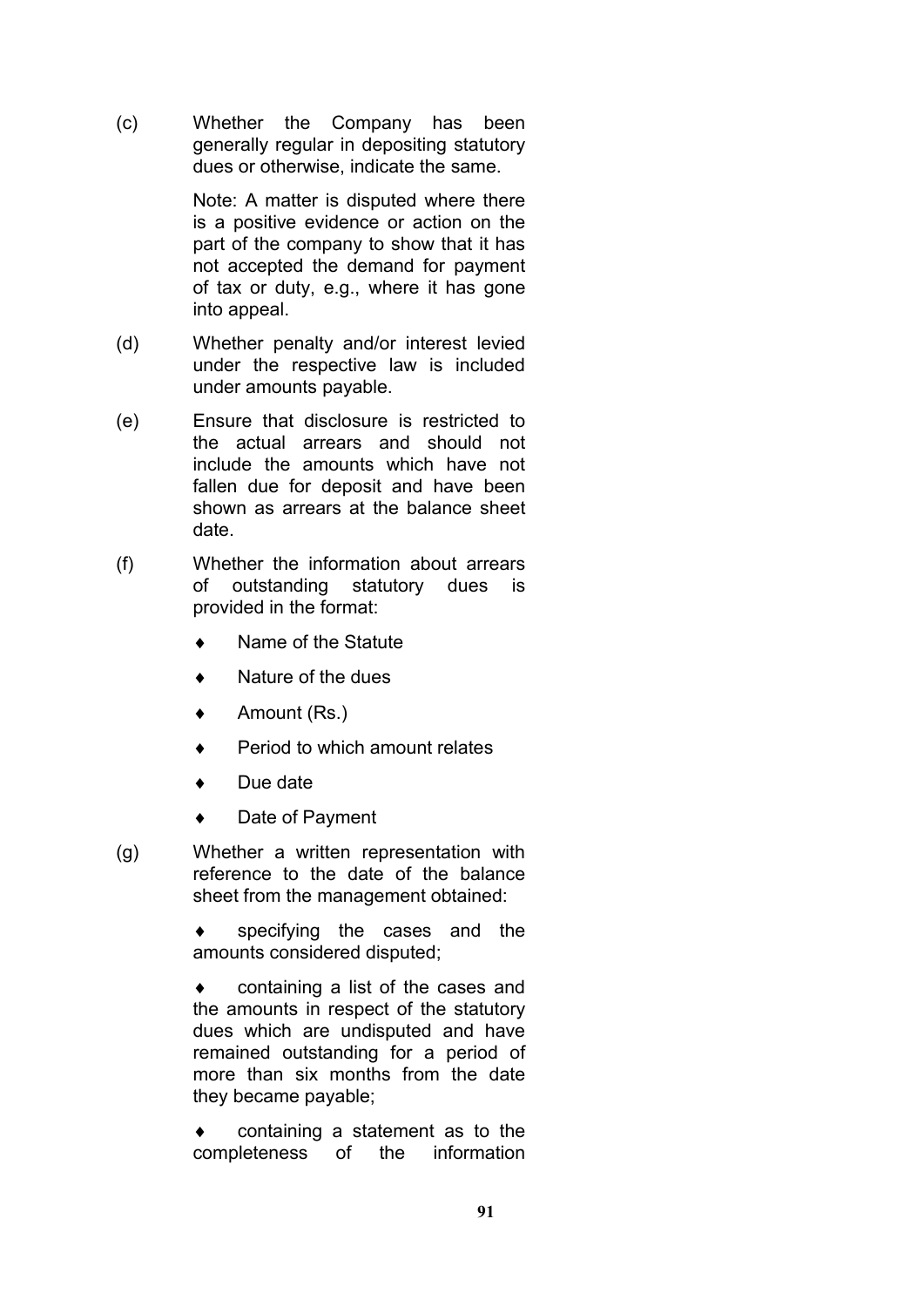(c) Whether the Company has been generally regular in depositing statutory dues or otherwise, indicate the same.

Note: A matter is disputed where there is a positive evidence or action on the part of the company to show that it has not accepted the demand for payment of tax or duty, e.g., where it has gone into appeal.

(d) Whether penalty and/or interest levied under the respective law is included under amounts payable.

(e) Ensure that disclosure is restricted to the actual arrears and should not include the amounts which have not fallen due for deposit and have been shown as arrears at the balance sheet date.

(f) Whether the information about arrears of outstanding statutory dues is provided in the format:

- Name of the Statute
- Nature of the dues
- Amount (Rs.)
- Period to which amount relates
- Due date
- Date of Payment

(g) Whether a written representation with reference to the date of the balance sheet from the management obtained:

- specifying the cases and the amounts considered disputed;
- containing a list of the cases and the amounts in respect of the statutory dues which are undisputed and have remained outstanding for a period of more than six months from the date they became payable;
- containing a statement as to the completeness of the information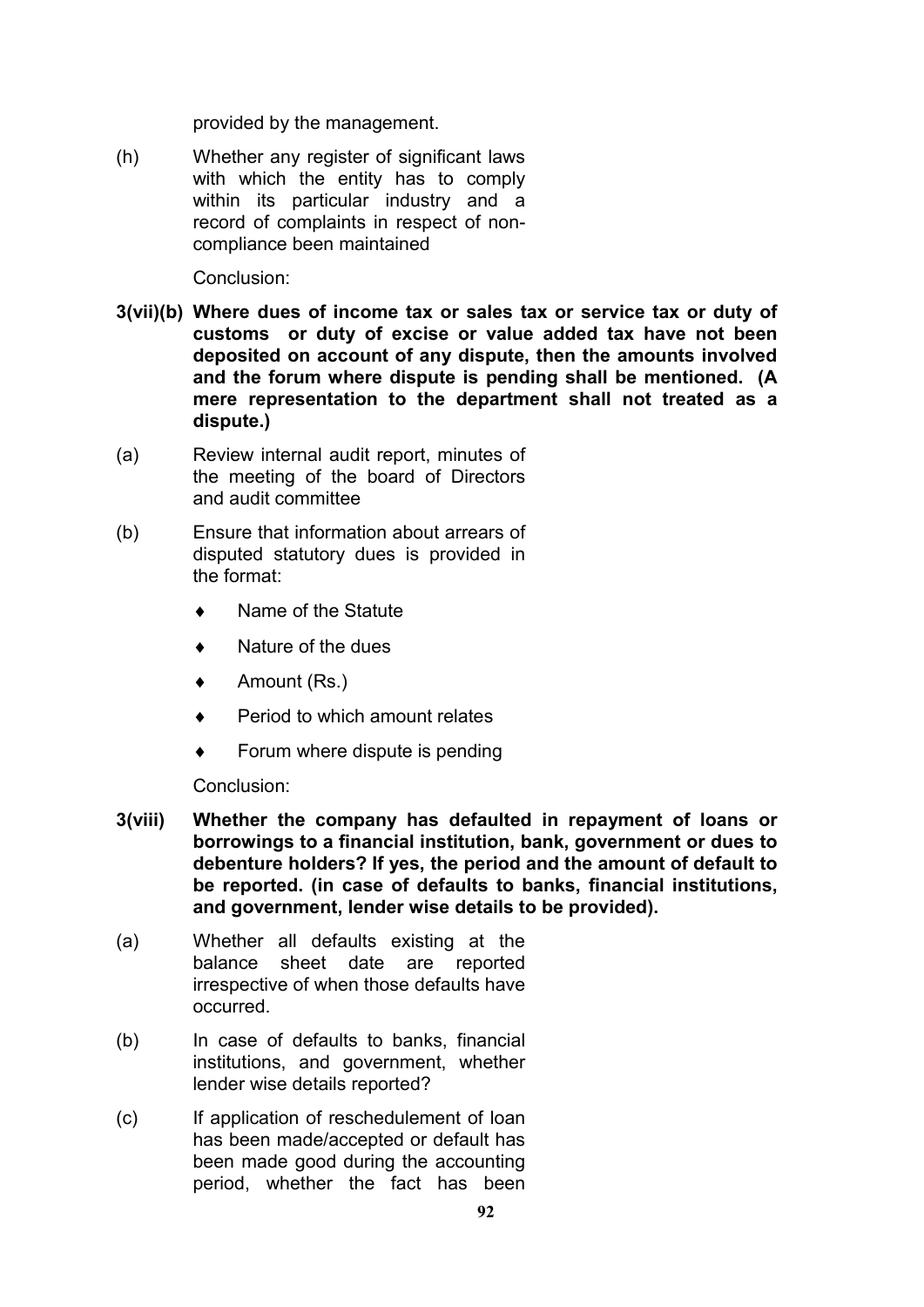provided by the management.

(h) Whether any register of significant laws with which the entity has to comply within its particular industry and a record of complaints in respect of non-compliance been maintained

Conclusion:

**3(vii)(b) Where dues of income tax or sales tax or service tax or duty of customs or duty of excise or value added tax have not been deposited on account of any dispute, then the amounts involved and the forum where dispute is pending shall be mentioned. (A mere representation to the department shall not treated as a dispute.)**

(a) Review internal audit report, minutes of the meeting of the board of Directors and audit committee

(b) Ensure that information about arrears of disputed statutory dues is provided in the format:

- Name of the Statute
- Nature of the dues
- Amount (Rs.)
- Period to which amount relates
- Forum where dispute is pending

Conclusion:

**3(viii) Whether the company has defaulted in repayment of loans or borrowings to a financial institution, bank, government or dues to debenture holders? If yes, the period and the amount of default to be reported. (in case of defaults to banks, financial institutions, and government, lender wise details to be provided).**

(a) Whether all defaults existing at the balance sheet date are reported irrespective of when those defaults have occurred.

(b) In case of defaults to banks, financial institutions, and government, whether lender wise details reported?

(c) If application of reschedulement of loan has been made/accepted or default has been made good during the accounting period, whether the fact has been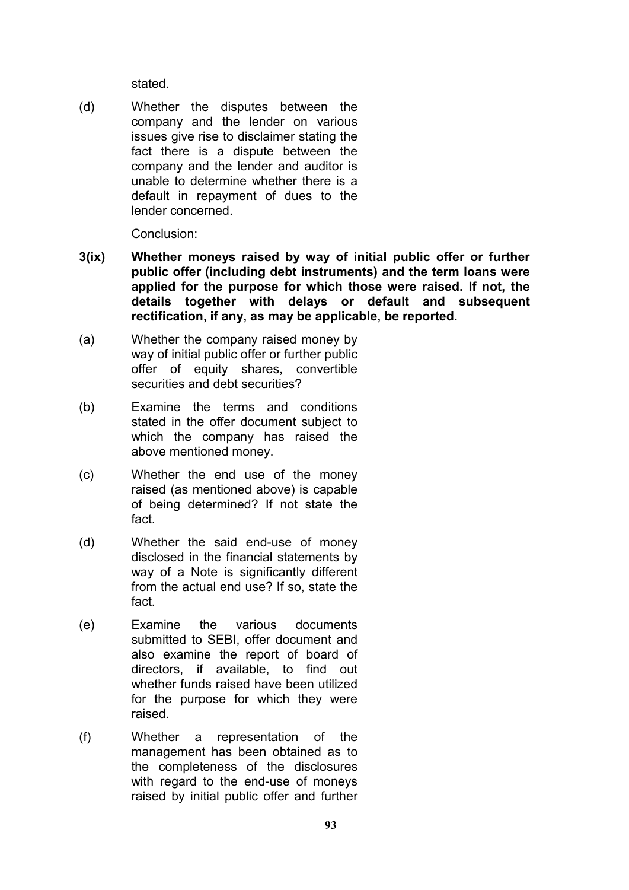stated.

(d) Whether the disputes between the company and the lender on various issues give rise to disclaimer stating the fact there is a dispute between the company and the lender and auditor is unable to determine whether there is a default in repayment of dues to the lender concerned.

Conclusion:

**3(ix) Whether moneys raised by way of initial public offer or further public offer (including debt instruments) and the term loans were applied for the purpose for which those were raised. If not, the details together with delays or default and subsequent rectification, if any, as may be applicable, be reported.**

(a) Whether the company raised money by way of initial public offer or further public offer of equity shares, convertible securities and debt securities?

(b) Examine the terms and conditions stated in the offer document subject to which the company has raised the above mentioned money.

(c) Whether the end use of the money raised (as mentioned above) is capable of being determined? If not state the fact.

(d) Whether the said end-use of money disclosed in the financial statements by way of a Note is significantly different from the actual end use? If so, state the fact.

(e) Examine the various documents submitted to SEBI, offer document and also examine the report of board of directors, if available, to find out whether funds raised have been utilized for the purpose for which they were raised.

(f) Whether a representation of the management has been obtained as to the completeness of the disclosures with regard to the end-use of moneys raised by initial public offer and further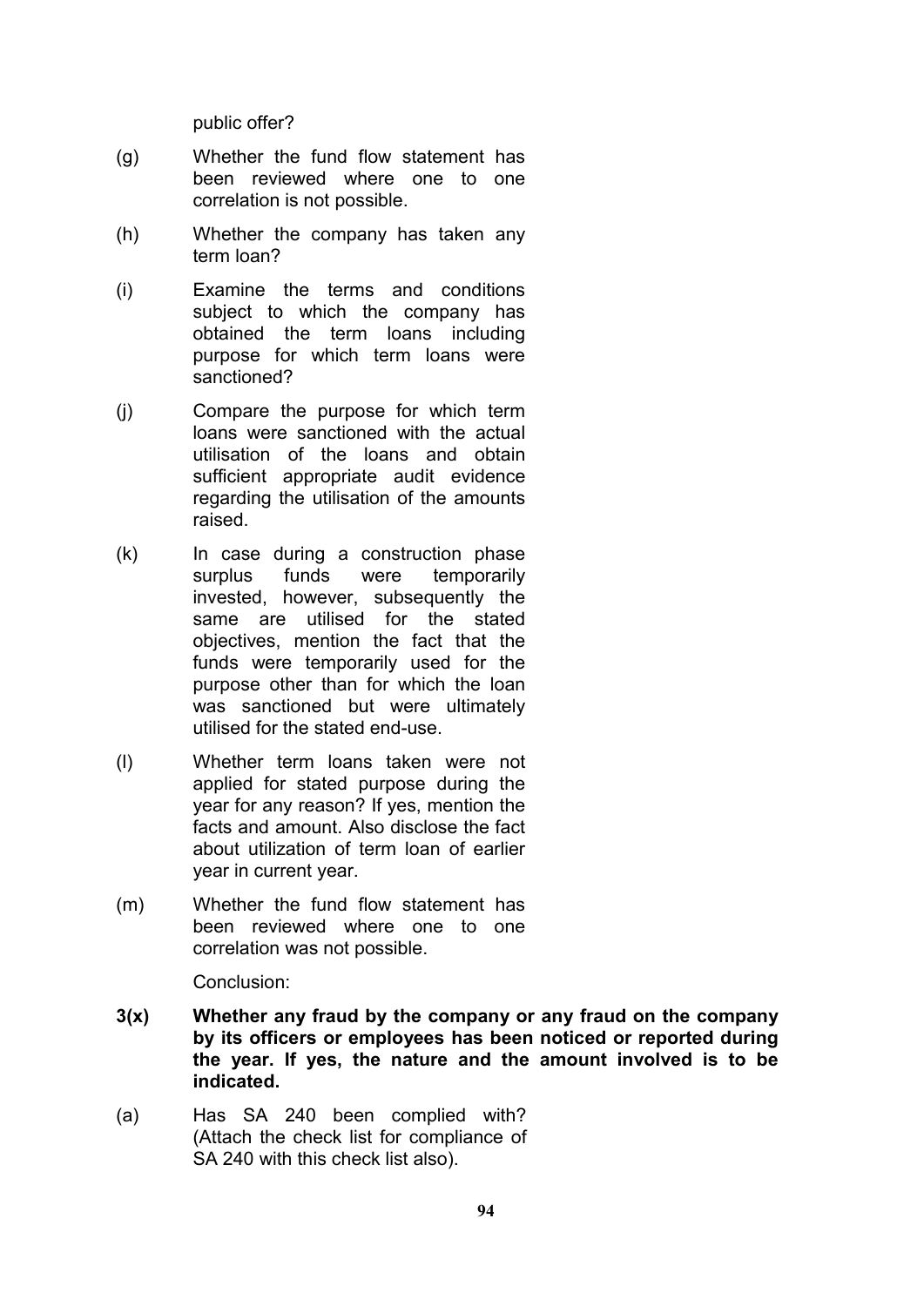public offer?

(g) Whether the fund flow statement has been reviewed where one to one correlation is not possible.

(h) Whether the company has taken any term loan?

(i) Examine the terms and conditions subject to which the company has obtained the term loans including purpose for which term loans were sanctioned?

(j) Compare the purpose for which term loans were sanctioned with the actual utilisation of the loans and obtain sufficient appropriate audit evidence regarding the utilisation of the amounts raised.

(k) In case during a construction phase surplus funds were temporarily invested, however, subsequently the same are utilised for the stated objectives, mention the fact that the funds were temporarily used for the purpose other than for which the loan was sanctioned but were ultimately utilised for the stated end-use.

(l) Whether term loans taken were not applied for stated purpose during the year for any reason? If yes, mention the facts and amount. Also disclose the fact about utilization of term loan of earlier year in current year.

(m) Whether the fund flow statement has been reviewed where one to one correlation was not possible.

Conclusion:

**3(x) Whether any fraud by the company or any fraud on the company by its officers or employees has been noticed or reported during the year. If yes, the nature and the amount involved is to be indicated.**

(a) Has SA 240 been complied with? (Attach the check list for compliance of SA 240 with this check list also).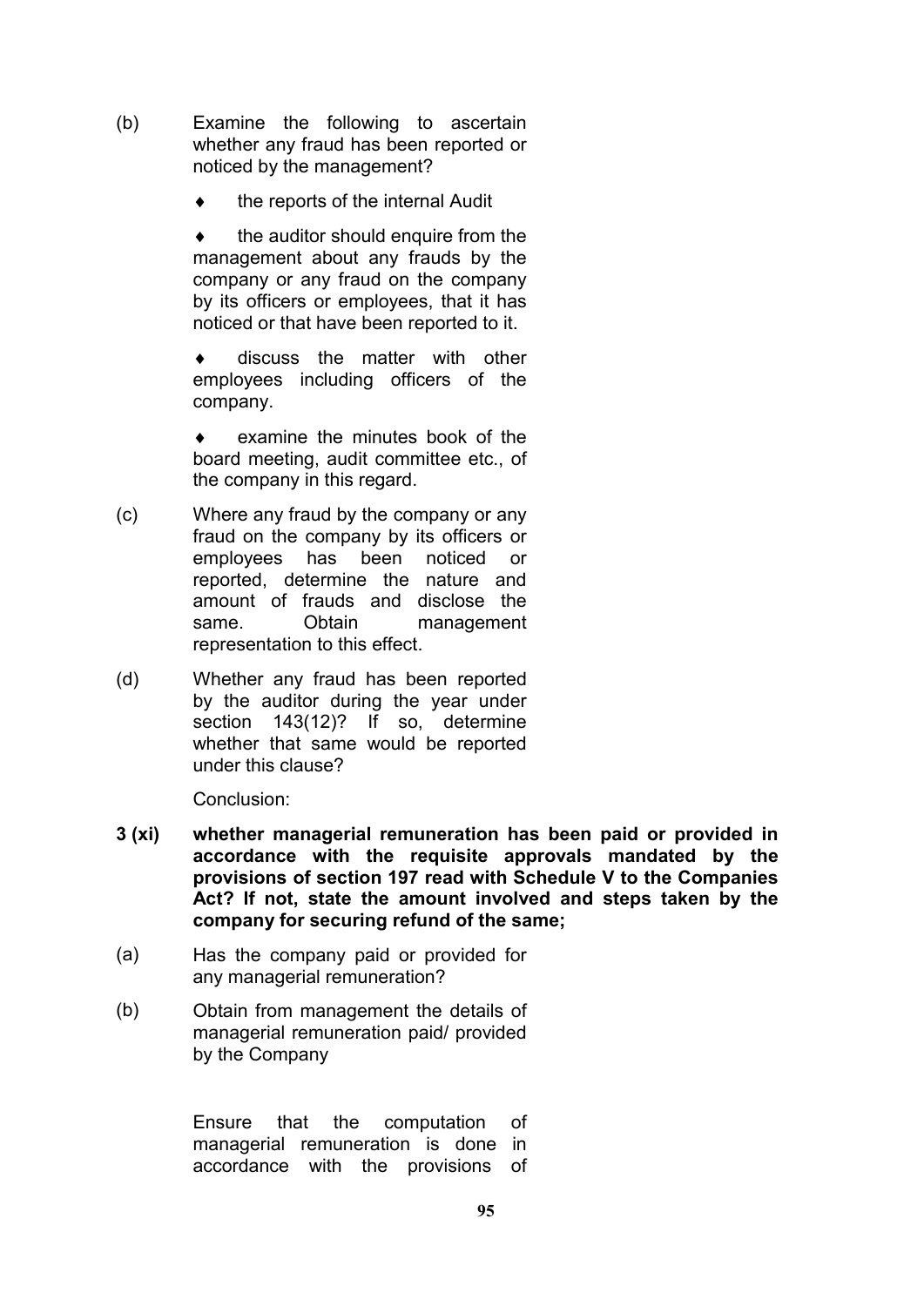(b) Examine the following to ascertain whether any fraud has been reported or noticed by the management?

- the reports of the internal Audit
- the auditor should enquire from the management about any frauds by the company or any fraud on the company by its officers or employees, that it has noticed or that have been reported to it.
- discuss the matter with other employees including officers of the company.
- examine the minutes book of the board meeting, audit committee etc., of the company in this regard.

(c) Where any fraud by the company or any fraud on the company by its officers or employees has been noticed or reported, determine the nature and amount of frauds and disclose the same. Obtain management representation to this effect.

(d) Whether any fraud has been reported by the auditor during the year under section 143(12)? If so, determine whether that same would be reported under this clause?

Conclusion:

**3 (xi) whether managerial remuneration has been paid or provided in accordance with the requisite approvals mandated by the provisions of section 197 read with Schedule V to the Companies Act? If not, state the amount involved and steps taken by the company for securing refund of the same;**

(a) Has the company paid or provided for any managerial remuneration?

(b) Obtain from management the details of managerial remuneration paid/ provided by the Company

Ensure that the computation of managerial remuneration is done in accordance with the provisions of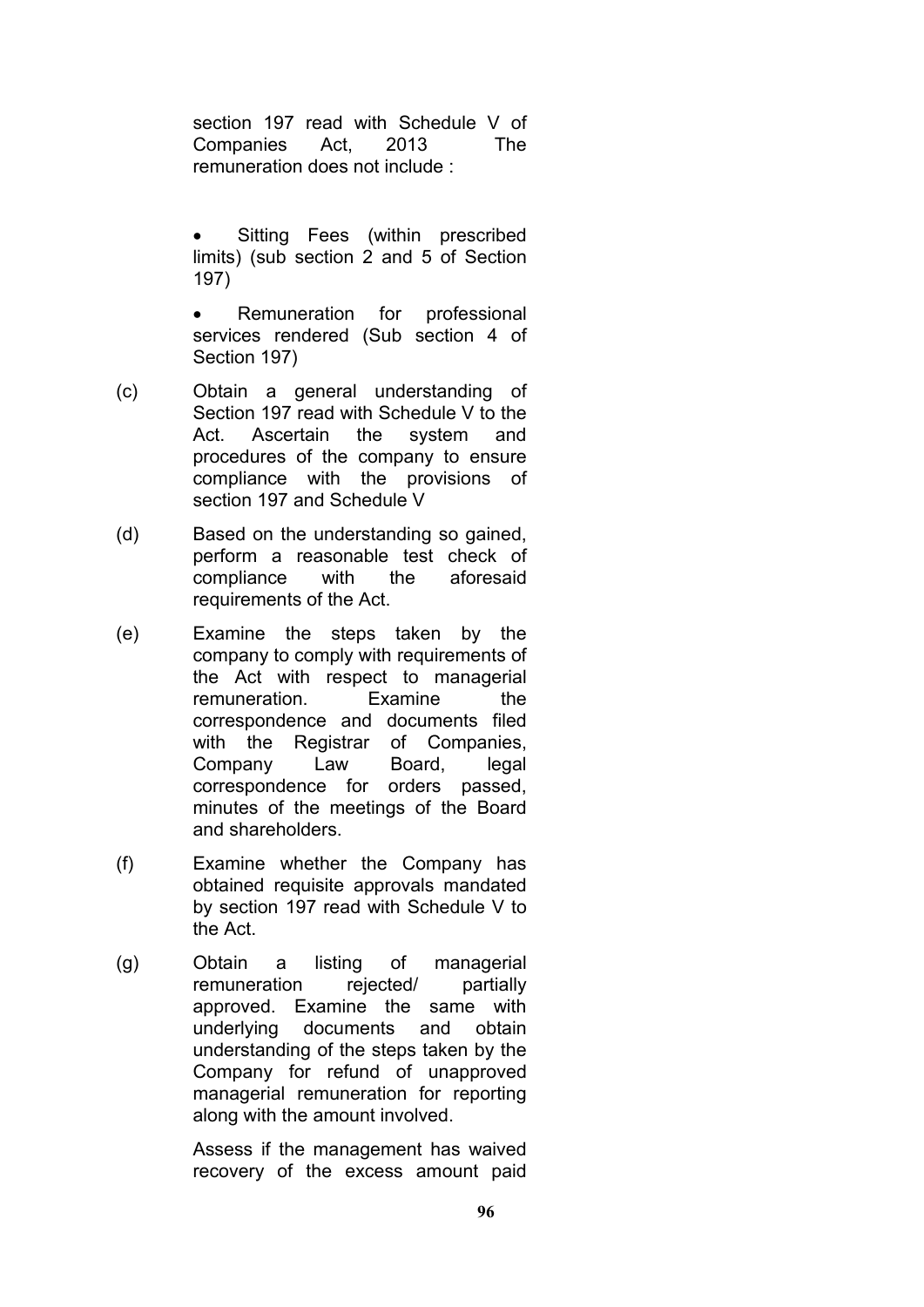section 197 read with Schedule V of Companies Act, 2013 The remuneration does not include :

- Sitting Fees (within prescribed limits) (sub section 2 and 5 of Section 197)
- Remuneration for professional services rendered (Sub section 4 of Section 197)

(c) Obtain a general understanding of Section 197 read with Schedule V to the Act. Ascertain the system and procedures of the company to ensure compliance with the provisions of section 197 and Schedule V

(d) Based on the understanding so gained, perform a reasonable test check of compliance with the aforesaid requirements of the Act.

(e) Examine the steps taken by the company to comply with requirements of the Act with respect to managerial remuneration. Examine the correspondence and documents filed with the Registrar of Companies, Company Law Board, legal correspondence for orders passed, minutes of the meetings of the Board and shareholders.

(f) Examine whether the Company has obtained requisite approvals mandated by section 197 read with Schedule V to the Act.

(g) Obtain a listing of managerial remuneration rejected/ partially approved. Examine the same with underlying documents and obtain understanding of the steps taken by the Company for refund of unapproved managerial remuneration for reporting along with the amount involved.

Assess if the management has waived recovery of the excess amount paid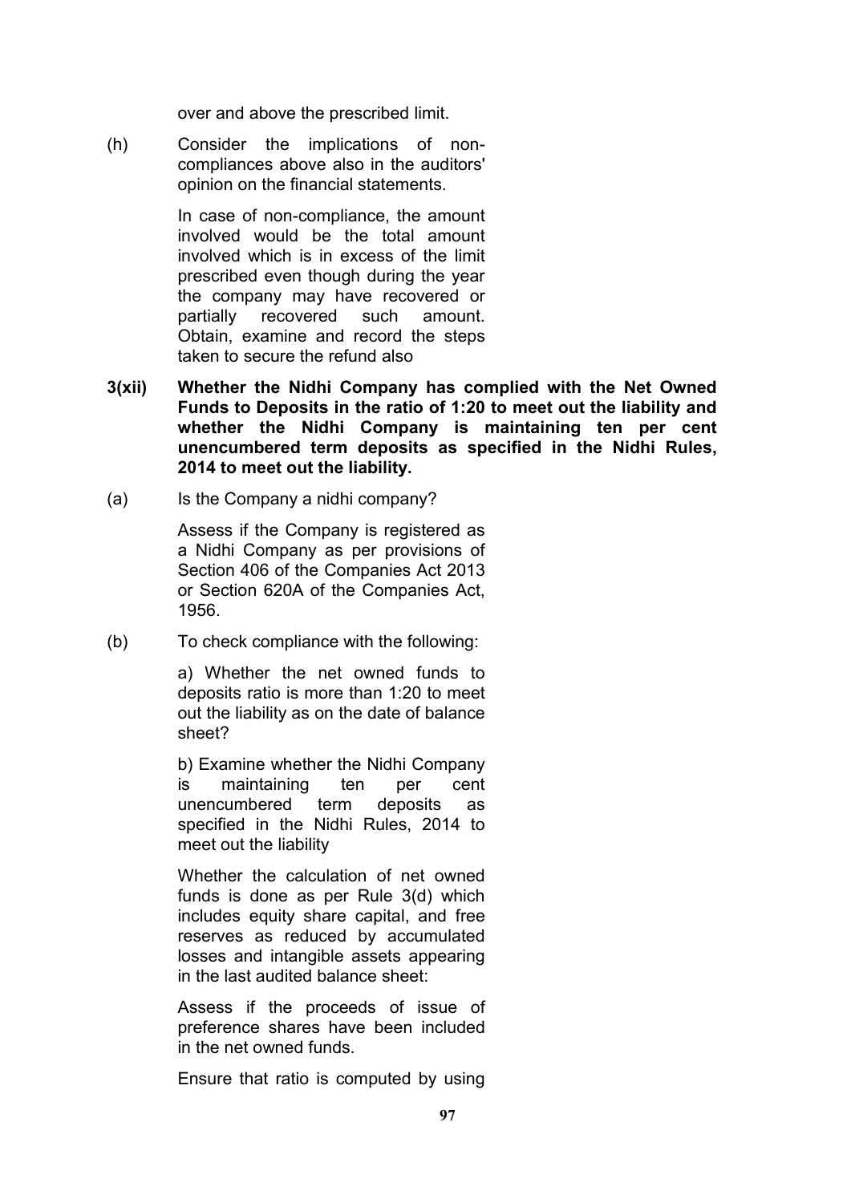over and above the prescribed limit.

(h) Consider the implications of non-compliances above also in the auditors' opinion on the financial statements.

In case of non-compliance, the amount involved would be the total amount involved which is in excess of the limit prescribed even though during the year the company may have recovered or partially recovered such amount. Obtain, examine and record the steps taken to secure the refund also

**3(xii) Whether the Nidhi Company has complied with the Net Owned Funds to Deposits in the ratio of 1:20 to meet out the liability and whether the Nidhi Company is maintaining ten per cent unencumbered term deposits as specified in the Nidhi Rules, 2014 to meet out the liability.**

(a) Is the Company a nidhi company?

Assess if the Company is registered as a Nidhi Company as per provisions of Section 406 of the Companies Act 2013 or Section 620A of the Companies Act, 1956.

(b) To check compliance with the following:

a) Whether the net owned funds to deposits ratio is more than 1:20 to meet out the liability as on the date of balance sheet?

b) Examine whether the Nidhi Company is maintaining ten per cent unencumbered term deposits as specified in the Nidhi Rules, 2014 to meet out the liability

Whether the calculation of net owned funds is done as per Rule 3(d) which includes equity share capital, and free reserves as reduced by accumulated losses and intangible assets appearing in the last audited balance sheet:

Assess if the proceeds of issue of preference shares have been included in the net owned funds.

Ensure that ratio is computed by using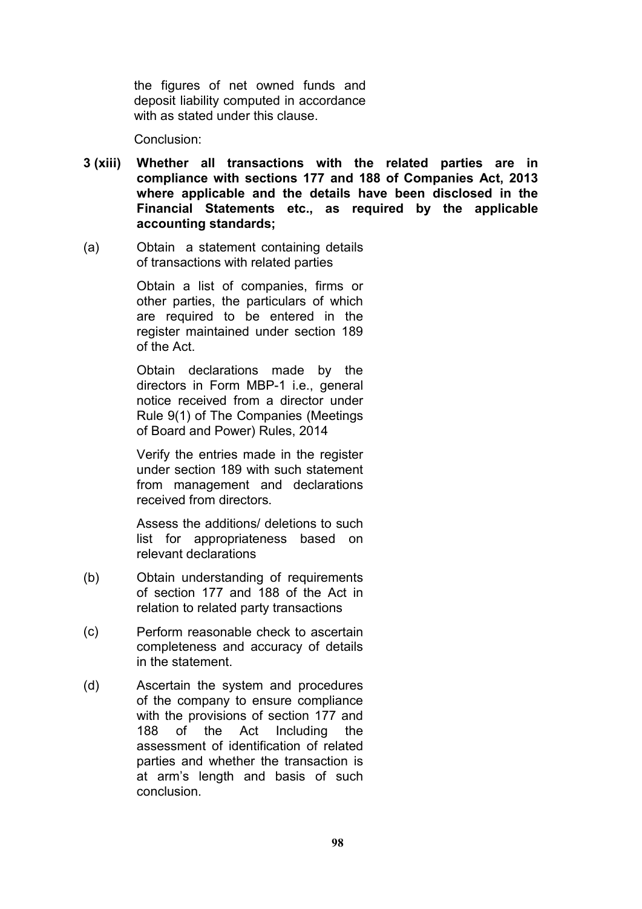the figures of net owned funds and deposit liability computed in accordance with as stated under this clause.

Conclusion:

**3 (xiii) Whether all transactions with the related parties are in compliance with sections 177 and 188 of Companies Act, 2013 where applicable and the details have been disclosed in the Financial Statements etc., as required by the applicable accounting standards;**

(a) Obtain a statement containing details of transactions with related parties

Obtain a list of companies, firms or other parties, the particulars of which are required to be entered in the register maintained under section 189 of the Act.

Obtain declarations made by the directors in Form MBP-1 i.e., general notice received from a director under Rule 9(1) of The Companies (Meetings of Board and Power) Rules, 2014

Verify the entries made in the register under section 189 with such statement from management and declarations received from directors.

Assess the additions/ deletions to such list for appropriateness based on relevant declarations

(b) Obtain understanding of requirements of section 177 and 188 of the Act in relation to related party transactions

(c) Perform reasonable check to ascertain completeness and accuracy of details in the statement.

(d) Ascertain the system and procedures of the company to ensure compliance with the provisions of section 177 and 188 of the Act Including the assessment of identification of related parties and whether the transaction is at arm's length and basis of such conclusion.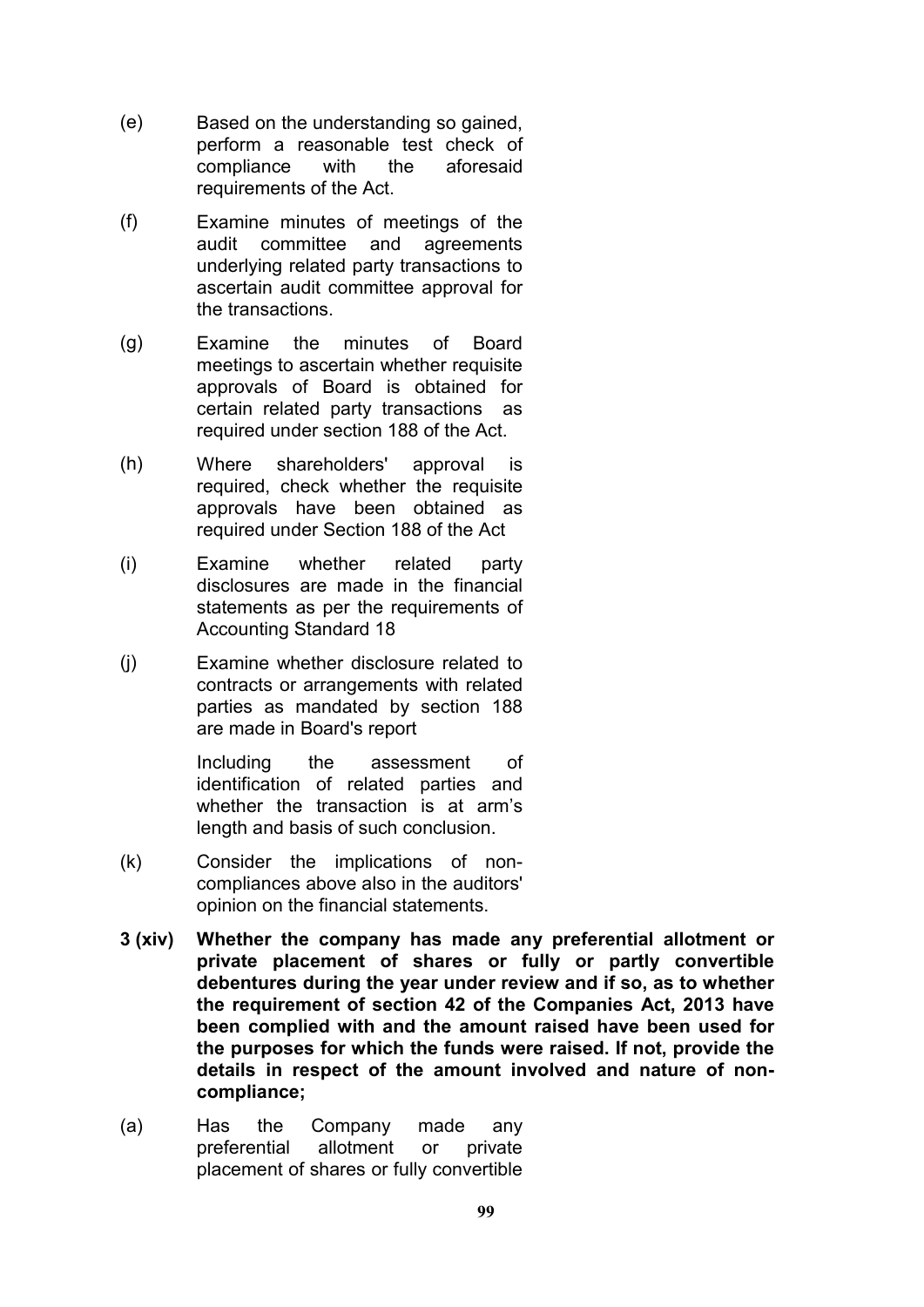(e) Based on the understanding so gained, perform a reasonable test check of compliance with the aforesaid requirements of the Act.

(f) Examine minutes of meetings of the audit committee and agreements underlying related party transactions to ascertain audit committee approval for the transactions.

(g) Examine the minutes of Board meetings to ascertain whether requisite approvals of Board is obtained for certain related party transactions as required under section 188 of the Act.

(h) Where shareholders' approval is required, check whether the requisite approvals have been obtained as required under Section 188 of the Act

(i) Examine whether related party disclosures are made in the financial statements as per the requirements of Accounting Standard 18

(j) Examine whether disclosure related to contracts or arrangements with related parties as mandated by section 188 are made in Board's report

Including the assessment of identification of related parties and whether the transaction is at arm's length and basis of such conclusion.

(k) Consider the implications of non-compliances above also in the auditors' opinion on the financial statements.

**3 (xiv) Whether the company has made any preferential allotment or private placement of shares or fully or partly convertible debentures during the year under review and if so, as to whether the requirement of section 42 of the Companies Act, 2013 have been complied with and the amount raised have been used for the purposes for which the funds were raised. If not, provide the details in respect of the amount involved and nature of non-compliance;**

(a) Has the Company made any preferential allotment or private placement of shares or fully convertible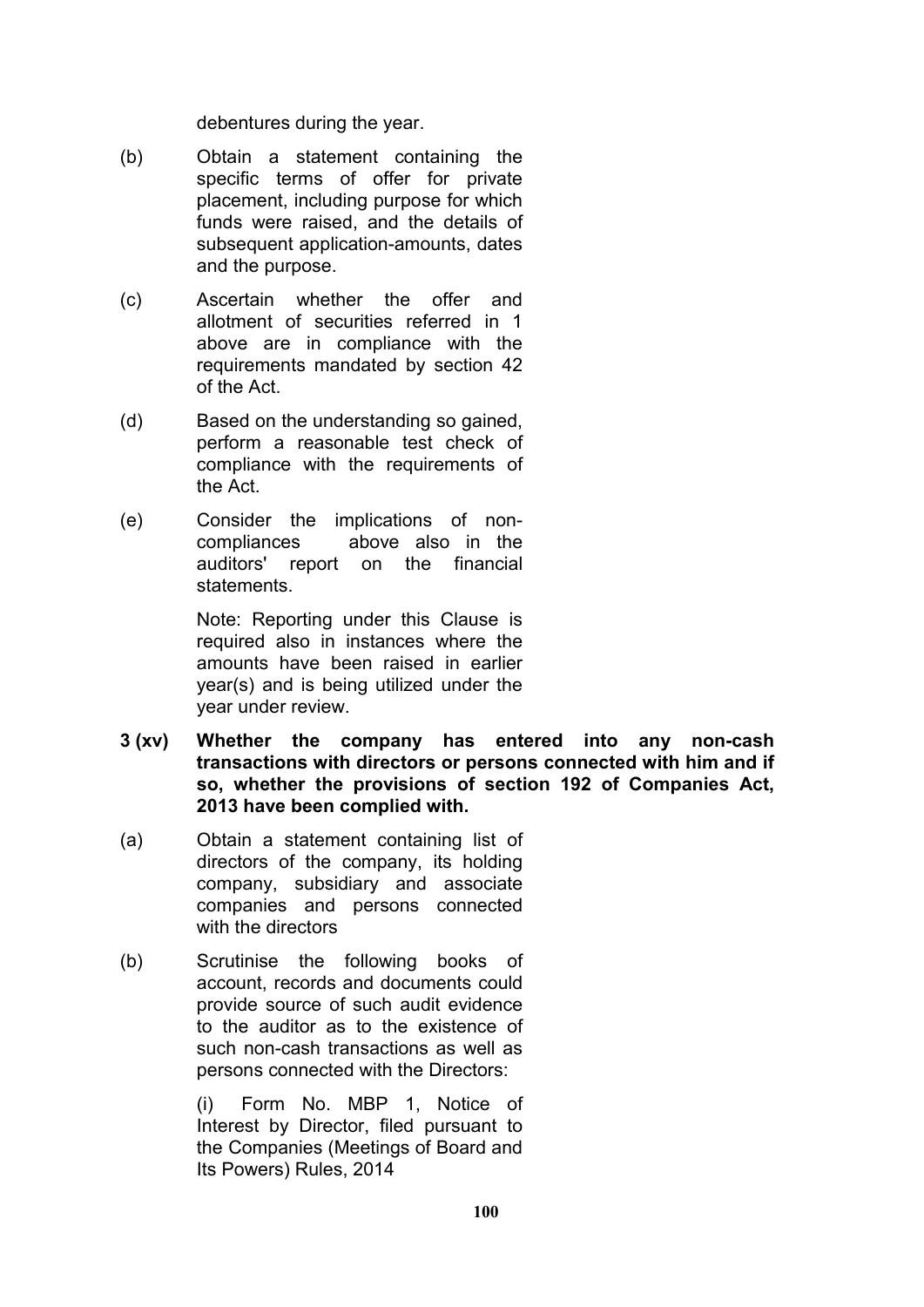debentures during the year.

(b) Obtain a statement containing the specific terms of offer for private placement, including purpose for which funds were raised, and the details of subsequent application-amounts, dates and the purpose.

(c) Ascertain whether the offer and allotment of securities referred in 1 above are in compliance with the requirements mandated by section 42 of the Act.

(d) Based on the understanding so gained, perform a reasonable test check of compliance with the requirements of the Act.

(e) Consider the implications of non-compliances above also in the auditors' report on the financial statements.

Note: Reporting under this Clause is required also in instances where the amounts have been raised in earlier year(s) and is being utilized under the year under review.

**3 (xv) Whether the company has entered into any non-cash transactions with directors or persons connected with him and if so, whether the provisions of section 192 of Companies Act, 2013 have been complied with.**

(a) Obtain a statement containing list of directors of the company, its holding company, subsidiary and associate companies and persons connected with the directors

(b) Scrutinise the following books of account, records and documents could provide source of such audit evidence to the auditor as to the existence of such non-cash transactions as well as persons connected with the Directors:

(i) Form No. MBP 1, Notice of Interest by Director, filed pursuant to the Companies (Meetings of Board and Its Powers) Rules, 2014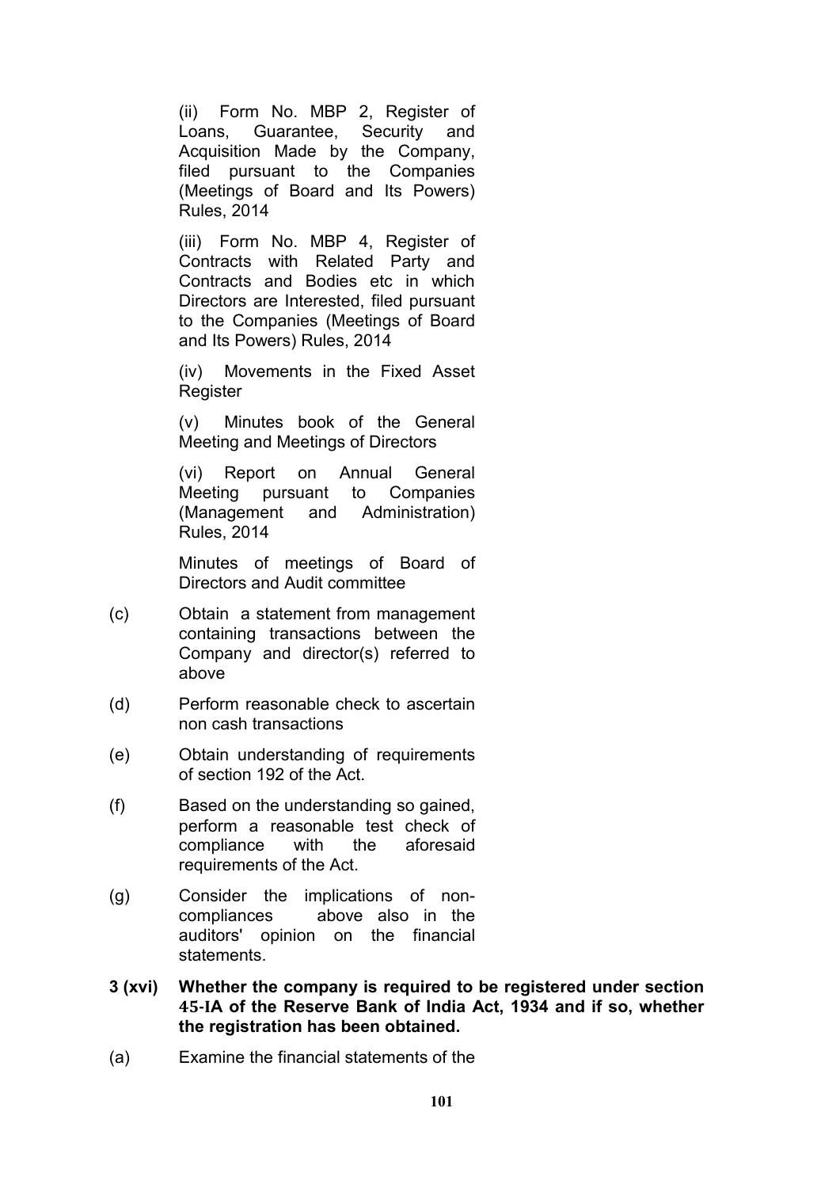(ii) Form No. MBP 2, Register of Loans, Guarantee, Security and Acquisition Made by the Company, filed pursuant to the Companies (Meetings of Board and Its Powers) Rules, 2014

(iii) Form No. MBP 4, Register of Contracts with Related Party and Contracts and Bodies etc in which Directors are Interested, filed pursuant to the Companies (Meetings of Board and Its Powers) Rules, 2014

(iv) Movements in the Fixed Asset Register

(v) Minutes book of the General Meeting and Meetings of Directors

(vi) Report on Annual General Meeting pursuant to Companies (Management and Administration) Rules, 2014

Minutes of meetings of Board of Directors and Audit committee

(c) Obtain a statement from management containing transactions between the Company and director(s) referred to above

(d) Perform reasonable check to ascertain non cash transactions

(e) Obtain understanding of requirements of section 192 of the Act.

(f) Based on the understanding so gained, perform a reasonable test check of compliance with the aforesaid requirements of the Act.

(g) Consider the implications of non-compliances above also in the auditors' opinion on the financial statements.

**3 (xvi) Whether the company is required to be registered under section 45-IA of the Reserve Bank of India Act, 1934 and if so, whether the registration has been obtained.**

(a) Examine the financial statements of the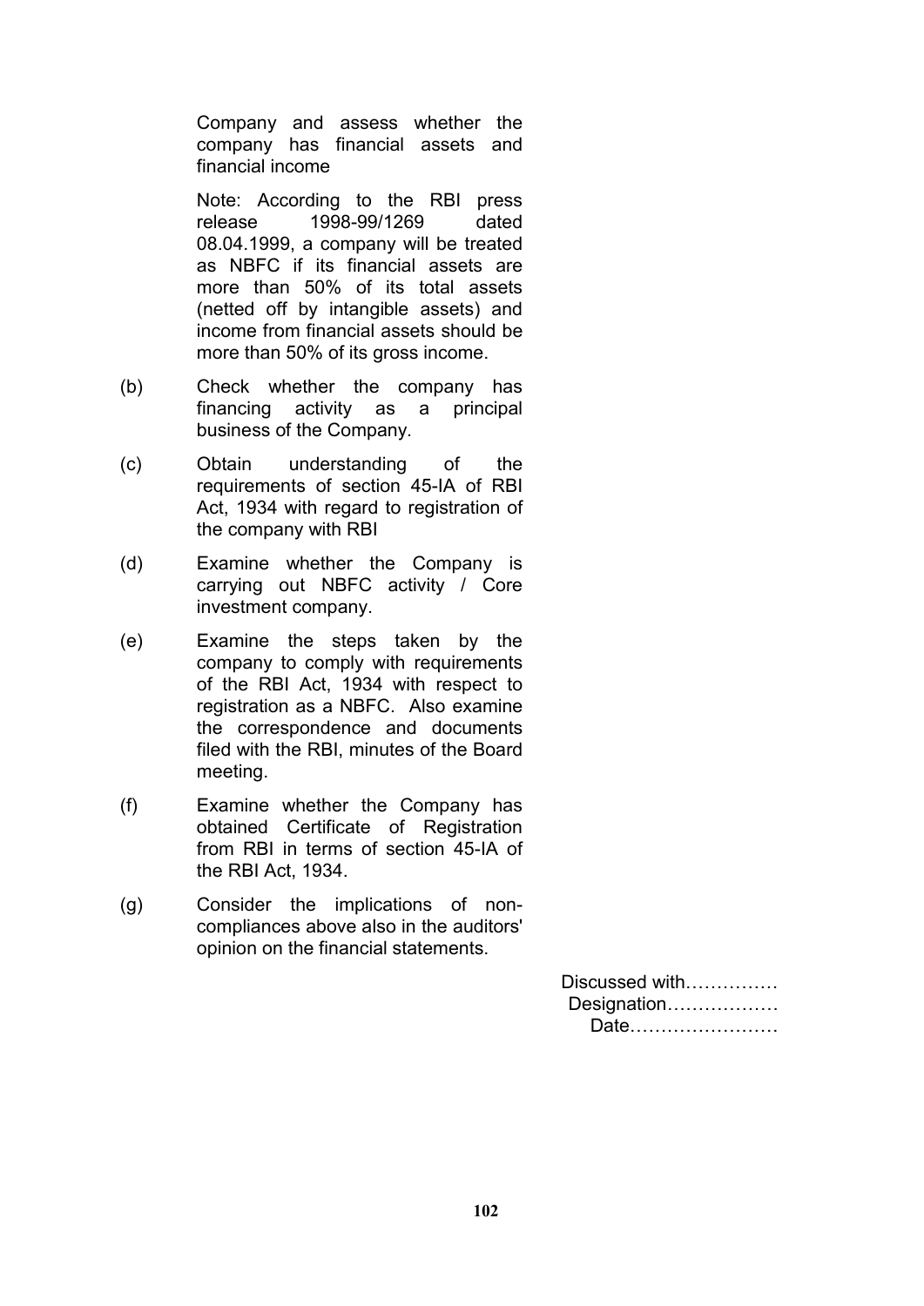Company and assess whether the company has financial assets and financial income

Note: According to the RBI press release 1998-99/1269 dated 08.04.1999, a company will be treated as NBFC if its financial assets are more than 50% of its total assets (netted off by intangible assets) and income from financial assets should be more than 50% of its gross income.

(b) Check whether the company has financing activity as a principal business of the Company.

(c) Obtain understanding of the requirements of section 45-IA of RBI Act, 1934 with regard to registration of the company with RBI

(d) Examine whether the Company is carrying out NBFC activity / Core investment company.

(e) Examine the steps taken by the company to comply with requirements of the RBI Act, 1934 with respect to registration as a NBFC. Also examine the correspondence and documents filed with the RBI, minutes of the Board meeting.

(f) Examine whether the Company has obtained Certificate of Registration from RBI in terms of section 45-IA of the RBI Act, 1934.

(g) Consider the implications of non-compliances above also in the auditors' opinion on the financial statements.

Discussed with……………
Designation………………
Date……………………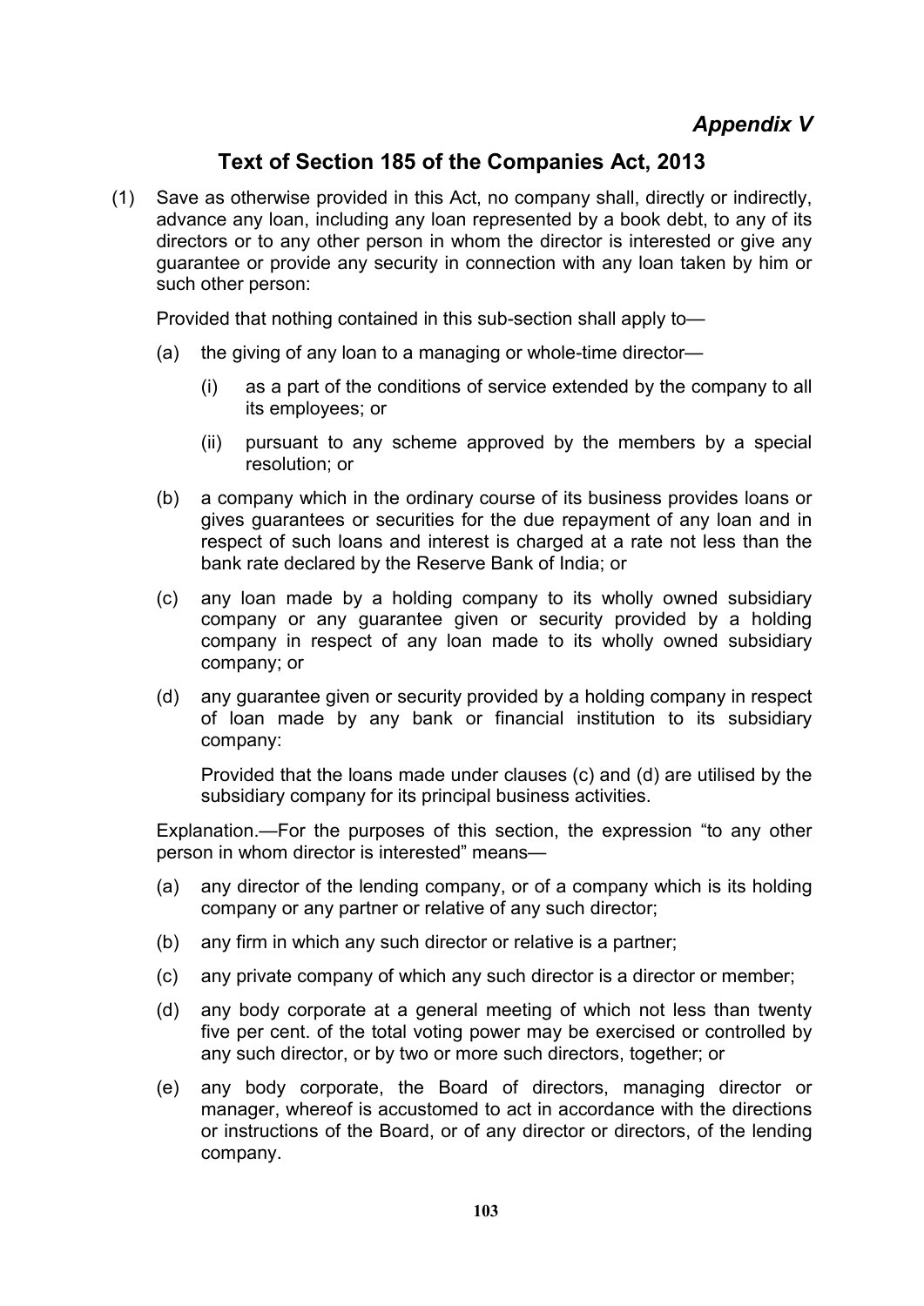# *Appendix V*

## Text of Section 185 of the Companies Act, 2013

(1) Save as otherwise provided in this Act, no company shall, directly or indirectly, advance any loan, including any loan represented by a book debt, to any of its directors or to any other person in whom the director is interested or give any guarantee or provide any security in connection with any loan taken by him or such other person:

Provided that nothing contained in this sub-section shall apply to—

(a) the giving of any loan to a managing or whole-time director—

(i) as a part of the conditions of service extended by the company to all its employees; or

(ii) pursuant to any scheme approved by the members by a special resolution; or

(b) a company which in the ordinary course of its business provides loans or gives guarantees or securities for the due repayment of any loan and in respect of such loans and interest is charged at a rate not less than the bank rate declared by the Reserve Bank of India; or

(c) any loan made by a holding company to its wholly owned subsidiary company or any guarantee given or security provided by a holding company in respect of any loan made to its wholly owned subsidiary company; or

(d) any guarantee given or security provided by a holding company in respect of loan made by any bank or financial institution to its subsidiary company:

Provided that the loans made under clauses (c) and (d) are utilised by the subsidiary company for its principal business activities.

Explanation.—For the purposes of this section, the expression "to any other person in whom director is interested" means—

(a) any director of the lending company, or of a company which is its holding company or any partner or relative of any such director;

(b) any firm in which any such director or relative is a partner;

(c) any private company of which any such director is a director or member;

(d) any body corporate at a general meeting of which not less than twenty five per cent. of the total voting power may be exercised or controlled by any such director, or by two or more such directors, together; or

(e) any body corporate, the Board of directors, managing director or manager, whereof is accustomed to act in accordance with the directions or instructions of the Board, or of any director or directors, of the lending company.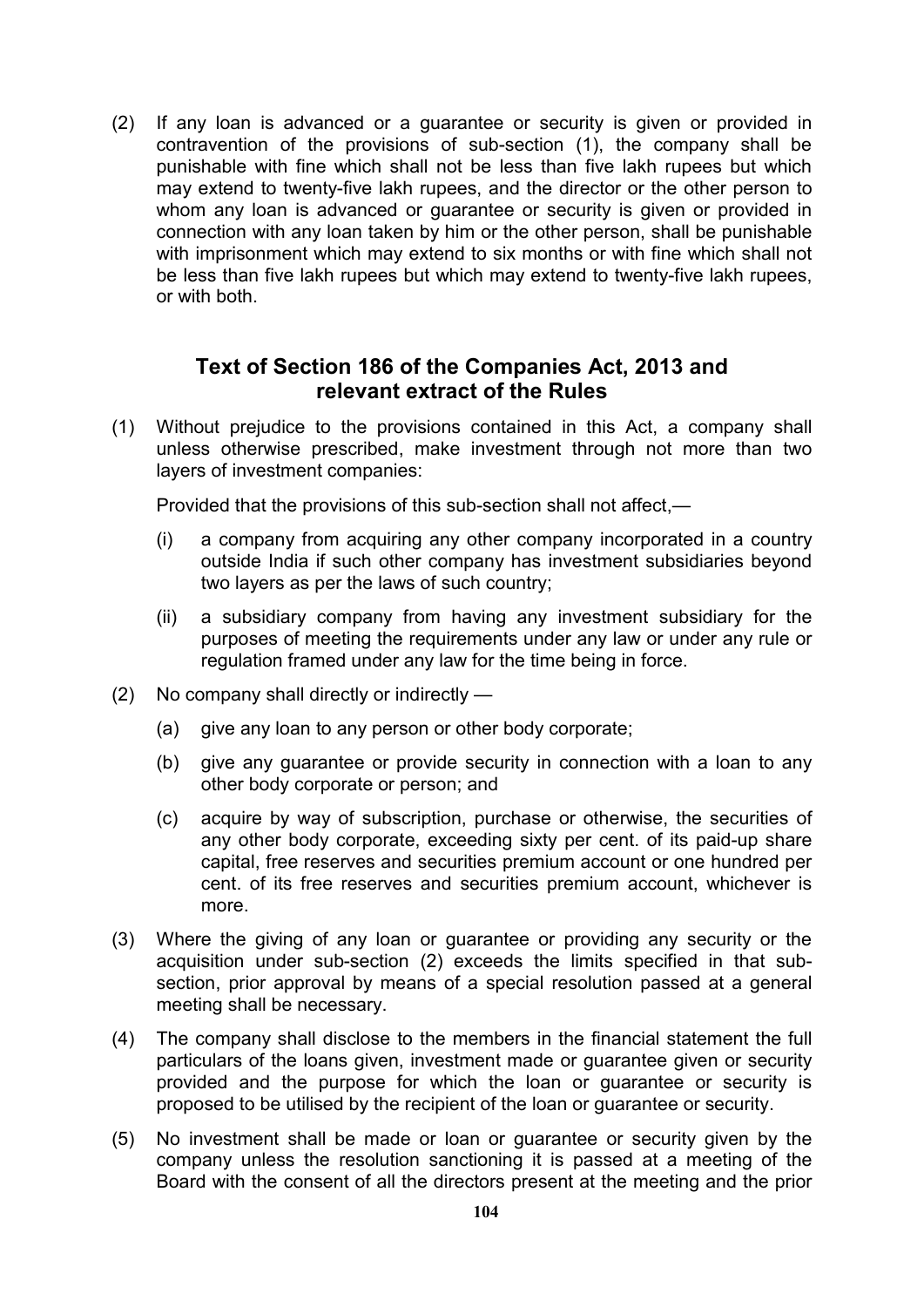(2) If any loan is advanced or a guarantee or security is given or provided in contravention of the provisions of sub-section (1), the company shall be punishable with fine which shall not be less than five lakh rupees but which may extend to twenty-five lakh rupees, and the director or the other person to whom any loan is advanced or guarantee or security is given or provided in connection with any loan taken by him or the other person, shall be punishable with imprisonment which may extend to six months or with fine which shall not be less than five lakh rupees but which may extend to twenty-five lakh rupees, or with both.

## Text of Section 186 of the Companies Act, 2013 and relevant extract of the Rules

(1) Without prejudice to the provisions contained in this Act, a company shall unless otherwise prescribed, make investment through not more than two layers of investment companies:

Provided that the provisions of this sub-section shall not affect,—

- (i) a company from acquiring any other company incorporated in a country outside India if such other company has investment subsidiaries beyond two layers as per the laws of such country;
- (ii) a subsidiary company from having any investment subsidiary for the purposes of meeting the requirements under any law or under any rule or regulation framed under any law for the time being in force.

(2) No company shall directly or indirectly —

- (a) give any loan to any person or other body corporate;
- (b) give any guarantee or provide security in connection with a loan to any other body corporate or person; and
- (c) acquire by way of subscription, purchase or otherwise, the securities of any other body corporate, exceeding sixty per cent. of its paid-up share capital, free reserves and securities premium account or one hundred per cent. of its free reserves and securities premium account, whichever is more.

(3) Where the giving of any loan or guarantee or providing any security or the acquisition under sub-section (2) exceeds the limits specified in that sub-section, prior approval by means of a special resolution passed at a general meeting shall be necessary.

(4) The company shall disclose to the members in the financial statement the full particulars of the loans given, investment made or guarantee given or security provided and the purpose for which the loan or guarantee or security is proposed to be utilised by the recipient of the loan or guarantee or security.

(5) No investment shall be made or loan or guarantee or security given by the company unless the resolution sanctioning it is passed at a meeting of the Board with the consent of all the directors present at the meeting and the prior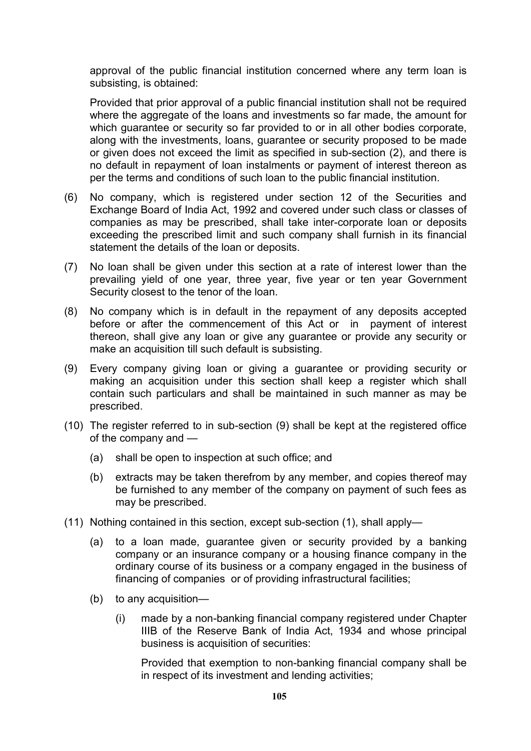approval of the public financial institution concerned where any term loan is subsisting, is obtained:

Provided that prior approval of a public financial institution shall not be required where the aggregate of the loans and investments so far made, the amount for which guarantee or security so far provided to or in all other bodies corporate, along with the investments, loans, guarantee or security proposed to be made or given does not exceed the limit as specified in sub-section (2), and there is no default in repayment of loan instalments or payment of interest thereon as per the terms and conditions of such loan to the public financial institution.

(6) No company, which is registered under section 12 of the Securities and Exchange Board of India Act, 1992 and covered under such class or classes of companies as may be prescribed, shall take inter-corporate loan or deposits exceeding the prescribed limit and such company shall furnish in its financial statement the details of the loan or deposits.

(7) No loan shall be given under this section at a rate of interest lower than the prevailing yield of one year, three year, five year or ten year Government Security closest to the tenor of the loan.

(8) No company which is in default in the repayment of any deposits accepted before or after the commencement of this Act or in payment of interest thereon, shall give any loan or give any guarantee or provide any security or make an acquisition till such default is subsisting.

(9) Every company giving loan or giving a guarantee or providing security or making an acquisition under this section shall keep a register which shall contain such particulars and shall be maintained in such manner as may be prescribed.

(10) The register referred to in sub-section (9) shall be kept at the registered office of the company and —

(a) shall be open to inspection at such office; and

(b) extracts may be taken therefrom by any member, and copies thereof may be furnished to any member of the company on payment of such fees as may be prescribed.

(11) Nothing contained in this section, except sub-section (1), shall apply—

(a) to a loan made, guarantee given or security provided by a banking company or an insurance company or a housing finance company in the ordinary course of its business or a company engaged in the business of financing of companies or of providing infrastructural facilities;

(b) to any acquisition—

(i) made by a non-banking financial company registered under Chapter IIIB of the Reserve Bank of India Act, 1934 and whose principal business is acquisition of securities:

Provided that exemption to non-banking financial company shall be in respect of its investment and lending activities;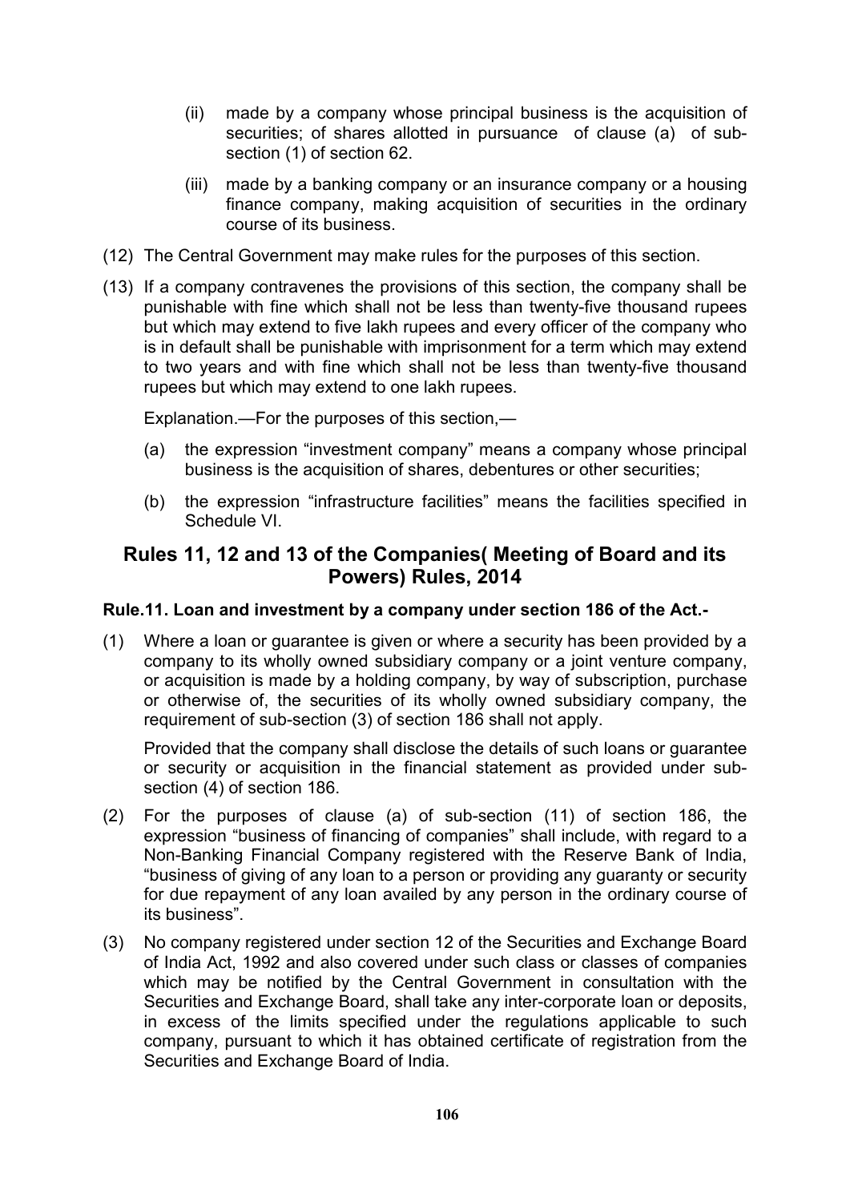(ii) made by a company whose principal business is the acquisition of securities; of shares allotted in pursuance of clause (a) of sub-section (1) of section 62.

(iii) made by a banking company or an insurance company or a housing finance company, making acquisition of securities in the ordinary course of its business.

(12) The Central Government may make rules for the purposes of this section.

(13) If a company contravenes the provisions of this section, the company shall be punishable with fine which shall not be less than twenty-five thousand rupees but which may extend to five lakh rupees and every officer of the company who is in default shall be punishable with imprisonment for a term which may extend to two years and with fine which shall not be less than twenty-five thousand rupees but which may extend to one lakh rupees.

Explanation.—For the purposes of this section,—

(a) the expression "investment company" means a company whose principal business is the acquisition of shares, debentures or other securities;

(b) the expression "infrastructure facilities" means the facilities specified in Schedule VI.

## Rules 11, 12 and 13 of the Companies( Meeting of Board and its Powers) Rules, 2014

**Rule.11. Loan and investment by a company under section 186 of the Act.-**

(1) Where a loan or guarantee is given or where a security has been provided by a company to its wholly owned subsidiary company or a joint venture company, or acquisition is made by a holding company, by way of subscription, purchase or otherwise of, the securities of its wholly owned subsidiary company, the requirement of sub-section (3) of section 186 shall not apply.

Provided that the company shall disclose the details of such loans or guarantee or security or acquisition in the financial statement as provided under sub-section (4) of section 186.

(2) For the purposes of clause (a) of sub-section (11) of section 186, the expression "business of financing of companies" shall include, with regard to a Non-Banking Financial Company registered with the Reserve Bank of India, "business of giving of any loan to a person or providing any guaranty or security for due repayment of any loan availed by any person in the ordinary course of its business".

(3) No company registered under section 12 of the Securities and Exchange Board of India Act, 1992 and also covered under such class or classes of companies which may be notified by the Central Government in consultation with the Securities and Exchange Board, shall take any inter-corporate loan or deposits, in excess of the limits specified under the regulations applicable to such company, pursuant to which it has obtained certificate of registration from the Securities and Exchange Board of India.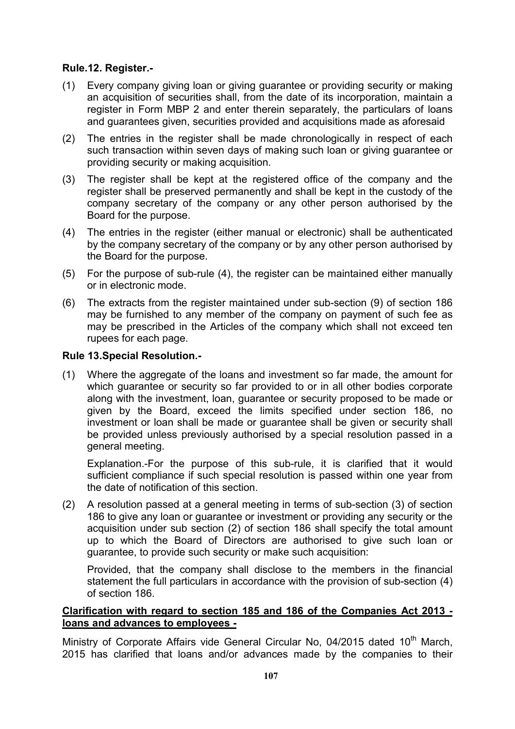**Rule.12. Register.-**

(1) Every company giving loan or giving guarantee or providing security or making an acquisition of securities shall, from the date of its incorporation, maintain a register in Form MBP 2 and enter therein separately, the particulars of loans and guarantees given, securities provided and acquisitions made as aforesaid

(2) The entries in the register shall be made chronologically in respect of each such transaction within seven days of making such loan or giving guarantee or providing security or making acquisition.

(3) The register shall be kept at the registered office of the company and the register shall be preserved permanently and shall be kept in the custody of the company secretary of the company or any other person authorised by the Board for the purpose.

(4) The entries in the register (either manual or electronic) shall be authenticated by the company secretary of the company or by any other person authorised by the Board for the purpose.

(5) For the purpose of sub-rule (4), the register can be maintained either manually or in electronic mode.

(6) The extracts from the register maintained under sub-section (9) of section 186 may be furnished to any member of the company on payment of such fee as may be prescribed in the Articles of the company which shall not exceed ten rupees for each page.

**Rule 13.Special Resolution.-**

(1) Where the aggregate of the loans and investment so far made, the amount for which guarantee or security so far provided to or in all other bodies corporate along with the investment, loan, guarantee or security proposed to be made or given by the Board, exceed the limits specified under section 186, no investment or loan shall be made or guarantee shall be given or security shall be provided unless previously authorised by a special resolution passed in a general meeting.

    Explanation.-For the purpose of this sub-rule, it is clarified that it would sufficient compliance if such special resolution is passed within one year from the date of notification of this section.

(2) A resolution passed at a general meeting in terms of sub-section (3) of section 186 to give any loan or guarantee or investment or providing any security or the acquisition under sub section (2) of section 186 shall specify the total amount up to which the Board of Directors are authorised to give such loan or guarantee, to provide such security or make such acquisition:

    Provided, that the company shall disclose to the members in the financial statement the full particulars in accordance with the provision of sub-section (4) of section 186.

**<u>Clarification with regard to section 185 and 186 of the Companies Act 2013 - loans and advances to employees -</u>**

Ministry of Corporate Affairs vide General Circular No, 04/2015 dated 10th March, 2015 has clarified that loans and/or advances made by the companies to their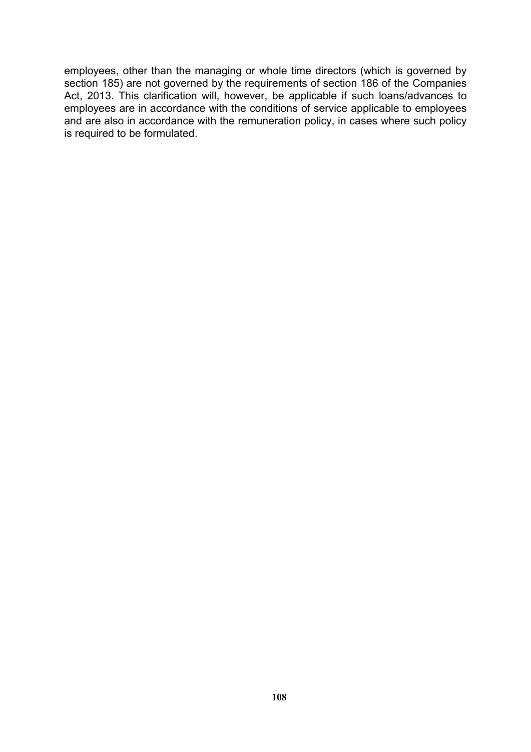employees, other than the managing or whole time directors (which is governed by section 185) are not governed by the requirements of section 186 of the Companies Act, 2013. This clarification will, however, be applicable if such loans/advances to employees are in accordance with the conditions of service applicable to employees and are also in accordance with the remuneration policy, in cases where such policy is required to be formulated.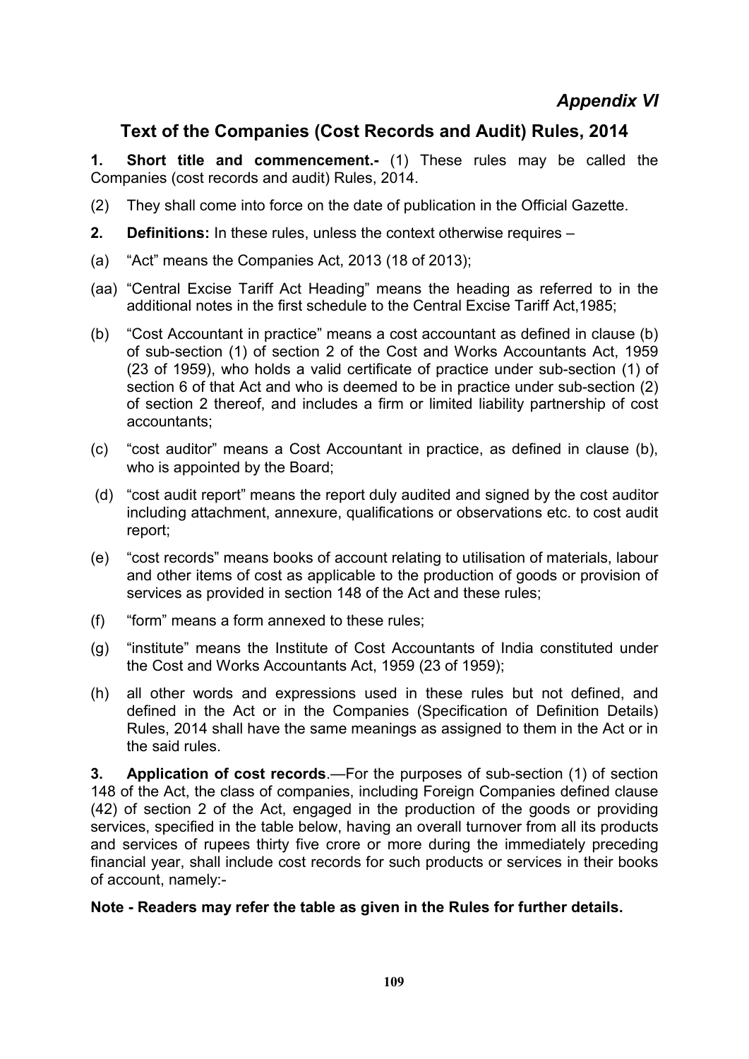*Appendix VI*

# Text of the Companies (Cost Records and Audit) Rules, 2014

**1. Short title and commencement.-** (1) These rules may be called the Companies (cost records and audit) Rules, 2014.

(2) They shall come into force on the date of publication in the Official Gazette.

**2. Definitions:** In these rules, unless the context otherwise requires –

(a) "Act" means the Companies Act, 2013 (18 of 2013);

(aa) "Central Excise Tariff Act Heading" means the heading as referred to in the additional notes in the first schedule to the Central Excise Tariff Act,1985;

(b) "Cost Accountant in practice" means a cost accountant as defined in clause (b) of sub-section (1) of section 2 of the Cost and Works Accountants Act, 1959 (23 of 1959), who holds a valid certificate of practice under sub-section (1) of section 6 of that Act and who is deemed to be in practice under sub-section (2) of section 2 thereof, and includes a firm or limited liability partnership of cost accountants;

(c) "cost auditor" means a Cost Accountant in practice, as defined in clause (b), who is appointed by the Board;

(d) "cost audit report" means the report duly audited and signed by the cost auditor including attachment, annexure, qualifications or observations etc. to cost audit report;

(e) "cost records" means books of account relating to utilisation of materials, labour and other items of cost as applicable to the production of goods or provision of services as provided in section 148 of the Act and these rules;

(f) "form" means a form annexed to these rules;

(g) "institute" means the Institute of Cost Accountants of India constituted under the Cost and Works Accountants Act, 1959 (23 of 1959);

(h) all other words and expressions used in these rules but not defined, and defined in the Act or in the Companies (Specification of Definition Details) Rules, 2014 shall have the same meanings as assigned to them in the Act or in the said rules.

**3. Application of cost records**.—For the purposes of sub-section (1) of section 148 of the Act, the class of companies, including Foreign Companies defined clause (42) of section 2 of the Act, engaged in the production of the goods or providing services, specified in the table below, having an overall turnover from all its products and services of rupees thirty five crore or more during the immediately preceding financial year, shall include cost records for such products or services in their books of account, namely:-

**Note - Readers may refer the table as given in the Rules for further details.**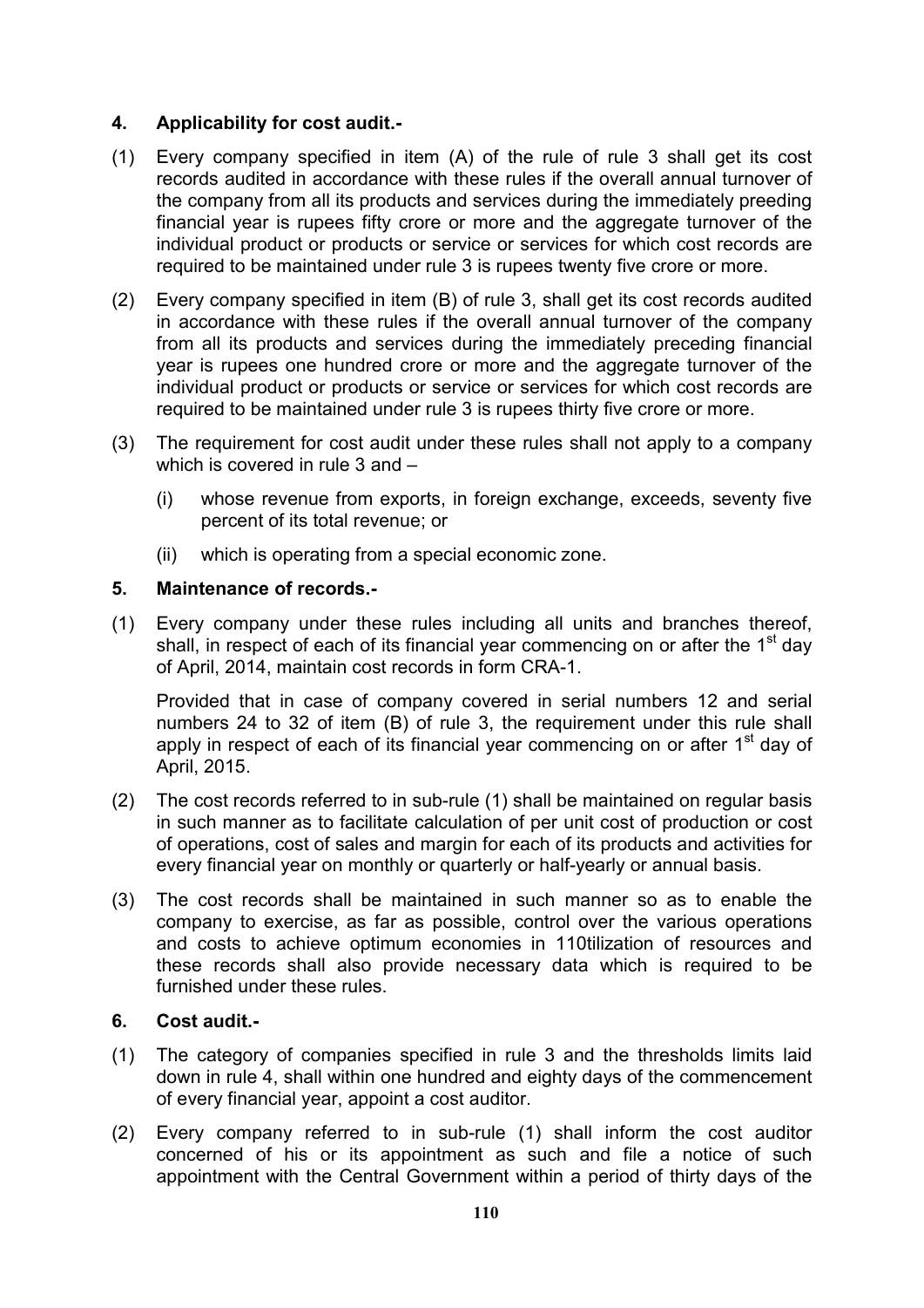**4. Applicability for cost audit.-**

(1) Every company specified in item (A) of the rule of rule 3 shall get its cost records audited in accordance with these rules if the overall annual turnover of the company from all its products and services during the immediately preeding financial year is rupees fifty crore or more and the aggregate turnover of the individual product or products or service or services for which cost records are required to be maintained under rule 3 is rupees twenty five crore or more.

(2) Every company specified in item (B) of rule 3, shall get its cost records audited in accordance with these rules if the overall annual turnover of the company from all its products and services during the immediately preceding financial year is rupees one hundred crore or more and the aggregate turnover of the individual product or products or service or services for which cost records are required to be maintained under rule 3 is rupees thirty five crore or more.

(3) The requirement for cost audit under these rules shall not apply to a company which is covered in rule 3 and –

(i) whose revenue from exports, in foreign exchange, exceeds, seventy five percent of its total revenue; or

(ii) which is operating from a special economic zone.

**5. Maintenance of records.-**

(1) Every company under these rules including all units and branches thereof, shall, in respect of each of its financial year commencing on or after the 1st day of April, 2014, maintain cost records in form CRA-1.

Provided that in case of company covered in serial numbers 12 and serial numbers 24 to 32 of item (B) of rule 3, the requirement under this rule shall apply in respect of each of its financial year commencing on or after 1st day of April, 2015.

(2) The cost records referred to in sub-rule (1) shall be maintained on regular basis in such manner as to facilitate calculation of per unit cost of production or cost of operations, cost of sales and margin for each of its products and activities for every financial year on monthly or quarterly or half-yearly or annual basis.

(3) The cost records shall be maintained in such manner so as to enable the company to exercise, as far as possible, control over the various operations and costs to achieve optimum economies in 110tilization of resources and these records shall also provide necessary data which is required to be furnished under these rules.

**6. Cost audit.-**

(1) The category of companies specified in rule 3 and the thresholds limits laid down in rule 4, shall within one hundred and eighty days of the commencement of every financial year, appoint a cost auditor.

(2) Every company referred to in sub-rule (1) shall inform the cost auditor concerned of his or its appointment as such and file a notice of such appointment with the Central Government within a period of thirty days of the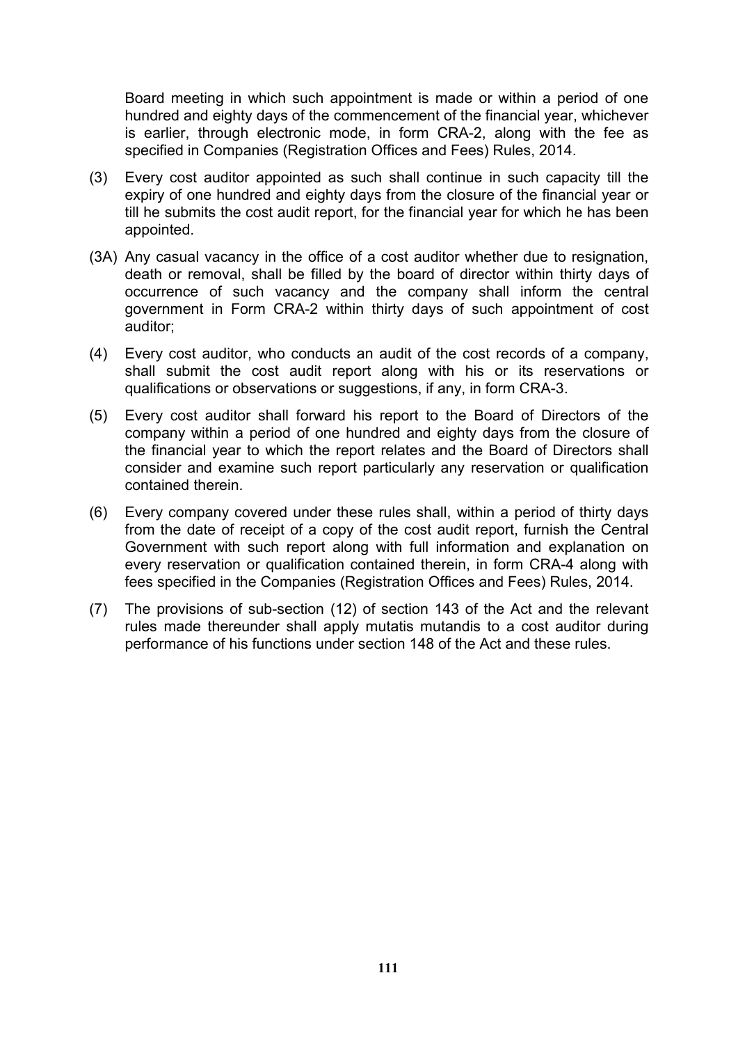Board meeting in which such appointment is made or within a period of one hundred and eighty days of the commencement of the financial year, whichever is earlier, through electronic mode, in form CRA-2, along with the fee as specified in Companies (Registration Offices and Fees) Rules, 2014.

(3) Every cost auditor appointed as such shall continue in such capacity till the expiry of one hundred and eighty days from the closure of the financial year or till he submits the cost audit report, for the financial year for which he has been appointed.

(3A) Any casual vacancy in the office of a cost auditor whether due to resignation, death or removal, shall be filled by the board of director within thirty days of occurrence of such vacancy and the company shall inform the central government in Form CRA-2 within thirty days of such appointment of cost auditor;

(4) Every cost auditor, who conducts an audit of the cost records of a company, shall submit the cost audit report along with his or its reservations or qualifications or observations or suggestions, if any, in form CRA-3.

(5) Every cost auditor shall forward his report to the Board of Directors of the company within a period of one hundred and eighty days from the closure of the financial year to which the report relates and the Board of Directors shall consider and examine such report particularly any reservation or qualification contained therein.

(6) Every company covered under these rules shall, within a period of thirty days from the date of receipt of a copy of the cost audit report, furnish the Central Government with such report along with full information and explanation on every reservation or qualification contained therein, in form CRA-4 along with fees specified in the Companies (Registration Offices and Fees) Rules, 2014.

(7) The provisions of sub-section (12) of section 143 of the Act and the relevant rules made thereunder shall apply mutatis mutandis to a cost auditor during performance of his functions under section 148 of the Act and these rules.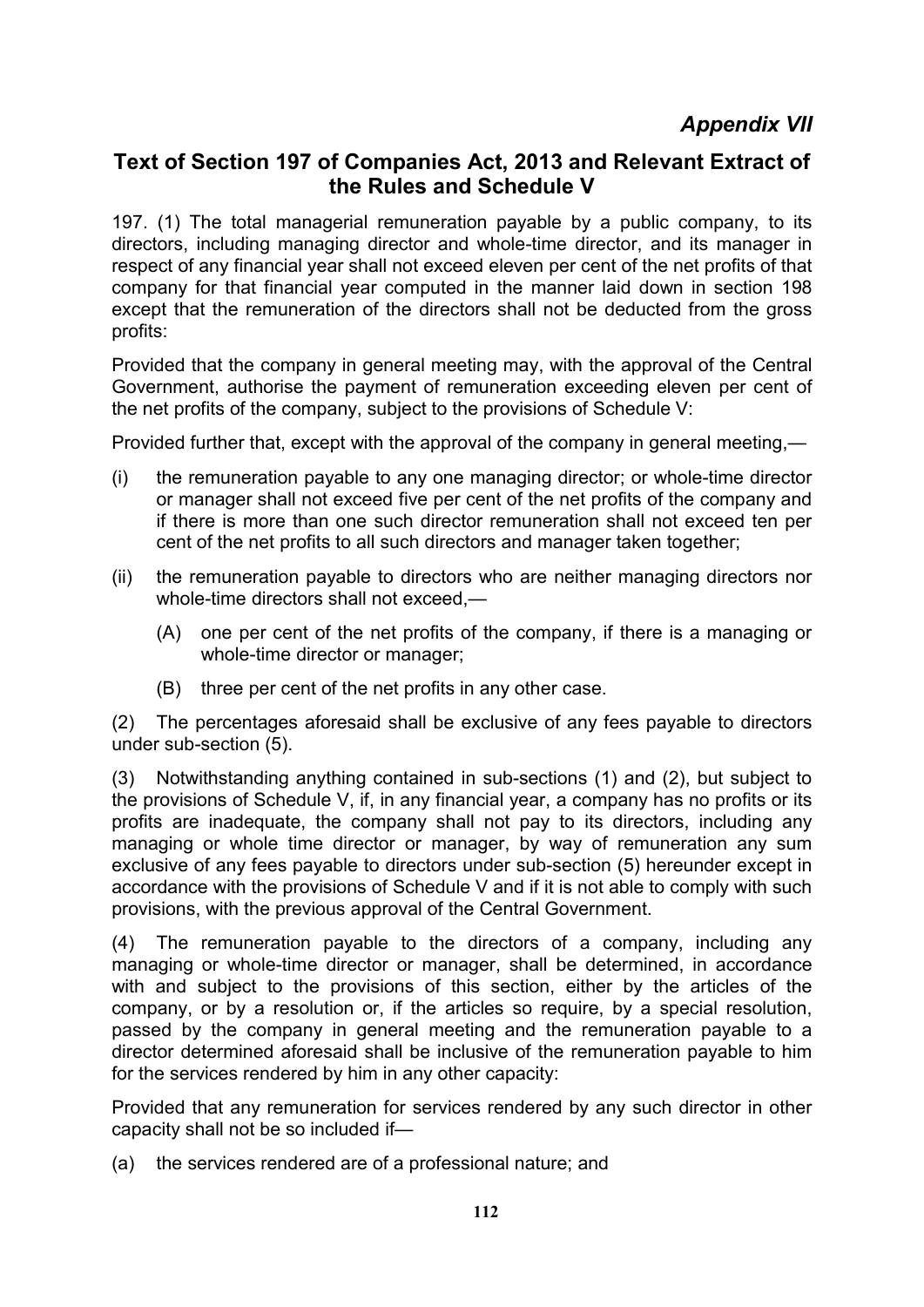*Appendix VII*

## Text of Section 197 of Companies Act, 2013 and Relevant Extract of the Rules and Schedule V

197. (1) The total managerial remuneration payable by a public company, to its directors, including managing director and whole-time director, and its manager in respect of any financial year shall not exceed eleven per cent of the net profits of that company for that financial year computed in the manner laid down in section 198 except that the remuneration of the directors shall not be deducted from the gross profits:

Provided that the company in general meeting may, with the approval of the Central Government, authorise the payment of remuneration exceeding eleven per cent of the net profits of the company, subject to the provisions of Schedule V:

Provided further that, except with the approval of the company in general meeting,—

(i) the remuneration payable to any one managing director; or whole-time director or manager shall not exceed five per cent of the net profits of the company and if there is more than one such director remuneration shall not exceed ten per cent of the net profits to all such directors and manager taken together;

(ii) the remuneration payable to directors who are neither managing directors nor whole-time directors shall not exceed,—

  (A) one per cent of the net profits of the company, if there is a managing or whole-time director or manager;

  (B) three per cent of the net profits in any other case.

(2) The percentages aforesaid shall be exclusive of any fees payable to directors under sub-section (5).

(3) Notwithstanding anything contained in sub-sections (1) and (2), but subject to the provisions of Schedule V, if, in any financial year, a company has no profits or its profits are inadequate, the company shall not pay to its directors, including any managing or whole time director or manager, by way of remuneration any sum exclusive of any fees payable to directors under sub-section (5) hereunder except in accordance with the provisions of Schedule V and if it is not able to comply with such provisions, with the previous approval of the Central Government.

(4) The remuneration payable to the directors of a company, including any managing or whole-time director or manager, shall be determined, in accordance with and subject to the provisions of this section, either by the articles of the company, or by a resolution or, if the articles so require, by a special resolution, passed by the company in general meeting and the remuneration payable to a director determined aforesaid shall be inclusive of the remuneration payable to him for the services rendered by him in any other capacity:

Provided that any remuneration for services rendered by any such director in other capacity shall not be so included if—

(a) the services rendered are of a professional nature; and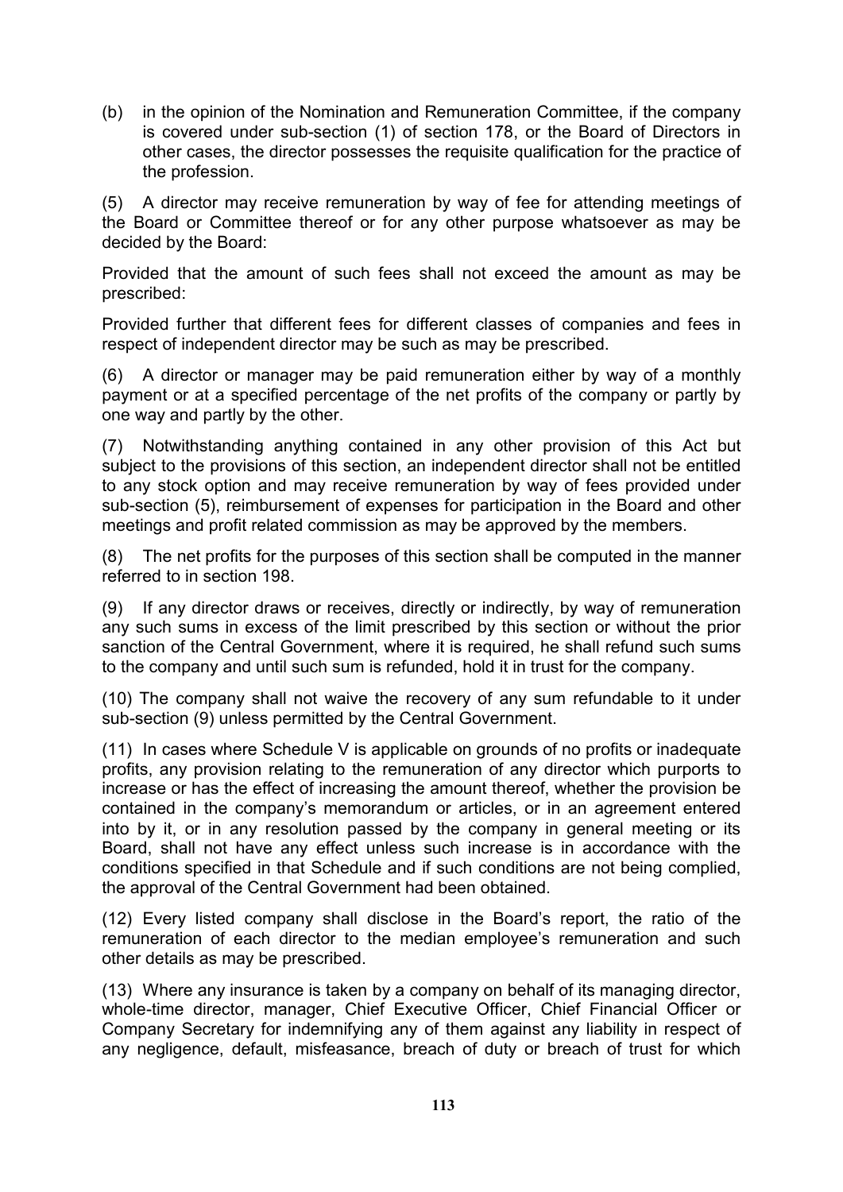(b) in the opinion of the Nomination and Remuneration Committee, if the company is covered under sub-section (1) of section 178, or the Board of Directors in other cases, the director possesses the requisite qualification for the practice of the profession.

(5) A director may receive remuneration by way of fee for attending meetings of the Board or Committee thereof or for any other purpose whatsoever as may be decided by the Board:

Provided that the amount of such fees shall not exceed the amount as may be prescribed:

Provided further that different fees for different classes of companies and fees in respect of independent director may be such as may be prescribed.

(6) A director or manager may be paid remuneration either by way of a monthly payment or at a specified percentage of the net profits of the company or partly by one way and partly by the other.

(7) Notwithstanding anything contained in any other provision of this Act but subject to the provisions of this section, an independent director shall not be entitled to any stock option and may receive remuneration by way of fees provided under sub-section (5), reimbursement of expenses for participation in the Board and other meetings and profit related commission as may be approved by the members.

(8) The net profits for the purposes of this section shall be computed in the manner referred to in section 198.

(9) If any director draws or receives, directly or indirectly, by way of remuneration any such sums in excess of the limit prescribed by this section or without the prior sanction of the Central Government, where it is required, he shall refund such sums to the company and until such sum is refunded, hold it in trust for the company.

(10) The company shall not waive the recovery of any sum refundable to it under sub-section (9) unless permitted by the Central Government.

(11) In cases where Schedule V is applicable on grounds of no profits or inadequate profits, any provision relating to the remuneration of any director which purports to increase or has the effect of increasing the amount thereof, whether the provision be contained in the company's memorandum or articles, or in an agreement entered into by it, or in any resolution passed by the company in general meeting or its Board, shall not have any effect unless such increase is in accordance with the conditions specified in that Schedule and if such conditions are not being complied, the approval of the Central Government had been obtained.

(12) Every listed company shall disclose in the Board's report, the ratio of the remuneration of each director to the median employee's remuneration and such other details as may be prescribed.

(13) Where any insurance is taken by a company on behalf of its managing director, whole-time director, manager, Chief Executive Officer, Chief Financial Officer or Company Secretary for indemnifying any of them against any liability in respect of any negligence, default, misfeasance, breach of duty or breach of trust for which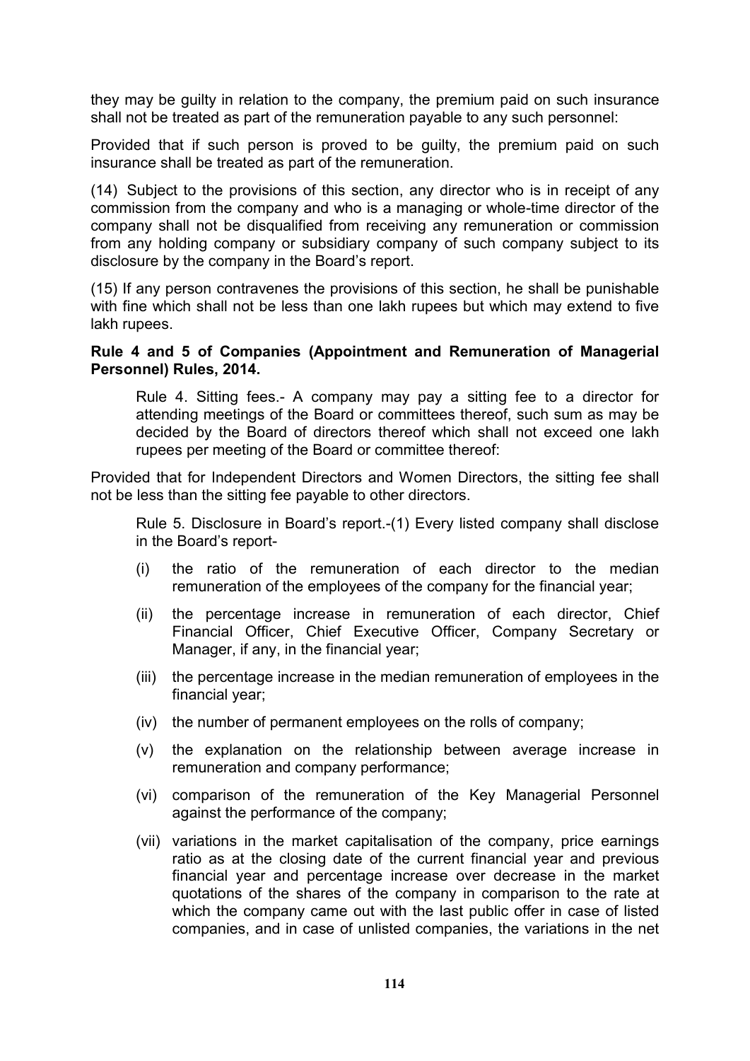they may be guilty in relation to the company, the premium paid on such insurance shall not be treated as part of the remuneration payable to any such personnel:

Provided that if such person is proved to be guilty, the premium paid on such insurance shall be treated as part of the remuneration.

(14) Subject to the provisions of this section, any director who is in receipt of any commission from the company and who is a managing or whole-time director of the company shall not be disqualified from receiving any remuneration or commission from any holding company or subsidiary company of such company subject to its disclosure by the company in the Board's report.

(15) If any person contravenes the provisions of this section, he shall be punishable with fine which shall not be less than one lakh rupees but which may extend to five lakh rupees.

**Rule 4 and 5 of Companies (Appointment and Remuneration of Managerial Personnel) Rules, 2014.**

Rule 4. Sitting fees.- A company may pay a sitting fee to a director for attending meetings of the Board or committees thereof, such sum as may be decided by the Board of directors thereof which shall not exceed one lakh rupees per meeting of the Board or committee thereof:

Provided that for Independent Directors and Women Directors, the sitting fee shall not be less than the sitting fee payable to other directors.

Rule 5. Disclosure in Board's report.-(1) Every listed company shall disclose in the Board's report-

(i) the ratio of the remuneration of each director to the median remuneration of the employees of the company for the financial year;

(ii) the percentage increase in remuneration of each director, Chief Financial Officer, Chief Executive Officer, Company Secretary or Manager, if any, in the financial year;

(iii) the percentage increase in the median remuneration of employees in the financial year;

(iv) the number of permanent employees on the rolls of company;

(v) the explanation on the relationship between average increase in remuneration and company performance;

(vi) comparison of the remuneration of the Key Managerial Personnel against the performance of the company;

(vii) variations in the market capitalisation of the company, price earnings ratio as at the closing date of the current financial year and previous financial year and percentage increase over decrease in the market quotations of the shares of the company in comparison to the rate at which the company came out with the last public offer in case of listed companies, and in case of unlisted companies, the variations in the net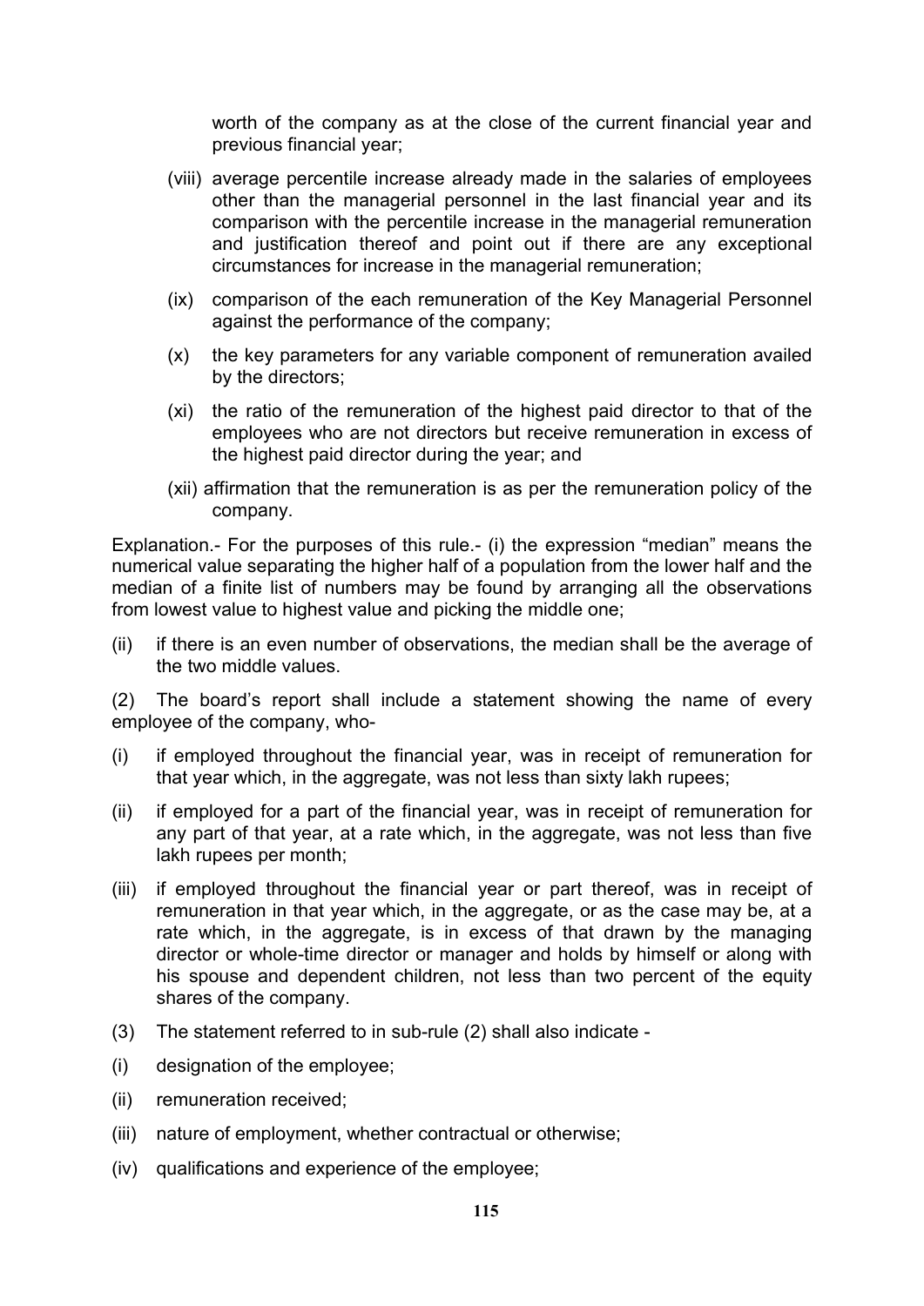worth of the company as at the close of the current financial year and previous financial year;

(viii) average percentile increase already made in the salaries of employees other than the managerial personnel in the last financial year and its comparison with the percentile increase in the managerial remuneration and justification thereof and point out if there are any exceptional circumstances for increase in the managerial remuneration;

(ix) comparison of the each remuneration of the Key Managerial Personnel against the performance of the company;

(x) the key parameters for any variable component of remuneration availed by the directors;

(xi) the ratio of the remuneration of the highest paid director to that of the employees who are not directors but receive remuneration in excess of the highest paid director during the year; and

(xii) affirmation that the remuneration is as per the remuneration policy of the company.

Explanation.- For the purposes of this rule.- (i) the expression "median" means the numerical value separating the higher half of a population from the lower half and the median of a finite list of numbers may be found by arranging all the observations from lowest value to highest value and picking the middle one;

(ii) if there is an even number of observations, the median shall be the average of the two middle values.

(2) The board's report shall include a statement showing the name of every employee of the company, who-

(i) if employed throughout the financial year, was in receipt of remuneration for that year which, in the aggregate, was not less than sixty lakh rupees;

(ii) if employed for a part of the financial year, was in receipt of remuneration for any part of that year, at a rate which, in the aggregate, was not less than five lakh rupees per month;

(iii) if employed throughout the financial year or part thereof, was in receipt of remuneration in that year which, in the aggregate, or as the case may be, at a rate which, in the aggregate, is in excess of that drawn by the managing director or whole-time director or manager and holds by himself or along with his spouse and dependent children, not less than two percent of the equity shares of the company.

(3) The statement referred to in sub-rule (2) shall also indicate -

(i) designation of the employee;

(ii) remuneration received;

(iii) nature of employment, whether contractual or otherwise;

(iv) qualifications and experience of the employee;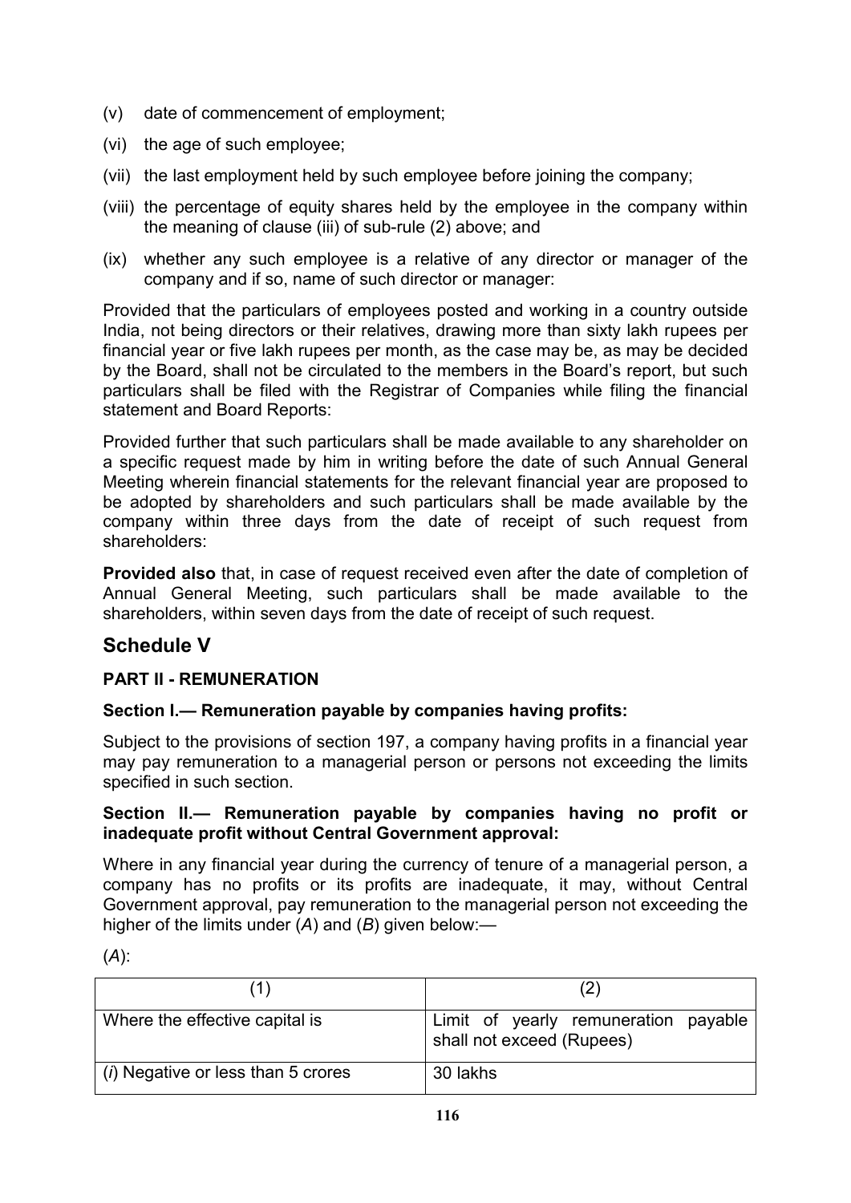(v) date of commencement of employment;

(vi) the age of such employee;

(vii) the last employment held by such employee before joining the company;

(viii) the percentage of equity shares held by the employee in the company within the meaning of clause (iii) of sub-rule (2) above; and

(ix) whether any such employee is a relative of any director or manager of the company and if so, name of such director or manager:

Provided that the particulars of employees posted and working in a country outside India, not being directors or their relatives, drawing more than sixty lakh rupees per financial year or five lakh rupees per month, as the case may be, as may be decided by the Board, shall not be circulated to the members in the Board's report, but such particulars shall be filed with the Registrar of Companies while filing the financial statement and Board Reports:

Provided further that such particulars shall be made available to any shareholder on a specific request made by him in writing before the date of such Annual General Meeting wherein financial statements for the relevant financial year are proposed to be adopted by shareholders and such particulars shall be made available by the company within three days from the date of receipt of such request from shareholders:

**Provided also** that, in case of request received even after the date of completion of Annual General Meeting, such particulars shall be made available to the shareholders, within seven days from the date of receipt of such request.

## Schedule V

### PART II - REMUNERATION

**Section I.— Remuneration payable by companies having profits:**

Subject to the provisions of section 197, a company having profits in a financial year may pay remuneration to a managerial person or persons not exceeding the limits specified in such section.

**Section II.— Remuneration payable by companies having no profit or inadequate profit without Central Government approval:**

Where in any financial year during the currency of tenure of a managerial person, a company has no profits or its profits are inadequate, it may, without Central Government approval, pay remuneration to the managerial person not exceeding the higher of the limits under (*A*) and (*B*) given below:—

(*A*):

| (1) | (2) |
|---|---|
| Where the effective capital is | Limit of yearly remuneration payable shall not exceed (Rupees) |
| (*i*) Negative or less than 5 crores | 30 lakhs |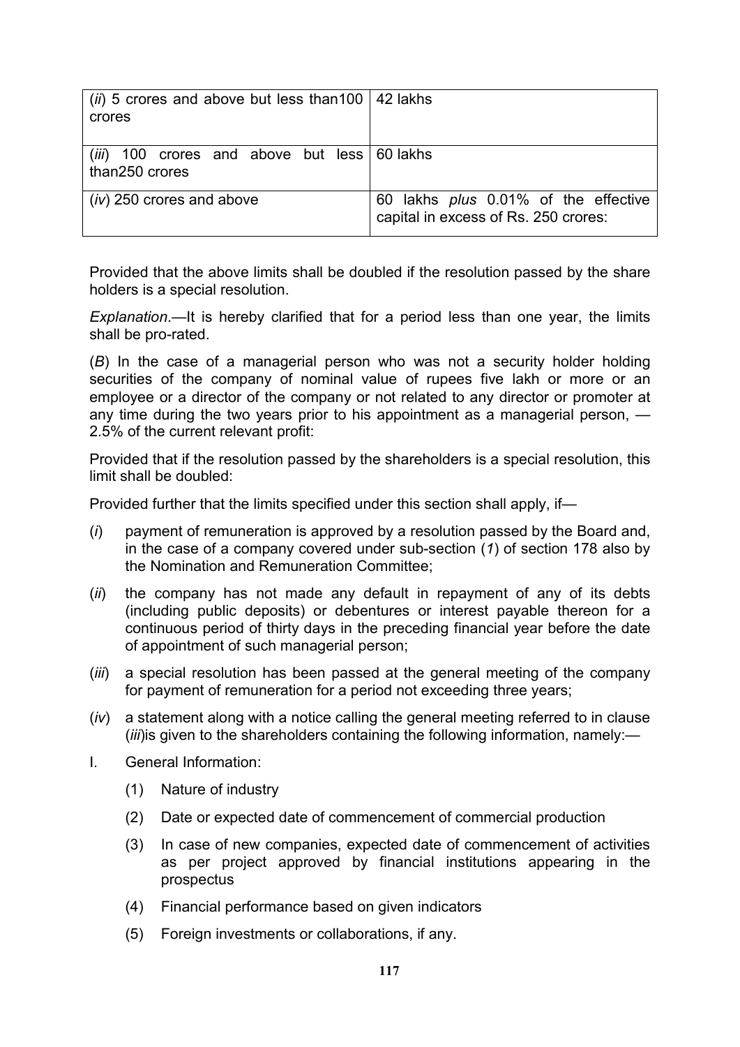| | |
|---|---|
| (*ii*) 5 crores and above but less than100 crores | 42 lakhs |
| (*iii*) 100 crores and above but less than250 crores | 60 lakhs |
| (*iv*) 250 crores and above | 60 lakhs *plus* 0.01% of the effective capital in excess of Rs. 250 crores: |

Provided that the above limits shall be doubled if the resolution passed by the share holders is a special resolution.

*Explanation*.—It is hereby clarified that for a period less than one year, the limits shall be pro-rated.

(*B*) In the case of a managerial person who was not a security holder holding securities of the company of nominal value of rupees five lakh or more or an employee or a director of the company or not related to any director or promoter at any time during the two years prior to his appointment as a managerial person, — 2.5% of the current relevant profit:

Provided that if the resolution passed by the shareholders is a special resolution, this limit shall be doubled:

Provided further that the limits specified under this section shall apply, if—

(*i*) payment of remuneration is approved by a resolution passed by the Board and, in the case of a company covered under sub-section (*1*) of section 178 also by the Nomination and Remuneration Committee;

(*ii*) the company has not made any default in repayment of any of its debts (including public deposits) or debentures or interest payable thereon for a continuous period of thirty days in the preceding financial year before the date of appointment of such managerial person;

(*iii*) a special resolution has been passed at the general meeting of the company for payment of remuneration for a period not exceeding three years;

(*iv*) a statement along with a notice calling the general meeting referred to in clause (*iii*)is given to the shareholders containing the following information, namely:—

I. General Information:

(1) Nature of industry

(2) Date or expected date of commencement of commercial production

(3) In case of new companies, expected date of commencement of activities as per project approved by financial institutions appearing in the prospectus

(4) Financial performance based on given indicators

(5) Foreign investments or collaborations, if any.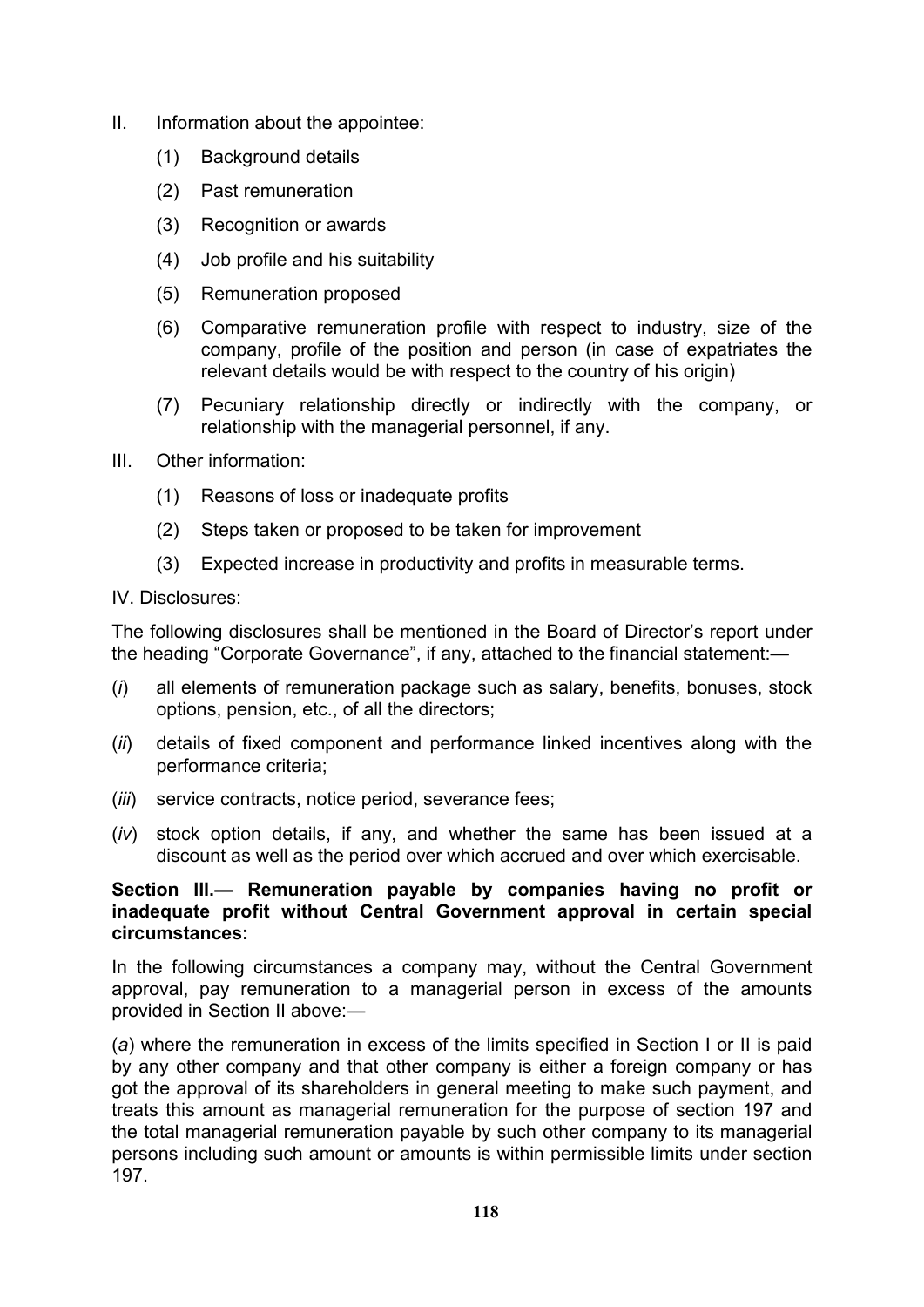II. Information about the appointee:

  (1) Background details

  (2) Past remuneration

  (3) Recognition or awards

  (4) Job profile and his suitability

  (5) Remuneration proposed

  (6) Comparative remuneration profile with respect to industry, size of the company, profile of the position and person (in case of expatriates the relevant details would be with respect to the country of his origin)

  (7) Pecuniary relationship directly or indirectly with the company, or relationship with the managerial personnel, if any.

III. Other information:

  (1) Reasons of loss or inadequate profits

  (2) Steps taken or proposed to be taken for improvement

  (3) Expected increase in productivity and profits in measurable terms.

IV. Disclosures:

The following disclosures shall be mentioned in the Board of Director's report under the heading "Corporate Governance", if any, attached to the financial statement:—

(*i*) all elements of remuneration package such as salary, benefits, bonuses, stock options, pension, etc., of all the directors;

(*ii*) details of fixed component and performance linked incentives along with the performance criteria;

(*iii*) service contracts, notice period, severance fees;

(*iv*) stock option details, if any, and whether the same has been issued at a discount as well as the period over which accrued and over which exercisable.

**Section III.— Remuneration payable by companies having no profit or inadequate profit without Central Government approval in certain special circumstances:**

In the following circumstances a company may, without the Central Government approval, pay remuneration to a managerial person in excess of the amounts provided in Section II above:—

(*a*) where the remuneration in excess of the limits specified in Section I or II is paid by any other company and that other company is either a foreign company or has got the approval of its shareholders in general meeting to make such payment, and treats this amount as managerial remuneration for the purpose of section 197 and the total managerial remuneration payable by such other company to its managerial persons including such amount or amounts is within permissible limits under section 197.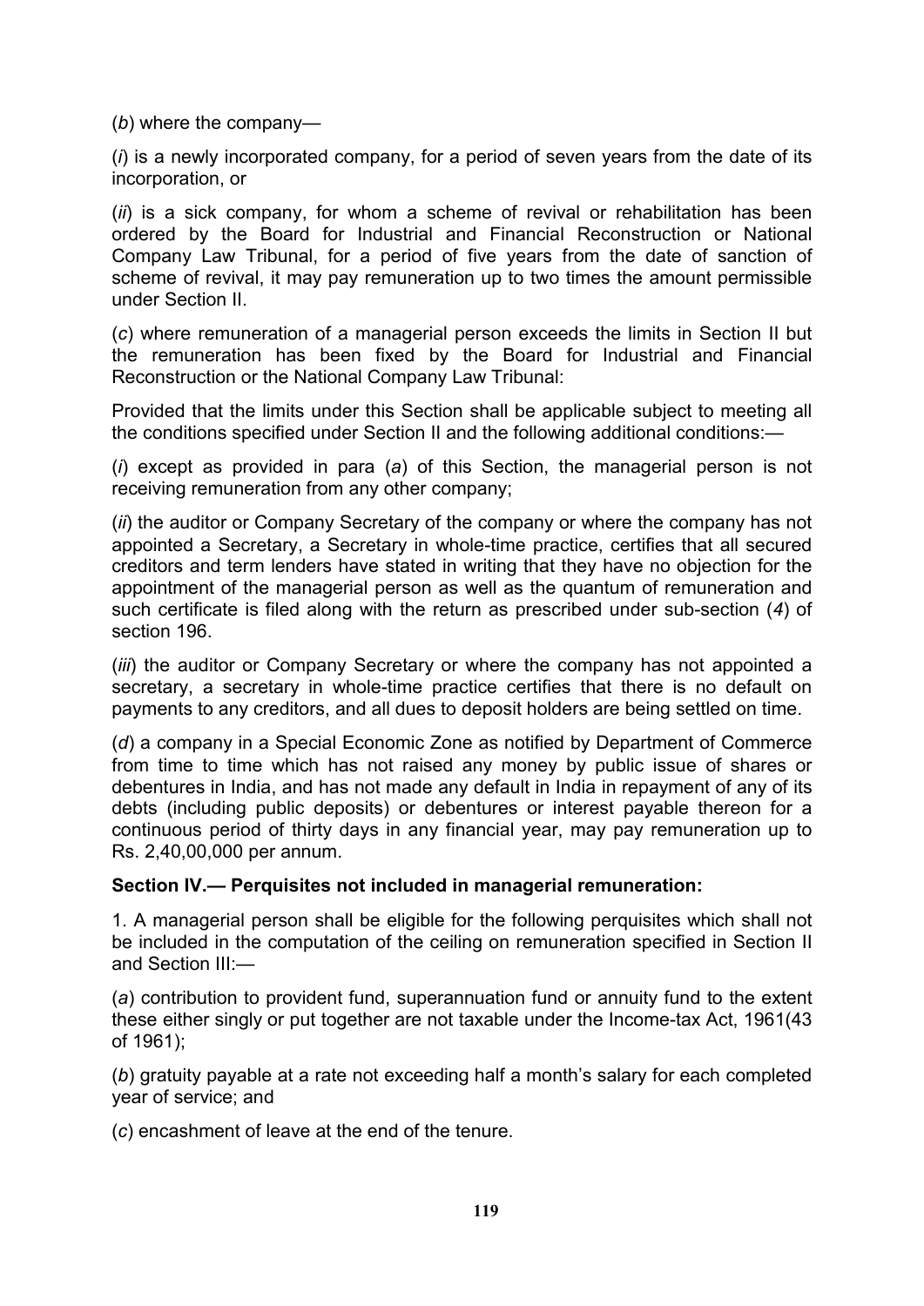(*b*) where the company—

(*i*) is a newly incorporated company, for a period of seven years from the date of its incorporation, or

(*ii*) is a sick company, for whom a scheme of revival or rehabilitation has been ordered by the Board for Industrial and Financial Reconstruction or National Company Law Tribunal, for a period of five years from the date of sanction of scheme of revival, it may pay remuneration up to two times the amount permissible under Section II.

(*c*) where remuneration of a managerial person exceeds the limits in Section II but the remuneration has been fixed by the Board for Industrial and Financial Reconstruction or the National Company Law Tribunal:

Provided that the limits under this Section shall be applicable subject to meeting all the conditions specified under Section II and the following additional conditions:—

(*i*) except as provided in para (*a*) of this Section, the managerial person is not receiving remuneration from any other company;

(*ii*) the auditor or Company Secretary of the company or where the company has not appointed a Secretary, a Secretary in whole-time practice, certifies that all secured creditors and term lenders have stated in writing that they have no objection for the appointment of the managerial person as well as the quantum of remuneration and such certificate is filed along with the return as prescribed under sub-section (*4*) of section 196.

(*iii*) the auditor or Company Secretary or where the company has not appointed a secretary, a secretary in whole-time practice certifies that there is no default on payments to any creditors, and all dues to deposit holders are being settled on time.

(*d*) a company in a Special Economic Zone as notified by Department of Commerce from time to time which has not raised any money by public issue of shares or debentures in India, and has not made any default in India in repayment of any of its debts (including public deposits) or debentures or interest payable thereon for a continuous period of thirty days in any financial year, may pay remuneration up to Rs. 2,40,00,000 per annum.

**Section IV.— Perquisites not included in managerial remuneration:**

1. A managerial person shall be eligible for the following perquisites which shall not be included in the computation of the ceiling on remuneration specified in Section II and Section III:—

(*a*) contribution to provident fund, superannuation fund or annuity fund to the extent these either singly or put together are not taxable under the Income-tax Act, 1961(43 of 1961);

(*b*) gratuity payable at a rate not exceeding half a month's salary for each completed year of service; and

(*c*) encashment of leave at the end of the tenure.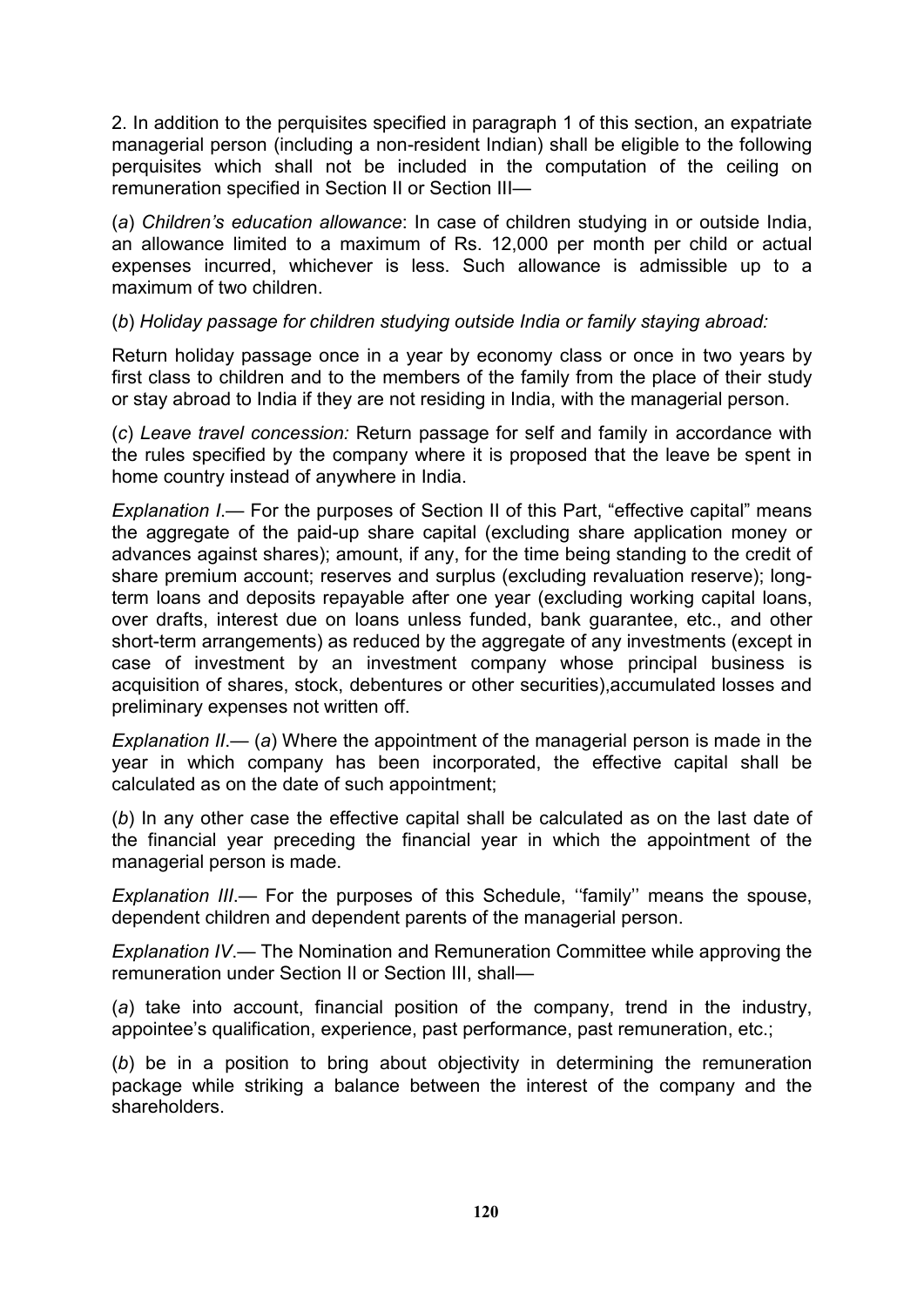2. In addition to the perquisites specified in paragraph 1 of this section, an expatriate managerial person (including a non-resident Indian) shall be eligible to the following perquisites which shall not be included in the computation of the ceiling on remuneration specified in Section II or Section III—

(*a*) *Children's education allowance*: In case of children studying in or outside India, an allowance limited to a maximum of Rs. 12,000 per month per child or actual expenses incurred, whichever is less. Such allowance is admissible up to a maximum of two children.

(*b*) *Holiday passage for children studying outside India or family staying abroad:*

Return holiday passage once in a year by economy class or once in two years by first class to children and to the members of the family from the place of their study or stay abroad to India if they are not residing in India, with the managerial person.

(*c*) *Leave travel concession:* Return passage for self and family in accordance with the rules specified by the company where it is proposed that the leave be spent in home country instead of anywhere in India.

*Explanation I*.— For the purposes of Section II of this Part, "effective capital" means the aggregate of the paid-up share capital (excluding share application money or advances against shares); amount, if any, for the time being standing to the credit of share premium account; reserves and surplus (excluding revaluation reserve); long-term loans and deposits repayable after one year (excluding working capital loans, over drafts, interest due on loans unless funded, bank guarantee, etc., and other short-term arrangements) as reduced by the aggregate of any investments (except in case of investment by an investment company whose principal business is acquisition of shares, stock, debentures or other securities),accumulated losses and preliminary expenses not written off.

*Explanation II*.— (*a*) Where the appointment of the managerial person is made in the year in which company has been incorporated, the effective capital shall be calculated as on the date of such appointment;

(*b*) In any other case the effective capital shall be calculated as on the last date of the financial year preceding the financial year in which the appointment of the managerial person is made.

*Explanation III*.— For the purposes of this Schedule, ''family'' means the spouse, dependent children and dependent parents of the managerial person.

*Explanation IV*.— The Nomination and Remuneration Committee while approving the remuneration under Section II or Section III, shall—

(*a*) take into account, financial position of the company, trend in the industry, appointee's qualification, experience, past performance, past remuneration, etc.;

(*b*) be in a position to bring about objectivity in determining the remuneration package while striking a balance between the interest of the company and the shareholders.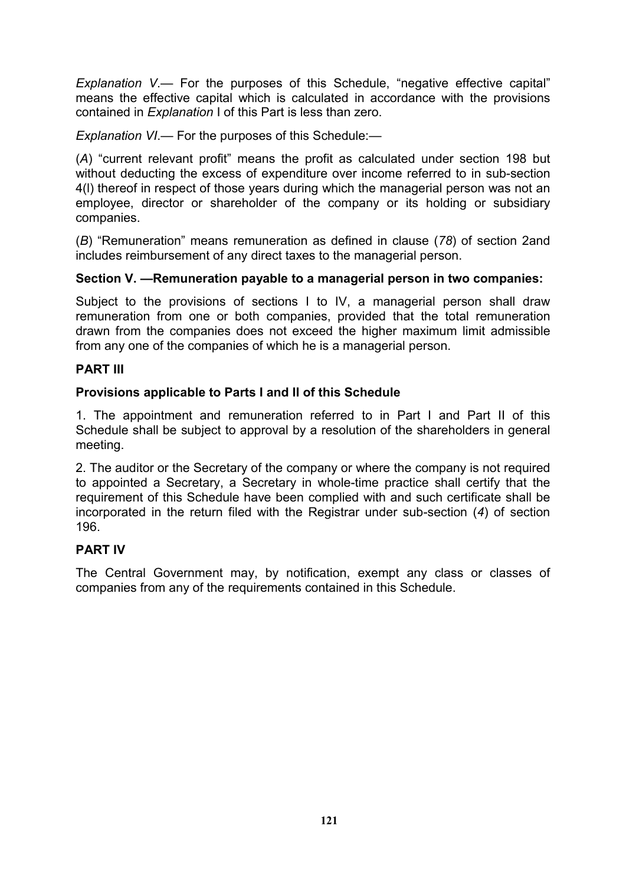*Explanation V*.— For the purposes of this Schedule, "negative effective capital" means the effective capital which is calculated in accordance with the provisions contained in *Explanation* I of this Part is less than zero.

*Explanation VI*.— For the purposes of this Schedule:—

(*A*) "current relevant profit" means the profit as calculated under section 198 but without deducting the excess of expenditure over income referred to in sub-section 4(l) thereof in respect of those years during which the managerial person was not an employee, director or shareholder of the company or its holding or subsidiary companies.

(*B*) "Remuneration" means remuneration as defined in clause (*78*) of section 2and includes reimbursement of any direct taxes to the managerial person.

**Section V. —Remuneration payable to a managerial person in two companies:**

Subject to the provisions of sections I to IV, a managerial person shall draw remuneration from one or both companies, provided that the total remuneration drawn from the companies does not exceed the higher maximum limit admissible from any one of the companies of which he is a managerial person.

## PART III

**Provisions applicable to Parts I and II of this Schedule**

1. The appointment and remuneration referred to in Part I and Part II of this Schedule shall be subject to approval by a resolution of the shareholders in general meeting.

2. The auditor or the Secretary of the company or where the company is not required to appointed a Secretary, a Secretary in whole-time practice shall certify that the requirement of this Schedule have been complied with and such certificate shall be incorporated in the return filed with the Registrar under sub-section (*4*) of section 196.

## PART IV

The Central Government may, by notification, exempt any class or classes of companies from any of the requirements contained in this Schedule.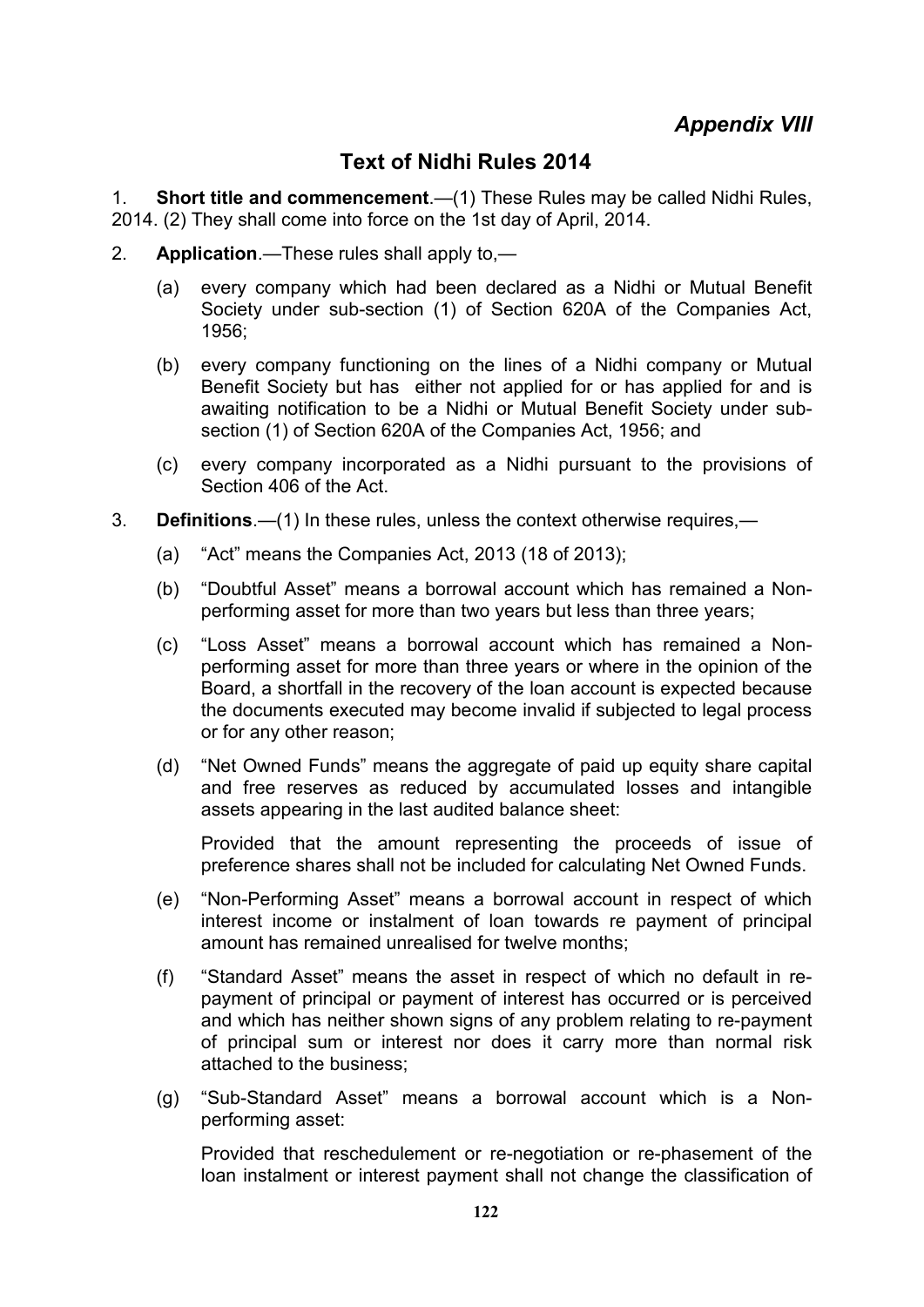## *Appendix VIII*

# Text of Nidhi Rules 2014

1. **Short title and commencement**.—(1) These Rules may be called Nidhi Rules, 2014. (2) They shall come into force on the 1st day of April, 2014.

2. **Application**.—These rules shall apply to,—

   (a) every company which had been declared as a Nidhi or Mutual Benefit Society under sub-section (1) of Section 620A of the Companies Act, 1956;

   (b) every company functioning on the lines of a Nidhi company or Mutual Benefit Society but has either not applied for or has applied for and is awaiting notification to be a Nidhi or Mutual Benefit Society under sub-section (1) of Section 620A of the Companies Act, 1956; and

   (c) every company incorporated as a Nidhi pursuant to the provisions of Section 406 of the Act.

3. **Definitions**.—(1) In these rules, unless the context otherwise requires,—

   (a) "Act" means the Companies Act, 2013 (18 of 2013);

   (b) "Doubtful Asset" means a borrowal account which has remained a Non-performing asset for more than two years but less than three years;

   (c) "Loss Asset" means a borrowal account which has remained a Non-performing asset for more than three years or where in the opinion of the Board, a shortfall in the recovery of the loan account is expected because the documents executed may become invalid if subjected to legal process or for any other reason;

   (d) "Net Owned Funds" means the aggregate of paid up equity share capital and free reserves as reduced by accumulated losses and intangible assets appearing in the last audited balance sheet:

   Provided that the amount representing the proceeds of issue of preference shares shall not be included for calculating Net Owned Funds.

   (e) "Non-Performing Asset" means a borrowal account in respect of which interest income or instalment of loan towards re payment of principal amount has remained unrealised for twelve months;

   (f) "Standard Asset" means the asset in respect of which no default in re-payment of principal or payment of interest has occurred or is perceived and which has neither shown signs of any problem relating to re-payment of principal sum or interest nor does it carry more than normal risk attached to the business;

   (g) "Sub-Standard Asset" means a borrowal account which is a Non-performing asset:

   Provided that reschedulement or re-negotiation or re-phasement of the loan instalment or interest payment shall not change the classification of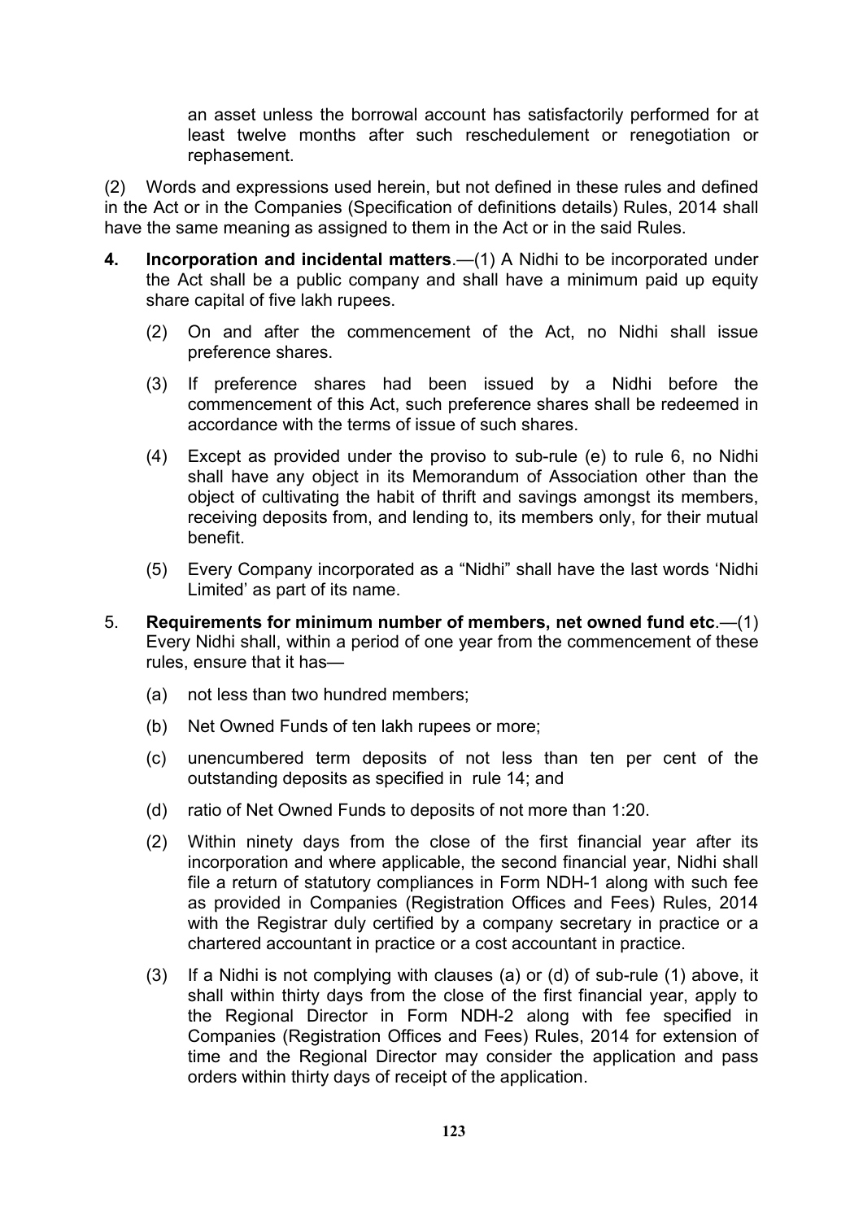an asset unless the borrowal account has satisfactorily performed for at least twelve months after such reschedulement or renegotiation or rephasement.

(2) Words and expressions used herein, but not defined in these rules and defined in the Act or in the Companies (Specification of definitions details) Rules, 2014 shall have the same meaning as assigned to them in the Act or in the said Rules.

**4. Incorporation and incidental matters**.—(1) A Nidhi to be incorporated under the Act shall be a public company and shall have a minimum paid up equity share capital of five lakh rupees.

(2) On and after the commencement of the Act, no Nidhi shall issue preference shares.

(3) If preference shares had been issued by a Nidhi before the commencement of this Act, such preference shares shall be redeemed in accordance with the terms of issue of such shares.

(4) Except as provided under the proviso to sub-rule (e) to rule 6, no Nidhi shall have any object in its Memorandum of Association other than the object of cultivating the habit of thrift and savings amongst its members, receiving deposits from, and lending to, its members only, for their mutual benefit.

(5) Every Company incorporated as a "Nidhi" shall have the last words 'Nidhi Limited' as part of its name.

5. **Requirements for minimum number of members, net owned fund etc**.—(1) Every Nidhi shall, within a period of one year from the commencement of these rules, ensure that it has—

(a) not less than two hundred members;

(b) Net Owned Funds of ten lakh rupees or more;

(c) unencumbered term deposits of not less than ten per cent of the outstanding deposits as specified in rule 14; and

(d) ratio of Net Owned Funds to deposits of not more than 1:20.

(2) Within ninety days from the close of the first financial year after its incorporation and where applicable, the second financial year, Nidhi shall file a return of statutory compliances in Form NDH-1 along with such fee as provided in Companies (Registration Offices and Fees) Rules, 2014 with the Registrar duly certified by a company secretary in practice or a chartered accountant in practice or a cost accountant in practice.

(3) If a Nidhi is not complying with clauses (a) or (d) of sub-rule (1) above, it shall within thirty days from the close of the first financial year, apply to the Regional Director in Form NDH-2 along with fee specified in Companies (Registration Offices and Fees) Rules, 2014 for extension of time and the Regional Director may consider the application and pass orders within thirty days of receipt of the application.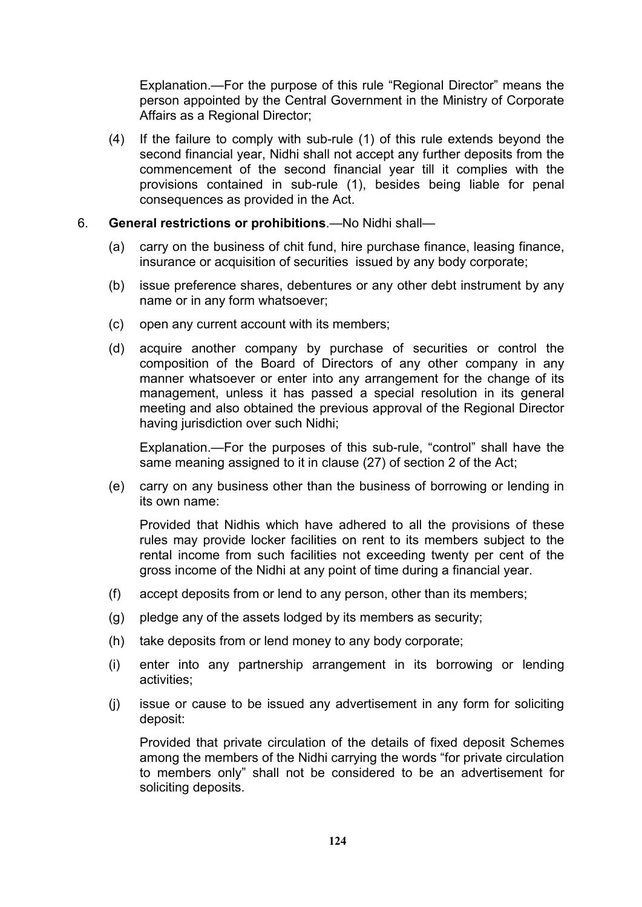Explanation.—For the purpose of this rule "Regional Director" means the person appointed by the Central Government in the Ministry of Corporate Affairs as a Regional Director;

(4) If the failure to comply with sub-rule (1) of this rule extends beyond the second financial year, Nidhi shall not accept any further deposits from the commencement of the second financial year till it complies with the provisions contained in sub-rule (1), besides being liable for penal consequences as provided in the Act.

6. **General restrictions or prohibitions**.—No Nidhi shall—

(a) carry on the business of chit fund, hire purchase finance, leasing finance, insurance or acquisition of securities issued by any body corporate;

(b) issue preference shares, debentures or any other debt instrument by any name or in any form whatsoever;

(c) open any current account with its members;

(d) acquire another company by purchase of securities or control the composition of the Board of Directors of any other company in any manner whatsoever or enter into any arrangement for the change of its management, unless it has passed a special resolution in its general meeting and also obtained the previous approval of the Regional Director having jurisdiction over such Nidhi;

Explanation.—For the purposes of this sub-rule, "control" shall have the same meaning assigned to it in clause (27) of section 2 of the Act;

(e) carry on any business other than the business of borrowing or lending in its own name:

Provided that Nidhis which have adhered to all the provisions of these rules may provide locker facilities on rent to its members subject to the rental income from such facilities not exceeding twenty per cent of the gross income of the Nidhi at any point of time during a financial year.

(f) accept deposits from or lend to any person, other than its members;

(g) pledge any of the assets lodged by its members as security;

(h) take deposits from or lend money to any body corporate;

(i) enter into any partnership arrangement in its borrowing or lending activities;

(j) issue or cause to be issued any advertisement in any form for soliciting deposit:

Provided that private circulation of the details of fixed deposit Schemes among the members of the Nidhi carrying the words "for private circulation to members only" shall not be considered to be an advertisement for soliciting deposits.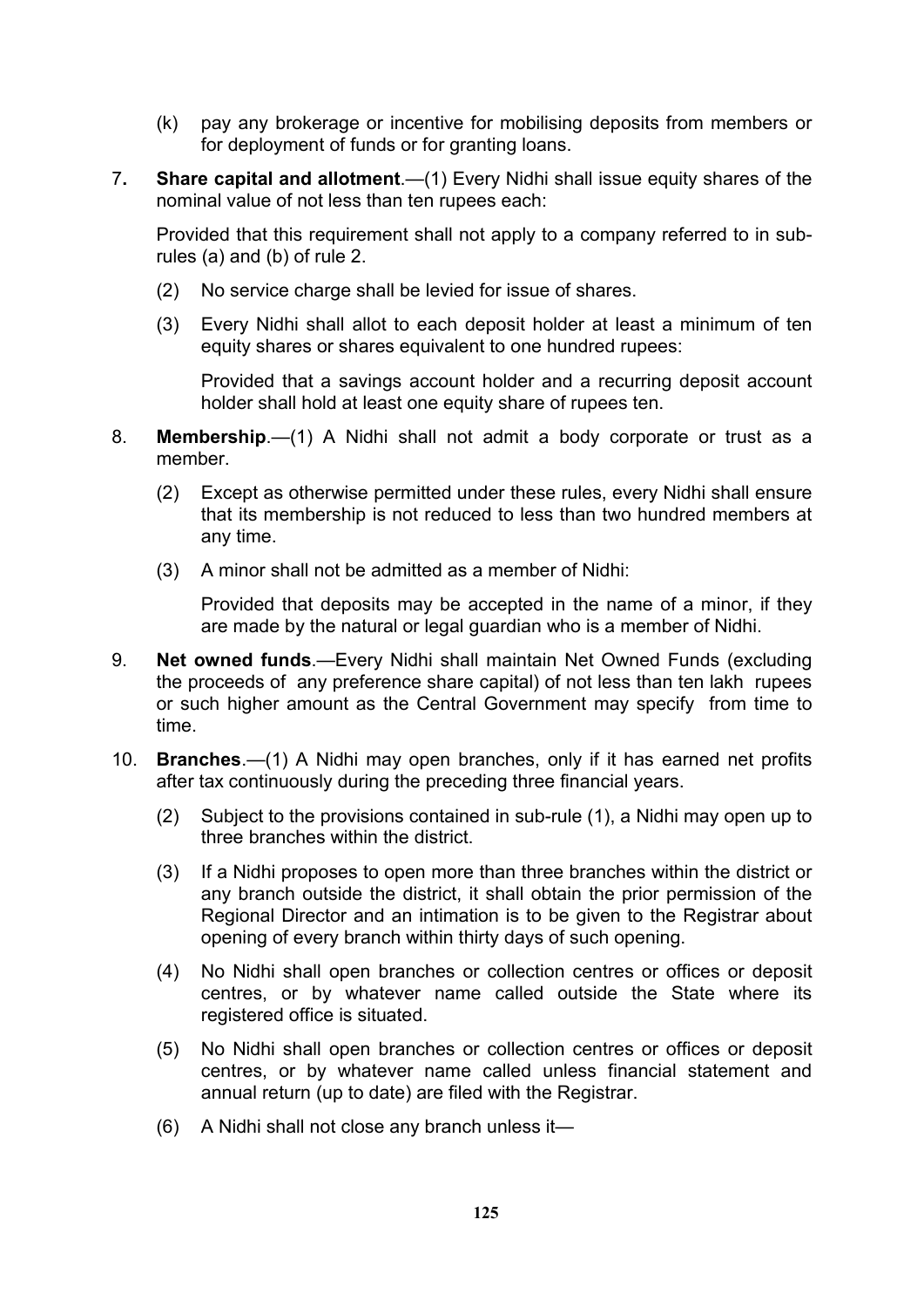(k) pay any brokerage or incentive for mobilising deposits from members or for deployment of funds or for granting loans.

7. **Share capital and allotment**.—(1) Every Nidhi shall issue equity shares of the nominal value of not less than ten rupees each:

   Provided that this requirement shall not apply to a company referred to in sub-rules (a) and (b) of rule 2.

   (2) No service charge shall be levied for issue of shares.

   (3) Every Nidhi shall allot to each deposit holder at least a minimum of ten equity shares or shares equivalent to one hundred rupees:

   Provided that a savings account holder and a recurring deposit account holder shall hold at least one equity share of rupees ten.

8. **Membership**.—(1) A Nidhi shall not admit a body corporate or trust as a member.

   (2) Except as otherwise permitted under these rules, every Nidhi shall ensure that its membership is not reduced to less than two hundred members at any time.

   (3) A minor shall not be admitted as a member of Nidhi:

   Provided that deposits may be accepted in the name of a minor, if they are made by the natural or legal guardian who is a member of Nidhi.

9. **Net owned funds**.—Every Nidhi shall maintain Net Owned Funds (excluding the proceeds of any preference share capital) of not less than ten lakh rupees or such higher amount as the Central Government may specify from time to time.

10. **Branches**.—(1) A Nidhi may open branches, only if it has earned net profits after tax continuously during the preceding three financial years.

    (2) Subject to the provisions contained in sub-rule (1), a Nidhi may open up to three branches within the district.

    (3) If a Nidhi proposes to open more than three branches within the district or any branch outside the district, it shall obtain the prior permission of the Regional Director and an intimation is to be given to the Registrar about opening of every branch within thirty days of such opening.

    (4) No Nidhi shall open branches or collection centres or offices or deposit centres, or by whatever name called outside the State where its registered office is situated.

    (5) No Nidhi shall open branches or collection centres or offices or deposit centres, or by whatever name called unless financial statement and annual return (up to date) are filed with the Registrar.

    (6) A Nidhi shall not close any branch unless it—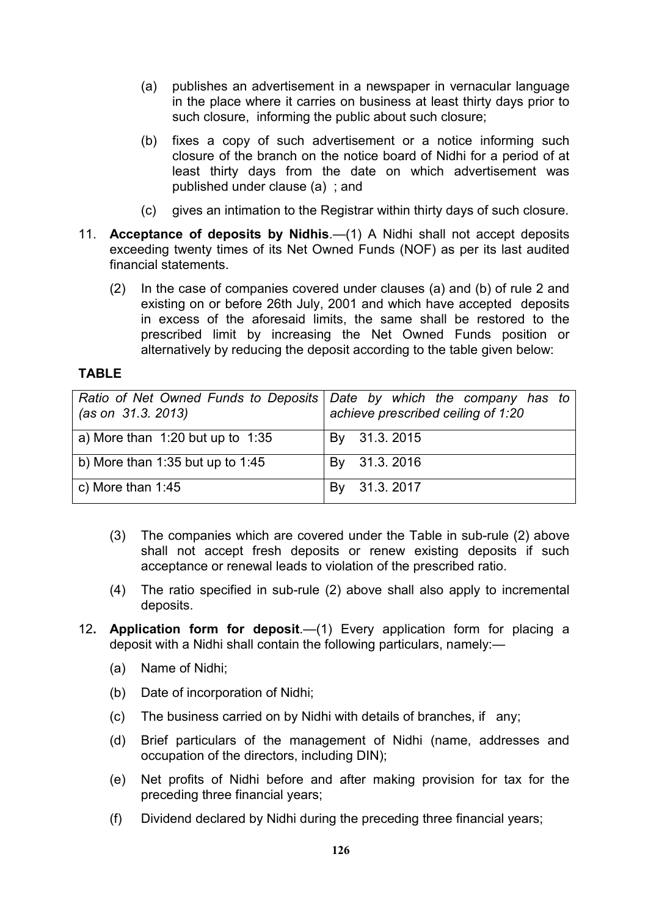(a) publishes an advertisement in a newspaper in vernacular language in the place where it carries on business at least thirty days prior to such closure, informing the public about such closure;

(b) fixes a copy of such advertisement or a notice informing such closure of the branch on the notice board of Nidhi for a period of at least thirty days from the date on which advertisement was published under clause (a) ; and

(c) gives an intimation to the Registrar within thirty days of such closure.

11. **Acceptance of deposits by Nidhis**.—(1) A Nidhi shall not accept deposits exceeding twenty times of its Net Owned Funds (NOF) as per its last audited financial statements.

(2) In the case of companies covered under clauses (a) and (b) of rule 2 and existing on or before 26th July, 2001 and which have accepted deposits in excess of the aforesaid limits, the same shall be restored to the prescribed limit by increasing the Net Owned Funds position or alternatively by reducing the deposit according to the table given below:

**TABLE**

| *Ratio of Net Owned Funds to Deposits (as on 31.3. 2013)* | *Date by which the company has to achieve prescribed ceiling of 1:20* |
|---|---|
| a) More than 1:20 but up to 1:35 | By 31.3. 2015 |
| b) More than 1:35 but up to 1:45 | By 31.3. 2016 |
| c) More than 1:45 | By 31.3. 2017 |

(3) The companies which are covered under the Table in sub-rule (2) above shall not accept fresh deposits or renew existing deposits if such acceptance or renewal leads to violation of the prescribed ratio.

(4) The ratio specified in sub-rule (2) above shall also apply to incremental deposits.

12. **Application form for deposit**.—(1) Every application form for placing a deposit with a Nidhi shall contain the following particulars, namely:—

(a) Name of Nidhi;

(b) Date of incorporation of Nidhi;

(c) The business carried on by Nidhi with details of branches, if any;

(d) Brief particulars of the management of Nidhi (name, addresses and occupation of the directors, including DIN);

(e) Net profits of Nidhi before and after making provision for tax for the preceding three financial years;

(f) Dividend declared by Nidhi during the preceding three financial years;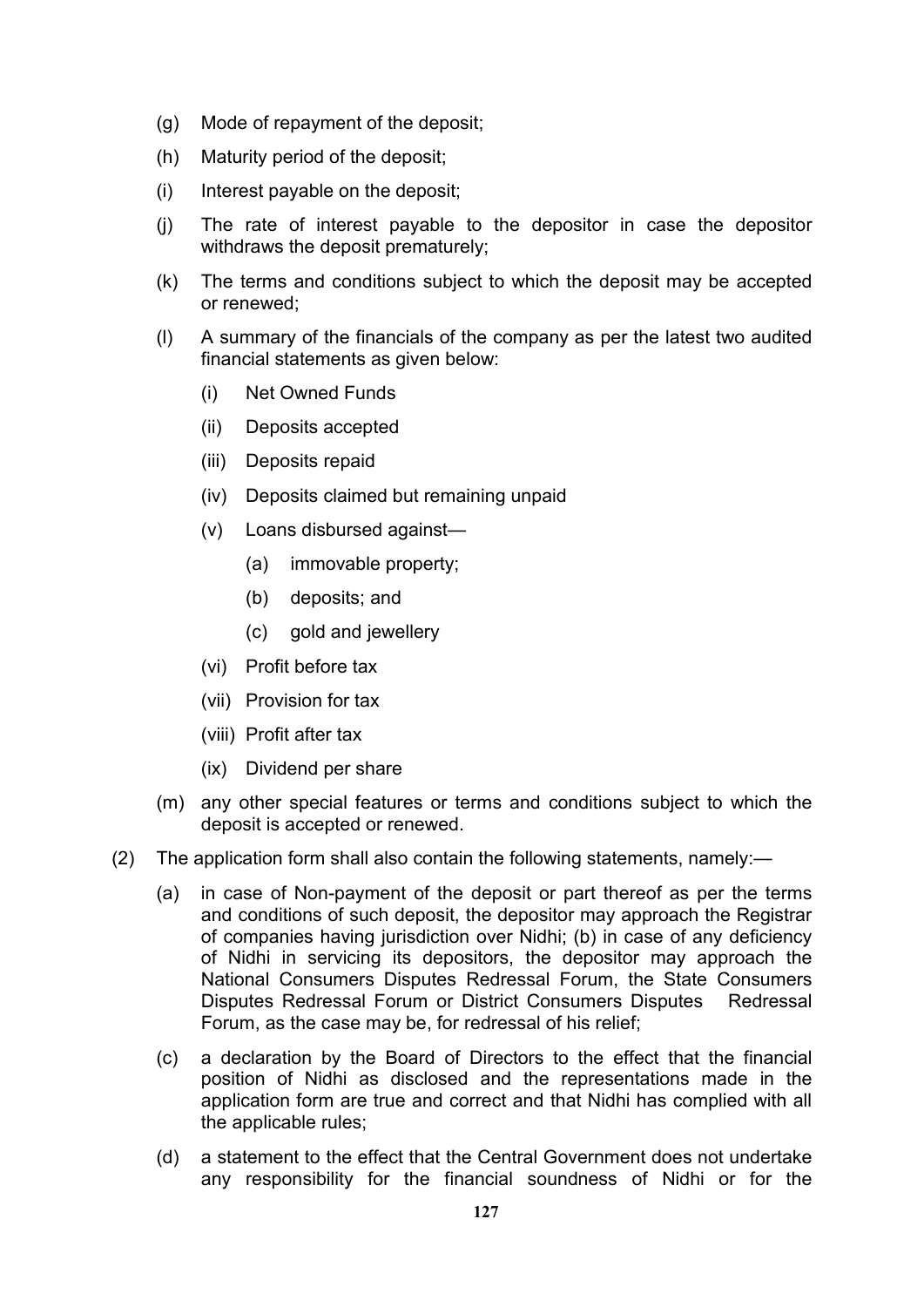(g) Mode of repayment of the deposit;

(h) Maturity period of the deposit;

(i) Interest payable on the deposit;

(j) The rate of interest payable to the depositor in case the depositor withdraws the deposit prematurely;

(k) The terms and conditions subject to which the deposit may be accepted or renewed;

(l) A summary of the financials of the company as per the latest two audited financial statements as given below:

   (i) Net Owned Funds

   (ii) Deposits accepted

   (iii) Deposits repaid

   (iv) Deposits claimed but remaining unpaid

   (v) Loans disbursed against—

      (a) immovable property;

      (b) deposits; and

      (c) gold and jewellery

   (vi) Profit before tax

   (vii) Provision for tax

   (viii) Profit after tax

   (ix) Dividend per share

(m) any other special features or terms and conditions subject to which the deposit is accepted or renewed.

(2) The application form shall also contain the following statements, namely:—

   (a) in case of Non-payment of the deposit or part thereof as per the terms and conditions of such deposit, the depositor may approach the Registrar of companies having jurisdiction over Nidhi; (b) in case of any deficiency of Nidhi in servicing its depositors, the depositor may approach the National Consumers Disputes Redressal Forum, the State Consumers Disputes Redressal Forum or District Consumers Disputes Redressal Forum, as the case may be, for redressal of his relief;

   (c) a declaration by the Board of Directors to the effect that the financial position of Nidhi as disclosed and the representations made in the application form are true and correct and that Nidhi has complied with all the applicable rules;

   (d) a statement to the effect that the Central Government does not undertake any responsibility for the financial soundness of Nidhi or for the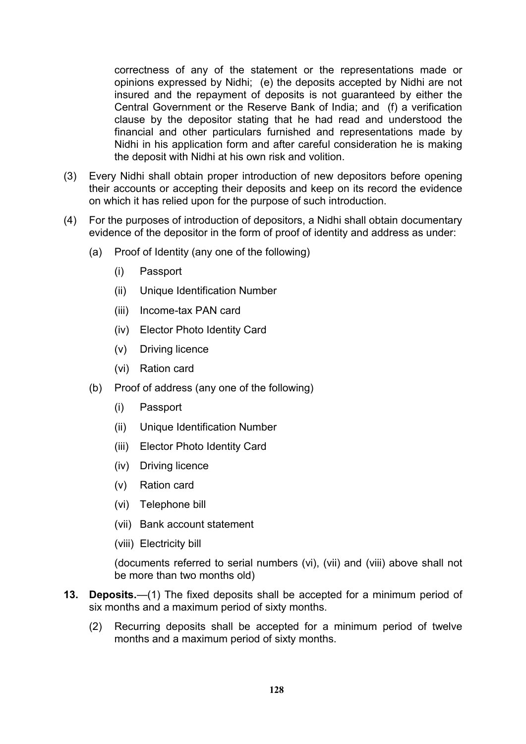correctness of any of the statement or the representations made or opinions expressed by Nidhi; (e) the deposits accepted by Nidhi are not insured and the repayment of deposits is not guaranteed by either the Central Government or the Reserve Bank of India; and (f) a verification clause by the depositor stating that he had read and understood the financial and other particulars furnished and representations made by Nidhi in his application form and after careful consideration he is making the deposit with Nidhi at his own risk and volition.

(3) Every Nidhi shall obtain proper introduction of new depositors before opening their accounts or accepting their deposits and keep on its record the evidence on which it has relied upon for the purpose of such introduction.

(4) For the purposes of introduction of depositors, a Nidhi shall obtain documentary evidence of the depositor in the form of proof of identity and address as under:

- (a) Proof of Identity (any one of the following)
  - (i) Passport
  - (ii) Unique Identification Number
  - (iii) Income-tax PAN card
  - (iv) Elector Photo Identity Card
  - (v) Driving licence
  - (vi) Ration card
- (b) Proof of address (any one of the following)
  - (i) Passport
  - (ii) Unique Identification Number
  - (iii) Elector Photo Identity Card
  - (iv) Driving licence
  - (v) Ration card
  - (vi) Telephone bill
  - (vii) Bank account statement
  - (viii) Electricity bill

  (documents referred to serial numbers (vi), (vii) and (viii) above shall not be more than two months old)

**13. Deposits.**—(1) The fixed deposits shall be accepted for a minimum period of six months and a maximum period of sixty months.

(2) Recurring deposits shall be accepted for a minimum period of twelve months and a maximum period of sixty months.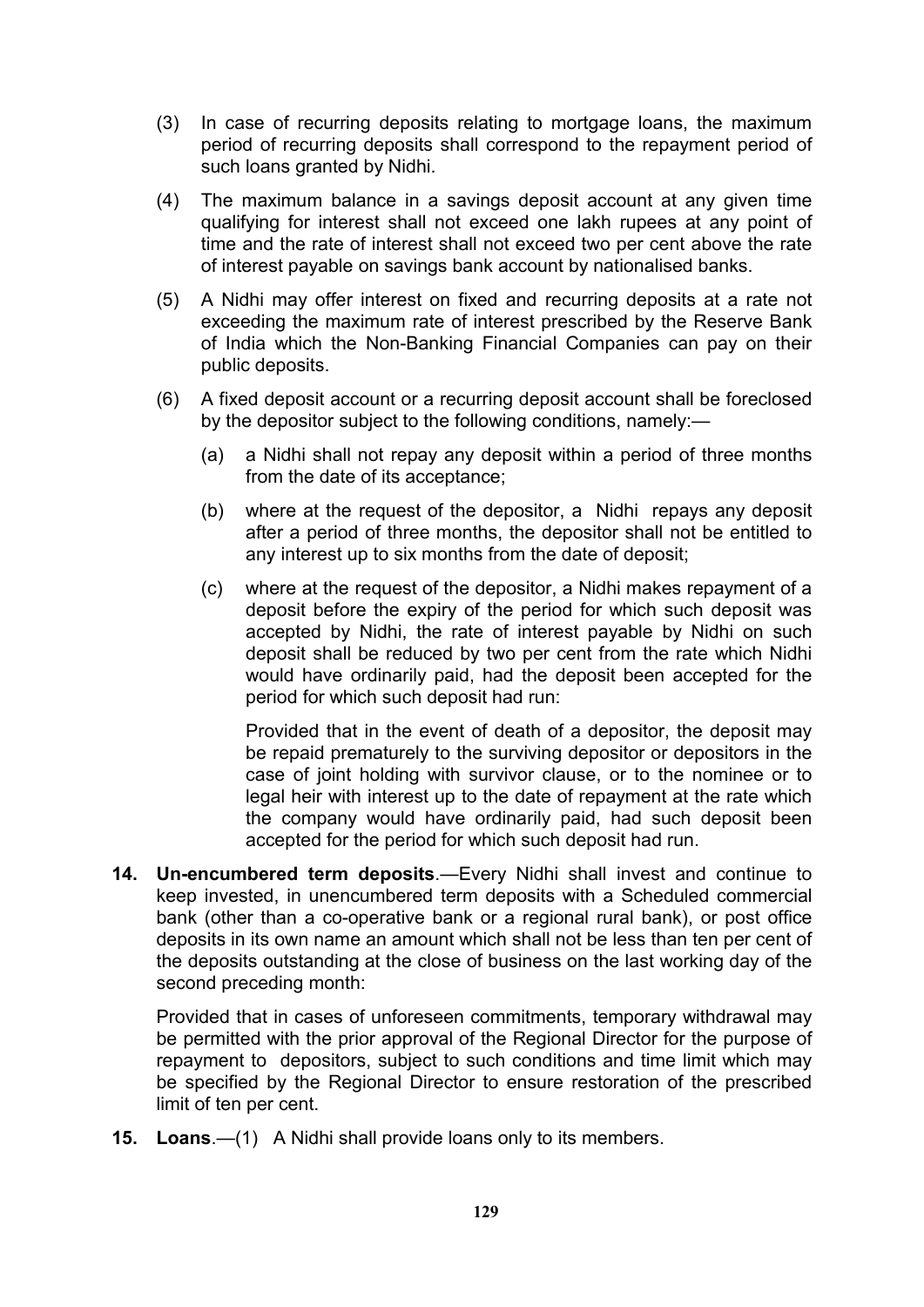(3) In case of recurring deposits relating to mortgage loans, the maximum period of recurring deposits shall correspond to the repayment period of such loans granted by Nidhi.

(4) The maximum balance in a savings deposit account at any given time qualifying for interest shall not exceed one lakh rupees at any point of time and the rate of interest shall not exceed two per cent above the rate of interest payable on savings bank account by nationalised banks.

(5) A Nidhi may offer interest on fixed and recurring deposits at a rate not exceeding the maximum rate of interest prescribed by the Reserve Bank of India which the Non-Banking Financial Companies can pay on their public deposits.

(6) A fixed deposit account or a recurring deposit account shall be foreclosed by the depositor subject to the following conditions, namely:—

(a) a Nidhi shall not repay any deposit within a period of three months from the date of its acceptance;

(b) where at the request of the depositor, a Nidhi repays any deposit after a period of three months, the depositor shall not be entitled to any interest up to six months from the date of deposit;

(c) where at the request of the depositor, a Nidhi makes repayment of a deposit before the expiry of the period for which such deposit was accepted by Nidhi, the rate of interest payable by Nidhi on such deposit shall be reduced by two per cent from the rate which Nidhi would have ordinarily paid, had the deposit been accepted for the period for which such deposit had run:

Provided that in the event of death of a depositor, the deposit may be repaid prematurely to the surviving depositor or depositors in the case of joint holding with survivor clause, or to the nominee or to legal heir with interest up to the date of repayment at the rate which the company would have ordinarily paid, had such deposit been accepted for the period for which such deposit had run.

**14. Un-encumbered term deposits**.—Every Nidhi shall invest and continue to keep invested, in unencumbered term deposits with a Scheduled commercial bank (other than a co-operative bank or a regional rural bank), or post office deposits in its own name an amount which shall not be less than ten per cent of the deposits outstanding at the close of business on the last working day of the second preceding month:

Provided that in cases of unforeseen commitments, temporary withdrawal may be permitted with the prior approval of the Regional Director for the purpose of repayment to depositors, subject to such conditions and time limit which may be specified by the Regional Director to ensure restoration of the prescribed limit of ten per cent.

**15. Loans**.—(1) A Nidhi shall provide loans only to its members.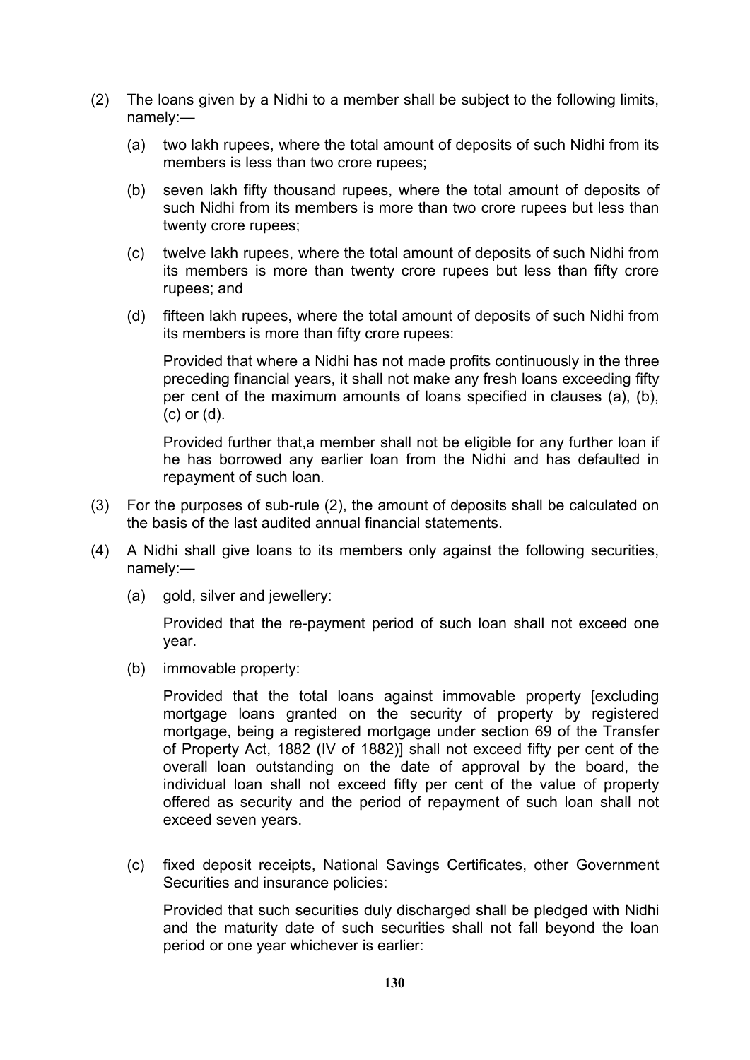(2) The loans given by a Nidhi to a member shall be subject to the following limits, namely:—

 (a) two lakh rupees, where the total amount of deposits of such Nidhi from its members is less than two crore rupees;

 (b) seven lakh fifty thousand rupees, where the total amount of deposits of such Nidhi from its members is more than two crore rupees but less than twenty crore rupees;

 (c) twelve lakh rupees, where the total amount of deposits of such Nidhi from its members is more than twenty crore rupees but less than fifty crore rupees; and

 (d) fifteen lakh rupees, where the total amount of deposits of such Nidhi from its members is more than fifty crore rupees:

 Provided that where a Nidhi has not made profits continuously in the three preceding financial years, it shall not make any fresh loans exceeding fifty per cent of the maximum amounts of loans specified in clauses (a), (b), (c) or (d).

 Provided further that,a member shall not be eligible for any further loan if he has borrowed any earlier loan from the Nidhi and has defaulted in repayment of such loan.

(3) For the purposes of sub-rule (2), the amount of deposits shall be calculated on the basis of the last audited annual financial statements.

(4) A Nidhi shall give loans to its members only against the following securities, namely:—

 (a) gold, silver and jewellery:

 Provided that the re-payment period of such loan shall not exceed one year.

 (b) immovable property:

 Provided that the total loans against immovable property [excluding mortgage loans granted on the security of property by registered mortgage, being a registered mortgage under section 69 of the Transfer of Property Act, 1882 (IV of 1882)] shall not exceed fifty per cent of the overall loan outstanding on the date of approval by the board, the individual loan shall not exceed fifty per cent of the value of property offered as security and the period of repayment of such loan shall not exceed seven years.

 (c) fixed deposit receipts, National Savings Certificates, other Government Securities and insurance policies:

 Provided that such securities duly discharged shall be pledged with Nidhi and the maturity date of such securities shall not fall beyond the loan period or one year whichever is earlier: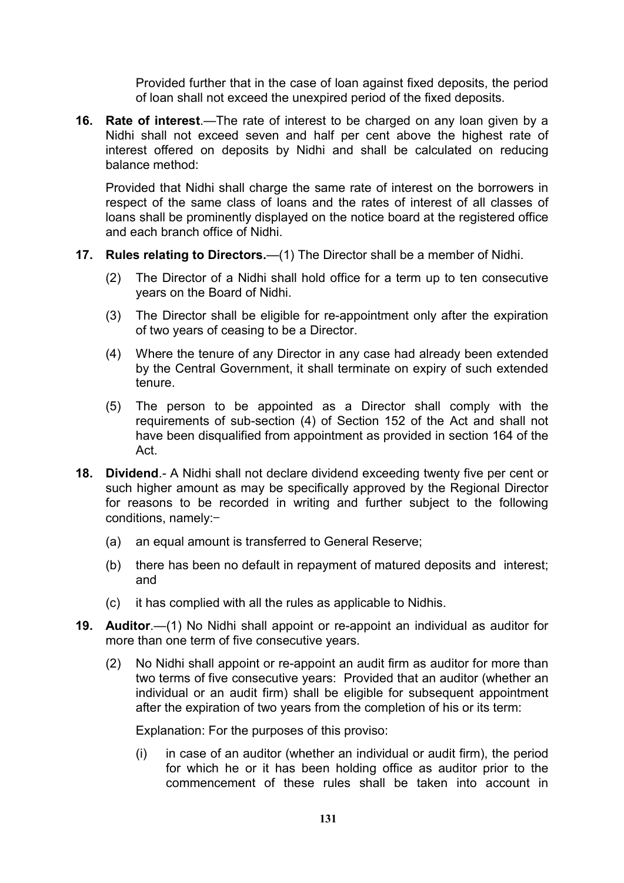Provided further that in the case of loan against fixed deposits, the period of loan shall not exceed the unexpired period of the fixed deposits.

**16. Rate of interest**.—The rate of interest to be charged on any loan given by a Nidhi shall not exceed seven and half per cent above the highest rate of interest offered on deposits by Nidhi and shall be calculated on reducing balance method:

Provided that Nidhi shall charge the same rate of interest on the borrowers in respect of the same class of loans and the rates of interest of all classes of loans shall be prominently displayed on the notice board at the registered office and each branch office of Nidhi.

**17. Rules relating to Directors.**—(1) The Director shall be a member of Nidhi.

(2) The Director of a Nidhi shall hold office for a term up to ten consecutive years on the Board of Nidhi.

(3) The Director shall be eligible for re-appointment only after the expiration of two years of ceasing to be a Director.

(4) Where the tenure of any Director in any case had already been extended by the Central Government, it shall terminate on expiry of such extended tenure.

(5) The person to be appointed as a Director shall comply with the requirements of sub-section (4) of Section 152 of the Act and shall not have been disqualified from appointment as provided in section 164 of the Act.

**18. Dividend**.- A Nidhi shall not declare dividend exceeding twenty five per cent or such higher amount as may be specifically approved by the Regional Director for reasons to be recorded in writing and further subject to the following conditions, namely:–

(a) an equal amount is transferred to General Reserve;

(b) there has been no default in repayment of matured deposits and interest; and

(c) it has complied with all the rules as applicable to Nidhis.

**19. Auditor**.—(1) No Nidhi shall appoint or re-appoint an individual as auditor for more than one term of five consecutive years.

(2) No Nidhi shall appoint or re-appoint an audit firm as auditor for more than two terms of five consecutive years: Provided that an auditor (whether an individual or an audit firm) shall be eligible for subsequent appointment after the expiration of two years from the completion of his or its term:

Explanation: For the purposes of this proviso:

(i) in case of an auditor (whether an individual or audit firm), the period for which he or it has been holding office as auditor prior to the commencement of these rules shall be taken into account in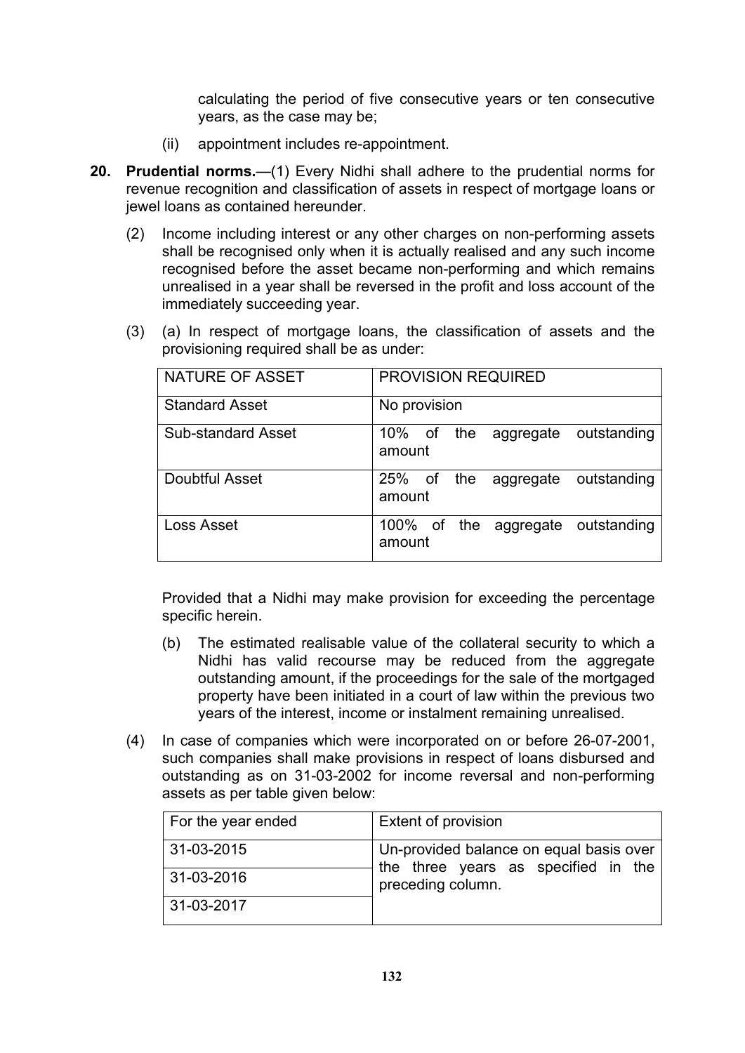calculating the period of five consecutive years or ten consecutive years, as the case may be;

(ii) appointment includes re-appointment.

**20. Prudential norms.**—(1) Every Nidhi shall adhere to the prudential norms for revenue recognition and classification of assets in respect of mortgage loans or jewel loans as contained hereunder.

(2) Income including interest or any other charges on non-performing assets shall be recognised only when it is actually realised and any such income recognised before the asset became non-performing and which remains unrealised in a year shall be reversed in the profit and loss account of the immediately succeeding year.

(3) (a) In respect of mortgage loans, the classification of assets and the provisioning required shall be as under:

| NATURE OF ASSET | PROVISION REQUIRED |
|---|---|
| Standard Asset | No provision |
| Sub-standard Asset | 10% of the aggregate outstanding amount |
| Doubtful Asset | 25% of the aggregate outstanding amount |
| Loss Asset | 100% of the aggregate outstanding amount |

Provided that a Nidhi may make provision for exceeding the percentage specific herein.

(b) The estimated realisable value of the collateral security to which a Nidhi has valid recourse may be reduced from the aggregate outstanding amount, if the proceedings for the sale of the mortgaged property have been initiated in a court of law within the previous two years of the interest, income or instalment remaining unrealised.

(4) In case of companies which were incorporated on or before 26-07-2001, such companies shall make provisions in respect of loans disbursed and outstanding as on 31-03-2002 for income reversal and non-performing assets as per table given below:

| For the year ended | Extent of provision |
|---|---|
| 31-03-2015 | Un-provided balance on equal basis over the three years as specified in the preceding column. |
| 31-03-2016 | |
| 31-03-2017 | |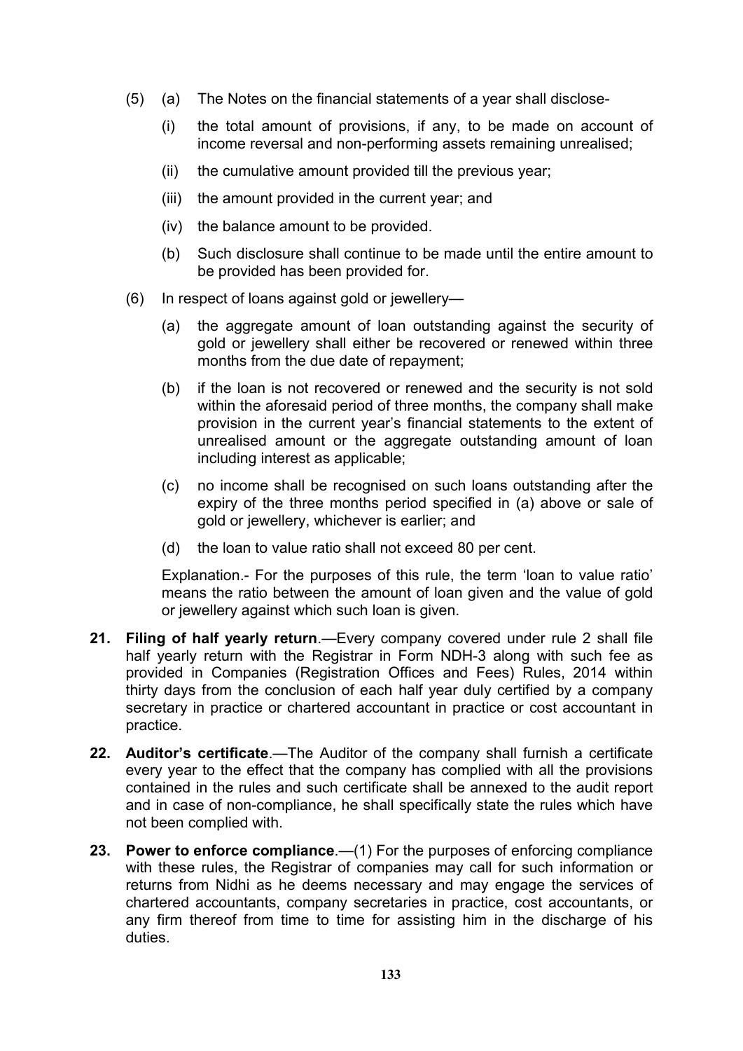(5) (a) The Notes on the financial statements of a year shall disclose-

(i) the total amount of provisions, if any, to be made on account of income reversal and non-performing assets remaining unrealised;

(ii) the cumulative amount provided till the previous year;

(iii) the amount provided in the current year; and

(iv) the balance amount to be provided.

(b) Such disclosure shall continue to be made until the entire amount to be provided has been provided for.

(6) In respect of loans against gold or jewellery—

(a) the aggregate amount of loan outstanding against the security of gold or jewellery shall either be recovered or renewed within three months from the due date of repayment;

(b) if the loan is not recovered or renewed and the security is not sold within the aforesaid period of three months, the company shall make provision in the current year's financial statements to the extent of unrealised amount or the aggregate outstanding amount of loan including interest as applicable;

(c) no income shall be recognised on such loans outstanding after the expiry of the three months period specified in (a) above or sale of gold or jewellery, whichever is earlier; and

(d) the loan to value ratio shall not exceed 80 per cent.

Explanation.- For the purposes of this rule, the term 'loan to value ratio' means the ratio between the amount of loan given and the value of gold or jewellery against which such loan is given.

**21. Filing of half yearly return**.—Every company covered under rule 2 shall file half yearly return with the Registrar in Form NDH-3 along with such fee as provided in Companies (Registration Offices and Fees) Rules, 2014 within thirty days from the conclusion of each half year duly certified by a company secretary in practice or chartered accountant in practice or cost accountant in practice.

**22. Auditor's certificate**.—The Auditor of the company shall furnish a certificate every year to the effect that the company has complied with all the provisions contained in the rules and such certificate shall be annexed to the audit report and in case of non-compliance, he shall specifically state the rules which have not been complied with.

**23. Power to enforce compliance**.—(1) For the purposes of enforcing compliance with these rules, the Registrar of companies may call for such information or returns from Nidhi as he deems necessary and may engage the services of chartered accountants, company secretaries in practice, cost accountants, or any firm thereof from time to time for assisting him in the discharge of his duties.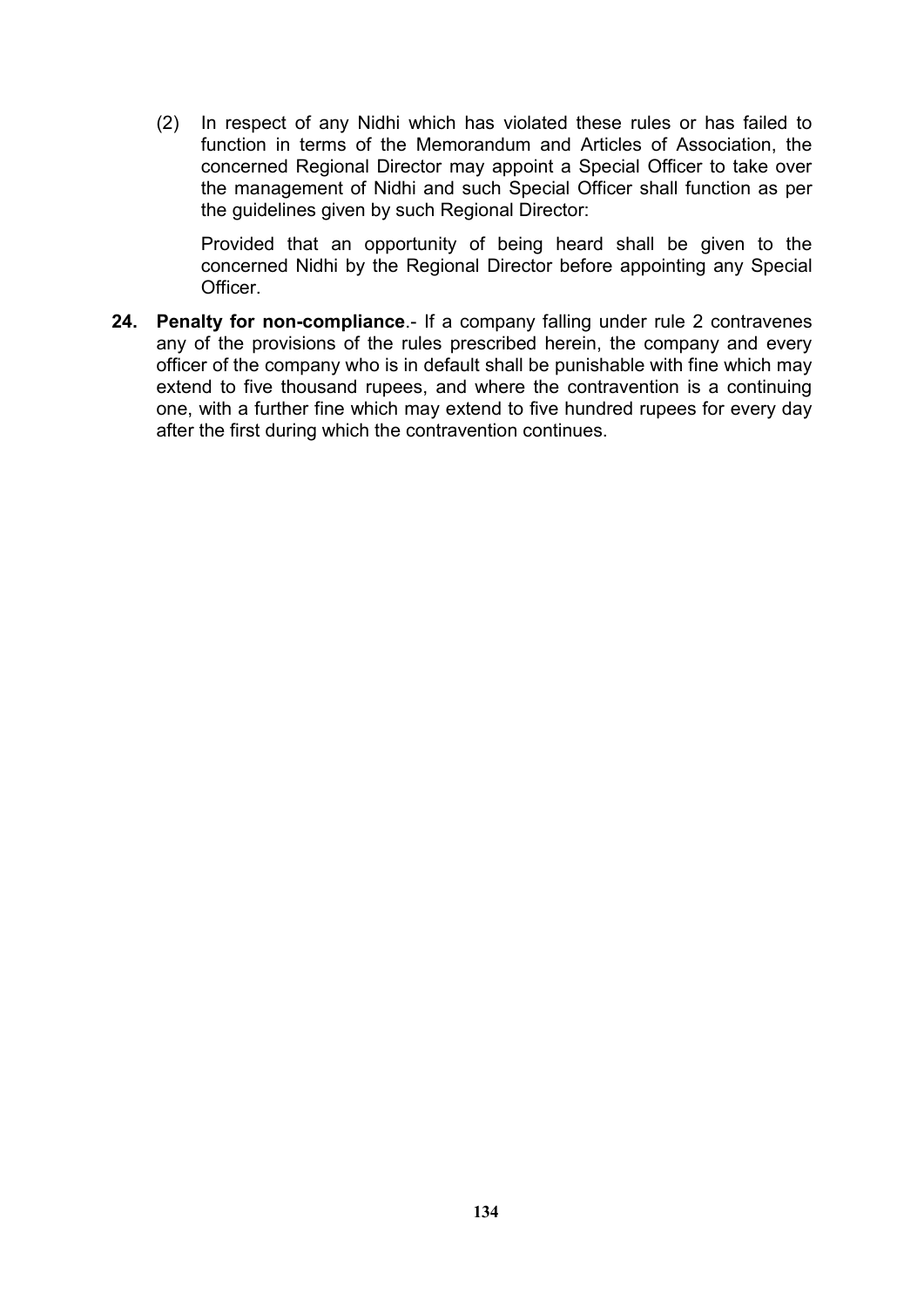(2) In respect of any Nidhi which has violated these rules or has failed to function in terms of the Memorandum and Articles of Association, the concerned Regional Director may appoint a Special Officer to take over the management of Nidhi and such Special Officer shall function as per the guidelines given by such Regional Director:

Provided that an opportunity of being heard shall be given to the concerned Nidhi by the Regional Director before appointing any Special Officer.

**24. Penalty for non-compliance**.- If a company falling under rule 2 contravenes any of the provisions of the rules prescribed herein, the company and every officer of the company who is in default shall be punishable with fine which may extend to five thousand rupees, and where the contravention is a continuing one, with a further fine which may extend to five hundred rupees for every day after the first during which the contravention continues.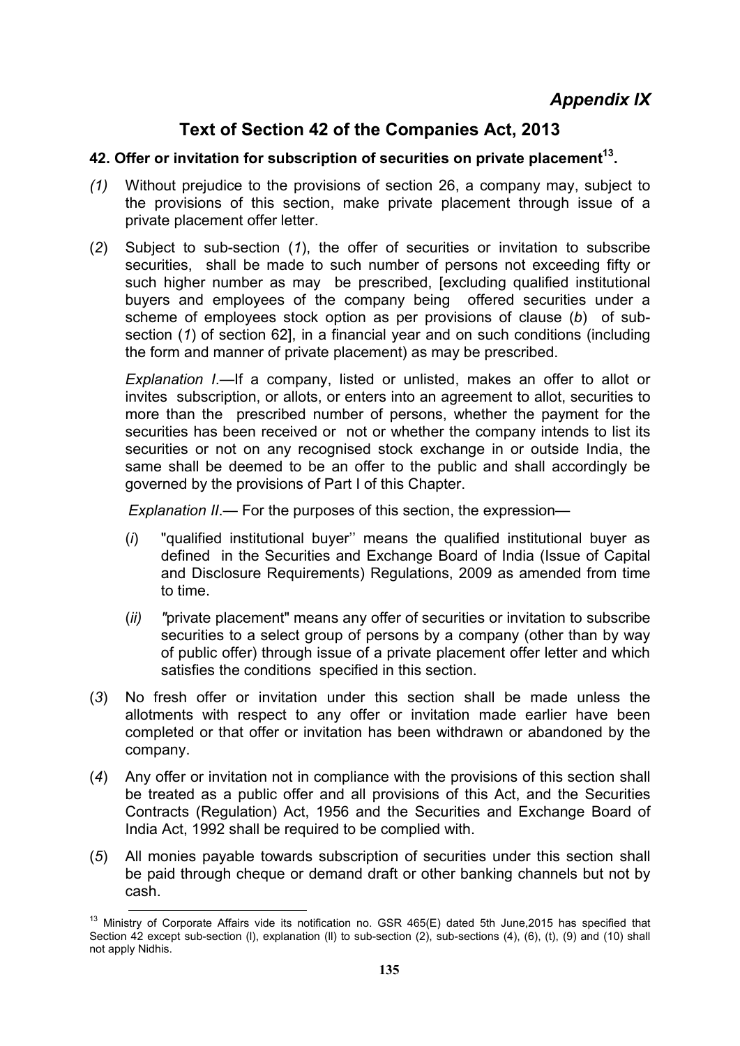*Appendix IX*

# Text of Section 42 of the Companies Act, 2013

## 42. Offer or invitation for subscription of securities on private placement[13].

*(1)* Without prejudice to the provisions of section 26, a company may, subject to the provisions of this section, make private placement through issue of a private placement offer letter.

(*2*) Subject to sub-section (*1*), the offer of securities or invitation to subscribe securities, shall be made to such number of persons not exceeding fifty or such higher number as may be prescribed, [excluding qualified institutional buyers and employees of the company being offered securities under a scheme of employees stock option as per provisions of clause (*b*) of sub-section (*1*) of section 62], in a financial year and on such conditions (including the form and manner of private placement) as may be prescribed.

*Explanation I*.—If a company, listed or unlisted, makes an offer to allot or invites subscription, or allots, or enters into an agreement to allot, securities to more than the prescribed number of persons, whether the payment for the securities has been received or not or whether the company intends to list its securities or not on any recognised stock exchange in or outside India, the same shall be deemed to be an offer to the public and shall accordingly be governed by the provisions of Part I of this Chapter.

*Explanation II*.— For the purposes of this section, the expression—

(*i*) "qualified institutional buyer'' means the qualified institutional buyer as defined in the Securities and Exchange Board of India (Issue of Capital and Disclosure Requirements) Regulations, 2009 as amended from time to time.

(*ii*) "private placement" means any offer of securities or invitation to subscribe securities to a select group of persons by a company (other than by way of public offer) through issue of a private placement offer letter and which satisfies the conditions specified in this section.

(*3*) No fresh offer or invitation under this section shall be made unless the allotments with respect to any offer or invitation made earlier have been completed or that offer or invitation has been withdrawn or abandoned by the company.

(*4*) Any offer or invitation not in compliance with the provisions of this section shall be treated as a public offer and all provisions of this Act, and the Securities Contracts (Regulation) Act, 1956 and the Securities and Exchange Board of India Act, 1992 shall be required to be complied with.

(*5*) All monies payable towards subscription of securities under this section shall be paid through cheque or demand draft or other banking channels but not by cash.

---

[13] Ministry of Corporate Affairs vide its notification no. GSR 465(E) dated 5th June,2015 has specified that Section 42 except sub-section (l), explanation (ll) to sub-section (2), sub-sections (4), (6), (t), (9) and (10) shall not apply Nidhis.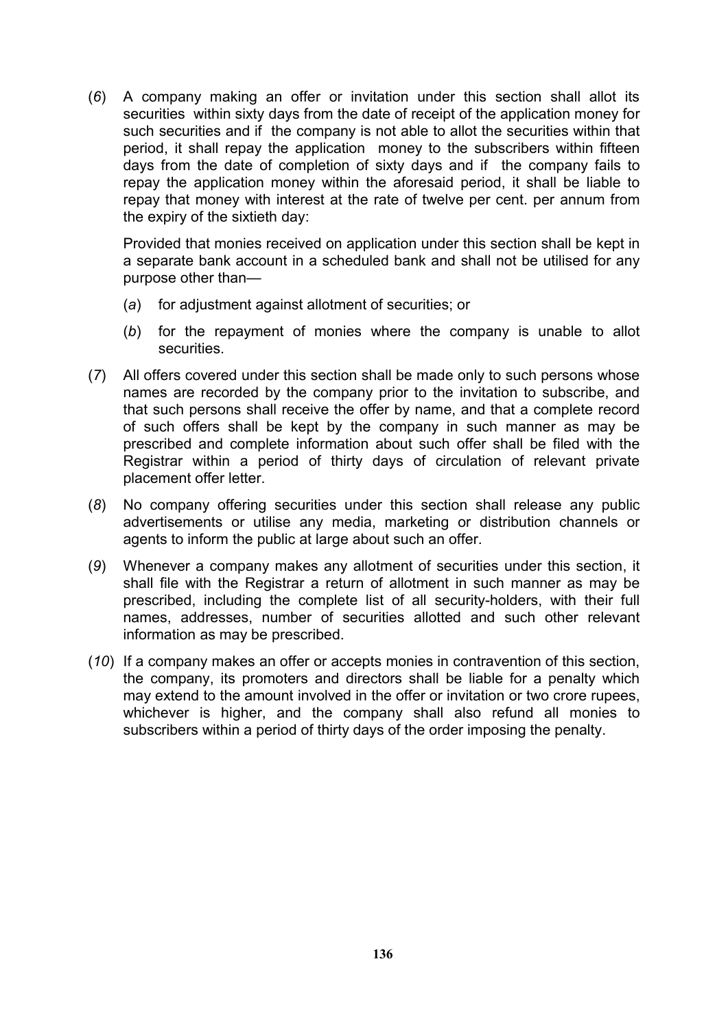(*6*) A company making an offer or invitation under this section shall allot its securities within sixty days from the date of receipt of the application money for such securities and if the company is not able to allot the securities within that period, it shall repay the application money to the subscribers within fifteen days from the date of completion of sixty days and if the company fails to repay the application money within the aforesaid period, it shall be liable to repay that money with interest at the rate of twelve per cent. per annum from the expiry of the sixtieth day:

Provided that monies received on application under this section shall be kept in a separate bank account in a scheduled bank and shall not be utilised for any purpose other than—

(*a*) for adjustment against allotment of securities; or

(*b*) for the repayment of monies where the company is unable to allot securities.

(*7*) All offers covered under this section shall be made only to such persons whose names are recorded by the company prior to the invitation to subscribe, and that such persons shall receive the offer by name, and that a complete record of such offers shall be kept by the company in such manner as may be prescribed and complete information about such offer shall be filed with the Registrar within a period of thirty days of circulation of relevant private placement offer letter.

(*8*) No company offering securities under this section shall release any public advertisements or utilise any media, marketing or distribution channels or agents to inform the public at large about such an offer.

(*9*) Whenever a company makes any allotment of securities under this section, it shall file with the Registrar a return of allotment in such manner as may be prescribed, including the complete list of all security-holders, with their full names, addresses, number of securities allotted and such other relevant information as may be prescribed.

(*10*) If a company makes an offer or accepts monies in contravention of this section, the company, its promoters and directors shall be liable for a penalty which may extend to the amount involved in the offer or invitation or two crore rupees, whichever is higher, and the company shall also refund all monies to subscribers within a period of thirty days of the order imposing the penalty.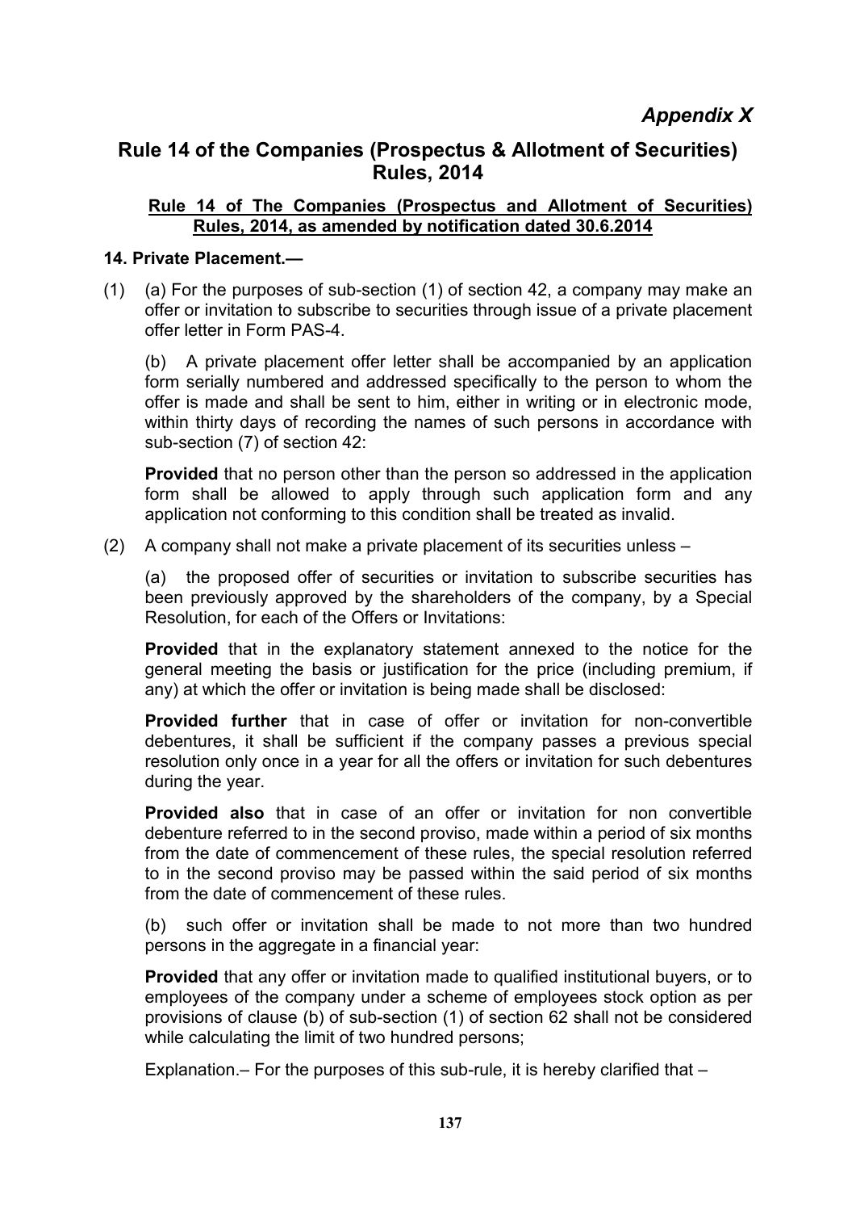*Appendix X*

# Rule 14 of the Companies (Prospectus & Allotment of Securities) Rules, 2014

**Rule 14 of The Companies (Prospectus and Allotment of Securities) Rules, 2014, as amended by notification dated 30.6.2014**

**14. Private Placement.—**

(1) (a) For the purposes of sub-section (1) of section 42, a company may make an offer or invitation to subscribe to securities through issue of a private placement offer letter in Form PAS-4.

(b) A private placement offer letter shall be accompanied by an application form serially numbered and addressed specifically to the person to whom the offer is made and shall be sent to him, either in writing or in electronic mode, within thirty days of recording the names of such persons in accordance with sub-section (7) of section 42:

**Provided** that no person other than the person so addressed in the application form shall be allowed to apply through such application form and any application not conforming to this condition shall be treated as invalid.

(2) A company shall not make a private placement of its securities unless –

(a) the proposed offer of securities or invitation to subscribe securities has been previously approved by the shareholders of the company, by a Special Resolution, for each of the Offers or Invitations:

**Provided** that in the explanatory statement annexed to the notice for the general meeting the basis or justification for the price (including premium, if any) at which the offer or invitation is being made shall be disclosed:

**Provided further** that in case of offer or invitation for non-convertible debentures, it shall be sufficient if the company passes a previous special resolution only once in a year for all the offers or invitation for such debentures during the year.

**Provided also** that in case of an offer or invitation for non convertible debenture referred to in the second proviso, made within a period of six months from the date of commencement of these rules, the special resolution referred to in the second proviso may be passed within the said period of six months from the date of commencement of these rules.

(b) such offer or invitation shall be made to not more than two hundred persons in the aggregate in a financial year:

**Provided** that any offer or invitation made to qualified institutional buyers, or to employees of the company under a scheme of employees stock option as per provisions of clause (b) of sub-section (1) of section 62 shall not be considered while calculating the limit of two hundred persons;

Explanation.– For the purposes of this sub-rule, it is hereby clarified that –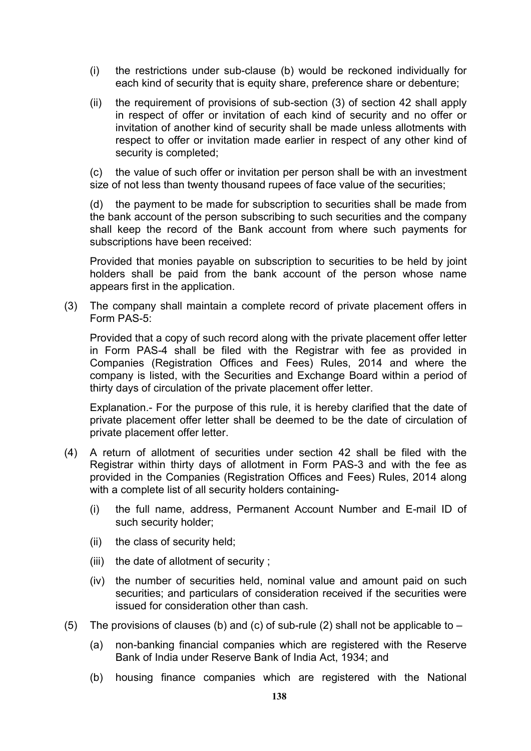(i) the restrictions under sub-clause (b) would be reckoned individually for each kind of security that is equity share, preference share or debenture;

(ii) the requirement of provisions of sub-section (3) of section 42 shall apply in respect of offer or invitation of each kind of security and no offer or invitation of another kind of security shall be made unless allotments with respect to offer or invitation made earlier in respect of any other kind of security is completed;

(c) the value of such offer or invitation per person shall be with an investment size of not less than twenty thousand rupees of face value of the securities;

(d) the payment to be made for subscription to securities shall be made from the bank account of the person subscribing to such securities and the company shall keep the record of the Bank account from where such payments for subscriptions have been received:

Provided that monies payable on subscription to securities to be held by joint holders shall be paid from the bank account of the person whose name appears first in the application.

(3) The company shall maintain a complete record of private placement offers in Form PAS-5:

Provided that a copy of such record along with the private placement offer letter in Form PAS-4 shall be filed with the Registrar with fee as provided in Companies (Registration Offices and Fees) Rules, 2014 and where the company is listed, with the Securities and Exchange Board within a period of thirty days of circulation of the private placement offer letter.

Explanation.- For the purpose of this rule, it is hereby clarified that the date of private placement offer letter shall be deemed to be the date of circulation of private placement offer letter.

(4) A return of allotment of securities under section 42 shall be filed with the Registrar within thirty days of allotment in Form PAS-3 and with the fee as provided in the Companies (Registration Offices and Fees) Rules, 2014 along with a complete list of all security holders containing-

(i) the full name, address, Permanent Account Number and E-mail ID of such security holder;

(ii) the class of security held;

(iii) the date of allotment of security ;

(iv) the number of securities held, nominal value and amount paid on such securities; and particulars of consideration received if the securities were issued for consideration other than cash.

(5) The provisions of clauses (b) and (c) of sub-rule (2) shall not be applicable to –

(a) non-banking financial companies which are registered with the Reserve Bank of India under Reserve Bank of India Act, 1934; and

(b) housing finance companies which are registered with the National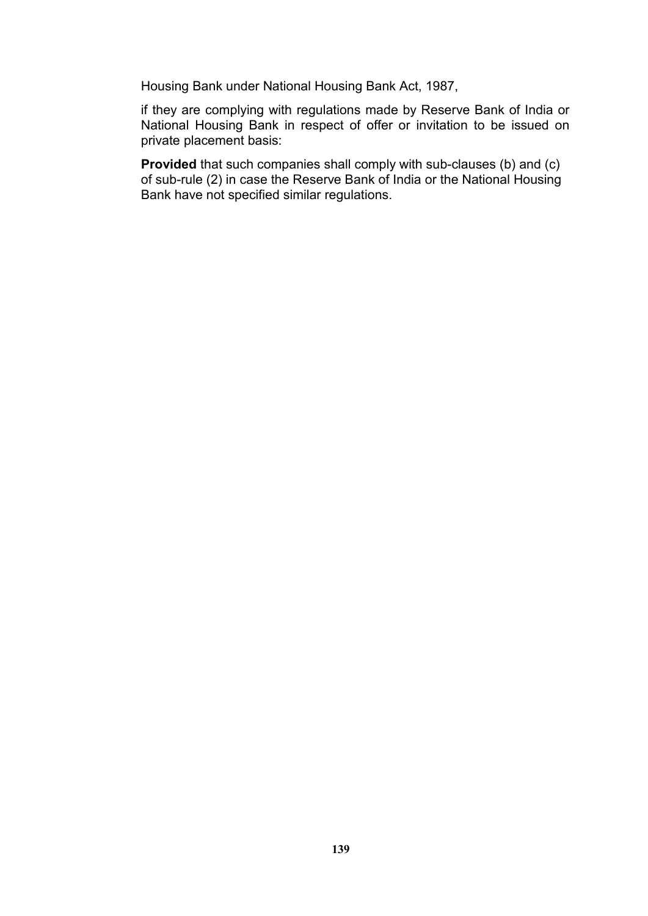Housing Bank under National Housing Bank Act, 1987,

if they are complying with regulations made by Reserve Bank of India or National Housing Bank in respect of offer or invitation to be issued on private placement basis:

**Provided** that such companies shall comply with sub-clauses (b) and (c) of sub-rule (2) in case the Reserve Bank of India or the National Housing Bank have not specified similar regulations.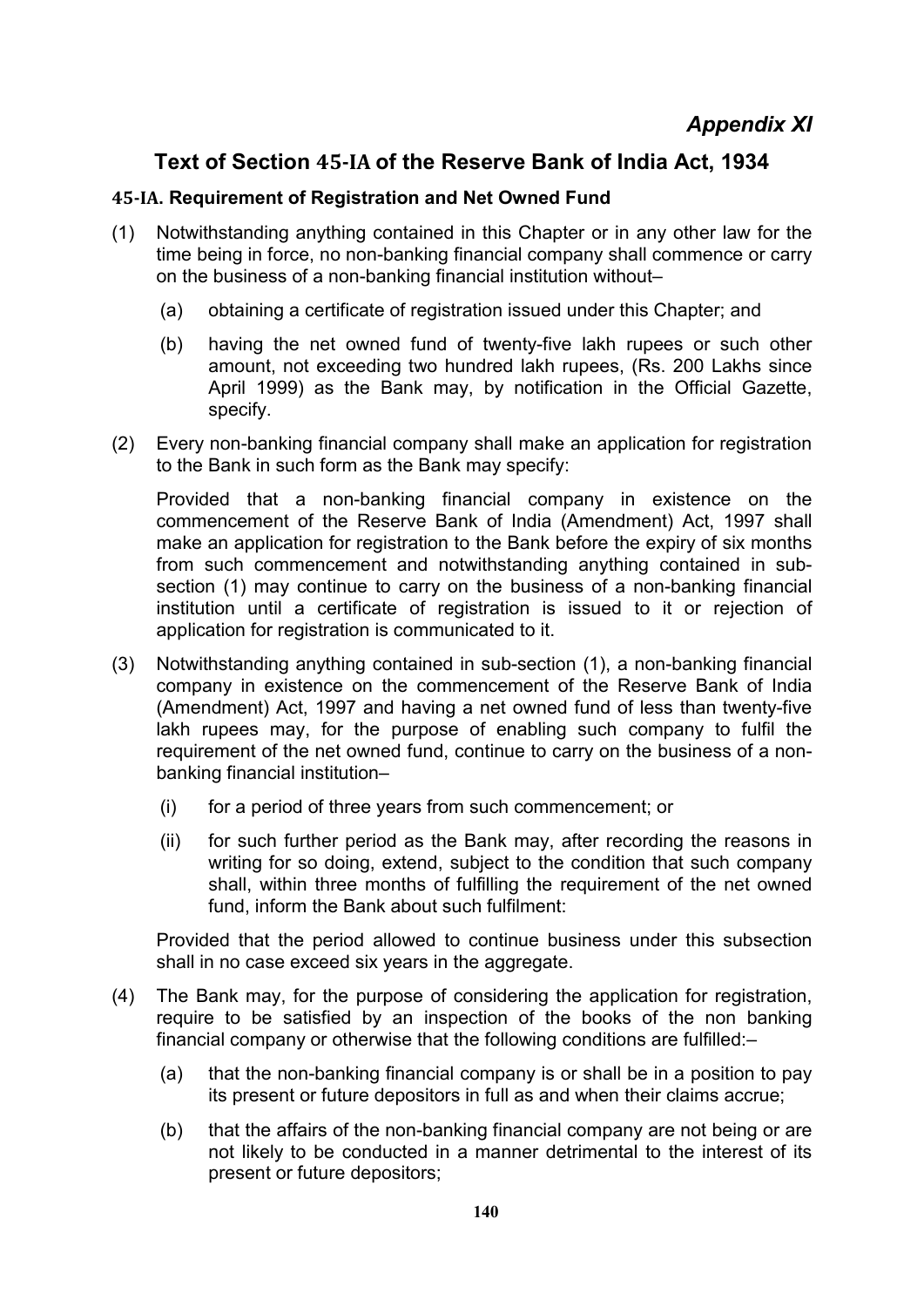*Appendix XI*

# Text of Section 45-IA of the Reserve Bank of India Act, 1934

## 45-IA. Requirement of Registration and Net Owned Fund

(1) Notwithstanding anything contained in this Chapter or in any other law for the time being in force, no non-banking financial company shall commence or carry on the business of a non-banking financial institution without–

  (a) obtaining a certificate of registration issued under this Chapter; and

  (b) having the net owned fund of twenty-five lakh rupees or such other amount, not exceeding two hundred lakh rupees, (Rs. 200 Lakhs since April 1999) as the Bank may, by notification in the Official Gazette, specify.

(2) Every non-banking financial company shall make an application for registration to the Bank in such form as the Bank may specify:

Provided that a non-banking financial company in existence on the commencement of the Reserve Bank of India (Amendment) Act, 1997 shall make an application for registration to the Bank before the expiry of six months from such commencement and notwithstanding anything contained in sub-section (1) may continue to carry on the business of a non-banking financial institution until a certificate of registration is issued to it or rejection of application for registration is communicated to it.

(3) Notwithstanding anything contained in sub-section (1), a non-banking financial company in existence on the commencement of the Reserve Bank of India (Amendment) Act, 1997 and having a net owned fund of less than twenty-five lakh rupees may, for the purpose of enabling such company to fulfil the requirement of the net owned fund, continue to carry on the business of a non-banking financial institution–

  (i) for a period of three years from such commencement; or

  (ii) for such further period as the Bank may, after recording the reasons in writing for so doing, extend, subject to the condition that such company shall, within three months of fulfilling the requirement of the net owned fund, inform the Bank about such fulfilment:

Provided that the period allowed to continue business under this subsection shall in no case exceed six years in the aggregate.

(4) The Bank may, for the purpose of considering the application for registration, require to be satisfied by an inspection of the books of the non banking financial company or otherwise that the following conditions are fulfilled:–

  (a) that the non-banking financial company is or shall be in a position to pay its present or future depositors in full as and when their claims accrue;

  (b) that the affairs of the non-banking financial company are not being or are not likely to be conducted in a manner detrimental to the interest of its present or future depositors;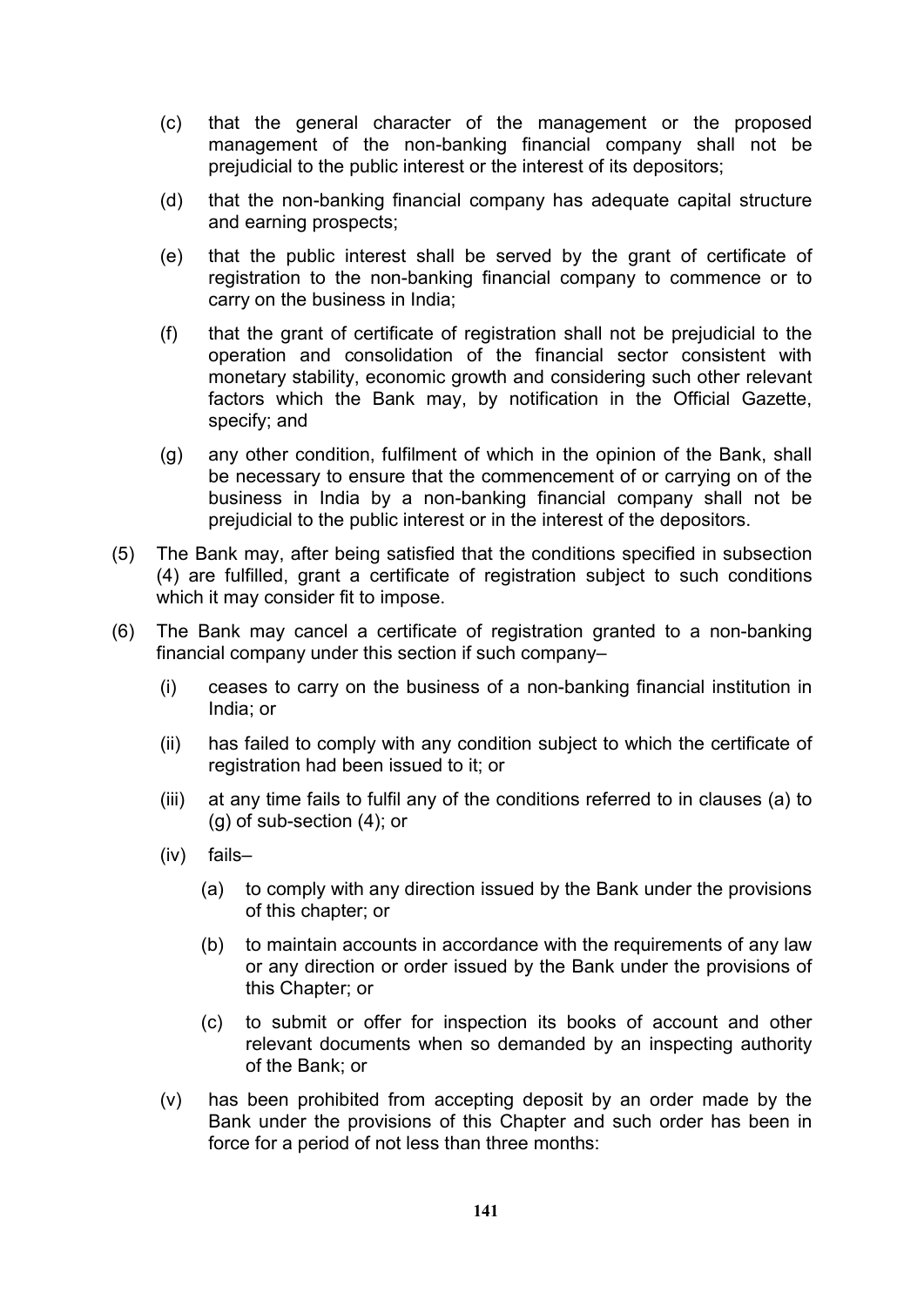(c) that the general character of the management or the proposed management of the non-banking financial company shall not be prejudicial to the public interest or the interest of its depositors;

(d) that the non-banking financial company has adequate capital structure and earning prospects;

(e) that the public interest shall be served by the grant of certificate of registration to the non-banking financial company to commence or to carry on the business in India;

(f) that the grant of certificate of registration shall not be prejudicial to the operation and consolidation of the financial sector consistent with monetary stability, economic growth and considering such other relevant factors which the Bank may, by notification in the Official Gazette, specify; and

(g) any other condition, fulfilment of which in the opinion of the Bank, shall be necessary to ensure that the commencement of or carrying on of the business in India by a non-banking financial company shall not be prejudicial to the public interest or in the interest of the depositors.

(5) The Bank may, after being satisfied that the conditions specified in subsection (4) are fulfilled, grant a certificate of registration subject to such conditions which it may consider fit to impose.

(6) The Bank may cancel a certificate of registration granted to a non-banking financial company under this section if such company–

   (i) ceases to carry on the business of a non-banking financial institution in India; or

   (ii) has failed to comply with any condition subject to which the certificate of registration had been issued to it; or

   (iii) at any time fails to fulfil any of the conditions referred to in clauses (a) to (g) of sub-section (4); or

   (iv) fails–

      (a) to comply with any direction issued by the Bank under the provisions of this chapter; or

      (b) to maintain accounts in accordance with the requirements of any law or any direction or order issued by the Bank under the provisions of this Chapter; or

      (c) to submit or offer for inspection its books of account and other relevant documents when so demanded by an inspecting authority of the Bank; or

   (v) has been prohibited from accepting deposit by an order made by the Bank under the provisions of this Chapter and such order has been in force for a period of not less than three months: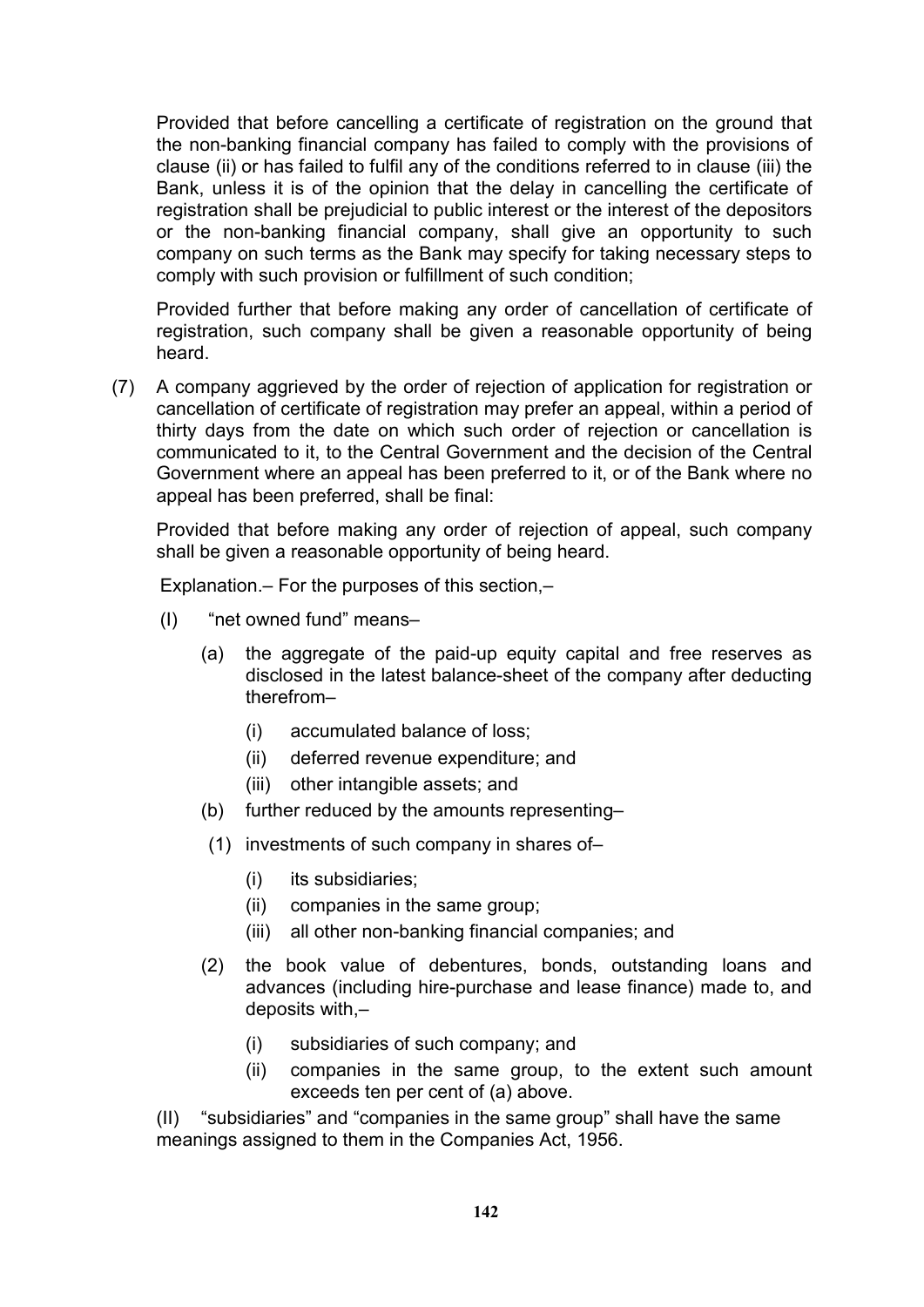Provided that before cancelling a certificate of registration on the ground that the non-banking financial company has failed to comply with the provisions of clause (ii) or has failed to fulfil any of the conditions referred to in clause (iii) the Bank, unless it is of the opinion that the delay in cancelling the certificate of registration shall be prejudicial to public interest or the interest of the depositors or the non-banking financial company, shall give an opportunity to such company on such terms as the Bank may specify for taking necessary steps to comply with such provision or fulfillment of such condition;

Provided further that before making any order of cancellation of certificate of registration, such company shall be given a reasonable opportunity of being heard.

(7) A company aggrieved by the order of rejection of application for registration or cancellation of certificate of registration may prefer an appeal, within a period of thirty days from the date on which such order of rejection or cancellation is communicated to it, to the Central Government and the decision of the Central Government where an appeal has been preferred to it, or of the Bank where no appeal has been preferred, shall be final:

Provided that before making any order of rejection of appeal, such company shall be given a reasonable opportunity of being heard.

Explanation.– For the purposes of this section,–

(I) "net owned fund" means–

(a) the aggregate of the paid-up equity capital and free reserves as disclosed in the latest balance-sheet of the company after deducting therefrom–

(i) accumulated balance of loss;

(ii) deferred revenue expenditure; and

(iii) other intangible assets; and

(b) further reduced by the amounts representing–

(1) investments of such company in shares of–

(i) its subsidiaries;

(ii) companies in the same group;

(iii) all other non-banking financial companies; and

(2) the book value of debentures, bonds, outstanding loans and advances (including hire-purchase and lease finance) made to, and deposits with,–

(i) subsidiaries of such company; and

(ii) companies in the same group, to the extent such amount exceeds ten per cent of (a) above.

(II) "subsidiaries" and "companies in the same group" shall have the same meanings assigned to them in the Companies Act, 1956.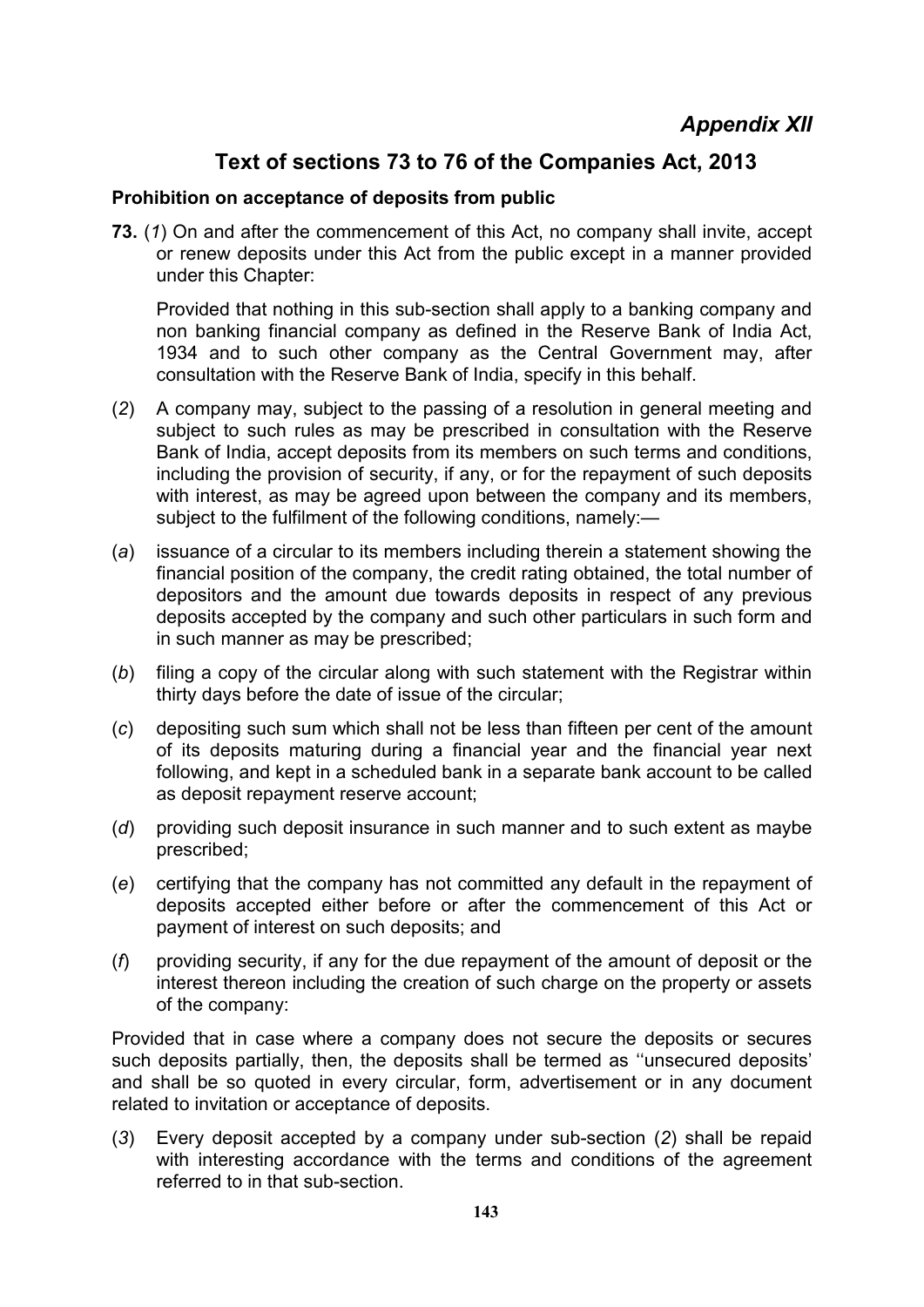*Appendix XII*

# Text of sections 73 to 76 of the Companies Act, 2013

### Prohibition on acceptance of deposits from public

**73.** (*1*) On and after the commencement of this Act, no company shall invite, accept or renew deposits under this Act from the public except in a manner provided under this Chapter:

Provided that nothing in this sub-section shall apply to a banking company and non banking financial company as defined in the Reserve Bank of India Act, 1934 and to such other company as the Central Government may, after consultation with the Reserve Bank of India, specify in this behalf.

(*2*) A company may, subject to the passing of a resolution in general meeting and subject to such rules as may be prescribed in consultation with the Reserve Bank of India, accept deposits from its members on such terms and conditions, including the provision of security, if any, or for the repayment of such deposits with interest, as may be agreed upon between the company and its members, subject to the fulfilment of the following conditions, namely:—

(*a*) issuance of a circular to its members including therein a statement showing the financial position of the company, the credit rating obtained, the total number of depositors and the amount due towards deposits in respect of any previous deposits accepted by the company and such other particulars in such form and in such manner as may be prescribed;

(*b*) filing a copy of the circular along with such statement with the Registrar within thirty days before the date of issue of the circular;

(*c*) depositing such sum which shall not be less than fifteen per cent of the amount of its deposits maturing during a financial year and the financial year next following, and kept in a scheduled bank in a separate bank account to be called as deposit repayment reserve account;

(*d*) providing such deposit insurance in such manner and to such extent as maybe prescribed;

(*e*) certifying that the company has not committed any default in the repayment of deposits accepted either before or after the commencement of this Act or payment of interest on such deposits; and

(*f*) providing security, if any for the due repayment of the amount of deposit or the interest thereon including the creation of such charge on the property or assets of the company:

Provided that in case where a company does not secure the deposits or secures such deposits partially, then, the deposits shall be termed as ''unsecured deposits' and shall be so quoted in every circular, form, advertisement or in any document related to invitation or acceptance of deposits.

(*3*) Every deposit accepted by a company under sub-section (*2*) shall be repaid with interestin accordance with the terms and conditions of the agreement referred to in that sub-section.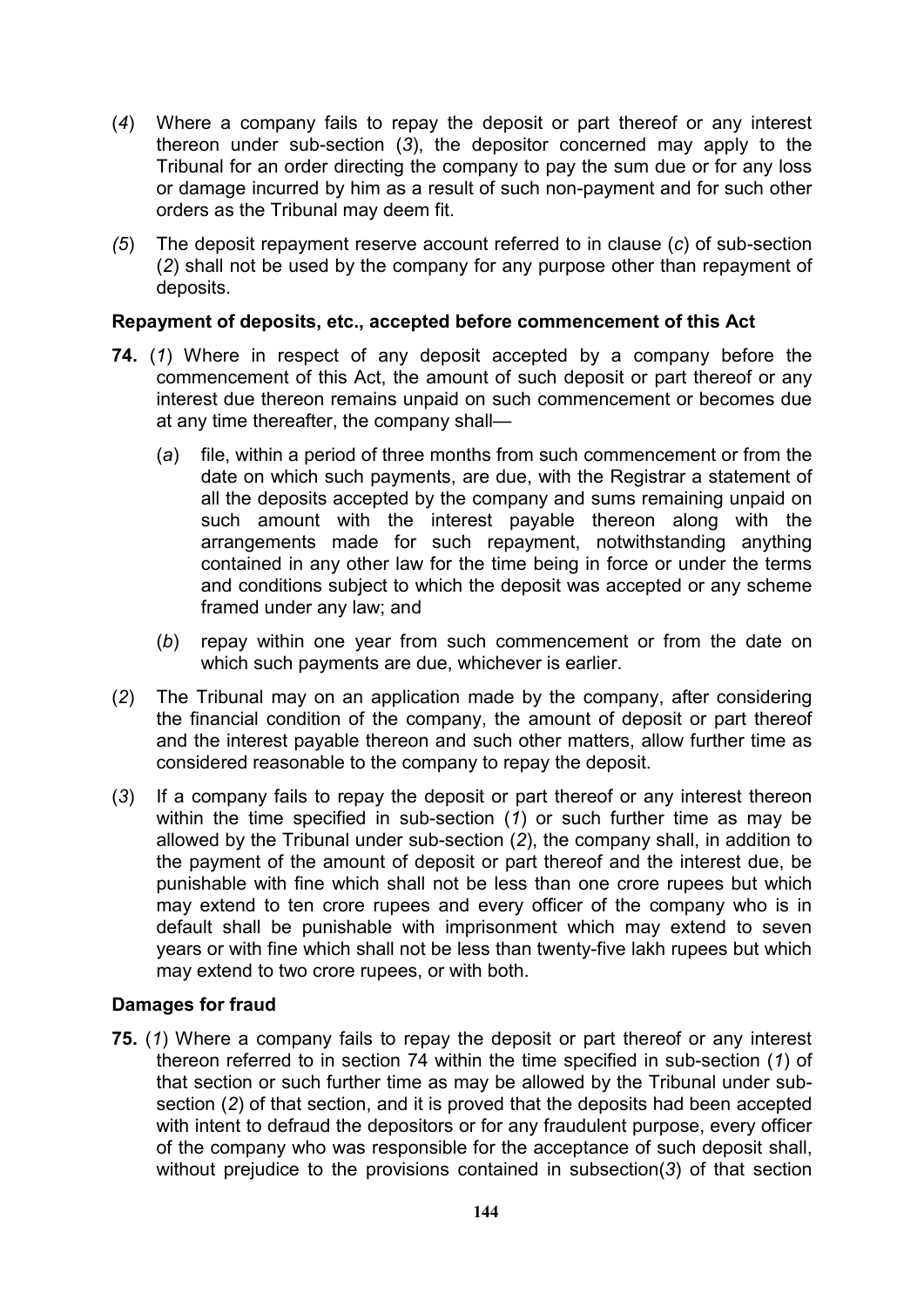(*4*) Where a company fails to repay the deposit or part thereof or any interest thereon under sub-section (*3*), the depositor concerned may apply to the Tribunal for an order directing the company to pay the sum due or for any loss or damage incurred by him as a result of such non-payment and for such other orders as the Tribunal may deem fit.

*(5*) The deposit repayment reserve account referred to in clause (*c*) of sub-section (*2*) shall not be used by the company for any purpose other than repayment of deposits.

**Repayment of deposits, etc., accepted before commencement of this Act**

**74.** (*1*) Where in respect of any deposit accepted by a company before the commencement of this Act, the amount of such deposit or part thereof or any interest due thereon remains unpaid on such commencement or becomes due at any time thereafter, the company shall—

(*a*) file, within a period of three months from such commencement or from the date on which such payments, are due, with the Registrar a statement of all the deposits accepted by the company and sums remaining unpaid on such amount with the interest payable thereon along with the arrangements made for such repayment, notwithstanding anything contained in any other law for the time being in force or under the terms and conditions subject to which the deposit was accepted or any scheme framed under any law; and

(*b*) repay within one year from such commencement or from the date on which such payments are due, whichever is earlier.

(*2*) The Tribunal may on an application made by the company, after considering the financial condition of the company, the amount of deposit or part thereof and the interest payable thereon and such other matters, allow further time as considered reasonable to the company to repay the deposit.

(*3*) If a company fails to repay the deposit or part thereof or any interest thereon within the time specified in sub-section (*1*) or such further time as may be allowed by the Tribunal under sub-section (*2*), the company shall, in addition to the payment of the amount of deposit or part thereof and the interest due, be punishable with fine which shall not be less than one crore rupees but which may extend to ten crore rupees and every officer of the company who is in default shall be punishable with imprisonment which may extend to seven years or with fine which shall not be less than twenty-five lakh rupees but which may extend to two crore rupees, or with both.

**Damages for fraud**

**75.** (*1*) Where a company fails to repay the deposit or part thereof or any interest thereon referred to in section 74 within the time specified in sub-section (*1*) of that section or such further time as may be allowed by the Tribunal under sub-section (*2*) of that section, and it is proved that the deposits had been accepted with intent to defraud the depositors or for any fraudulent purpose, every officer of the company who was responsible for the acceptance of such deposit shall, without prejudice to the provisions contained in subsection(*3*) of that section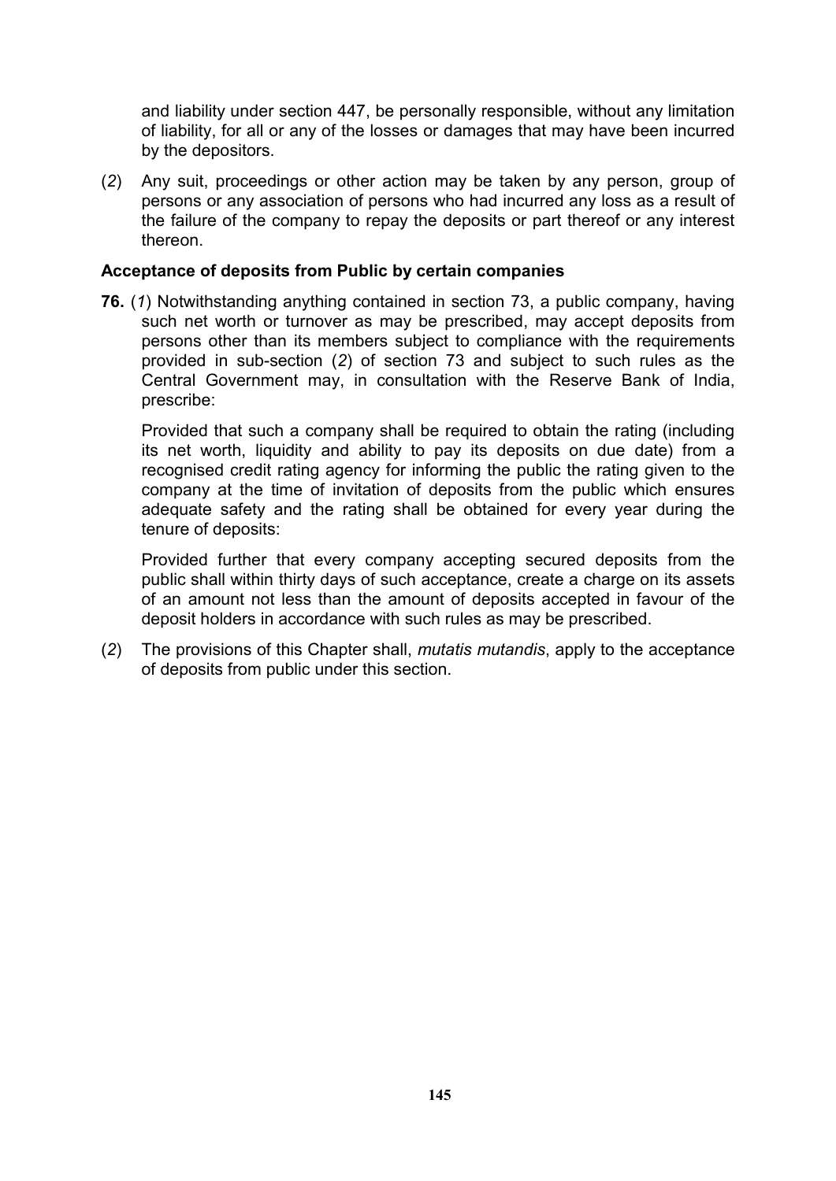and liability under section 447, be personally responsible, without any limitation of liability, for all or any of the losses or damages that may have been incurred by the depositors.

(*2*) Any suit, proceedings or other action may be taken by any person, group of persons or any association of persons who had incurred any loss as a result of the failure of the company to repay the deposits or part thereof or any interest thereon.

**Acceptance of deposits from Public by certain companies**

**76.** (*1*) Notwithstanding anything contained in section 73, a public company, having such net worth or turnover as may be prescribed, may accept deposits from persons other than its members subject to compliance with the requirements provided in sub-section (*2*) of section 73 and subject to such rules as the Central Government may, in consultation with the Reserve Bank of India, prescribe:

Provided that such a company shall be required to obtain the rating (including its net worth, liquidity and ability to pay its deposits on due date) from a recognised credit rating agency for informing the public the rating given to the company at the time of invitation of deposits from the public which ensures adequate safety and the rating shall be obtained for every year during the tenure of deposits:

Provided further that every company accepting secured deposits from the public shall within thirty days of such acceptance, create a charge on its assets of an amount not less than the amount of deposits accepted in favour of the deposit holders in accordance with such rules as may be prescribed.

(*2*) The provisions of this Chapter shall, *mutatis mutandis*, apply to the acceptance of deposits from public under this section.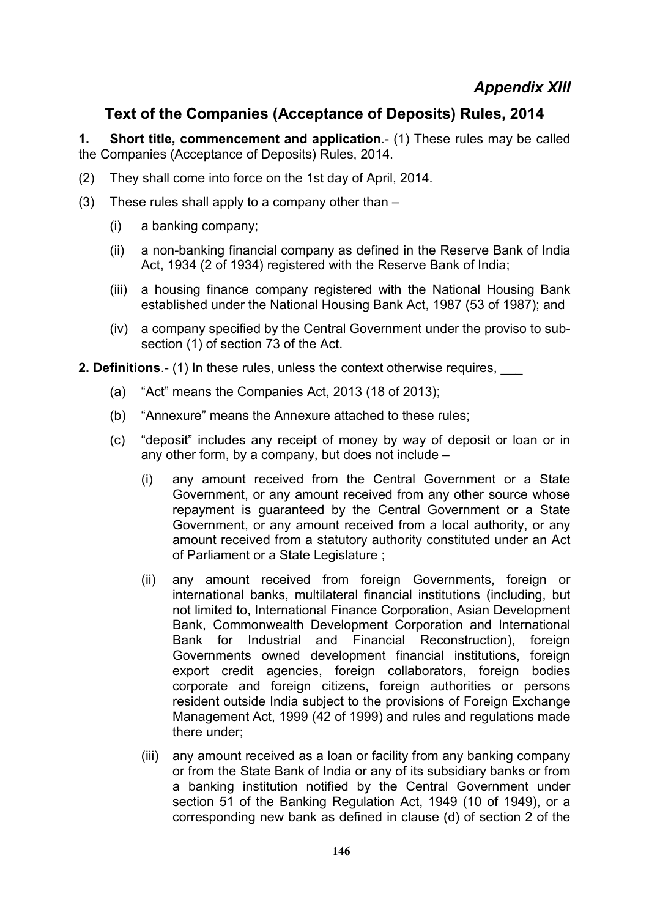*Appendix XIII*

## Text of the Companies (Acceptance of Deposits) Rules, 2014

**1. Short title, commencement and application**.- (1) These rules may be called the Companies (Acceptance of Deposits) Rules, 2014.

(2) They shall come into force on the 1st day of April, 2014.

(3) These rules shall apply to a company other than –

- (i) a banking company;
- (ii) a non-banking financial company as defined in the Reserve Bank of India Act, 1934 (2 of 1934) registered with the Reserve Bank of India;
- (iii) a housing finance company registered with the National Housing Bank established under the National Housing Bank Act, 1987 (53 of 1987); and
- (iv) a company specified by the Central Government under the proviso to sub-section (1) of section 73 of the Act.

**2. Definitions**.- (1) In these rules, unless the context otherwise requires, ___

- (a) “Act” means the Companies Act, 2013 (18 of 2013);
- (b) “Annexure” means the Annexure attached to these rules;
- (c) “deposit” includes any receipt of money by way of deposit or loan or in any other form, by a company, but does not include –
  - (i) any amount received from the Central Government or a State Government, or any amount received from any other source whose repayment is guaranteed by the Central Government or a State Government, or any amount received from a local authority, or any amount received from a statutory authority constituted under an Act of Parliament or a State Legislature ;
  - (ii) any amount received from foreign Governments, foreign or international banks, multilateral financial institutions (including, but not limited to, International Finance Corporation, Asian Development Bank, Commonwealth Development Corporation and International Bank for Industrial and Financial Reconstruction), foreign Governments owned development financial institutions, foreign export credit agencies, foreign collaborators, foreign bodies corporate and foreign citizens, foreign authorities or persons resident outside India subject to the provisions of Foreign Exchange Management Act, 1999 (42 of 1999) and rules and regulations made there under;
  - (iii) any amount received as a loan or facility from any banking company or from the State Bank of India or any of its subsidiary banks or from a banking institution notified by the Central Government under section 51 of the Banking Regulation Act, 1949 (10 of 1949), or a corresponding new bank as defined in clause (d) of section 2 of the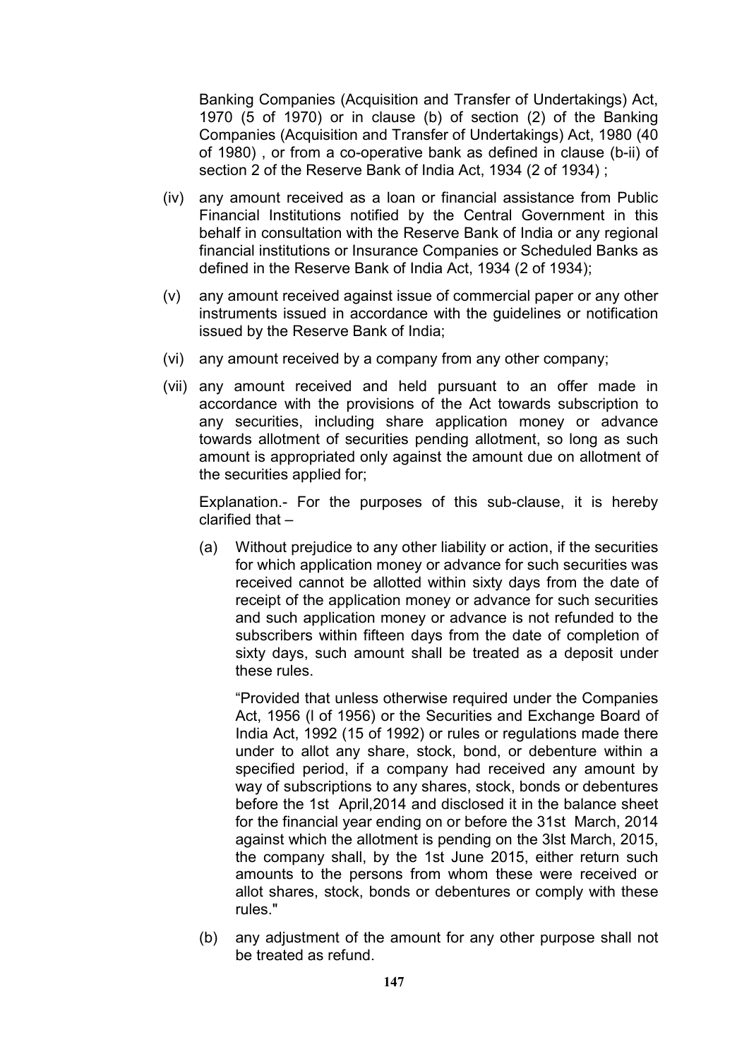Banking Companies (Acquisition and Transfer of Undertakings) Act, 1970 (5 of 1970) or in clause (b) of section (2) of the Banking Companies (Acquisition and Transfer of Undertakings) Act, 1980 (40 of 1980) , or from a co-operative bank as defined in clause (b-ii) of section 2 of the Reserve Bank of India Act, 1934 (2 of 1934) ;

(iv) any amount received as a loan or financial assistance from Public Financial Institutions notified by the Central Government in this behalf in consultation with the Reserve Bank of India or any regional financial institutions or Insurance Companies or Scheduled Banks as defined in the Reserve Bank of India Act, 1934 (2 of 1934);

(v) any amount received against issue of commercial paper or any other instruments issued in accordance with the guidelines or notification issued by the Reserve Bank of India;

(vi) any amount received by a company from any other company;

(vii) any amount received and held pursuant to an offer made in accordance with the provisions of the Act towards subscription to any securities, including share application money or advance towards allotment of securities pending allotment, so long as such amount is appropriated only against the amount due on allotment of the securities applied for;

Explanation.- For the purposes of this sub-clause, it is hereby clarified that –

(a) Without prejudice to any other liability or action, if the securities for which application money or advance for such securities was received cannot be allotted within sixty days from the date of receipt of the application money or advance for such securities and such application money or advance is not refunded to the subscribers within fifteen days from the date of completion of sixty days, such amount shall be treated as a deposit under these rules.

"Provided that unless otherwise required under the Companies Act, 1956 (I of 1956) or the Securities and Exchange Board of India Act, 1992 (15 of 1992) or rules or regulations made there under to allot any share, stock, bond, or debenture within a specified period, if a company had received any amount by way of subscriptions to any shares, stock, bonds or debentures before the 1st April,2014 and disclosed it in the balance sheet for the financial year ending on or before the 31st March, 2014 against which the allotment is pending on the 3lst March, 2015, the company shall, by the 1st June 2015, either return such amounts to the persons from whom these were received or allot shares, stock, bonds or debentures or comply with these rules."

(b) any adjustment of the amount for any other purpose shall not be treated as refund.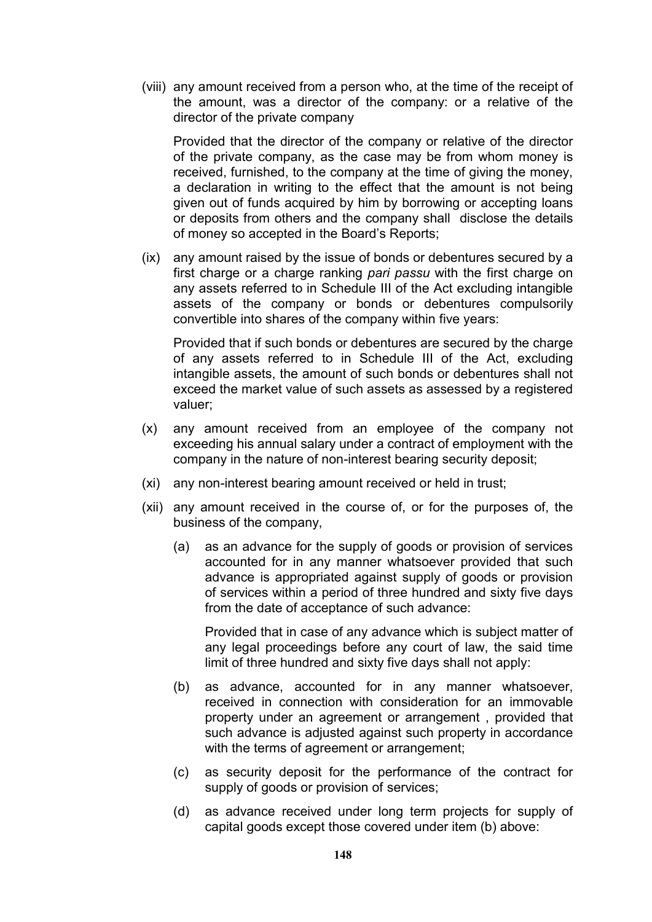(viii) any amount received from a person who, at the time of the receipt of the amount, was a director of the company: or a relative of the director of the private company

Provided that the director of the company or relative of the director of the private company, as the case may be from whom money is received, furnished, to the company at the time of giving the money, a declaration in writing to the effect that the amount is not being given out of funds acquired by him by borrowing or accepting loans or deposits from others and the company shall disclose the details of money so accepted in the Board's Reports;

(ix) any amount raised by the issue of bonds or debentures secured by a first charge or a charge ranking *pari passu* with the first charge on any assets referred to in Schedule III of the Act excluding intangible assets of the company or bonds or debentures compulsorily convertible into shares of the company within five years:

Provided that if such bonds or debentures are secured by the charge of any assets referred to in Schedule III of the Act, excluding intangible assets, the amount of such bonds or debentures shall not exceed the market value of such assets as assessed by a registered valuer;

(x) any amount received from an employee of the company not exceeding his annual salary under a contract of employment with the company in the nature of non-interest bearing security deposit;

(xi) any non-interest bearing amount received or held in trust;

(xii) any amount received in the course of, or for the purposes of, the business of the company,

(a) as an advance for the supply of goods or provision of services accounted for in any manner whatsoever provided that such advance is appropriated against supply of goods or provision of services within a period of three hundred and sixty five days from the date of acceptance of such advance:

Provided that in case of any advance which is subject matter of any legal proceedings before any court of law, the said time limit of three hundred and sixty five days shall not apply:

(b) as advance, accounted for in any manner whatsoever, received in connection with consideration for an immovable property under an agreement or arrangement , provided that such advance is adjusted against such property in accordance with the terms of agreement or arrangement;

(c) as security deposit for the performance of the contract for supply of goods or provision of services;

(d) as advance received under long term projects for supply of capital goods except those covered under item (b) above: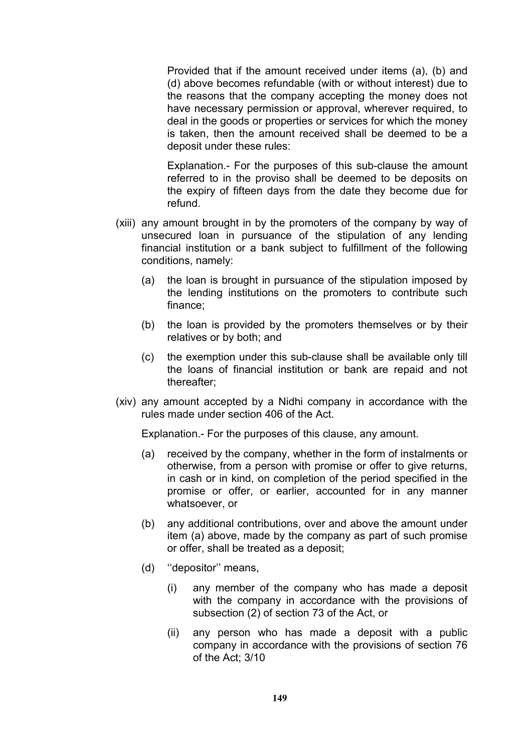Provided that if the amount received under items (a), (b) and (d) above becomes refundable (with or without interest) due to the reasons that the company accepting the money does not have necessary permission or approval, wherever required, to deal in the goods or properties or services for which the money is taken, then the amount received shall be deemed to be a deposit under these rules:

Explanation.- For the purposes of this sub-clause the amount referred to in the proviso shall be deemed to be deposits on the expiry of fifteen days from the date they become due for refund.

(xiii) any amount brought in by the promoters of the company by way of unsecured loan in pursuance of the stipulation of any lending financial institution or a bank subject to fulfillment of the following conditions, namely:

- (a) the loan is brought in pursuance of the stipulation imposed by the lending institutions on the promoters to contribute such finance;
- (b) the loan is provided by the promoters themselves or by their relatives or by both; and
- (c) the exemption under this sub-clause shall be available only till the loans of financial institution or bank are repaid and not thereafter;

(xiv) any amount accepted by a Nidhi company in accordance with the rules made under section 406 of the Act.

Explanation.- For the purposes of this clause, any amount.

- (a) received by the company, whether in the form of instalments or otherwise, from a person with promise or offer to give returns, in cash or in kind, on completion of the period specified in the promise or offer, or earlier, accounted for in any manner whatsoever, or
- (b) any additional contributions, over and above the amount under item (a) above, made by the company as part of such promise or offer, shall be treated as a deposit;
- (d) ''depositor'' means,
  - (i) any member of the company who has made a deposit with the company in accordance with the provisions of subsection (2) of section 73 of the Act, or
  - (ii) any person who has made a deposit with a public company in accordance with the provisions of section 76 of the Act; 3/10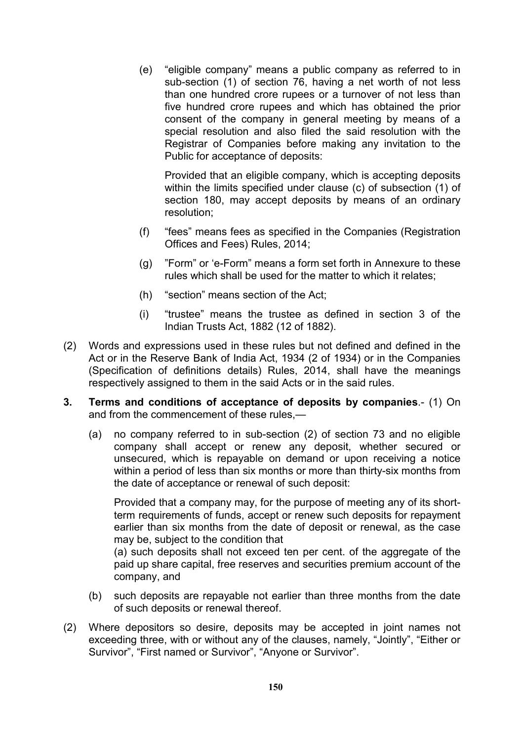(e) "eligible company" means a public company as referred to in sub-section (1) of section 76, having a net worth of not less than one hundred crore rupees or a turnover of not less than five hundred crore rupees and which has obtained the prior consent of the company in general meeting by means of a special resolution and also filed the said resolution with the Registrar of Companies before making any invitation to the Public for acceptance of deposits:

Provided that an eligible company, which is accepting deposits within the limits specified under clause (c) of subsection (1) of section 180, may accept deposits by means of an ordinary resolution;

(f) "fees" means fees as specified in the Companies (Registration Offices and Fees) Rules, 2014;

(g) "Form" or 'e-Form" means a form set forth in Annexure to these rules which shall be used for the matter to which it relates;

(h) "section" means section of the Act;

(i) "trustee" means the trustee as defined in section 3 of the Indian Trusts Act, 1882 (12 of 1882).

(2) Words and expressions used in these rules but not defined and defined in the Act or in the Reserve Bank of India Act, 1934 (2 of 1934) or in the Companies (Specification of definitions details) Rules, 2014, shall have the meanings respectively assigned to them in the said Acts or in the said rules.

**3. Terms and conditions of acceptance of deposits by companies**.- (1) On and from the commencement of these rules,—

(a) no company referred to in sub-section (2) of section 73 and no eligible company shall accept or renew any deposit, whether secured or unsecured, which is repayable on demand or upon receiving a notice within a period of less than six months or more than thirty-six months from the date of acceptance or renewal of such deposit:

Provided that a company may, for the purpose of meeting any of its short-term requirements of funds, accept or renew such deposits for repayment earlier than six months from the date of deposit or renewal, as the case may be, subject to the condition that

(a) such deposits shall not exceed ten per cent. of the aggregate of the paid up share capital, free reserves and securities premium account of the company, and

(b) such deposits are repayable not earlier than three months from the date of such deposits or renewal thereof.

(2) Where depositors so desire, deposits may be accepted in joint names not exceeding three, with or without any of the clauses, namely, "Jointly", "Either or Survivor", "First named or Survivor", "Anyone or Survivor".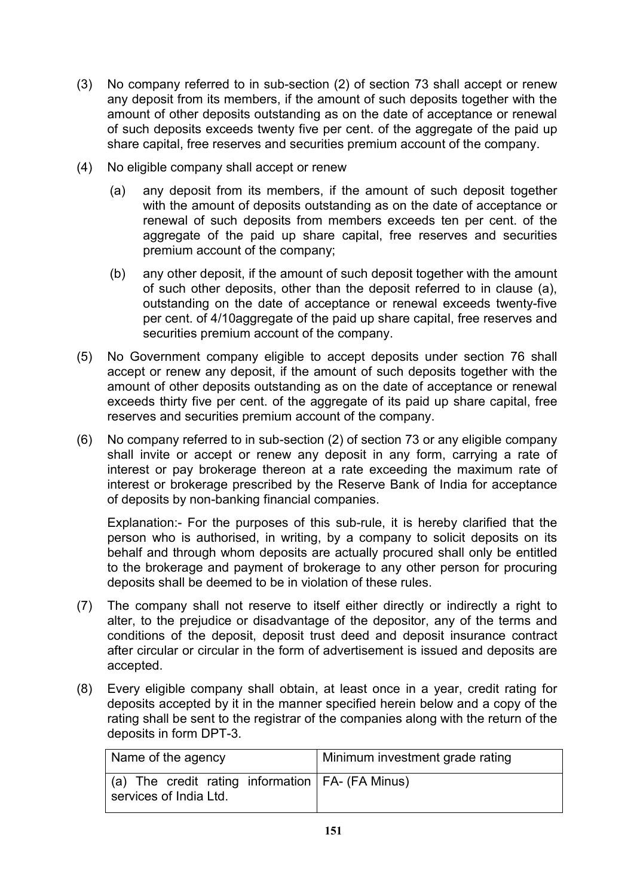(3) No company referred to in sub-section (2) of section 73 shall accept or renew any deposit from its members, if the amount of such deposits together with the amount of other deposits outstanding as on the date of acceptance or renewal of such deposits exceeds twenty five per cent. of the aggregate of the paid up share capital, free reserves and securities premium account of the company.

(4) No eligible company shall accept or renew

   (a) any deposit from its members, if the amount of such deposit together with the amount of deposits outstanding as on the date of acceptance or renewal of such deposits from members exceeds ten per cent. of the aggregate of the paid up share capital, free reserves and securities premium account of the company;

   (b) any other deposit, if the amount of such deposit together with the amount of such other deposits, other than the deposit referred to in clause (a), outstanding on the date of acceptance or renewal exceeds twenty-five per cent. of 4/10aggregate of the paid up share capital, free reserves and securities premium account of the company.

(5) No Government company eligible to accept deposits under section 76 shall accept or renew any deposit, if the amount of such deposits together with the amount of other deposits outstanding as on the date of acceptance or renewal exceeds thirty five per cent. of the aggregate of its paid up share capital, free reserves and securities premium account of the company.

(6) No company referred to in sub-section (2) of section 73 or any eligible company shall invite or accept or renew any deposit in any form, carrying a rate of interest or pay brokerage thereon at a rate exceeding the maximum rate of interest or brokerage prescribed by the Reserve Bank of India for acceptance of deposits by non-banking financial companies.

   Explanation:- For the purposes of this sub-rule, it is hereby clarified that the person who is authorised, in writing, by a company to solicit deposits on its behalf and through whom deposits are actually procured shall only be entitled to the brokerage and payment of brokerage to any other person for procuring deposits shall be deemed to be in violation of these rules.

(7) The company shall not reserve to itself either directly or indirectly a right to alter, to the prejudice or disadvantage of the depositor, any of the terms and conditions of the deposit, deposit trust deed and deposit insurance contract after circular or circular in the form of advertisement is issued and deposits are accepted.

(8) Every eligible company shall obtain, at least once in a year, credit rating for deposits accepted by it in the manner specified herein below and a copy of the rating shall be sent to the registrar of the companies along with the return of the deposits in form DPT-3.

| Name of the agency | Minimum investment grade rating |
|---|---|
| (a) The credit rating information services of India Ltd. | FA- (FA Minus) |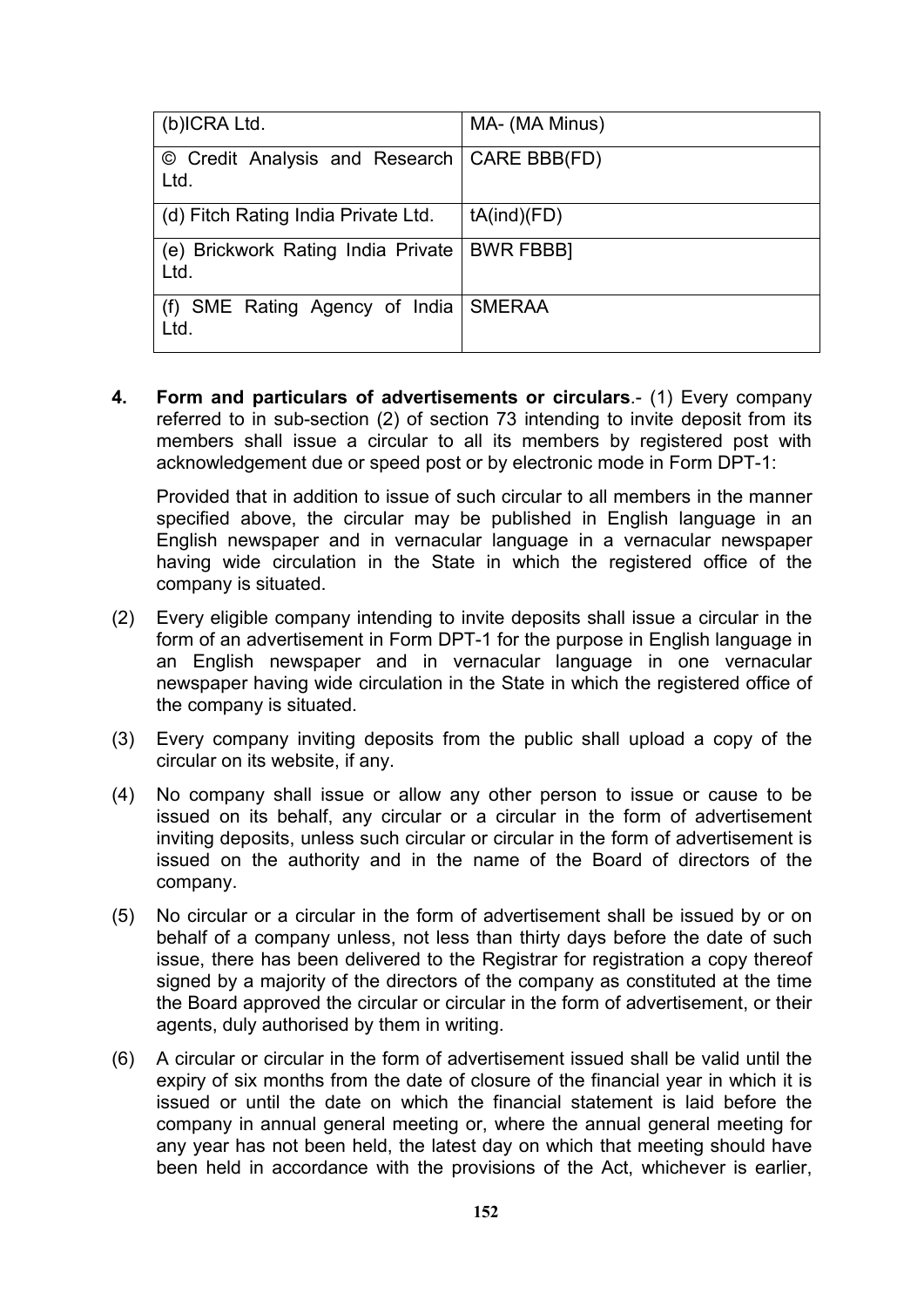| (b)ICRA Ltd. | MA- (MA Minus) |
|---|---|
| © Credit Analysis and Research Ltd. | CARE BBB(FD) |
| (d) Fitch Rating India Private Ltd. | tA(ind)(FD) |
| (e) Brickwork Rating India Private Ltd. | BWR FBBB] |
| (f) SME Rating Agency of India Ltd. | SMERAA |

**4. Form and particulars of advertisements or circulars**.- (1) Every company referred to in sub-section (2) of section 73 intending to invite deposit from its members shall issue a circular to all its members by registered post with acknowledgement due or speed post or by electronic mode in Form DPT-1:

Provided that in addition to issue of such circular to all members in the manner specified above, the circular may be published in English language in an English newspaper and in vernacular language in a vernacular newspaper having wide circulation in the State in which the registered office of the company is situated.

(2) Every eligible company intending to invite deposits shall issue a circular in the form of an advertisement in Form DPT-1 for the purpose in English language in an English newspaper and in vernacular language in one vernacular newspaper having wide circulation in the State in which the registered office of the company is situated.

(3) Every company inviting deposits from the public shall upload a copy of the circular on its website, if any.

(4) No company shall issue or allow any other person to issue or cause to be issued on its behalf, any circular or a circular in the form of advertisement inviting deposits, unless such circular or circular in the form of advertisement is issued on the authority and in the name of the Board of directors of the company.

(5) No circular or a circular in the form of advertisement shall be issued by or on behalf of a company unless, not less than thirty days before the date of such issue, there has been delivered to the Registrar for registration a copy thereof signed by a majority of the directors of the company as constituted at the time the Board approved the circular or circular in the form of advertisement, or their agents, duly authorised by them in writing.

(6) A circular or circular in the form of advertisement issued shall be valid until the expiry of six months from the date of closure of the financial year in which it is issued or until the date on which the financial statement is laid before the company in annual general meeting or, where the annual general meeting for any year has not been held, the latest day on which that meeting should have been held in accordance with the provisions of the Act, whichever is earlier,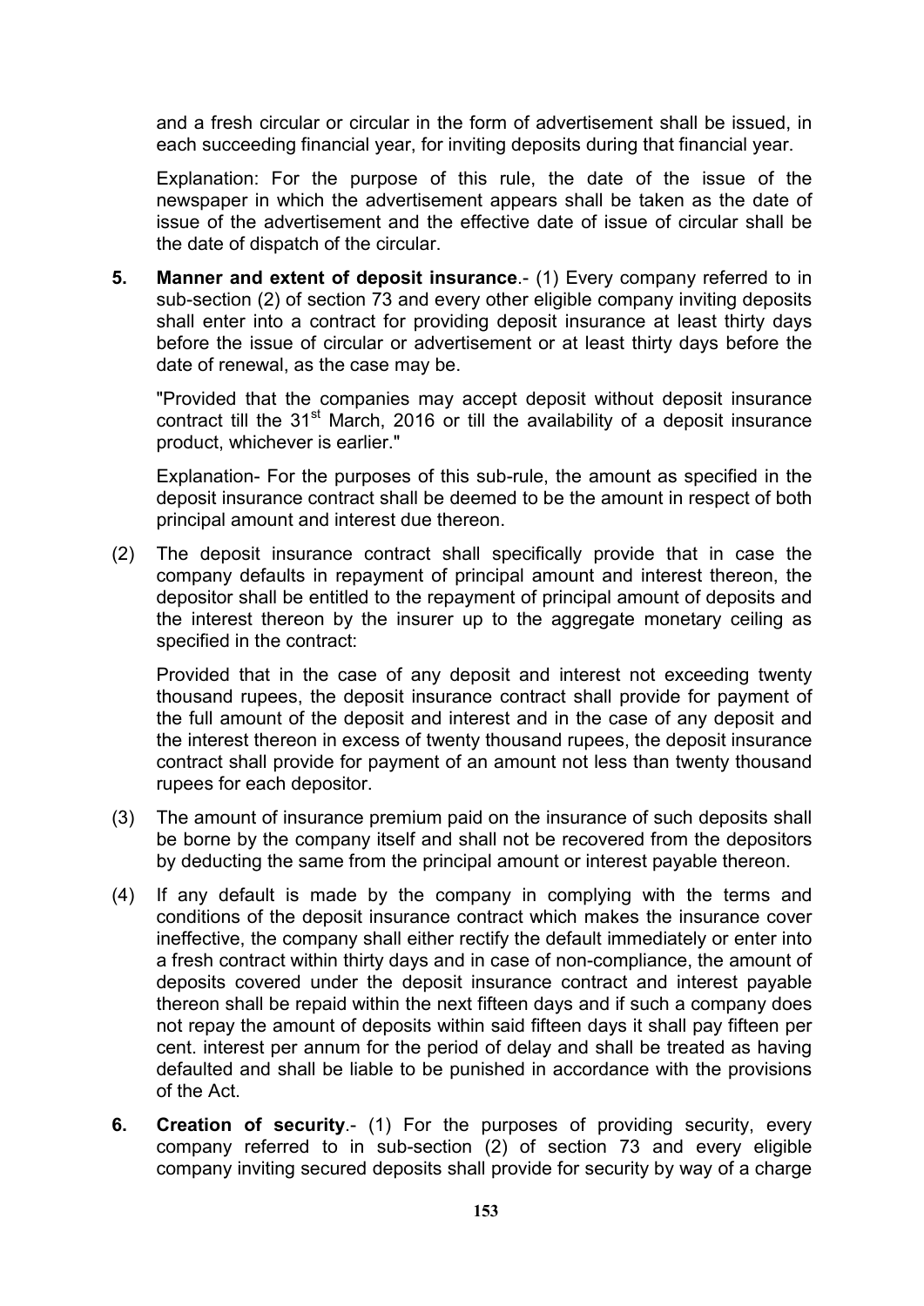and a fresh circular or circular in the form of advertisement shall be issued, in each succeeding financial year, for inviting deposits during that financial year.

Explanation: For the purpose of this rule, the date of the issue of the newspaper in which the advertisement appears shall be taken as the date of issue of the advertisement and the effective date of issue of circular shall be the date of dispatch of the circular.

**5. Manner and extent of deposit insurance**.- (1) Every company referred to in sub-section (2) of section 73 and every other eligible company inviting deposits shall enter into a contract for providing deposit insurance at least thirty days before the issue of circular or advertisement or at least thirty days before the date of renewal, as the case may be.

"Provided that the companies may accept deposit without deposit insurance contract till the 31st March, 2016 or till the availability of a deposit insurance product, whichever is earlier."

Explanation- For the purposes of this sub-rule, the amount as specified in the deposit insurance contract shall be deemed to be the amount in respect of both principal amount and interest due thereon.

(2) The deposit insurance contract shall specifically provide that in case the company defaults in repayment of principal amount and interest thereon, the depositor shall be entitled to the repayment of principal amount of deposits and the interest thereon by the insurer up to the aggregate monetary ceiling as specified in the contract:

Provided that in the case of any deposit and interest not exceeding twenty thousand rupees, the deposit insurance contract shall provide for payment of the full amount of the deposit and interest and in the case of any deposit and the interest thereon in excess of twenty thousand rupees, the deposit insurance contract shall provide for payment of an amount not less than twenty thousand rupees for each depositor.

(3) The amount of insurance premium paid on the insurance of such deposits shall be borne by the company itself and shall not be recovered from the depositors by deducting the same from the principal amount or interest payable thereon.

(4) If any default is made by the company in complying with the terms and conditions of the deposit insurance contract which makes the insurance cover ineffective, the company shall either rectify the default immediately or enter into a fresh contract within thirty days and in case of non-compliance, the amount of deposits covered under the deposit insurance contract and interest payable thereon shall be repaid within the next fifteen days and if such a company does not repay the amount of deposits within said fifteen days it shall pay fifteen per cent. interest per annum for the period of delay and shall be treated as having defaulted and shall be liable to be punished in accordance with the provisions of the Act.

**6. Creation of security**.- (1) For the purposes of providing security, every company referred to in sub-section (2) of section 73 and every eligible company inviting secured deposits shall provide for security by way of a charge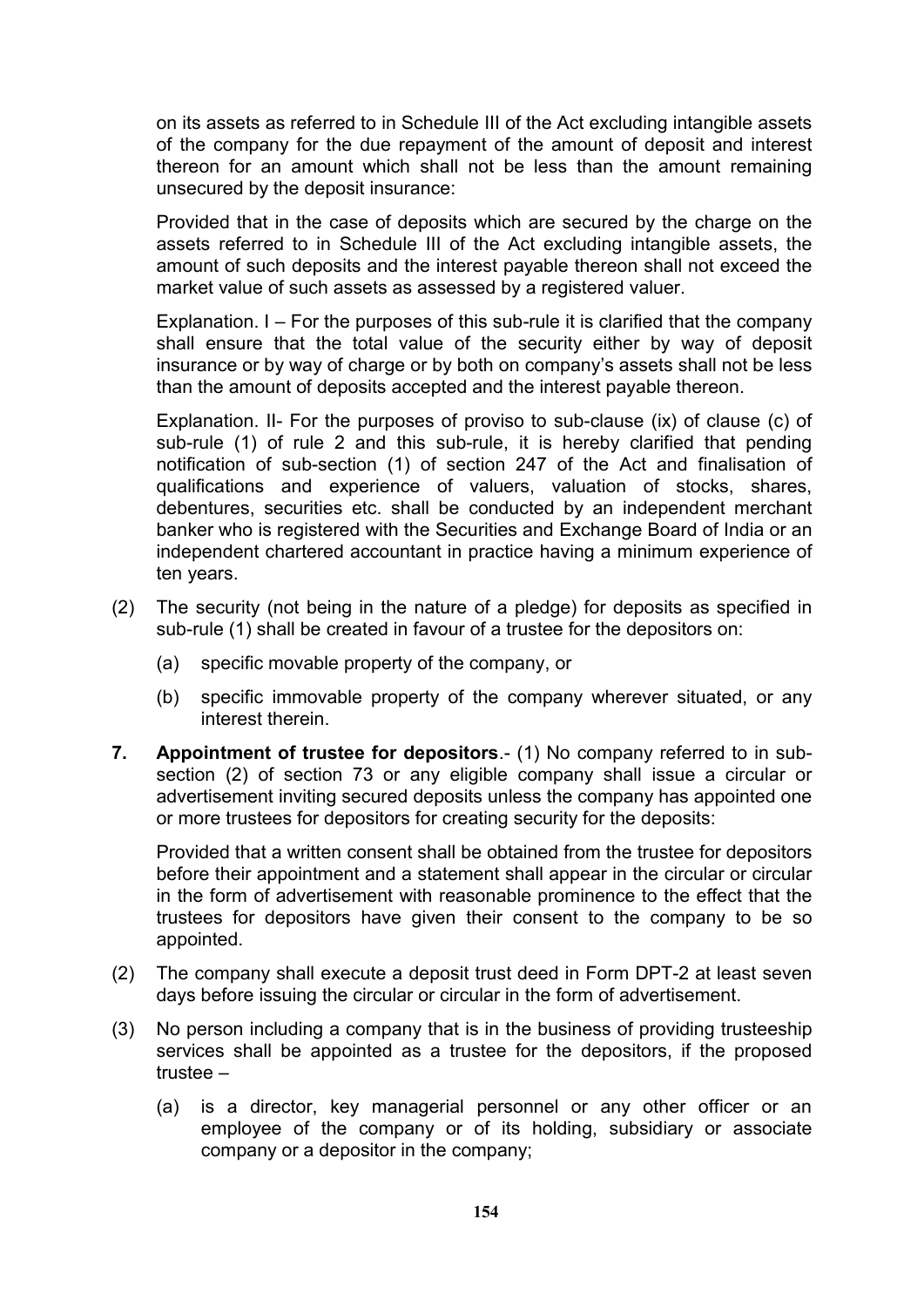on its assets as referred to in Schedule III of the Act excluding intangible assets of the company for the due repayment of the amount of deposit and interest thereon for an amount which shall not be less than the amount remaining unsecured by the deposit insurance:

Provided that in the case of deposits which are secured by the charge on the assets referred to in Schedule III of the Act excluding intangible assets, the amount of such deposits and the interest payable thereon shall not exceed the market value of such assets as assessed by a registered valuer.

Explanation. I – For the purposes of this sub-rule it is clarified that the company shall ensure that the total value of the security either by way of deposit insurance or by way of charge or by both on company's assets shall not be less than the amount of deposits accepted and the interest payable thereon.

Explanation. II- For the purposes of proviso to sub-clause (ix) of clause (c) of sub-rule (1) of rule 2 and this sub-rule, it is hereby clarified that pending notification of sub-section (1) of section 247 of the Act and finalisation of qualifications and experience of valuers, valuation of stocks, shares, debentures, securities etc. shall be conducted by an independent merchant banker who is registered with the Securities and Exchange Board of India or an independent chartered accountant in practice having a minimum experience of ten years.

(2) The security (not being in the nature of a pledge) for deposits as specified in sub-rule (1) shall be created in favour of a trustee for the depositors on:

 (a) specific movable property of the company, or

 (b) specific immovable property of the company wherever situated, or any interest therein.

**7. Appointment of trustee for depositors**.- (1) No company referred to in sub-section (2) of section 73 or any eligible company shall issue a circular or advertisement inviting secured deposits unless the company has appointed one or more trustees for depositors for creating security for the deposits:

Provided that a written consent shall be obtained from the trustee for depositors before their appointment and a statement shall appear in the circular or circular in the form of advertisement with reasonable prominence to the effect that the trustees for depositors have given their consent to the company to be so appointed.

(2) The company shall execute a deposit trust deed in Form DPT-2 at least seven days before issuing the circular or circular in the form of advertisement.

(3) No person including a company that is in the business of providing trusteeship services shall be appointed as a trustee for the depositors, if the proposed trustee –

 (a) is a director, key managerial personnel or any other officer or an employee of the company or of its holding, subsidiary or associate company or a depositor in the company;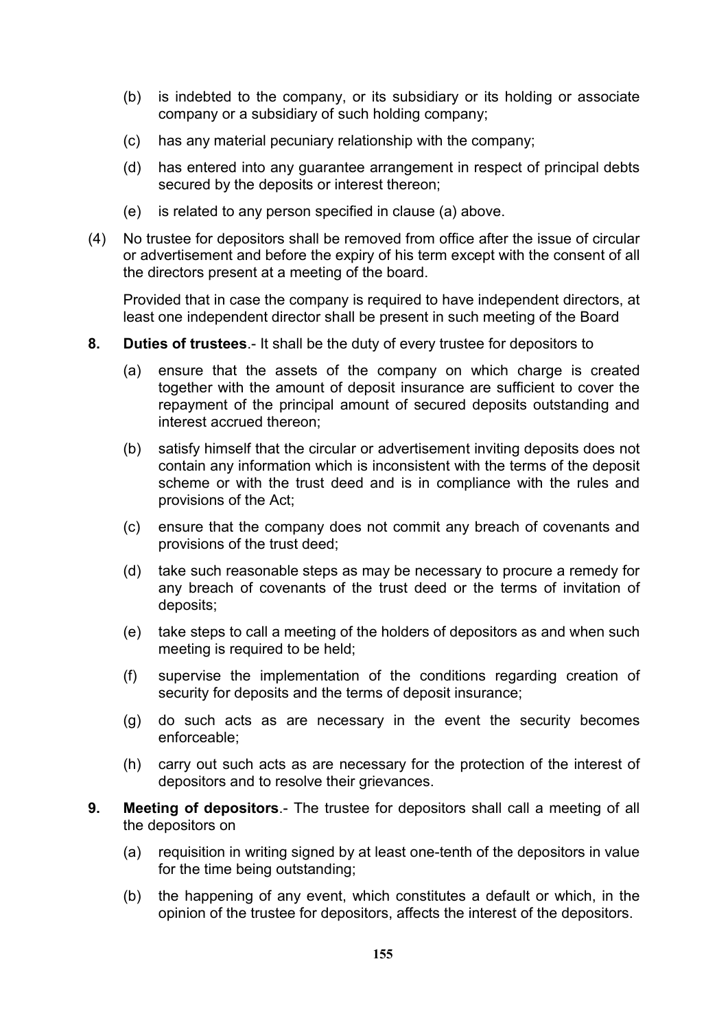(b) is indebted to the company, or its subsidiary or its holding or associate company or a subsidiary of such holding company;

(c) has any material pecuniary relationship with the company;

(d) has entered into any guarantee arrangement in respect of principal debts secured by the deposits or interest thereon;

(e) is related to any person specified in clause (a) above.

(4) No trustee for depositors shall be removed from office after the issue of circular or advertisement and before the expiry of his term except with the consent of all the directors present at a meeting of the board.

Provided that in case the company is required to have independent directors, at least one independent director shall be present in such meeting of the Board

**8. Duties of trustees**.- It shall be the duty of every trustee for depositors to

(a) ensure that the assets of the company on which charge is created together with the amount of deposit insurance are sufficient to cover the repayment of the principal amount of secured deposits outstanding and interest accrued thereon;

(b) satisfy himself that the circular or advertisement inviting deposits does not contain any information which is inconsistent with the terms of the deposit scheme or with the trust deed and is in compliance with the rules and provisions of the Act;

(c) ensure that the company does not commit any breach of covenants and provisions of the trust deed;

(d) take such reasonable steps as may be necessary to procure a remedy for any breach of covenants of the trust deed or the terms of invitation of deposits;

(e) take steps to call a meeting of the holders of depositors as and when such meeting is required to be held;

(f) supervise the implementation of the conditions regarding creation of security for deposits and the terms of deposit insurance;

(g) do such acts as are necessary in the event the security becomes enforceable;

(h) carry out such acts as are necessary for the protection of the interest of depositors and to resolve their grievances.

**9. Meeting of depositors**.- The trustee for depositors shall call a meeting of all the depositors on

(a) requisition in writing signed by at least one-tenth of the depositors in value for the time being outstanding;

(b) the happening of any event, which constitutes a default or which, in the opinion of the trustee for depositors, affects the interest of the depositors.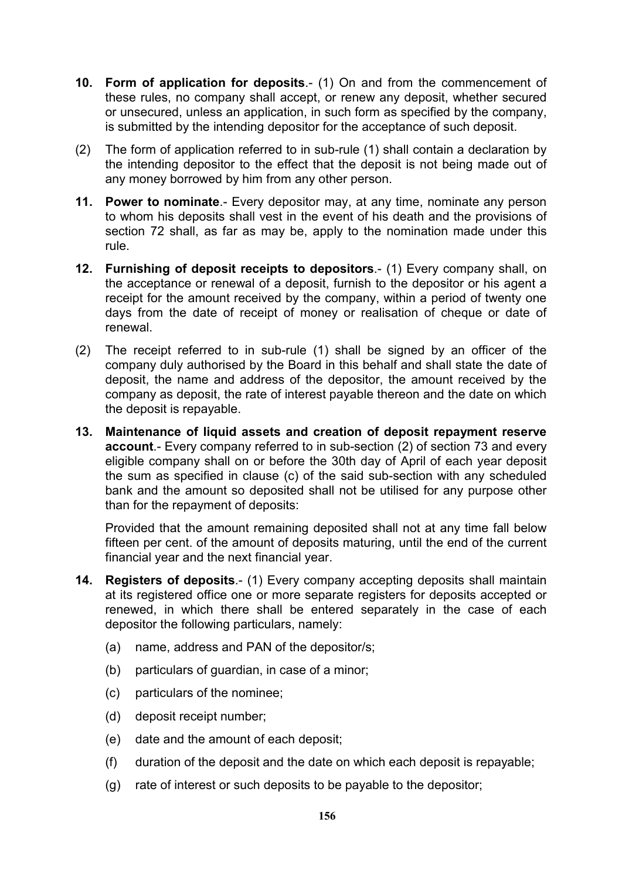**10. Form of application for deposits**.- (1) On and from the commencement of these rules, no company shall accept, or renew any deposit, whether secured or unsecured, unless an application, in such form as specified by the company, is submitted by the intending depositor for the acceptance of such deposit.

(2) The form of application referred to in sub-rule (1) shall contain a declaration by the intending depositor to the effect that the deposit is not being made out of any money borrowed by him from any other person.

**11. Power to nominate**.- Every depositor may, at any time, nominate any person to whom his deposits shall vest in the event of his death and the provisions of section 72 shall, as far as may be, apply to the nomination made under this rule.

**12. Furnishing of deposit receipts to depositors**.- (1) Every company shall, on the acceptance or renewal of a deposit, furnish to the depositor or his agent a receipt for the amount received by the company, within a period of twenty one days from the date of receipt of money or realisation of cheque or date of renewal.

(2) The receipt referred to in sub-rule (1) shall be signed by an officer of the company duly authorised by the Board in this behalf and shall state the date of deposit, the name and address of the depositor, the amount received by the company as deposit, the rate of interest payable thereon and the date on which the deposit is repayable.

**13. Maintenance of liquid assets and creation of deposit repayment reserve account**.- Every company referred to in sub-section (2) of section 73 and every eligible company shall on or before the 30th day of April of each year deposit the sum as specified in clause (c) of the said sub-section with any scheduled bank and the amount so deposited shall not be utilised for any purpose other than for the repayment of deposits:

Provided that the amount remaining deposited shall not at any time fall below fifteen per cent. of the amount of deposits maturing, until the end of the current financial year and the next financial year.

**14. Registers of deposits**.- (1) Every company accepting deposits shall maintain at its registered office one or more separate registers for deposits accepted or renewed, in which there shall be entered separately in the case of each depositor the following particulars, namely:

(a) name, address and PAN of the depositor/s;

(b) particulars of guardian, in case of a minor;

(c) particulars of the nominee;

(d) deposit receipt number;

(e) date and the amount of each deposit;

(f) duration of the deposit and the date on which each deposit is repayable;

(g) rate of interest or such deposits to be payable to the depositor;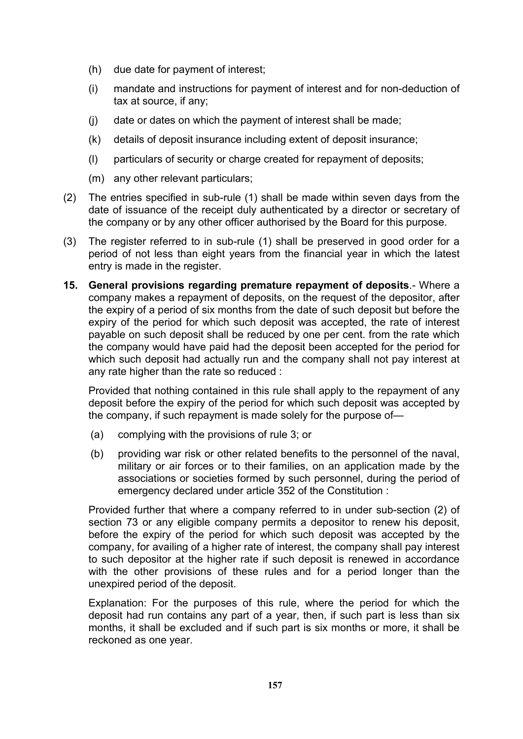- (h) due date for payment of interest;
- (i) mandate and instructions for payment of interest and for non-deduction of tax at source, if any;
- (j) date or dates on which the payment of interest shall be made;
- (k) details of deposit insurance including extent of deposit insurance;
- (l) particulars of security or charge created for repayment of deposits;
- (m) any other relevant particulars;

(2) The entries specified in sub-rule (1) shall be made within seven days from the date of issuance of the receipt duly authenticated by a director or secretary of the company or by any other officer authorised by the Board for this purpose.

(3) The register referred to in sub-rule (1) shall be preserved in good order for a period of not less than eight years from the financial year in which the latest entry is made in the register.

**15. General provisions regarding premature repayment of deposits**.- Where a company makes a repayment of deposits, on the request of the depositor, after the expiry of a period of six months from the date of such deposit but before the expiry of the period for which such deposit was accepted, the rate of interest payable on such deposit shall be reduced by one per cent. from the rate which the company would have paid had the deposit been accepted for the period for which such deposit had actually run and the company shall not pay interest at any rate higher than the rate so reduced :

Provided that nothing contained in this rule shall apply to the repayment of any deposit before the expiry of the period for which such deposit was accepted by the company, if such repayment is made solely for the purpose of—

- (a) complying with the provisions of rule 3; or
- (b) providing war risk or other related benefits to the personnel of the naval, military or air forces or to their families, on an application made by the associations or societies formed by such personnel, during the period of emergency declared under article 352 of the Constitution :

Provided further that where a company referred to in under sub-section (2) of section 73 or any eligible company permits a depositor to renew his deposit, before the expiry of the period for which such deposit was accepted by the company, for availing of a higher rate of interest, the company shall pay interest to such depositor at the higher rate if such deposit is renewed in accordance with the other provisions of these rules and for a period longer than the unexpired period of the deposit.

Explanation: For the purposes of this rule, where the period for which the deposit had run contains any part of a year, then, if such part is less than six months, it shall be excluded and if such part is six months or more, it shall be reckoned as one year.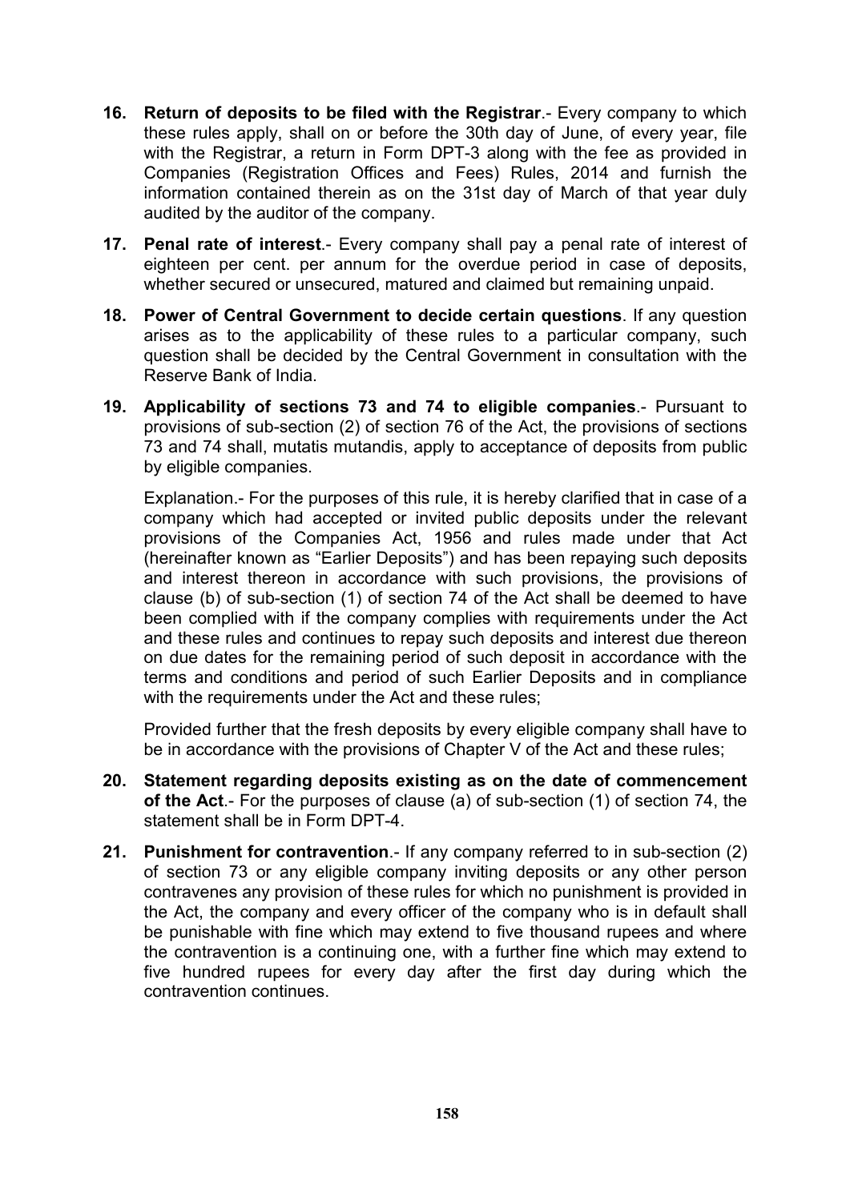**16. Return of deposits to be filed with the Registrar**.- Every company to which these rules apply, shall on or before the 30th day of June, of every year, file with the Registrar, a return in Form DPT-3 along with the fee as provided in Companies (Registration Offices and Fees) Rules, 2014 and furnish the information contained therein as on the 31st day of March of that year duly audited by the auditor of the company.

**17. Penal rate of interest**.- Every company shall pay a penal rate of interest of eighteen per cent. per annum for the overdue period in case of deposits, whether secured or unsecured, matured and claimed but remaining unpaid.

**18. Power of Central Government to decide certain questions**. If any question arises as to the applicability of these rules to a particular company, such question shall be decided by the Central Government in consultation with the Reserve Bank of India.

**19. Applicability of sections 73 and 74 to eligible companies**.- Pursuant to provisions of sub-section (2) of section 76 of the Act, the provisions of sections 73 and 74 shall, mutatis mutandis, apply to acceptance of deposits from public by eligible companies.

Explanation.- For the purposes of this rule, it is hereby clarified that in case of a company which had accepted or invited public deposits under the relevant provisions of the Companies Act, 1956 and rules made under that Act (hereinafter known as "Earlier Deposits") and has been repaying such deposits and interest thereon in accordance with such provisions, the provisions of clause (b) of sub-section (1) of section 74 of the Act shall be deemed to have been complied with if the company complies with requirements under the Act and these rules and continues to repay such deposits and interest due thereon on due dates for the remaining period of such deposit in accordance with the terms and conditions and period of such Earlier Deposits and in compliance with the requirements under the Act and these rules;

Provided further that the fresh deposits by every eligible company shall have to be in accordance with the provisions of Chapter V of the Act and these rules;

**20. Statement regarding deposits existing as on the date of commencement of the Act**.- For the purposes of clause (a) of sub-section (1) of section 74, the statement shall be in Form DPT-4.

**21. Punishment for contravention**.- If any company referred to in sub-section (2) of section 73 or any eligible company inviting deposits or any other person contravenes any provision of these rules for which no punishment is provided in the Act, the company and every officer of the company who is in default shall be punishable with fine which may extend to five thousand rupees and where the contravention is a continuing one, with a further fine which may extend to five hundred rupees for every day after the first day during which the contravention continues.